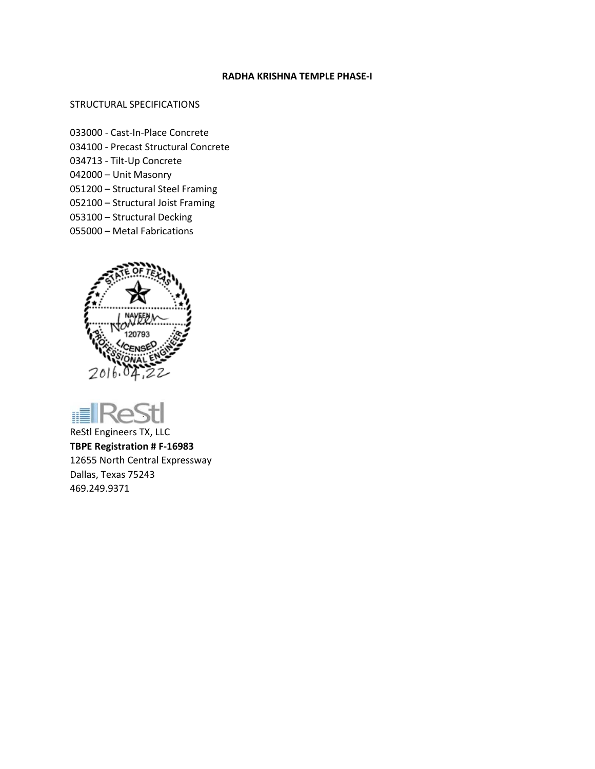# RADHA KRISHNA TEMPLE PHASE-I

STRUCTURAL SPECIFICATIONS

033000 - Cast-In-Place Concrete
034100 - Precast Structural Concrete
034713 - Tilt-Up Concrete
042000 – Unit Masonry
051200 – Structural Steel Framing
052100 – Structural Joist Framing
053100 – Structural Decking
055000 – Metal Fabrications

STATE OF TEXAS
NAVEEN
120793
LICENSED
PROFESSIONAL ENGINEER
2016.04.22

ReStl

ReStl Engineers TX, LLC
**TBPE Registration # F-16983**
12655 North Central Expressway
Dallas, Texas 75243
469.249.9371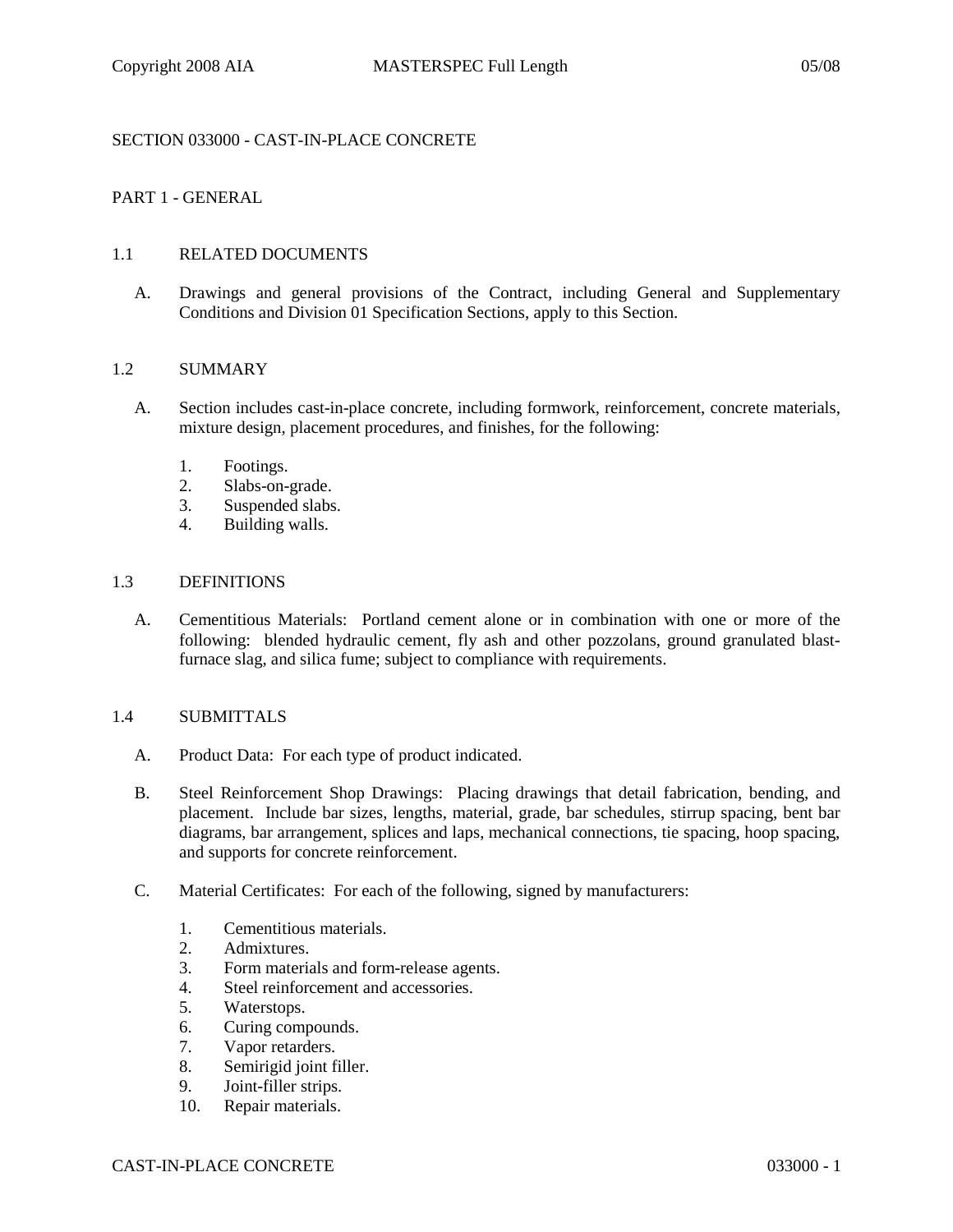# SECTION 033000 - CAST-IN-PLACE CONCRETE

## PART 1 - GENERAL

### 1.1 RELATED DOCUMENTS

A. Drawings and general provisions of the Contract, including General and Supplementary Conditions and Division 01 Specification Sections, apply to this Section.

### 1.2 SUMMARY

A. Section includes cast-in-place concrete, including formwork, reinforcement, concrete materials, mixture design, placement procedures, and finishes, for the following:

1. Footings.
2. Slabs-on-grade.
3. Suspended slabs.
4. Building walls.

### 1.3 DEFINITIONS

A. Cementitious Materials: Portland cement alone or in combination with one or more of the following: blended hydraulic cement, fly ash and other pozzolans, ground granulated blast-furnace slag, and silica fume; subject to compliance with requirements.

### 1.4 SUBMITTALS

A. Product Data: For each type of product indicated.

B. Steel Reinforcement Shop Drawings: Placing drawings that detail fabrication, bending, and placement. Include bar sizes, lengths, material, grade, bar schedules, stirrup spacing, bent bar diagrams, bar arrangement, splices and laps, mechanical connections, tie spacing, hoop spacing, and supports for concrete reinforcement.

C. Material Certificates: For each of the following, signed by manufacturers:

1. Cementitious materials.
2. Admixtures.
3. Form materials and form-release agents.
4. Steel reinforcement and accessories.
5. Waterstops.
6. Curing compounds.
7. Vapor retarders.
8. Semirigid joint filler.
9. Joint-filler strips.
10. Repair materials.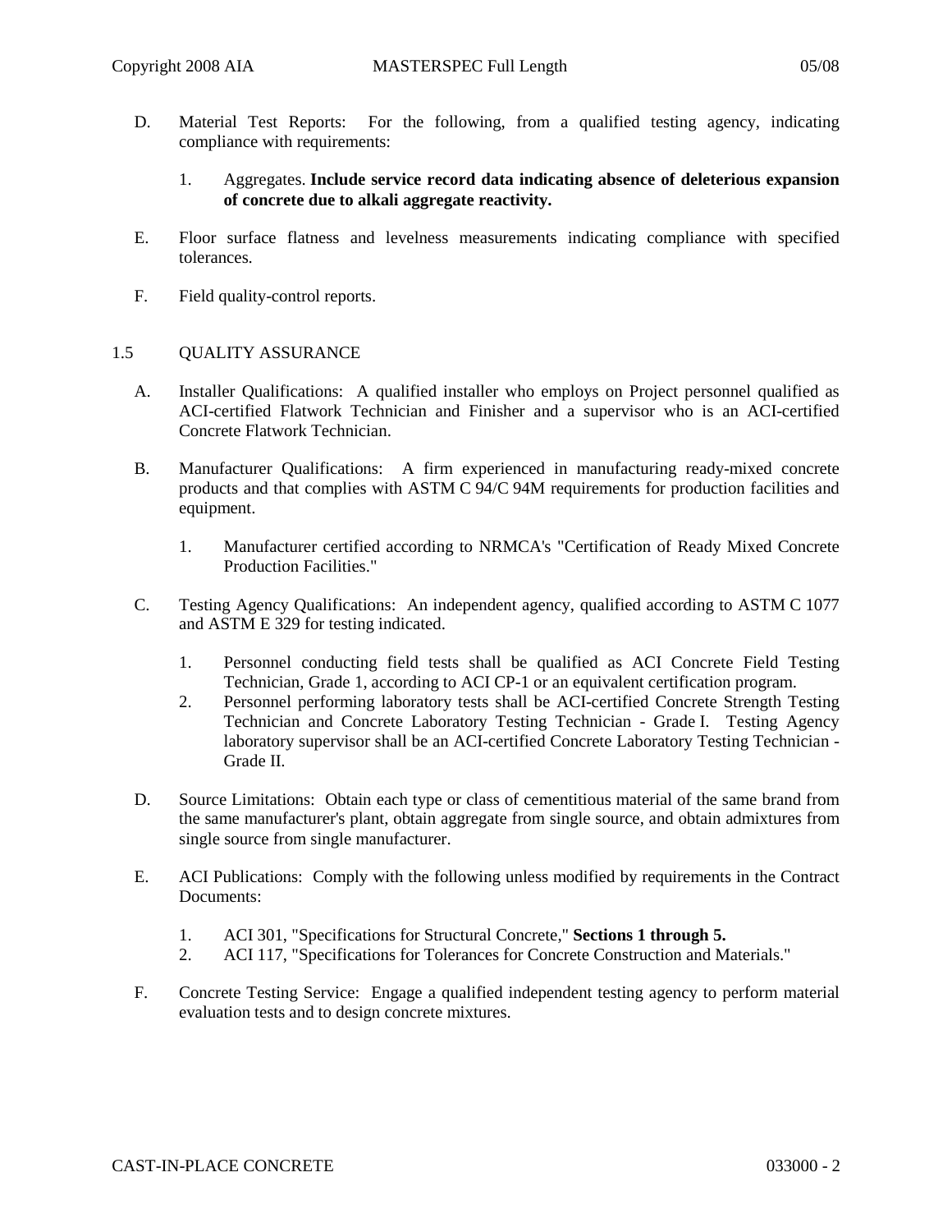D. Material Test Reports: For the following, from a qualified testing agency, indicating compliance with requirements:

1. Aggregates. **Include service record data indicating absence of deleterious expansion of concrete due to alkali aggregate reactivity.**

E. Floor surface flatness and levelness measurements indicating compliance with specified tolerances.

F. Field quality-control reports.

## 1.5 QUALITY ASSURANCE

A. Installer Qualifications: A qualified installer who employs on Project personnel qualified as ACI-certified Flatwork Technician and Finisher and a supervisor who is an ACI-certified Concrete Flatwork Technician.

B. Manufacturer Qualifications: A firm experienced in manufacturing ready-mixed concrete products and that complies with ASTM C 94/C 94M requirements for production facilities and equipment.

1. Manufacturer certified according to NRMCA's "Certification of Ready Mixed Concrete Production Facilities."

C. Testing Agency Qualifications: An independent agency, qualified according to ASTM C 1077 and ASTM E 329 for testing indicated.

1. Personnel conducting field tests shall be qualified as ACI Concrete Field Testing Technician, Grade 1, according to ACI CP-1 or an equivalent certification program.
2. Personnel performing laboratory tests shall be ACI-certified Concrete Strength Testing Technician and Concrete Laboratory Testing Technician - Grade I. Testing Agency laboratory supervisor shall be an ACI-certified Concrete Laboratory Testing Technician - Grade II.

D. Source Limitations: Obtain each type or class of cementitious material of the same brand from the same manufacturer's plant, obtain aggregate from single source, and obtain admixtures from single source from single manufacturer.

E. ACI Publications: Comply with the following unless modified by requirements in the Contract Documents:

1. ACI 301, "Specifications for Structural Concrete," **Sections 1 through 5.**
2. ACI 117, "Specifications for Tolerances for Concrete Construction and Materials."

F. Concrete Testing Service: Engage a qualified independent testing agency to perform material evaluation tests and to design concrete mixtures.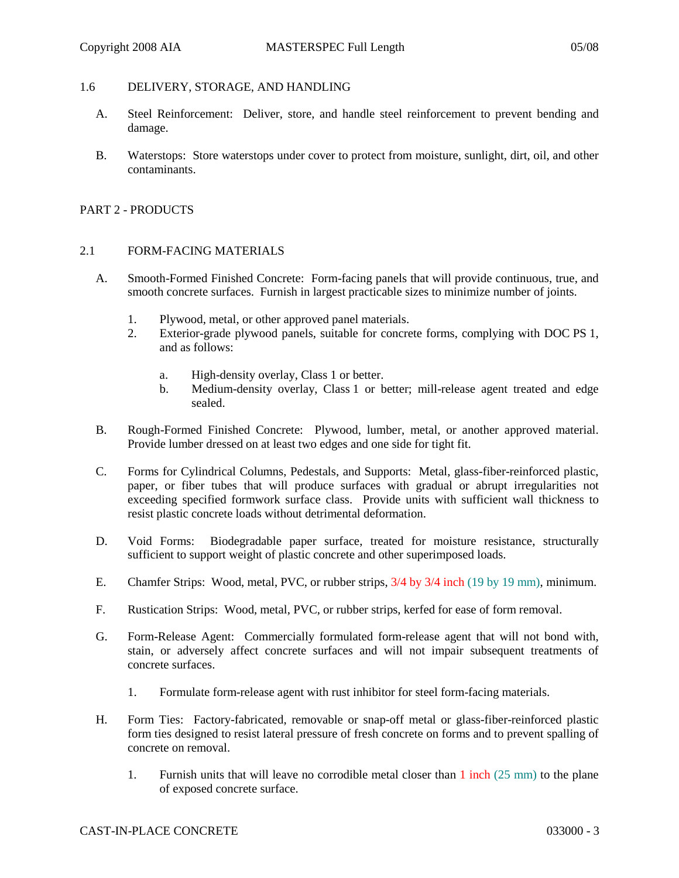## 1.6 DELIVERY, STORAGE, AND HANDLING

A. Steel Reinforcement: Deliver, store, and handle steel reinforcement to prevent bending and damage.

B. Waterstops: Store waterstops under cover to protect from moisture, sunlight, dirt, oil, and other contaminants.

# PART 2 - PRODUCTS

## 2.1 FORM-FACING MATERIALS

A. Smooth-Formed Finished Concrete: Form-facing panels that will provide continuous, true, and smooth concrete surfaces. Furnish in largest practicable sizes to minimize number of joints.

1. Plywood, metal, or other approved panel materials.
2. Exterior-grade plywood panels, suitable for concrete forms, complying with DOC PS 1, and as follows:

    a. High-density overlay, Class 1 or better.

    b. Medium-density overlay, Class 1 or better; mill-release agent treated and edge sealed.

B. Rough-Formed Finished Concrete: Plywood, lumber, metal, or another approved material. Provide lumber dressed on at least two edges and one side for tight fit.

C. Forms for Cylindrical Columns, Pedestals, and Supports: Metal, glass-fiber-reinforced plastic, paper, or fiber tubes that will produce surfaces with gradual or abrupt irregularities not exceeding specified formwork surface class. Provide units with sufficient wall thickness to resist plastic concrete loads without detrimental deformation.

D. Void Forms: Biodegradable paper surface, treated for moisture resistance, structurally sufficient to support weight of plastic concrete and other superimposed loads.

E. Chamfer Strips: Wood, metal, PVC, or rubber strips, 3/4 by 3/4 inch (19 by 19 mm), minimum.

F. Rustication Strips: Wood, metal, PVC, or rubber strips, kerfed for ease of form removal.

G. Form-Release Agent: Commercially formulated form-release agent that will not bond with, stain, or adversely affect concrete surfaces and will not impair subsequent treatments of concrete surfaces.

1. Formulate form-release agent with rust inhibitor for steel form-facing materials.

H. Form Ties: Factory-fabricated, removable or snap-off metal or glass-fiber-reinforced plastic form ties designed to resist lateral pressure of fresh concrete on forms and to prevent spalling of concrete on removal.

1. Furnish units that will leave no corrodible metal closer than 1 inch (25 mm) to the plane of exposed concrete surface.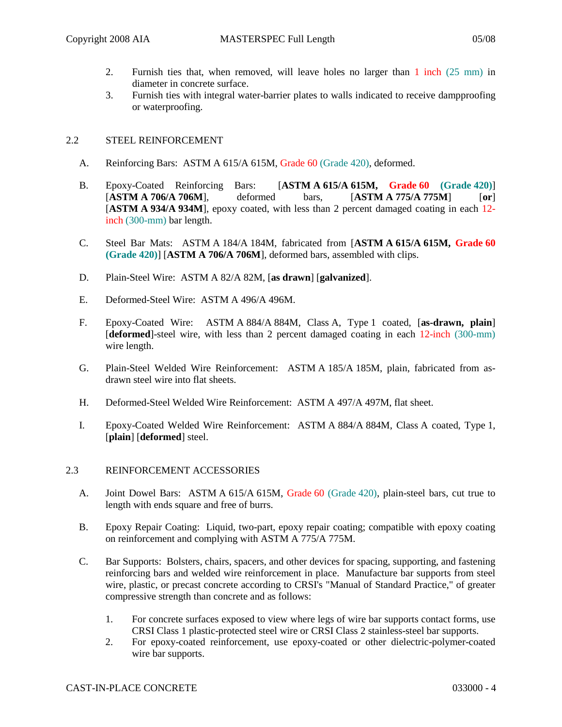2. Furnish ties that, when removed, will leave holes no larger than 1 inch (25 mm) in diameter in concrete surface.
3. Furnish ties with integral water-barrier plates to walls indicated to receive dampproofing or waterproofing.

## 2.2 STEEL REINFORCEMENT

A. Reinforcing Bars: ASTM A 615/A 615M, Grade 60 (Grade 420), deformed.

B. Epoxy-Coated Reinforcing Bars: [**ASTM A 615/A 615M, Grade 60 (Grade 420)**] [**ASTM A 706/A 706M**], deformed bars, [**ASTM A 775/A 775M**] [**or**] [**ASTM A 934/A 934M**], epoxy coated, with less than 2 percent damaged coating in each 12-inch (300-mm) bar length.

C. Steel Bar Mats: ASTM A 184/A 184M, fabricated from [**ASTM A 615/A 615M, Grade 60 (Grade 420)**] [**ASTM A 706/A 706M**], deformed bars, assembled with clips.

D. Plain-Steel Wire: ASTM A 82/A 82M, [**as drawn**] [**galvanized**].

E. Deformed-Steel Wire: ASTM A 496/A 496M.

F. Epoxy-Coated Wire: ASTM A 884/A 884M, Class A, Type 1 coated, [**as-drawn, plain**] [**deformed**]-steel wire, with less than 2 percent damaged coating in each 12-inch (300-mm) wire length.

G. Plain-Steel Welded Wire Reinforcement: ASTM A 185/A 185M, plain, fabricated from as-drawn steel wire into flat sheets.

H. Deformed-Steel Welded Wire Reinforcement: ASTM A 497/A 497M, flat sheet.

I. Epoxy-Coated Welded Wire Reinforcement: ASTM A 884/A 884M, Class A coated, Type 1, [**plain**] [**deformed**] steel.

## 2.3 REINFORCEMENT ACCESSORIES

A. Joint Dowel Bars: ASTM A 615/A 615M, Grade 60 (Grade 420), plain-steel bars, cut true to length with ends square and free of burrs.

B. Epoxy Repair Coating: Liquid, two-part, epoxy repair coating; compatible with epoxy coating on reinforcement and complying with ASTM A 775/A 775M.

C. Bar Supports: Bolsters, chairs, spacers, and other devices for spacing, supporting, and fastening reinforcing bars and welded wire reinforcement in place. Manufacture bar supports from steel wire, plastic, or precast concrete according to CRSI's "Manual of Standard Practice," of greater compressive strength than concrete and as follows:

1. For concrete surfaces exposed to view where legs of wire bar supports contact forms, use CRSI Class 1 plastic-protected steel wire or CRSI Class 2 stainless-steel bar supports.
2. For epoxy-coated reinforcement, use epoxy-coated or other dielectric-polymer-coated wire bar supports.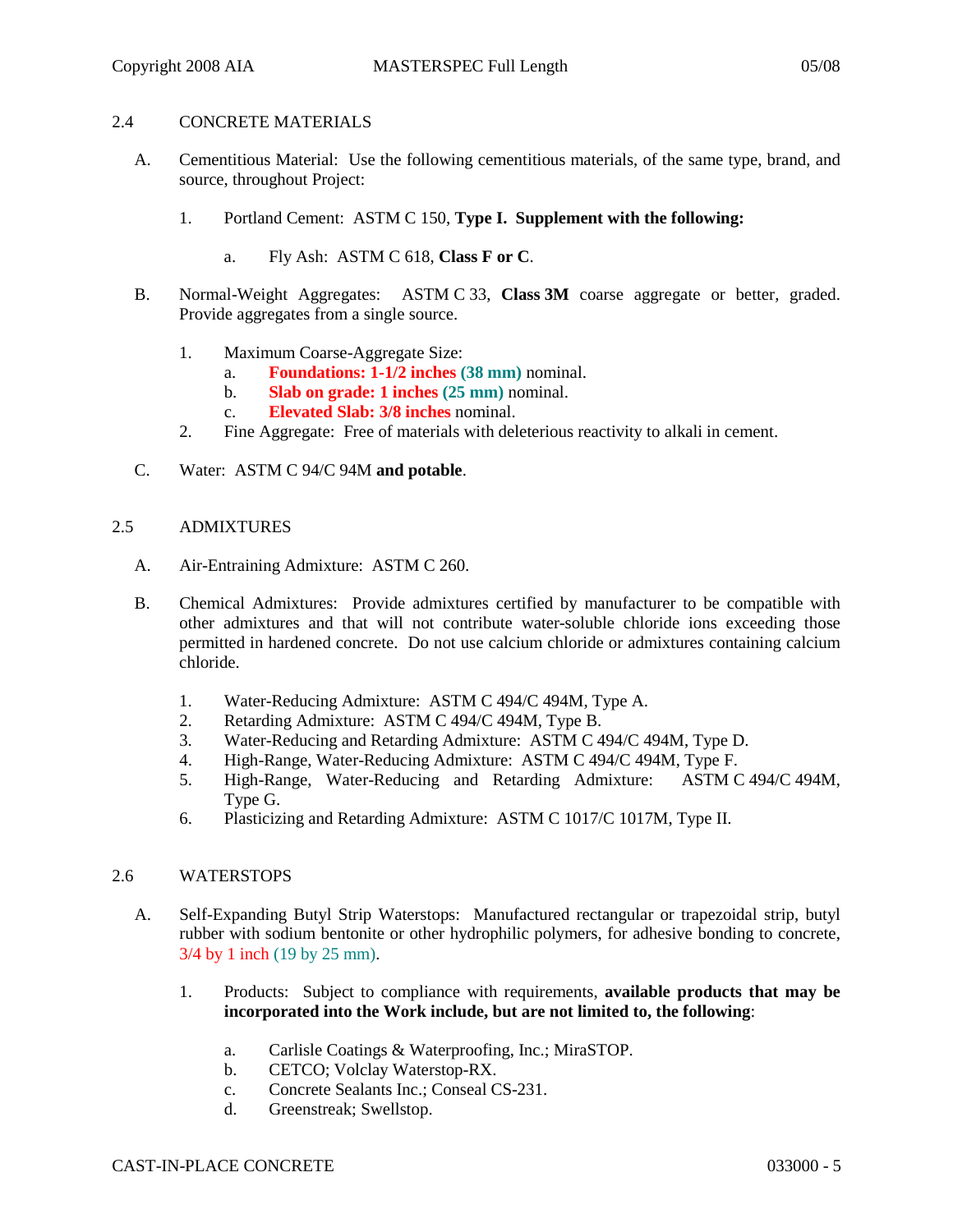## 2.4 CONCRETE MATERIALS

A. Cementitious Material: Use the following cementitious materials, of the same type, brand, and source, throughout Project:

   1. Portland Cement: ASTM C 150, **Type I. Supplement with the following:**

      a. Fly Ash: ASTM C 618, **Class F or C**.

B. Normal-Weight Aggregates: ASTM C 33, **Class 3M** coarse aggregate or better, graded. Provide aggregates from a single source.

   1. Maximum Coarse-Aggregate Size:
      a. **Foundations: 1-1/2 inches (38 mm)** nominal.
      b. **Slab on grade: 1 inches (25 mm)** nominal.
      c. **Elevated Slab: 3/8 inches** nominal.
   2. Fine Aggregate: Free of materials with deleterious reactivity to alkali in cement.

C. Water: ASTM C 94/C 94M **and potable**.

## 2.5 ADMIXTURES

A. Air-Entraining Admixture: ASTM C 260.

B. Chemical Admixtures: Provide admixtures certified by manufacturer to be compatible with other admixtures and that will not contribute water-soluble chloride ions exceeding those permitted in hardened concrete. Do not use calcium chloride or admixtures containing calcium chloride.

   1. Water-Reducing Admixture: ASTM C 494/C 494M, Type A.
   2. Retarding Admixture: ASTM C 494/C 494M, Type B.
   3. Water-Reducing and Retarding Admixture: ASTM C 494/C 494M, Type D.
   4. High-Range, Water-Reducing Admixture: ASTM C 494/C 494M, Type F.
   5. High-Range, Water-Reducing and Retarding Admixture: ASTM C 494/C 494M, Type G.
   6. Plasticizing and Retarding Admixture: ASTM C 1017/C 1017M, Type II.

## 2.6 WATERSTOPS

A. Self-Expanding Butyl Strip Waterstops: Manufactured rectangular or trapezoidal strip, butyl rubber with sodium bentonite or other hydrophilic polymers, for adhesive bonding to concrete, 3/4 by 1 inch (19 by 25 mm).

   1. Products: Subject to compliance with requirements, **available products that may be incorporated into the Work include, but are not limited to, the following**:

      a. Carlisle Coatings & Waterproofing, Inc.; MiraSTOP.
      b. CETCO; Volclay Waterstop-RX.
      c. Concrete Sealants Inc.; Conseal CS-231.
      d. Greenstreak; Swellstop.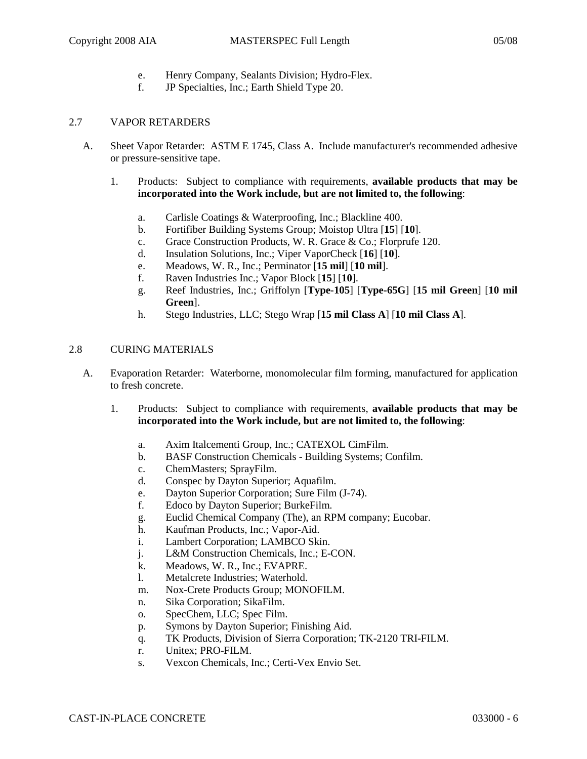e. Henry Company, Sealants Division; Hydro-Flex.
f. JP Specialties, Inc.; Earth Shield Type 20.

## 2.7 VAPOR RETARDERS

A. Sheet Vapor Retarder: ASTM E 1745, Class A. Include manufacturer's recommended adhesive or pressure-sensitive tape.

1. Products: Subject to compliance with requirements, **available products that may be incorporated into the Work include, but are not limited to, the following**:

   a. Carlisle Coatings & Waterproofing, Inc.; Blackline 400.
   b. Fortifiber Building Systems Group; Moistop Ultra [**15**] [**10**].
   c. Grace Construction Products, W. R. Grace & Co.; Florprufe 120.
   d. Insulation Solutions, Inc.; Viper VaporCheck [**16**] [**10**].
   e. Meadows, W. R., Inc.; Perminator [**15 mil**] [**10 mil**].
   f. Raven Industries Inc.; Vapor Block [**15**] [**10**].
   g. Reef Industries, Inc.; Griffolyn [**Type-105**] [**Type-65G**] [**15 mil Green**] [**10 mil Green**].
   h. Stego Industries, LLC; Stego Wrap [**15 mil Class A**] [**10 mil Class A**].

## 2.8 CURING MATERIALS

A. Evaporation Retarder: Waterborne, monomolecular film forming, manufactured for application to fresh concrete.

1. Products: Subject to compliance with requirements, **available products that may be incorporated into the Work include, but are not limited to, the following**:

   a. Axim Italcementi Group, Inc.; CATEXOL CimFilm.
   b. BASF Construction Chemicals - Building Systems; Confilm.
   c. ChemMasters; SprayFilm.
   d. Conspec by Dayton Superior; Aquafilm.
   e. Dayton Superior Corporation; Sure Film (J-74).
   f. Edoco by Dayton Superior; BurkeFilm.
   g. Euclid Chemical Company (The), an RPM company; Eucobar.
   h. Kaufman Products, Inc.; Vapor-Aid.
   i. Lambert Corporation; LAMBCO Skin.
   j. L&M Construction Chemicals, Inc.; E-CON.
   k. Meadows, W. R., Inc.; EVAPRE.
   l. Metalcrete Industries; Waterhold.
   m. Nox-Crete Products Group; MONOFILM.
   n. Sika Corporation; SikaFilm.
   o. SpecChem, LLC; Spec Film.
   p. Symons by Dayton Superior; Finishing Aid.
   q. TK Products, Division of Sierra Corporation; TK-2120 TRI-FILM.
   r. Unitex; PRO-FILM.
   s. Vexcon Chemicals, Inc.; Certi-Vex Envio Set.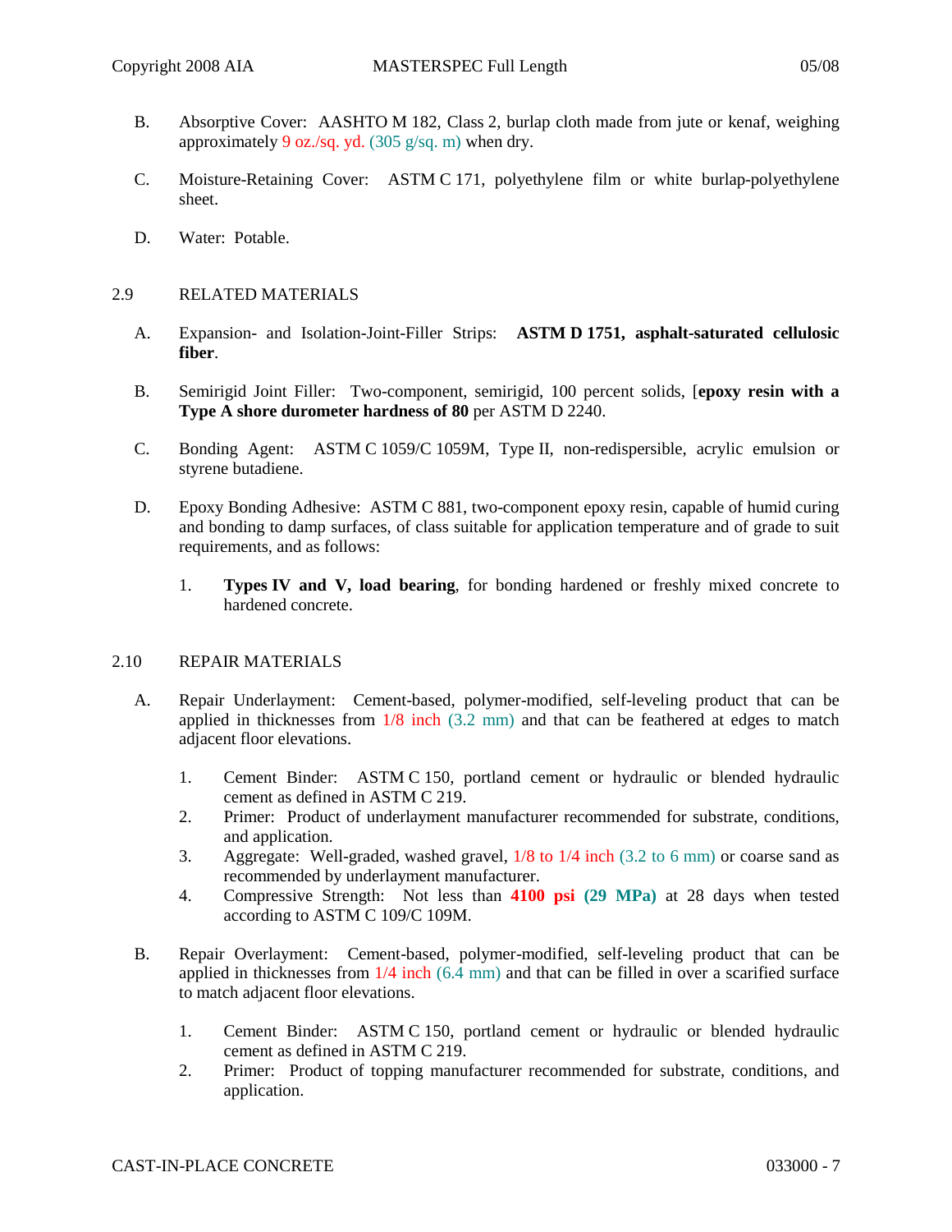B. Absorptive Cover: AASHTO M 182, Class 2, burlap cloth made from jute or kenaf, weighing approximately 9 oz./sq. yd. (305 g/sq. m) when dry.

C. Moisture-Retaining Cover: ASTM C 171, polyethylene film or white burlap-polyethylene sheet.

D. Water: Potable.

## 2.9 RELATED MATERIALS

A. Expansion- and Isolation-Joint-Filler Strips: **ASTM D 1751, asphalt-saturated cellulosic fiber**.

B. Semirigid Joint Filler: Two-component, semirigid, 100 percent solids, [**epoxy resin with a Type A shore durometer hardness of 80** per ASTM D 2240.

C. Bonding Agent: ASTM C 1059/C 1059M, Type II, non-redispersible, acrylic emulsion or styrene butadiene.

D. Epoxy Bonding Adhesive: ASTM C 881, two-component epoxy resin, capable of humid curing and bonding to damp surfaces, of class suitable for application temperature and of grade to suit requirements, and as follows:

1. **Types IV and V, load bearing**, for bonding hardened or freshly mixed concrete to hardened concrete.

## 2.10 REPAIR MATERIALS

A. Repair Underlayment: Cement-based, polymer-modified, self-leveling product that can be applied in thicknesses from 1/8 inch (3.2 mm) and that can be feathered at edges to match adjacent floor elevations.

1. Cement Binder: ASTM C 150, portland cement or hydraulic or blended hydraulic cement as defined in ASTM C 219.
2. Primer: Product of underlayment manufacturer recommended for substrate, conditions, and application.
3. Aggregate: Well-graded, washed gravel, 1/8 to 1/4 inch (3.2 to 6 mm) or coarse sand as recommended by underlayment manufacturer.
4. Compressive Strength: Not less than **4100 psi (29 MPa)** at 28 days when tested according to ASTM C 109/C 109M.

B. Repair Overlayment: Cement-based, polymer-modified, self-leveling product that can be applied in thicknesses from 1/4 inch (6.4 mm) and that can be filled in over a scarified surface to match adjacent floor elevations.

1. Cement Binder: ASTM C 150, portland cement or hydraulic or blended hydraulic cement as defined in ASTM C 219.
2. Primer: Product of topping manufacturer recommended for substrate, conditions, and application.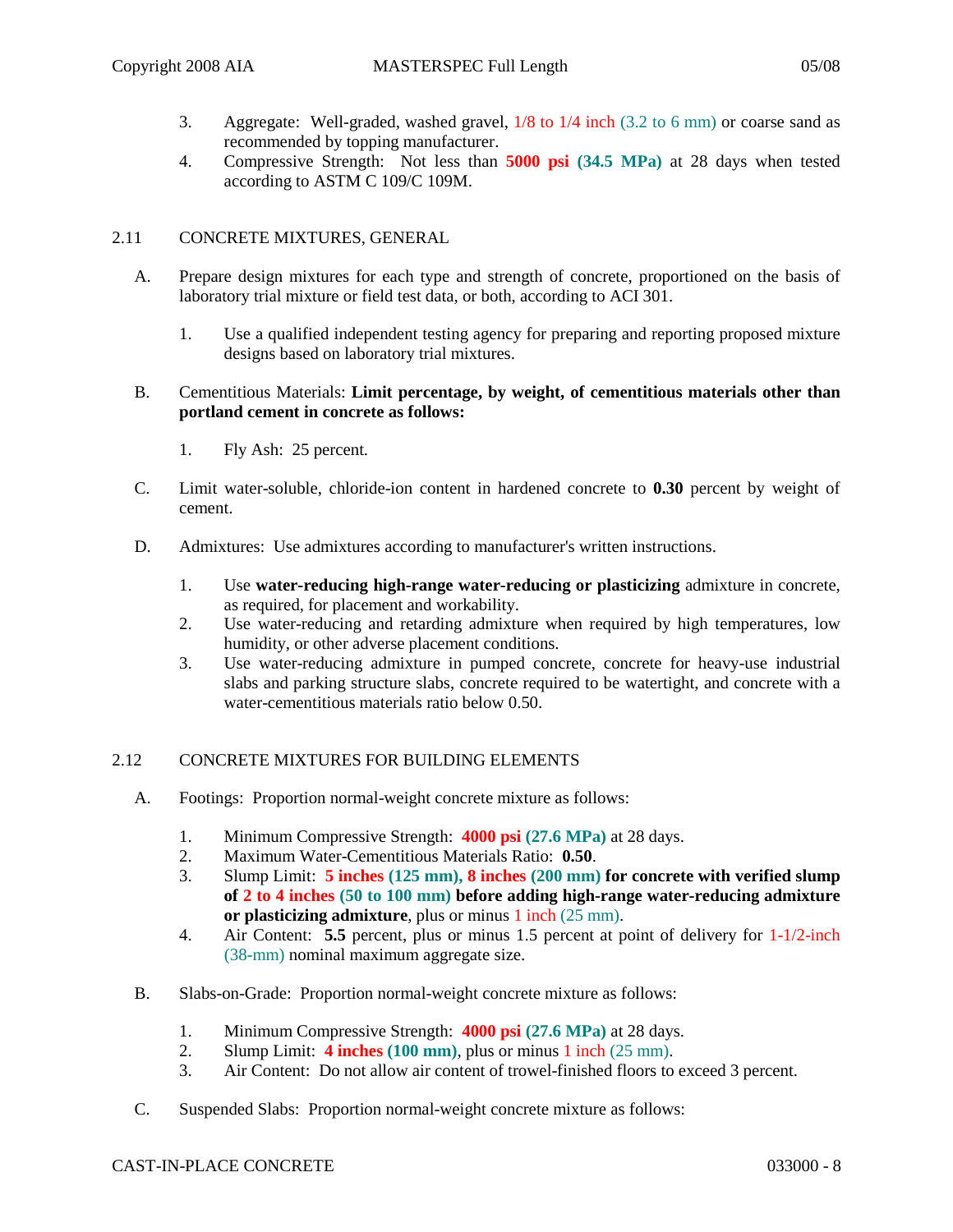3. Aggregate: Well-graded, washed gravel, 1/8 to 1/4 inch (3.2 to 6 mm) or coarse sand as recommended by topping manufacturer.
4. Compressive Strength: Not less than **5000 psi (34.5 MPa)** at 28 days when tested according to ASTM C 109/C 109M.

## 2.11 CONCRETE MIXTURES, GENERAL

A. Prepare design mixtures for each type and strength of concrete, proportioned on the basis of laboratory trial mixture or field test data, or both, according to ACI 301.

   1. Use a qualified independent testing agency for preparing and reporting proposed mixture designs based on laboratory trial mixtures.

B. Cementitious Materials: **Limit percentage, by weight, of cementitious materials other than portland cement in concrete as follows:**

   1. Fly Ash: 25 percent.

C. Limit water-soluble, chloride-ion content in hardened concrete to **0.30** percent by weight of cement.

D. Admixtures: Use admixtures according to manufacturer's written instructions.

   1. Use **water-reducing high-range water-reducing or plasticizing** admixture in concrete, as required, for placement and workability.
   2. Use water-reducing and retarding admixture when required by high temperatures, low humidity, or other adverse placement conditions.
   3. Use water-reducing admixture in pumped concrete, concrete for heavy-use industrial slabs and parking structure slabs, concrete required to be watertight, and concrete with a water-cementitious materials ratio below 0.50.

## 2.12 CONCRETE MIXTURES FOR BUILDING ELEMENTS

A. Footings: Proportion normal-weight concrete mixture as follows:

   1. Minimum Compressive Strength: **4000 psi (27.6 MPa)** at 28 days.
   2. Maximum Water-Cementitious Materials Ratio: **0.50**.
   3. Slump Limit: **5 inches (125 mm), 8 inches (200 mm) for concrete with verified slump of 2 to 4 inches (50 to 100 mm) before adding high-range water-reducing admixture or plasticizing admixture**, plus or minus 1 inch (25 mm).
   4. Air Content: **5.5** percent, plus or minus 1.5 percent at point of delivery for 1-1/2-inch (38-mm) nominal maximum aggregate size.

B. Slabs-on-Grade: Proportion normal-weight concrete mixture as follows:

   1. Minimum Compressive Strength: **4000 psi (27.6 MPa)** at 28 days.
   2. Slump Limit: **4 inches (100 mm)**, plus or minus 1 inch (25 mm).
   3. Air Content: Do not allow air content of trowel-finished floors to exceed 3 percent.

C. Suspended Slabs: Proportion normal-weight concrete mixture as follows: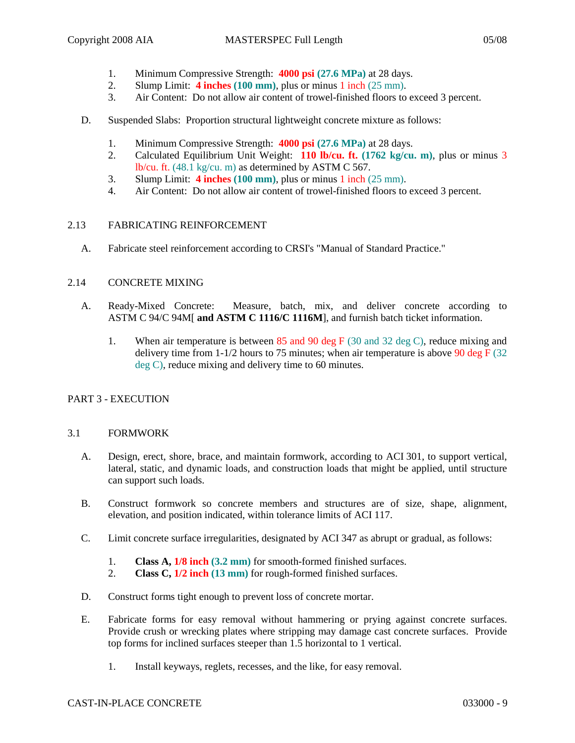1. Minimum Compressive Strength: **4000 psi (27.6 MPa)** at 28 days.
2. Slump Limit: **4 inches (100 mm)**, plus or minus 1 inch (25 mm).
3. Air Content: Do not allow air content of trowel-finished floors to exceed 3 percent.

D. Suspended Slabs: Proportion structural lightweight concrete mixture as follows:

1. Minimum Compressive Strength: **4000 psi (27.6 MPa)** at 28 days.
2. Calculated Equilibrium Unit Weight: **110 lb/cu. ft. (1762 kg/cu. m)**, plus or minus 3 lb/cu. ft. (48.1 kg/cu. m) as determined by ASTM C 567.
3. Slump Limit: **4 inches (100 mm)**, plus or minus 1 inch (25 mm).
4. Air Content: Do not allow air content of trowel-finished floors to exceed 3 percent.

## 2.13 FABRICATING REINFORCEMENT

A. Fabricate steel reinforcement according to CRSI's "Manual of Standard Practice."

## 2.14 CONCRETE MIXING

A. Ready-Mixed Concrete: Measure, batch, mix, and deliver concrete according to ASTM C 94/C 94M[ **and ASTM C 1116/C 1116M**], and furnish batch ticket information.

1. When air temperature is between 85 and 90 deg F (30 and 32 deg C), reduce mixing and delivery time from 1-1/2 hours to 75 minutes; when air temperature is above 90 deg F (32 deg C), reduce mixing and delivery time to 60 minutes.

# PART 3 - EXECUTION

## 3.1 FORMWORK

A. Design, erect, shore, brace, and maintain formwork, according to ACI 301, to support vertical, lateral, static, and dynamic loads, and construction loads that might be applied, until structure can support such loads.

B. Construct formwork so concrete members and structures are of size, shape, alignment, elevation, and position indicated, within tolerance limits of ACI 117.

C. Limit concrete surface irregularities, designated by ACI 347 as abrupt or gradual, as follows:

1. **Class A, 1/8 inch (3.2 mm)** for smooth-formed finished surfaces.
2. **Class C, 1/2 inch (13 mm)** for rough-formed finished surfaces.

D. Construct forms tight enough to prevent loss of concrete mortar.

E. Fabricate forms for easy removal without hammering or prying against concrete surfaces. Provide crush or wrecking plates where stripping may damage cast concrete surfaces. Provide top forms for inclined surfaces steeper than 1.5 horizontal to 1 vertical.

1. Install keyways, reglets, recesses, and the like, for easy removal.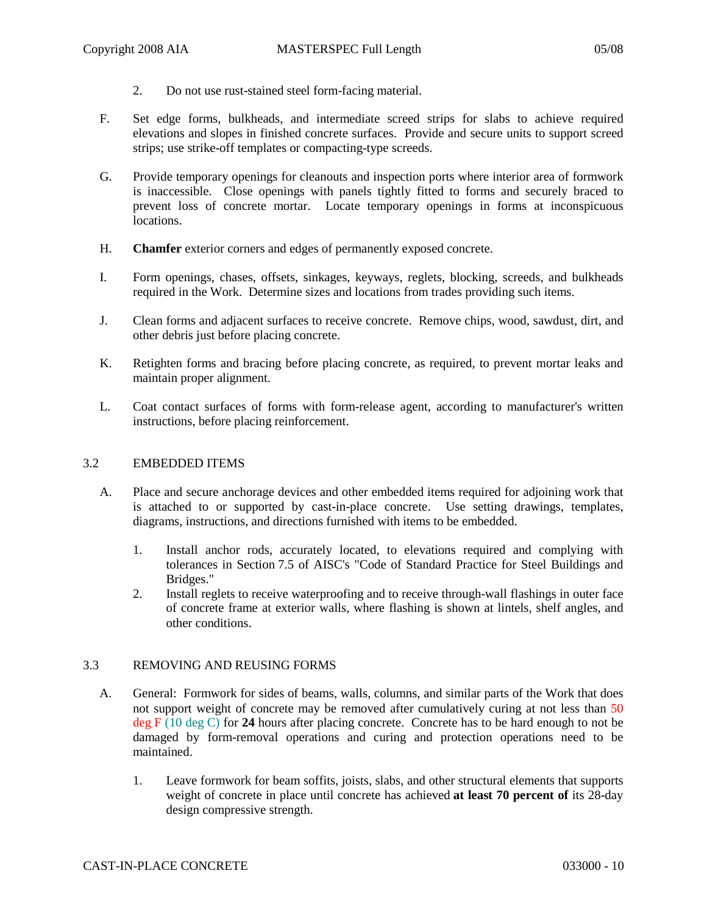2. Do not use rust-stained steel form-facing material.

F. Set edge forms, bulkheads, and intermediate screed strips for slabs to achieve required elevations and slopes in finished concrete surfaces. Provide and secure units to support screed strips; use strike-off templates or compacting-type screeds.

G. Provide temporary openings for cleanouts and inspection ports where interior area of formwork is inaccessible. Close openings with panels tightly fitted to forms and securely braced to prevent loss of concrete mortar. Locate temporary openings in forms at inconspicuous locations.

H. **Chamfer** exterior corners and edges of permanently exposed concrete.

I. Form openings, chases, offsets, sinkages, keyways, reglets, blocking, screeds, and bulkheads required in the Work. Determine sizes and locations from trades providing such items.

J. Clean forms and adjacent surfaces to receive concrete. Remove chips, wood, sawdust, dirt, and other debris just before placing concrete.

K. Retighten forms and bracing before placing concrete, as required, to prevent mortar leaks and maintain proper alignment.

L. Coat contact surfaces of forms with form-release agent, according to manufacturer's written instructions, before placing reinforcement.

## 3.2 EMBEDDED ITEMS

A. Place and secure anchorage devices and other embedded items required for adjoining work that is attached to or supported by cast-in-place concrete. Use setting drawings, templates, diagrams, instructions, and directions furnished with items to be embedded.

1. Install anchor rods, accurately located, to elevations required and complying with tolerances in Section 7.5 of AISC's "Code of Standard Practice for Steel Buildings and Bridges."
2. Install reglets to receive waterproofing and to receive through-wall flashings in outer face of concrete frame at exterior walls, where flashing is shown at lintels, shelf angles, and other conditions.

## 3.3 REMOVING AND REUSING FORMS

A. General: Formwork for sides of beams, walls, columns, and similar parts of the Work that does not support weight of concrete may be removed after cumulatively curing at not less than 50 deg F (10 deg C) for **24** hours after placing concrete. Concrete has to be hard enough to not be damaged by form-removal operations and curing and protection operations need to be maintained.

1. Leave formwork for beam soffits, joists, slabs, and other structural elements that supports weight of concrete in place until concrete has achieved **at least 70 percent of** its 28-day design compressive strength.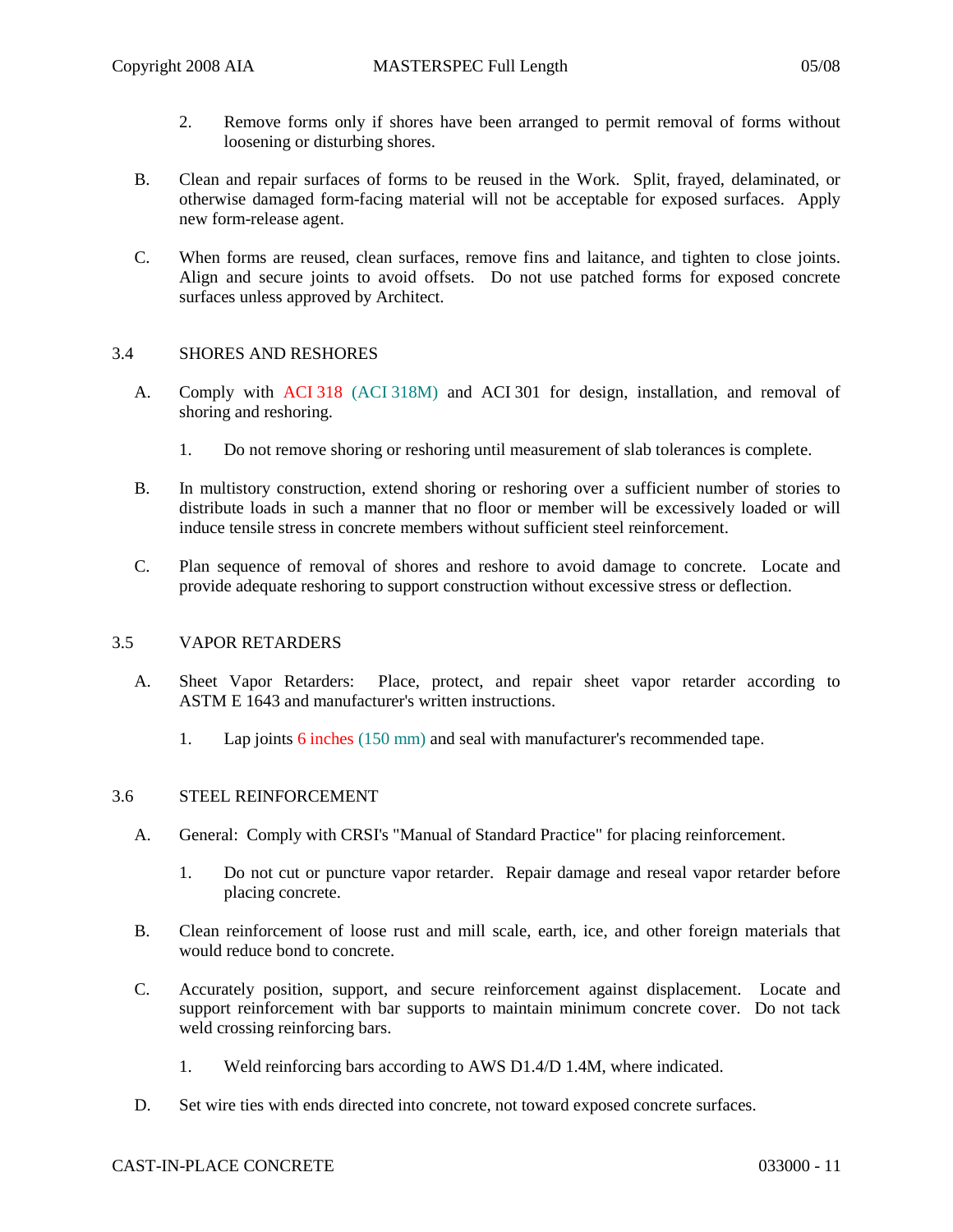2. Remove forms only if shores have been arranged to permit removal of forms without loosening or disturbing shores.

B. Clean and repair surfaces of forms to be reused in the Work. Split, frayed, delaminated, or otherwise damaged form-facing material will not be acceptable for exposed surfaces. Apply new form-release agent.

C. When forms are reused, clean surfaces, remove fins and laitance, and tighten to close joints. Align and secure joints to avoid offsets. Do not use patched forms for exposed concrete surfaces unless approved by Architect.

## 3.4 SHORES AND RESHORES

A. Comply with ACI 318 (ACI 318M) and ACI 301 for design, installation, and removal of shoring and reshoring.

   1. Do not remove shoring or reshoring until measurement of slab tolerances is complete.

B. In multistory construction, extend shoring or reshoring over a sufficient number of stories to distribute loads in such a manner that no floor or member will be excessively loaded or will induce tensile stress in concrete members without sufficient steel reinforcement.

C. Plan sequence of removal of shores and reshore to avoid damage to concrete. Locate and provide adequate reshoring to support construction without excessive stress or deflection.

## 3.5 VAPOR RETARDERS

A. Sheet Vapor Retarders: Place, protect, and repair sheet vapor retarder according to ASTM E 1643 and manufacturer's written instructions.

   1. Lap joints 6 inches (150 mm) and seal with manufacturer's recommended tape.

## 3.6 STEEL REINFORCEMENT

A. General: Comply with CRSI's "Manual of Standard Practice" for placing reinforcement.

   1. Do not cut or puncture vapor retarder. Repair damage and reseal vapor retarder before placing concrete.

B. Clean reinforcement of loose rust and mill scale, earth, ice, and other foreign materials that would reduce bond to concrete.

C. Accurately position, support, and secure reinforcement against displacement. Locate and support reinforcement with bar supports to maintain minimum concrete cover. Do not tack weld crossing reinforcing bars.

   1. Weld reinforcing bars according to AWS D1.4/D 1.4M, where indicated.

D. Set wire ties with ends directed into concrete, not toward exposed concrete surfaces.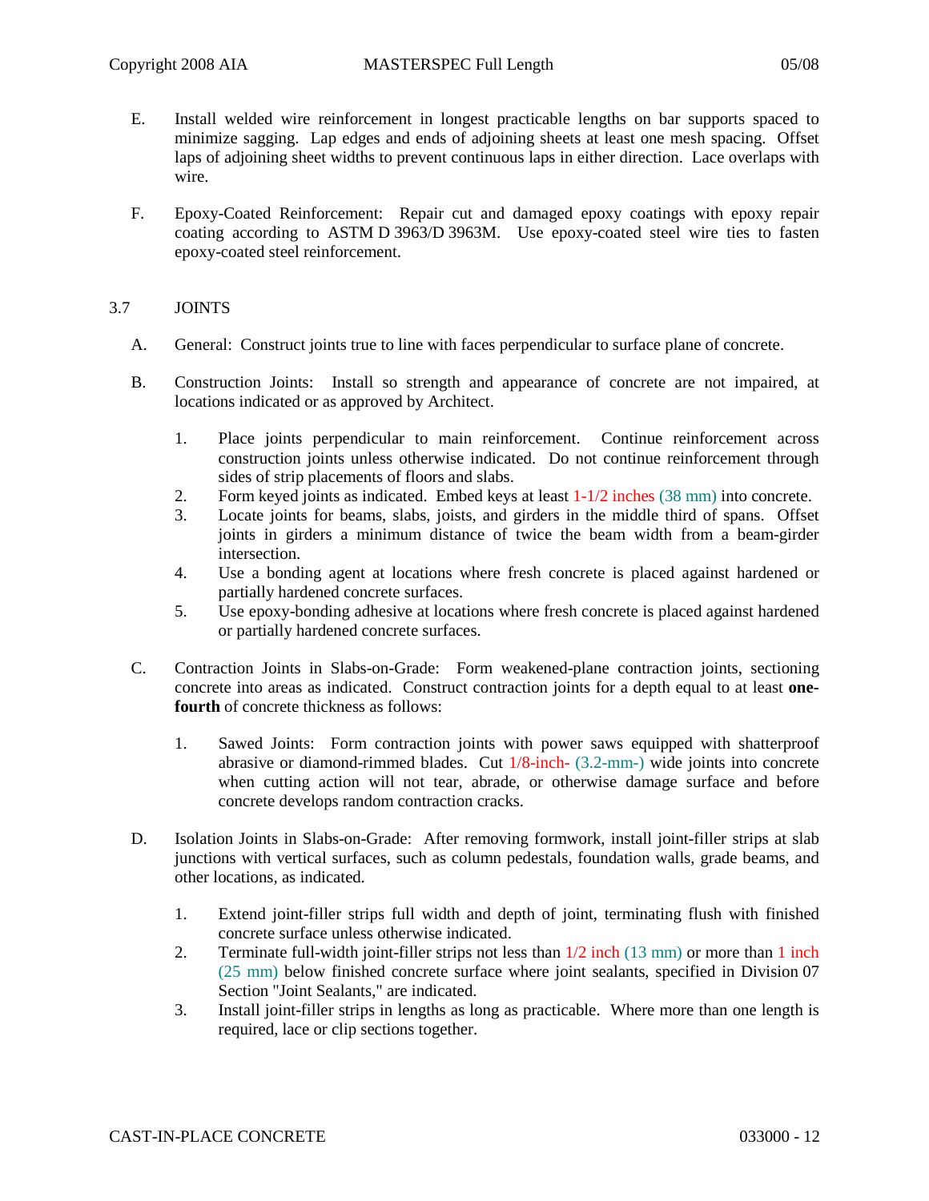E. Install welded wire reinforcement in longest practicable lengths on bar supports spaced to minimize sagging. Lap edges and ends of adjoining sheets at least one mesh spacing. Offset laps of adjoining sheet widths to prevent continuous laps in either direction. Lace overlaps with wire.

F. Epoxy-Coated Reinforcement: Repair cut and damaged epoxy coatings with epoxy repair coating according to ASTM D 3963/D 3963M. Use epoxy-coated steel wire ties to fasten epoxy-coated steel reinforcement.

## 3.7 JOINTS

A. General: Construct joints true to line with faces perpendicular to surface plane of concrete.

B. Construction Joints: Install so strength and appearance of concrete are not impaired, at locations indicated or as approved by Architect.

1. Place joints perpendicular to main reinforcement. Continue reinforcement across construction joints unless otherwise indicated. Do not continue reinforcement through sides of strip placements of floors and slabs.
2. Form keyed joints as indicated. Embed keys at least 1-1/2 inches (38 mm) into concrete.
3. Locate joints for beams, slabs, joists, and girders in the middle third of spans. Offset joints in girders a minimum distance of twice the beam width from a beam-girder intersection.
4. Use a bonding agent at locations where fresh concrete is placed against hardened or partially hardened concrete surfaces.
5. Use epoxy-bonding adhesive at locations where fresh concrete is placed against hardened or partially hardened concrete surfaces.

C. Contraction Joints in Slabs-on-Grade: Form weakened-plane contraction joints, sectioning concrete into areas as indicated. Construct contraction joints for a depth equal to at least **one-fourth** of concrete thickness as follows:

1. Sawed Joints: Form contraction joints with power saws equipped with shatterproof abrasive or diamond-rimmed blades. Cut 1/8-inch- (3.2-mm-) wide joints into concrete when cutting action will not tear, abrade, or otherwise damage surface and before concrete develops random contraction cracks.

D. Isolation Joints in Slabs-on-Grade: After removing formwork, install joint-filler strips at slab junctions with vertical surfaces, such as column pedestals, foundation walls, grade beams, and other locations, as indicated.

1. Extend joint-filler strips full width and depth of joint, terminating flush with finished concrete surface unless otherwise indicated.
2. Terminate full-width joint-filler strips not less than 1/2 inch (13 mm) or more than 1 inch (25 mm) below finished concrete surface where joint sealants, specified in Division 07 Section "Joint Sealants," are indicated.
3. Install joint-filler strips in lengths as long as practicable. Where more than one length is required, lace or clip sections together.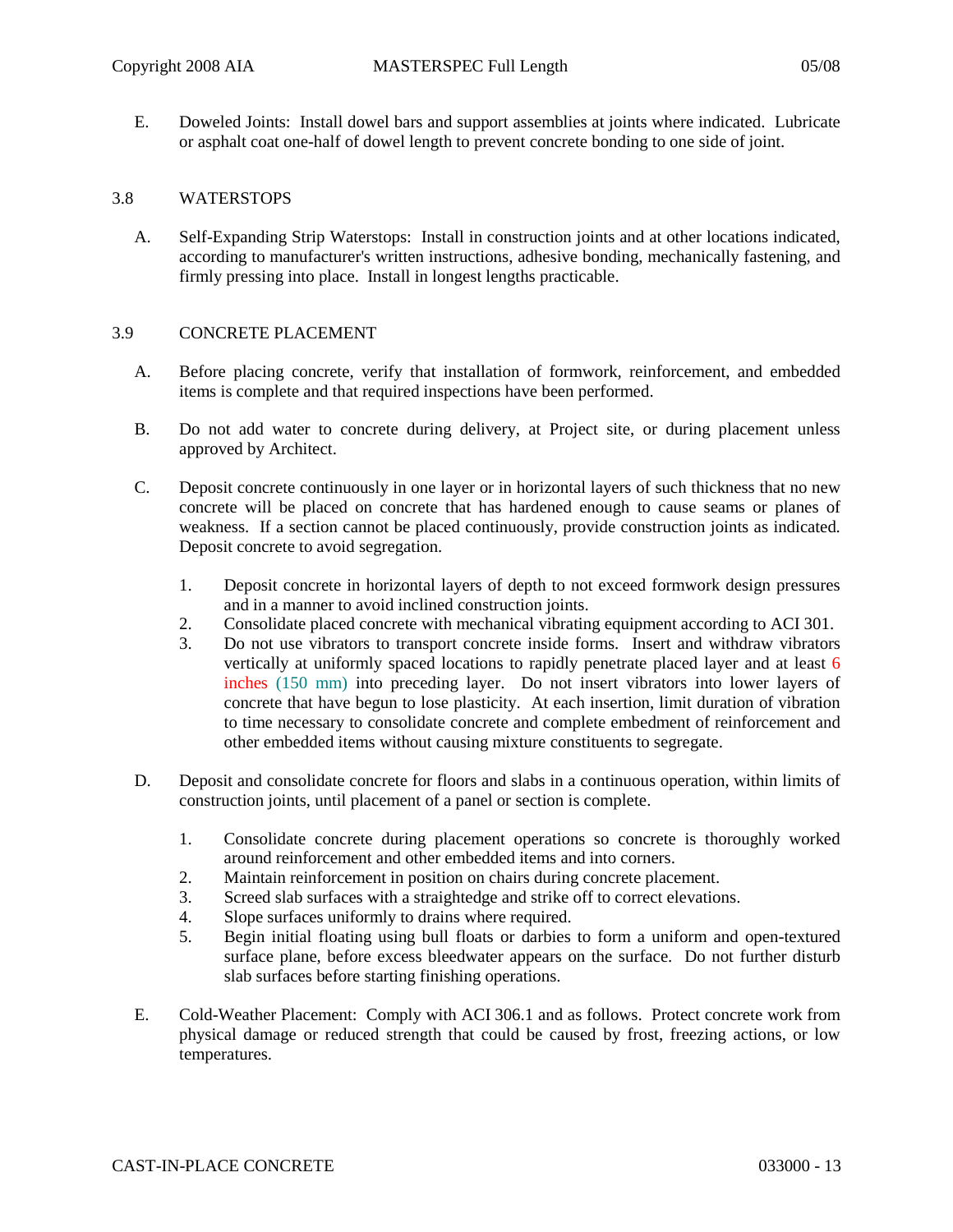E. Doweled Joints: Install dowel bars and support assemblies at joints where indicated. Lubricate or asphalt coat one-half of dowel length to prevent concrete bonding to one side of joint.

## 3.8 WATERSTOPS

A. Self-Expanding Strip Waterstops: Install in construction joints and at other locations indicated, according to manufacturer's written instructions, adhesive bonding, mechanically fastening, and firmly pressing into place. Install in longest lengths practicable.

## 3.9 CONCRETE PLACEMENT

A. Before placing concrete, verify that installation of formwork, reinforcement, and embedded items is complete and that required inspections have been performed.

B. Do not add water to concrete during delivery, at Project site, or during placement unless approved by Architect.

C. Deposit concrete continuously in one layer or in horizontal layers of such thickness that no new concrete will be placed on concrete that has hardened enough to cause seams or planes of weakness. If a section cannot be placed continuously, provide construction joints as indicated. Deposit concrete to avoid segregation.

1. Deposit concrete in horizontal layers of depth to not exceed formwork design pressures and in a manner to avoid inclined construction joints.
2. Consolidate placed concrete with mechanical vibrating equipment according to ACI 301.
3. Do not use vibrators to transport concrete inside forms. Insert and withdraw vibrators vertically at uniformly spaced locations to rapidly penetrate placed layer and at least 6 inches (150 mm) into preceding layer. Do not insert vibrators into lower layers of concrete that have begun to lose plasticity. At each insertion, limit duration of vibration to time necessary to consolidate concrete and complete embedment of reinforcement and other embedded items without causing mixture constituents to segregate.

D. Deposit and consolidate concrete for floors and slabs in a continuous operation, within limits of construction joints, until placement of a panel or section is complete.

1. Consolidate concrete during placement operations so concrete is thoroughly worked around reinforcement and other embedded items and into corners.
2. Maintain reinforcement in position on chairs during concrete placement.
3. Screed slab surfaces with a straightedge and strike off to correct elevations.
4. Slope surfaces uniformly to drains where required.
5. Begin initial floating using bull floats or darbies to form a uniform and open-textured surface plane, before excess bleedwater appears on the surface. Do not further disturb slab surfaces before starting finishing operations.

E. Cold-Weather Placement: Comply with ACI 306.1 and as follows. Protect concrete work from physical damage or reduced strength that could be caused by frost, freezing actions, or low temperatures.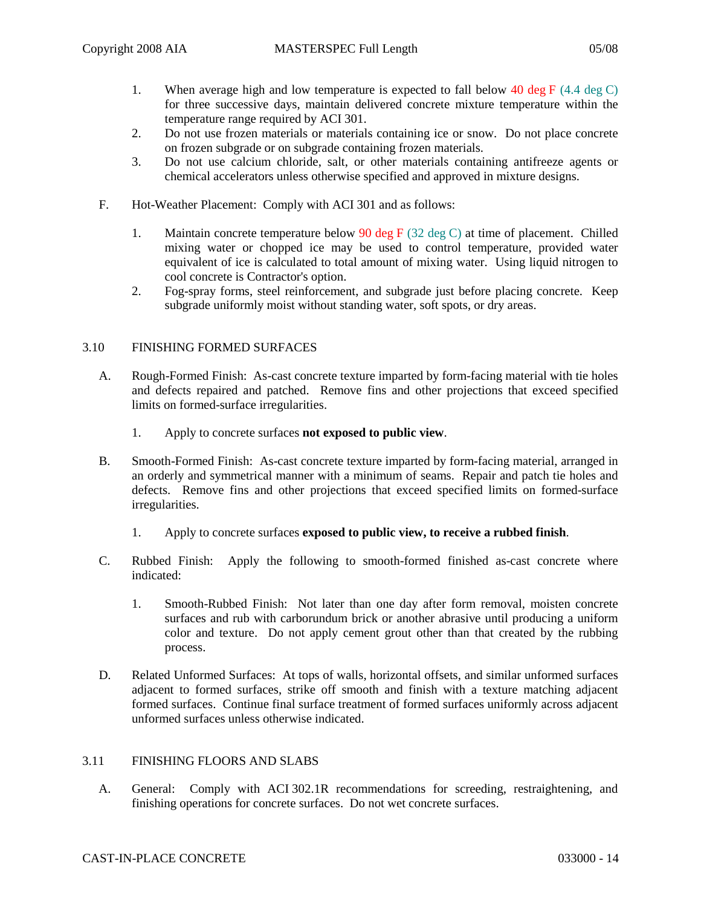1. When average high and low temperature is expected to fall below 40 deg F (4.4 deg C) for three successive days, maintain delivered concrete mixture temperature within the temperature range required by ACI 301.
2. Do not use frozen materials or materials containing ice or snow. Do not place concrete on frozen subgrade or on subgrade containing frozen materials.
3. Do not use calcium chloride, salt, or other materials containing antifreeze agents or chemical accelerators unless otherwise specified and approved in mixture designs.

F. Hot-Weather Placement: Comply with ACI 301 and as follows:

1. Maintain concrete temperature below 90 deg F (32 deg C) at time of placement. Chilled mixing water or chopped ice may be used to control temperature, provided water equivalent of ice is calculated to total amount of mixing water. Using liquid nitrogen to cool concrete is Contractor's option.
2. Fog-spray forms, steel reinforcement, and subgrade just before placing concrete. Keep subgrade uniformly moist without standing water, soft spots, or dry areas.

## 3.10 FINISHING FORMED SURFACES

A. Rough-Formed Finish: As-cast concrete texture imparted by form-facing material with tie holes and defects repaired and patched. Remove fins and other projections that exceed specified limits on formed-surface irregularities.

1. Apply to concrete surfaces **not exposed to public view**.

B. Smooth-Formed Finish: As-cast concrete texture imparted by form-facing material, arranged in an orderly and symmetrical manner with a minimum of seams. Repair and patch tie holes and defects. Remove fins and other projections that exceed specified limits on formed-surface irregularities.

1. Apply to concrete surfaces **exposed to public view, to receive a rubbed finish**.

C. Rubbed Finish: Apply the following to smooth-formed finished as-cast concrete where indicated:

1. Smooth-Rubbed Finish: Not later than one day after form removal, moisten concrete surfaces and rub with carborundum brick or another abrasive until producing a uniform color and texture. Do not apply cement grout other than that created by the rubbing process.

D. Related Unformed Surfaces: At tops of walls, horizontal offsets, and similar unformed surfaces adjacent to formed surfaces, strike off smooth and finish with a texture matching adjacent formed surfaces. Continue final surface treatment of formed surfaces uniformly across adjacent unformed surfaces unless otherwise indicated.

## 3.11 FINISHING FLOORS AND SLABS

A. General: Comply with ACI 302.1R recommendations for screeding, restraightening, and finishing operations for concrete surfaces. Do not wet concrete surfaces.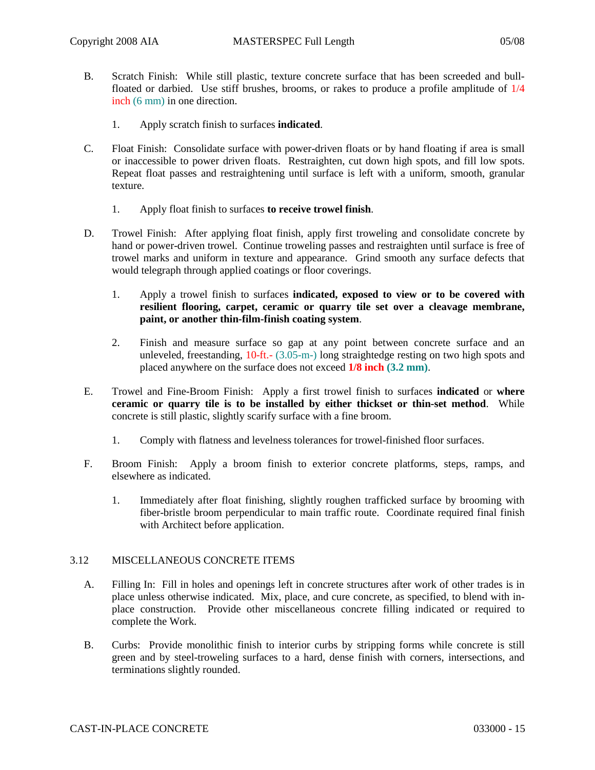B. Scratch Finish: While still plastic, texture concrete surface that has been screeded and bull-floated or darbied. Use stiff brushes, brooms, or rakes to produce a profile amplitude of 1/4 inch (6 mm) in one direction.

1. Apply scratch finish to surfaces **indicated**.

C. Float Finish: Consolidate surface with power-driven floats or by hand floating if area is small or inaccessible to power driven floats. Restraighten, cut down high spots, and fill low spots. Repeat float passes and restraightening until surface is left with a uniform, smooth, granular texture.

1. Apply float finish to surfaces **to receive trowel finish**.

D. Trowel Finish: After applying float finish, apply first troweling and consolidate concrete by hand or power-driven trowel. Continue troweling passes and restraighten until surface is free of trowel marks and uniform in texture and appearance. Grind smooth any surface defects that would telegraph through applied coatings or floor coverings.

1. Apply a trowel finish to surfaces **indicated, exposed to view or to be covered with resilient flooring, carpet, ceramic or quarry tile set over a cleavage membrane, paint, or another thin-film-finish coating system**.

2. Finish and measure surface so gap at any point between concrete surface and an unleveled, freestanding, 10-ft.- (3.05-m-) long straightedge resting on two high spots and placed anywhere on the surface does not exceed **1/8 inch (3.2 mm)**.

E. Trowel and Fine-Broom Finish: Apply a first trowel finish to surfaces **indicated** or **where ceramic or quarry tile is to be installed by either thickset or thin-set method**. While concrete is still plastic, slightly scarify surface with a fine broom.

1. Comply with flatness and levelness tolerances for trowel-finished floor surfaces.

F. Broom Finish: Apply a broom finish to exterior concrete platforms, steps, ramps, and elsewhere as indicated.

1. Immediately after float finishing, slightly roughen trafficked surface by brooming with fiber-bristle broom perpendicular to main traffic route. Coordinate required final finish with Architect before application.

## 3.12 MISCELLANEOUS CONCRETE ITEMS

A. Filling In: Fill in holes and openings left in concrete structures after work of other trades is in place unless otherwise indicated. Mix, place, and cure concrete, as specified, to blend with in-place construction. Provide other miscellaneous concrete filling indicated or required to complete the Work.

B. Curbs: Provide monolithic finish to interior curbs by stripping forms while concrete is still green and by steel-troweling surfaces to a hard, dense finish with corners, intersections, and terminations slightly rounded.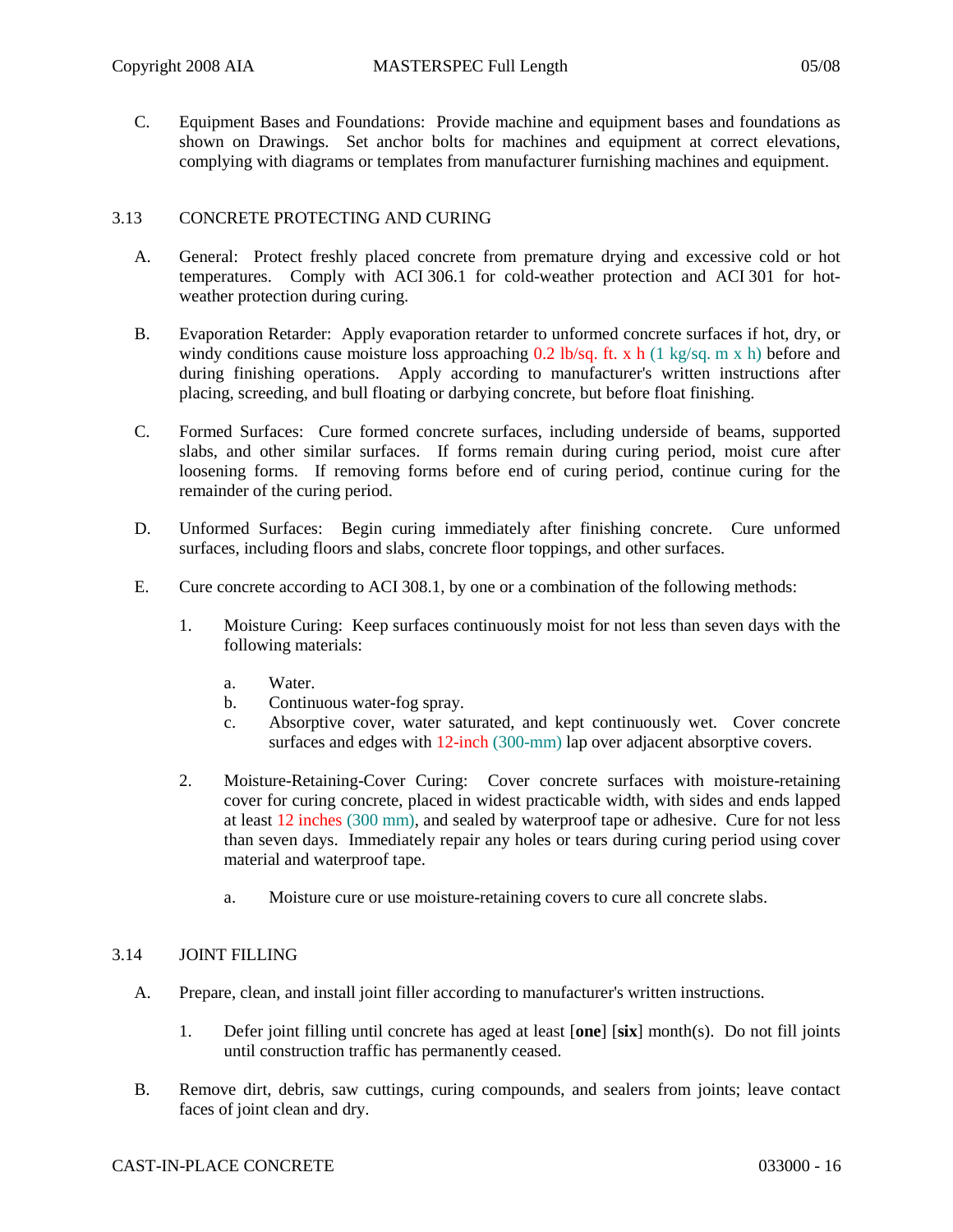C. Equipment Bases and Foundations: Provide machine and equipment bases and foundations as shown on Drawings. Set anchor bolts for machines and equipment at correct elevations, complying with diagrams or templates from manufacturer furnishing machines and equipment.

## 3.13 CONCRETE PROTECTING AND CURING

A. General: Protect freshly placed concrete from premature drying and excessive cold or hot temperatures. Comply with ACI 306.1 for cold-weather protection and ACI 301 for hot-weather protection during curing.

B. Evaporation Retarder: Apply evaporation retarder to unformed concrete surfaces if hot, dry, or windy conditions cause moisture loss approaching 0.2 lb/sq. ft. x h (1 kg/sq. m x h) before and during finishing operations. Apply according to manufacturer's written instructions after placing, screeding, and bull floating or darbying concrete, but before float finishing.

C. Formed Surfaces: Cure formed concrete surfaces, including underside of beams, supported slabs, and other similar surfaces. If forms remain during curing period, moist cure after loosening forms. If removing forms before end of curing period, continue curing for the remainder of the curing period.

D. Unformed Surfaces: Begin curing immediately after finishing concrete. Cure unformed surfaces, including floors and slabs, concrete floor toppings, and other surfaces.

E. Cure concrete according to ACI 308.1, by one or a combination of the following methods:

1. Moisture Curing: Keep surfaces continuously moist for not less than seven days with the following materials:
    a. Water.
    b. Continuous water-fog spray.
    c. Absorptive cover, water saturated, and kept continuously wet. Cover concrete surfaces and edges with 12-inch (300-mm) lap over adjacent absorptive covers.

2. Moisture-Retaining-Cover Curing: Cover concrete surfaces with moisture-retaining cover for curing concrete, placed in widest practicable width, with sides and ends lapped at least 12 inches (300 mm), and sealed by waterproof tape or adhesive. Cure for not less than seven days. Immediately repair any holes or tears during curing period using cover material and waterproof tape.
    a. Moisture cure or use moisture-retaining covers to cure all concrete slabs.

## 3.14 JOINT FILLING

A. Prepare, clean, and install joint filler according to manufacturer's written instructions.

1. Defer joint filling until concrete has aged at least [**one**] [**six**] month(s). Do not fill joints until construction traffic has permanently ceased.

B. Remove dirt, debris, saw cuttings, curing compounds, and sealers from joints; leave contact faces of joint clean and dry.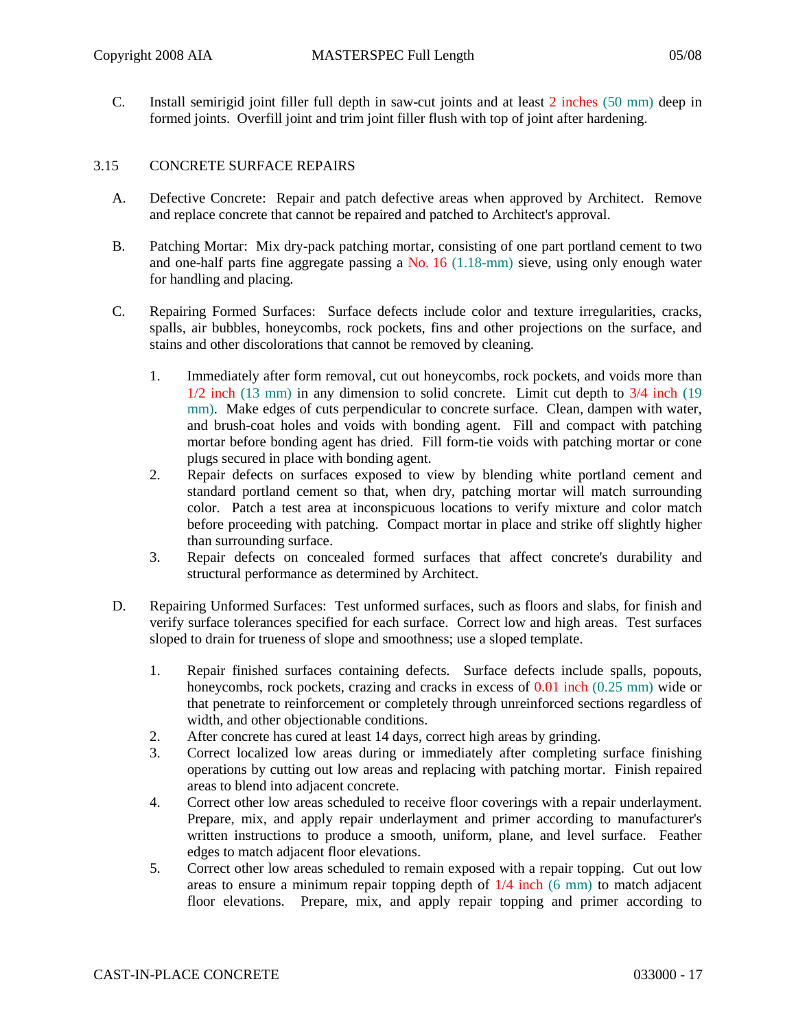C. Install semirigid joint filler full depth in saw-cut joints and at least 2 inches (50 mm) deep in formed joints. Overfill joint and trim joint filler flush with top of joint after hardening.

## 3.15 CONCRETE SURFACE REPAIRS

A. Defective Concrete: Repair and patch defective areas when approved by Architect. Remove and replace concrete that cannot be repaired and patched to Architect's approval.

B. Patching Mortar: Mix dry-pack patching mortar, consisting of one part portland cement to two and one-half parts fine aggregate passing a No. 16 (1.18-mm) sieve, using only enough water for handling and placing.

C. Repairing Formed Surfaces: Surface defects include color and texture irregularities, cracks, spalls, air bubbles, honeycombs, rock pockets, fins and other projections on the surface, and stains and other discolorations that cannot be removed by cleaning.

1. Immediately after form removal, cut out honeycombs, rock pockets, and voids more than 1/2 inch (13 mm) in any dimension to solid concrete. Limit cut depth to 3/4 inch (19 mm). Make edges of cuts perpendicular to concrete surface. Clean, dampen with water, and brush-coat holes and voids with bonding agent. Fill and compact with patching mortar before bonding agent has dried. Fill form-tie voids with patching mortar or cone plugs secured in place with bonding agent.
2. Repair defects on surfaces exposed to view by blending white portland cement and standard portland cement so that, when dry, patching mortar will match surrounding color. Patch a test area at inconspicuous locations to verify mixture and color match before proceeding with patching. Compact mortar in place and strike off slightly higher than surrounding surface.
3. Repair defects on concealed formed surfaces that affect concrete's durability and structural performance as determined by Architect.

D. Repairing Unformed Surfaces: Test unformed surfaces, such as floors and slabs, for finish and verify surface tolerances specified for each surface. Correct low and high areas. Test surfaces sloped to drain for trueness of slope and smoothness; use a sloped template.

1. Repair finished surfaces containing defects. Surface defects include spalls, popouts, honeycombs, rock pockets, crazing and cracks in excess of 0.01 inch (0.25 mm) wide or that penetrate to reinforcement or completely through unreinforced sections regardless of width, and other objectionable conditions.
2. After concrete has cured at least 14 days, correct high areas by grinding.
3. Correct localized low areas during or immediately after completing surface finishing operations by cutting out low areas and replacing with patching mortar. Finish repaired areas to blend into adjacent concrete.
4. Correct other low areas scheduled to receive floor coverings with a repair underlayment. Prepare, mix, and apply repair underlayment and primer according to manufacturer's written instructions to produce a smooth, uniform, plane, and level surface. Feather edges to match adjacent floor elevations.
5. Correct other low areas scheduled to remain exposed with a repair topping. Cut out low areas to ensure a minimum repair topping depth of 1/4 inch (6 mm) to match adjacent floor elevations. Prepare, mix, and apply repair topping and primer according to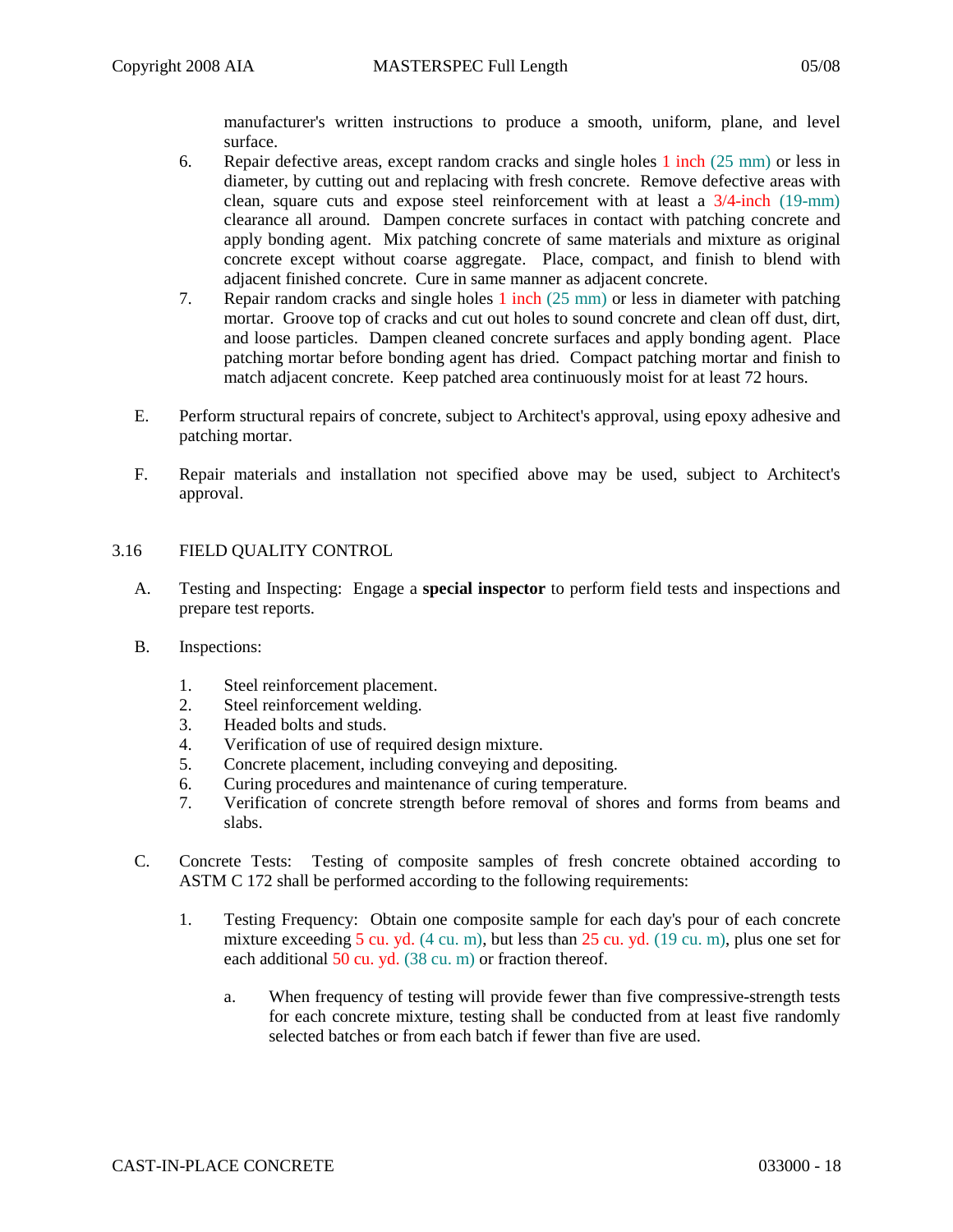manufacturer's written instructions to produce a smooth, uniform, plane, and level surface.

6. Repair defective areas, except random cracks and single holes 1 inch (25 mm) or less in diameter, by cutting out and replacing with fresh concrete. Remove defective areas with clean, square cuts and expose steel reinforcement with at least a 3/4-inch (19-mm) clearance all around. Dampen concrete surfaces in contact with patching concrete and apply bonding agent. Mix patching concrete of same materials and mixture as original concrete except without coarse aggregate. Place, compact, and finish to blend with adjacent finished concrete. Cure in same manner as adjacent concrete.
7. Repair random cracks and single holes 1 inch (25 mm) or less in diameter with patching mortar. Groove top of cracks and cut out holes to sound concrete and clean off dust, dirt, and loose particles. Dampen cleaned concrete surfaces and apply bonding agent. Place patching mortar before bonding agent has dried. Compact patching mortar and finish to match adjacent concrete. Keep patched area continuously moist for at least 72 hours.

E. Perform structural repairs of concrete, subject to Architect's approval, using epoxy adhesive and patching mortar.

F. Repair materials and installation not specified above may be used, subject to Architect's approval.

## 3.16 FIELD QUALITY CONTROL

A. Testing and Inspecting: Engage a **special inspector** to perform field tests and inspections and prepare test reports.

B. Inspections:

1. Steel reinforcement placement.
2. Steel reinforcement welding.
3. Headed bolts and studs.
4. Verification of use of required design mixture.
5. Concrete placement, including conveying and depositing.
6. Curing procedures and maintenance of curing temperature.
7. Verification of concrete strength before removal of shores and forms from beams and slabs.

C. Concrete Tests: Testing of composite samples of fresh concrete obtained according to ASTM C 172 shall be performed according to the following requirements:

1. Testing Frequency: Obtain one composite sample for each day's pour of each concrete mixture exceeding 5 cu. yd. (4 cu. m), but less than 25 cu. yd. (19 cu. m), plus one set for each additional 50 cu. yd. (38 cu. m) or fraction thereof.

   a. When frequency of testing will provide fewer than five compressive-strength tests for each concrete mixture, testing shall be conducted from at least five randomly selected batches or from each batch if fewer than five are used.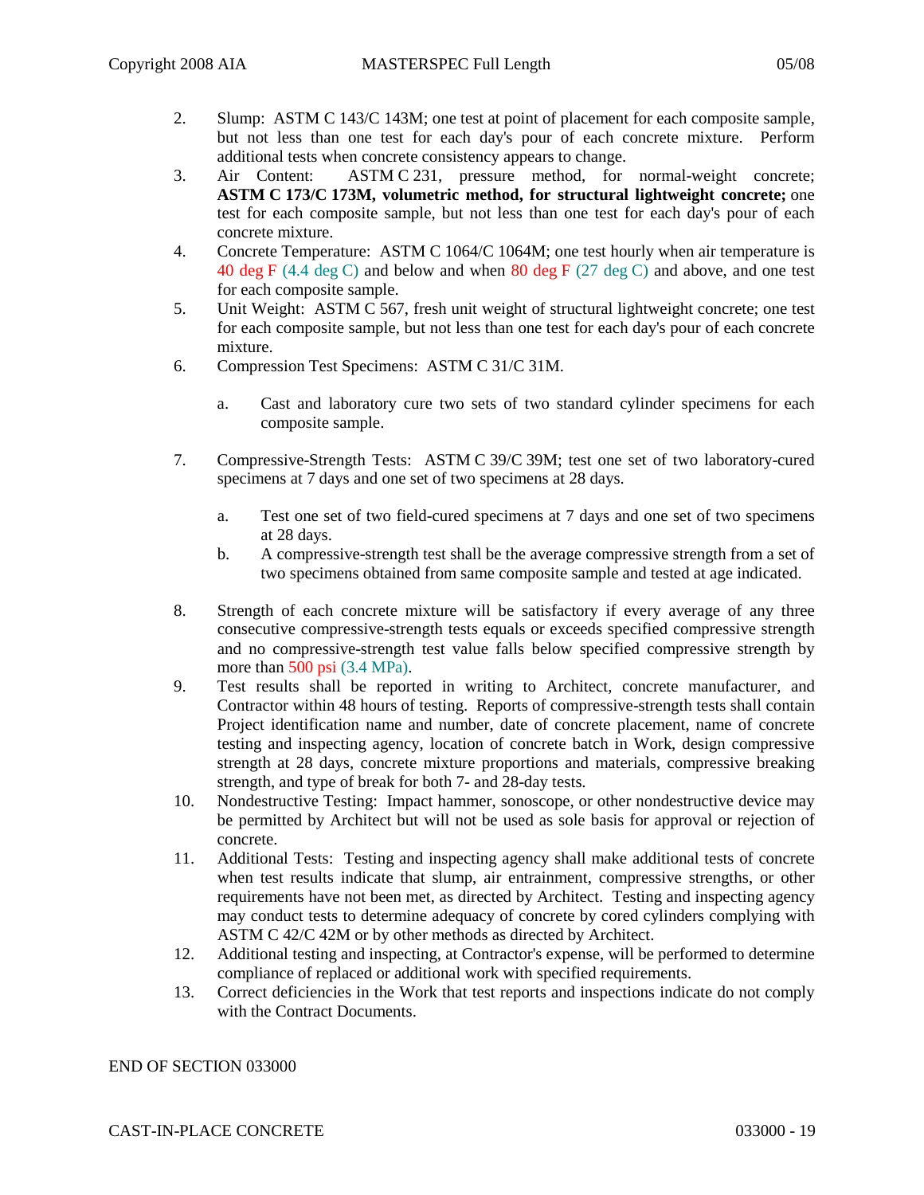2. Slump: ASTM C 143/C 143M; one test at point of placement for each composite sample, but not less than one test for each day's pour of each concrete mixture. Perform additional tests when concrete consistency appears to change.
3. Air Content: ASTM C 231, pressure method, for normal-weight concrete; **ASTM C 173/C 173M, volumetric method, for structural lightweight concrete;** one test for each composite sample, but not less than one test for each day's pour of each concrete mixture.
4. Concrete Temperature: ASTM C 1064/C 1064M; one test hourly when air temperature is 40 deg F (4.4 deg C) and below and when 80 deg F (27 deg C) and above, and one test for each composite sample.
5. Unit Weight: ASTM C 567, fresh unit weight of structural lightweight concrete; one test for each composite sample, but not less than one test for each day's pour of each concrete mixture.
6. Compression Test Specimens: ASTM C 31/C 31M.

   a. Cast and laboratory cure two sets of two standard cylinder specimens for each composite sample.

7. Compressive-Strength Tests: ASTM C 39/C 39M; test one set of two laboratory-cured specimens at 7 days and one set of two specimens at 28 days.

   a. Test one set of two field-cured specimens at 7 days and one set of two specimens at 28 days.
   b. A compressive-strength test shall be the average compressive strength from a set of two specimens obtained from same composite sample and tested at age indicated.

8. Strength of each concrete mixture will be satisfactory if every average of any three consecutive compressive-strength tests equals or exceeds specified compressive strength and no compressive-strength test value falls below specified compressive strength by more than 500 psi (3.4 MPa).
9. Test results shall be reported in writing to Architect, concrete manufacturer, and Contractor within 48 hours of testing. Reports of compressive-strength tests shall contain Project identification name and number, date of concrete placement, name of concrete testing and inspecting agency, location of concrete batch in Work, design compressive strength at 28 days, concrete mixture proportions and materials, compressive breaking strength, and type of break for both 7- and 28-day tests.
10. Nondestructive Testing: Impact hammer, sonoscope, or other nondestructive device may be permitted by Architect but will not be used as sole basis for approval or rejection of concrete.
11. Additional Tests: Testing and inspecting agency shall make additional tests of concrete when test results indicate that slump, air entrainment, compressive strengths, or other requirements have not been met, as directed by Architect. Testing and inspecting agency may conduct tests to determine adequacy of concrete by cored cylinders complying with ASTM C 42/C 42M or by other methods as directed by Architect.
12. Additional testing and inspecting, at Contractor's expense, will be performed to determine compliance of replaced or additional work with specified requirements.
13. Correct deficiencies in the Work that test reports and inspections indicate do not comply with the Contract Documents.

END OF SECTION 033000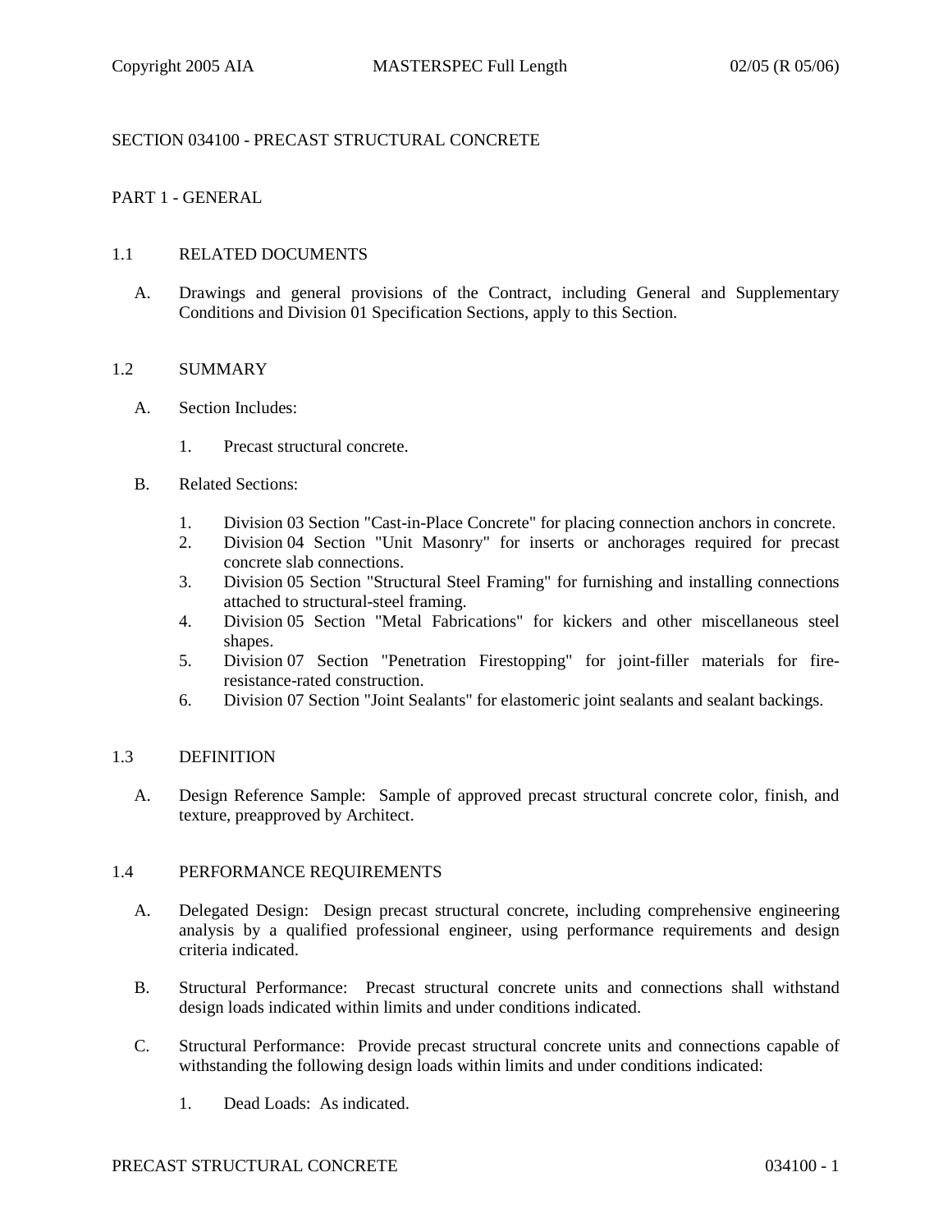## SECTION 034100 - PRECAST STRUCTURAL CONCRETE

### PART 1 - GENERAL

#### 1.1 RELATED DOCUMENTS

A. Drawings and general provisions of the Contract, including General and Supplementary Conditions and Division 01 Specification Sections, apply to this Section.

#### 1.2 SUMMARY

A. Section Includes:

1. Precast structural concrete.

B. Related Sections:

1. Division 03 Section "Cast-in-Place Concrete" for placing connection anchors in concrete.
2. Division 04 Section "Unit Masonry" for inserts or anchorages required for precast concrete slab connections.
3. Division 05 Section "Structural Steel Framing" for furnishing and installing connections attached to structural-steel framing.
4. Division 05 Section "Metal Fabrications" for kickers and other miscellaneous steel shapes.
5. Division 07 Section "Penetration Firestopping" for joint-filler materials for fire-resistance-rated construction.
6. Division 07 Section "Joint Sealants" for elastomeric joint sealants and sealant backings.

#### 1.3 DEFINITION

A. Design Reference Sample: Sample of approved precast structural concrete color, finish, and texture, preapproved by Architect.

#### 1.4 PERFORMANCE REQUIREMENTS

A. Delegated Design: Design precast structural concrete, including comprehensive engineering analysis by a qualified professional engineer, using performance requirements and design criteria indicated.

B. Structural Performance: Precast structural concrete units and connections shall withstand design loads indicated within limits and under conditions indicated.

C. Structural Performance: Provide precast structural concrete units and connections capable of withstanding the following design loads within limits and under conditions indicated:

1. Dead Loads: As indicated.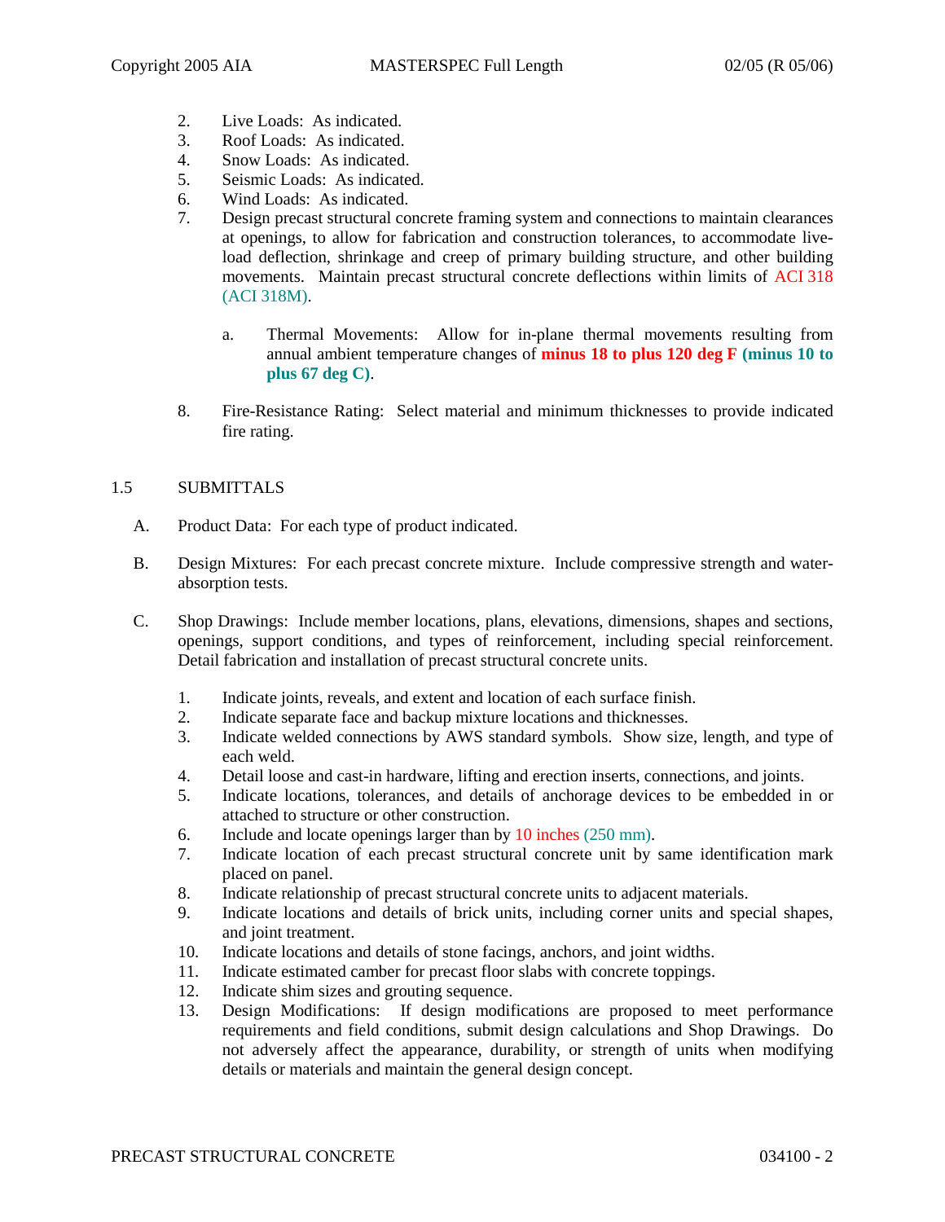2. Live Loads: As indicated.
3. Roof Loads: As indicated.
4. Snow Loads: As indicated.
5. Seismic Loads: As indicated.
6. Wind Loads: As indicated.
7. Design precast structural concrete framing system and connections to maintain clearances at openings, to allow for fabrication and construction tolerances, to accommodate live-load deflection, shrinkage and creep of primary building structure, and other building movements. Maintain precast structural concrete deflections within limits of ACI 318 (ACI 318M).

   a. Thermal Movements: Allow for in-plane thermal movements resulting from annual ambient temperature changes of **minus 18 to plus 120 deg F (minus 10 to plus 67 deg C)**.

8. Fire-Resistance Rating: Select material and minimum thicknesses to provide indicated fire rating.

## 1.5 SUBMITTALS

A. Product Data: For each type of product indicated.

B. Design Mixtures: For each precast concrete mixture. Include compressive strength and water-absorption tests.

C. Shop Drawings: Include member locations, plans, elevations, dimensions, shapes and sections, openings, support conditions, and types of reinforcement, including special reinforcement. Detail fabrication and installation of precast structural concrete units.

   1. Indicate joints, reveals, and extent and location of each surface finish.
   2. Indicate separate face and backup mixture locations and thicknesses.
   3. Indicate welded connections by AWS standard symbols. Show size, length, and type of each weld.
   4. Detail loose and cast-in hardware, lifting and erection inserts, connections, and joints.
   5. Indicate locations, tolerances, and details of anchorage devices to be embedded in or attached to structure or other construction.
   6. Include and locate openings larger than by 10 inches (250 mm).
   7. Indicate location of each precast structural concrete unit by same identification mark placed on panel.
   8. Indicate relationship of precast structural concrete units to adjacent materials.
   9. Indicate locations and details of brick units, including corner units and special shapes, and joint treatment.
   10. Indicate locations and details of stone facings, anchors, and joint widths.
   11. Indicate estimated camber for precast floor slabs with concrete toppings.
   12. Indicate shim sizes and grouting sequence.
   13. Design Modifications: If design modifications are proposed to meet performance requirements and field conditions, submit design calculations and Shop Drawings. Do not adversely affect the appearance, durability, or strength of units when modifying details or materials and maintain the general design concept.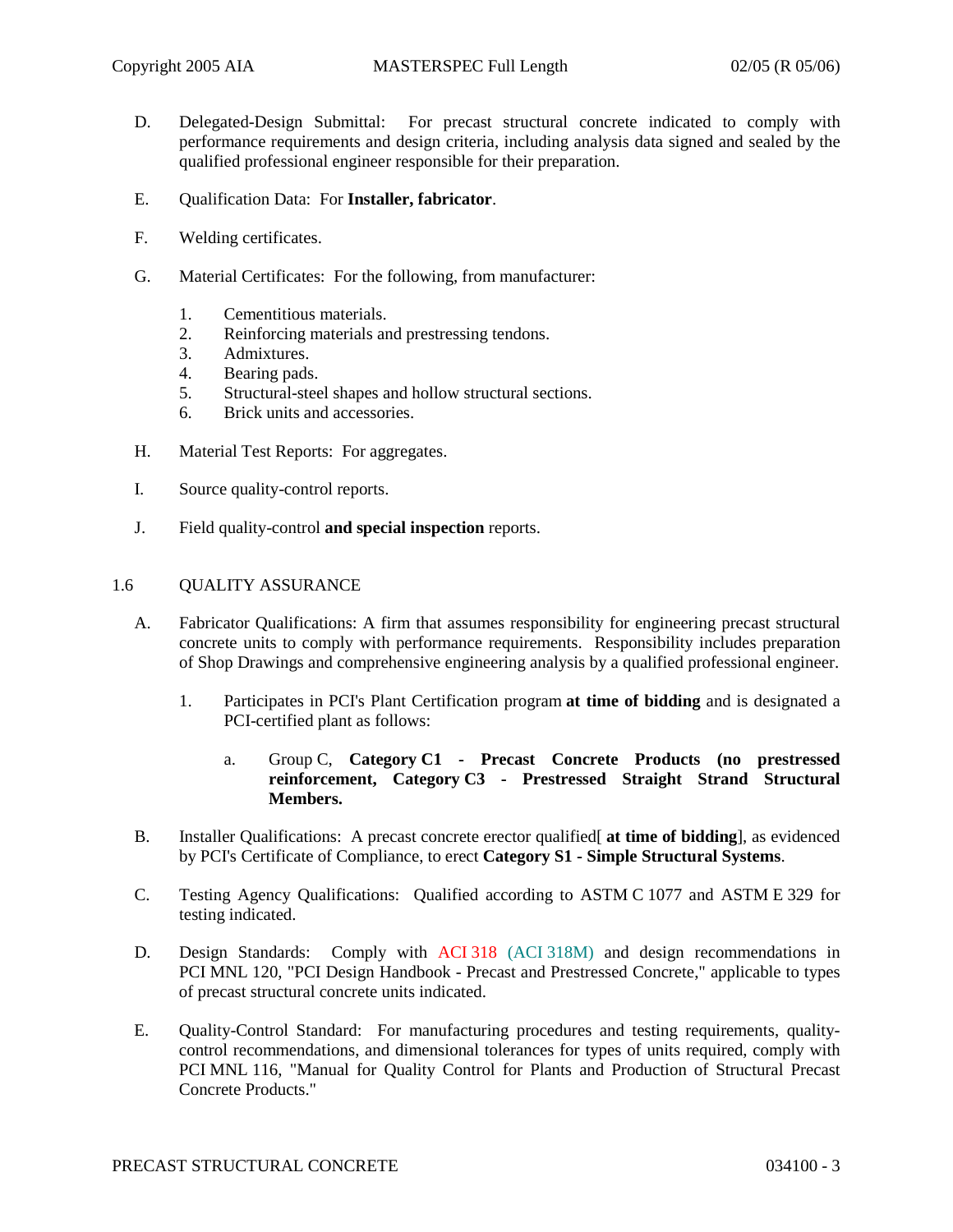D. Delegated-Design Submittal: For precast structural concrete indicated to comply with performance requirements and design criteria, including analysis data signed and sealed by the qualified professional engineer responsible for their preparation.

E. Qualification Data: For **Installer, fabricator**.

F. Welding certificates.

G. Material Certificates: For the following, from manufacturer:

1. Cementitious materials.
2. Reinforcing materials and prestressing tendons.
3. Admixtures.
4. Bearing pads.
5. Structural-steel shapes and hollow structural sections.
6. Brick units and accessories.

H. Material Test Reports: For aggregates.

I. Source quality-control reports.

J. Field quality-control **and special inspection** reports.

## 1.6 QUALITY ASSURANCE

A. Fabricator Qualifications: A firm that assumes responsibility for engineering precast structural concrete units to comply with performance requirements. Responsibility includes preparation of Shop Drawings and comprehensive engineering analysis by a qualified professional engineer.

1. Participates in PCI's Plant Certification program **at time of bidding** and is designated a PCI-certified plant as follows:

   a. Group C, **Category C1 - Precast Concrete Products (no prestressed reinforcement, Category C3 - Prestressed Straight Strand Structural Members.**

B. Installer Qualifications: A precast concrete erector qualified[ **at time of bidding**], as evidenced by PCI's Certificate of Compliance, to erect **Category S1 - Simple Structural Systems**.

C. Testing Agency Qualifications: Qualified according to ASTM C 1077 and ASTM E 329 for testing indicated.

D. Design Standards: Comply with ACI 318 (ACI 318M) and design recommendations in PCI MNL 120, "PCI Design Handbook - Precast and Prestressed Concrete," applicable to types of precast structural concrete units indicated.

E. Quality-Control Standard: For manufacturing procedures and testing requirements, quality-control recommendations, and dimensional tolerances for types of units required, comply with PCI MNL 116, "Manual for Quality Control for Plants and Production of Structural Precast Concrete Products."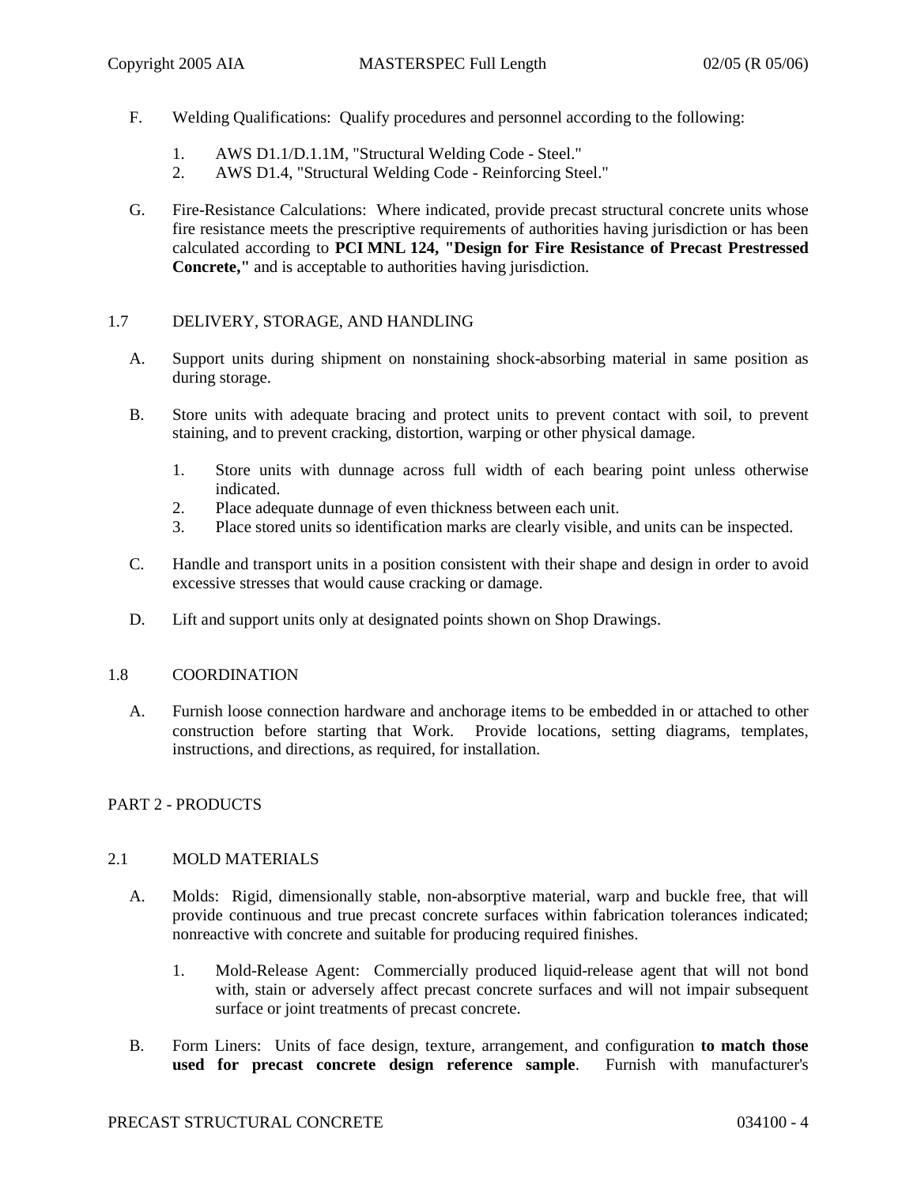F. Welding Qualifications: Qualify procedures and personnel according to the following:

   1. AWS D1.1/D.1.1M, "Structural Welding Code - Steel."
   2. AWS D1.4, "Structural Welding Code - Reinforcing Steel."

G. Fire-Resistance Calculations: Where indicated, provide precast structural concrete units whose fire resistance meets the prescriptive requirements of authorities having jurisdiction or has been calculated according to **PCI MNL 124, "Design for Fire Resistance of Precast Prestressed Concrete,"** and is acceptable to authorities having jurisdiction.

## 1.7 DELIVERY, STORAGE, AND HANDLING

A. Support units during shipment on nonstaining shock-absorbing material in same position as during storage.

B. Store units with adequate bracing and protect units to prevent contact with soil, to prevent staining, and to prevent cracking, distortion, warping or other physical damage.

   1. Store units with dunnage across full width of each bearing point unless otherwise indicated.
   2. Place adequate dunnage of even thickness between each unit.
   3. Place stored units so identification marks are clearly visible, and units can be inspected.

C. Handle and transport units in a position consistent with their shape and design in order to avoid excessive stresses that would cause cracking or damage.

D. Lift and support units only at designated points shown on Shop Drawings.

## 1.8 COORDINATION

A. Furnish loose connection hardware and anchorage items to be embedded in or attached to other construction before starting that Work. Provide locations, setting diagrams, templates, instructions, and directions, as required, for installation.

# PART 2 - PRODUCTS

## 2.1 MOLD MATERIALS

A. Molds: Rigid, dimensionally stable, non-absorptive material, warp and buckle free, that will provide continuous and true precast concrete surfaces within fabrication tolerances indicated; nonreactive with concrete and suitable for producing required finishes.

   1. Mold-Release Agent: Commercially produced liquid-release agent that will not bond with, stain or adversely affect precast concrete surfaces and will not impair subsequent surface or joint treatments of precast concrete.

B. Form Liners: Units of face design, texture, arrangement, and configuration **to match those used for precast concrete design reference sample**. Furnish with manufacturer's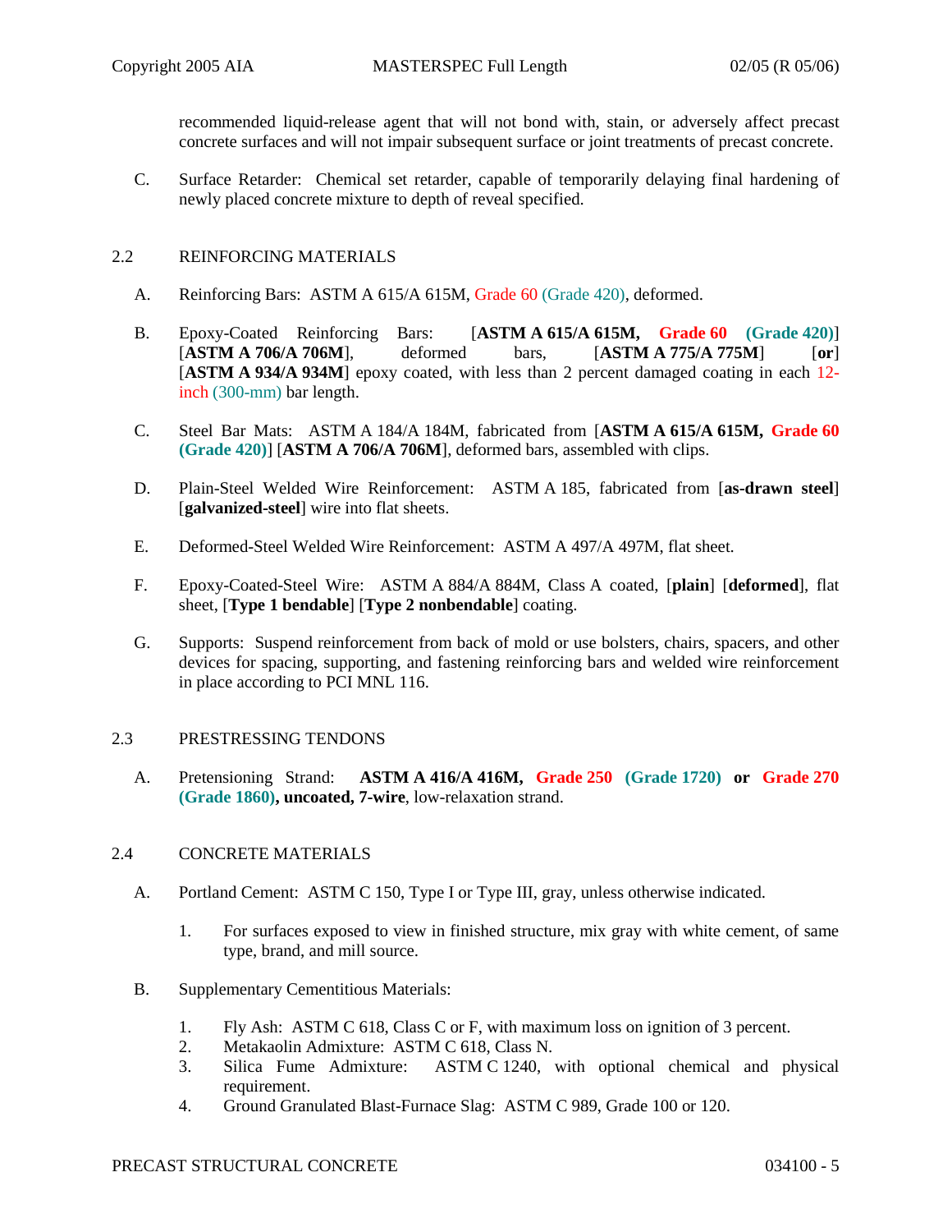recommended liquid-release agent that will not bond with, stain, or adversely affect precast concrete surfaces and will not impair subsequent surface or joint treatments of precast concrete.

C. Surface Retarder: Chemical set retarder, capable of temporarily delaying final hardening of newly placed concrete mixture to depth of reveal specified.

## 2.2 REINFORCING MATERIALS

A. Reinforcing Bars: ASTM A 615/A 615M, Grade 60 (Grade 420), deformed.

B. Epoxy-Coated Reinforcing Bars: [**ASTM A 615/A 615M, Grade 60 (Grade 420)**] [**ASTM A 706/A 706M**], deformed bars, [**ASTM A 775/A 775M**] [**or**] [**ASTM A 934/A 934M**] epoxy coated, with less than 2 percent damaged coating in each 12-inch (300-mm) bar length.

C. Steel Bar Mats: ASTM A 184/A 184M, fabricated from [**ASTM A 615/A 615M, Grade 60 (Grade 420)**] [**ASTM A 706/A 706M**], deformed bars, assembled with clips.

D. Plain-Steel Welded Wire Reinforcement: ASTM A 185, fabricated from [**as-drawn steel**] [**galvanized-steel**] wire into flat sheets.

E. Deformed-Steel Welded Wire Reinforcement: ASTM A 497/A 497M, flat sheet.

F. Epoxy-Coated-Steel Wire: ASTM A 884/A 884M, Class A coated, [**plain**] [**deformed**], flat sheet, [**Type 1 bendable**] [**Type 2 nonbendable**] coating.

G. Supports: Suspend reinforcement from back of mold or use bolsters, chairs, spacers, and other devices for spacing, supporting, and fastening reinforcing bars and welded wire reinforcement in place according to PCI MNL 116.

## 2.3 PRESTRESSING TENDONS

A. Pretensioning Strand: **ASTM A 416/A 416M, Grade 250 (Grade 1720) or Grade 270 (Grade 1860), uncoated, 7-wire**, low-relaxation strand.

## 2.4 CONCRETE MATERIALS

A. Portland Cement: ASTM C 150, Type I or Type III, gray, unless otherwise indicated.

1. For surfaces exposed to view in finished structure, mix gray with white cement, of same type, brand, and mill source.

B. Supplementary Cementitious Materials:

1. Fly Ash: ASTM C 618, Class C or F, with maximum loss on ignition of 3 percent.
2. Metakaolin Admixture: ASTM C 618, Class N.
3. Silica Fume Admixture: ASTM C 1240, with optional chemical and physical requirement.
4. Ground Granulated Blast-Furnace Slag: ASTM C 989, Grade 100 or 120.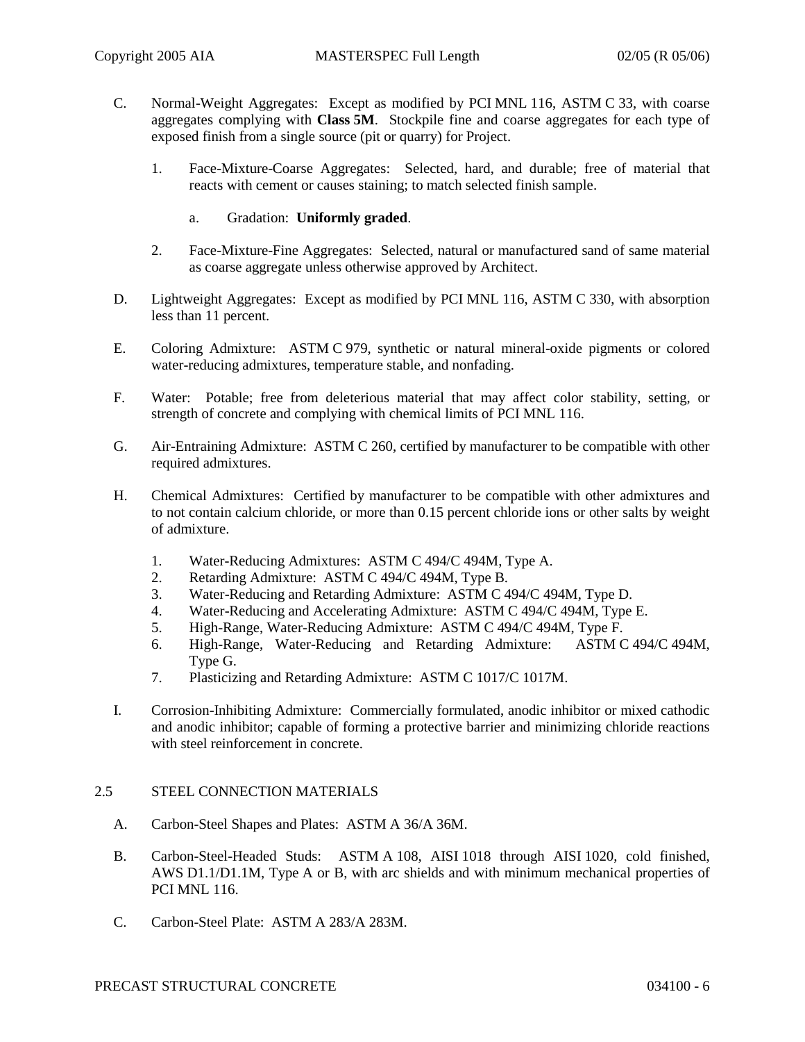C. Normal-Weight Aggregates: Except as modified by PCI MNL 116, ASTM C 33, with coarse aggregates complying with **Class 5M**. Stockpile fine and coarse aggregates for each type of exposed finish from a single source (pit or quarry) for Project.

1. Face-Mixture-Coarse Aggregates: Selected, hard, and durable; free of material that reacts with cement or causes staining; to match selected finish sample.

    a. Gradation: **Uniformly graded**.

2. Face-Mixture-Fine Aggregates: Selected, natural or manufactured sand of same material as coarse aggregate unless otherwise approved by Architect.

D. Lightweight Aggregates: Except as modified by PCI MNL 116, ASTM C 330, with absorption less than 11 percent.

E. Coloring Admixture: ASTM C 979, synthetic or natural mineral-oxide pigments or colored water-reducing admixtures, temperature stable, and nonfading.

F. Water: Potable; free from deleterious material that may affect color stability, setting, or strength of concrete and complying with chemical limits of PCI MNL 116.

G. Air-Entraining Admixture: ASTM C 260, certified by manufacturer to be compatible with other required admixtures.

H. Chemical Admixtures: Certified by manufacturer to be compatible with other admixtures and to not contain calcium chloride, or more than 0.15 percent chloride ions or other salts by weight of admixture.

1. Water-Reducing Admixtures: ASTM C 494/C 494M, Type A.
2. Retarding Admixture: ASTM C 494/C 494M, Type B.
3. Water-Reducing and Retarding Admixture: ASTM C 494/C 494M, Type D.
4. Water-Reducing and Accelerating Admixture: ASTM C 494/C 494M, Type E.
5. High-Range, Water-Reducing Admixture: ASTM C 494/C 494M, Type F.
6. High-Range, Water-Reducing and Retarding Admixture: ASTM C 494/C 494M, Type G.
7. Plasticizing and Retarding Admixture: ASTM C 1017/C 1017M.

I. Corrosion-Inhibiting Admixture: Commercially formulated, anodic inhibitor or mixed cathodic and anodic inhibitor; capable of forming a protective barrier and minimizing chloride reactions with steel reinforcement in concrete.

## 2.5 STEEL CONNECTION MATERIALS

A. Carbon-Steel Shapes and Plates: ASTM A 36/A 36M.

B. Carbon-Steel-Headed Studs: ASTM A 108, AISI 1018 through AISI 1020, cold finished, AWS D1.1/D1.1M, Type A or B, with arc shields and with minimum mechanical properties of PCI MNL 116.

C. Carbon-Steel Plate: ASTM A 283/A 283M.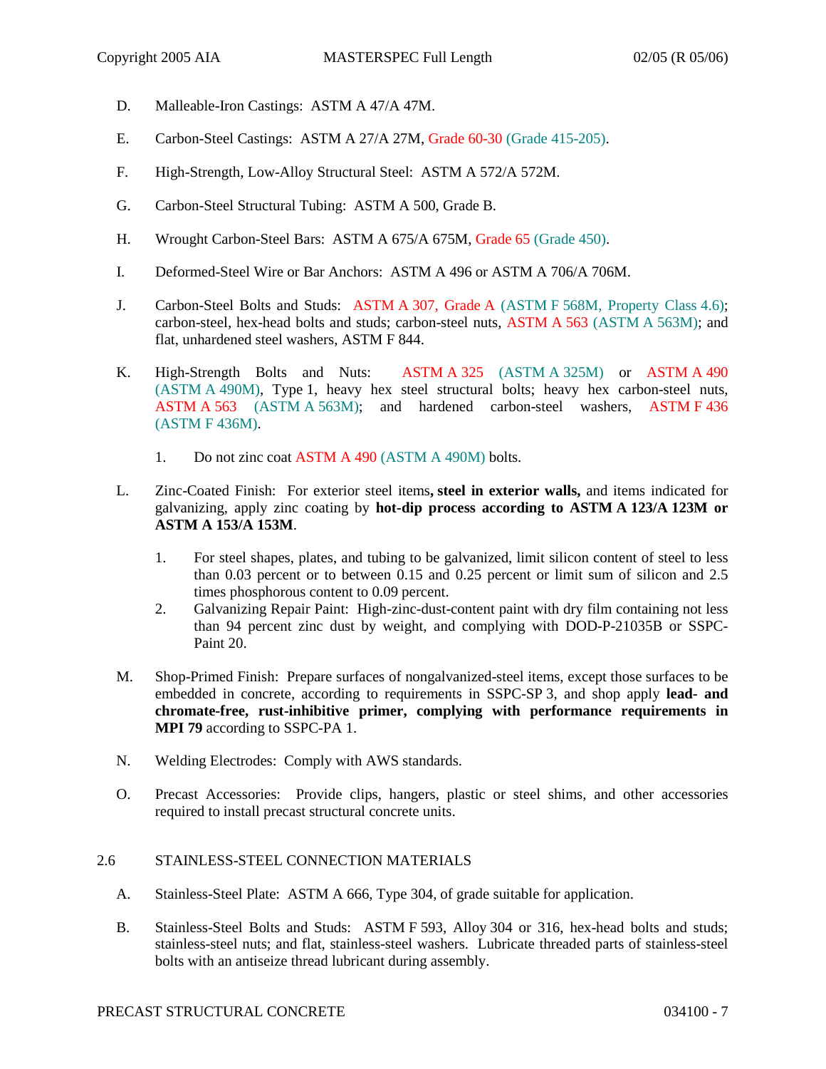D. Malleable-Iron Castings: ASTM A 47/A 47M.

E. Carbon-Steel Castings: ASTM A 27/A 27M, Grade 60-30 (Grade 415-205).

F. High-Strength, Low-Alloy Structural Steel: ASTM A 572/A 572M.

G. Carbon-Steel Structural Tubing: ASTM A 500, Grade B.

H. Wrought Carbon-Steel Bars: ASTM A 675/A 675M, Grade 65 (Grade 450).

I. Deformed-Steel Wire or Bar Anchors: ASTM A 496 or ASTM A 706/A 706M.

J. Carbon-Steel Bolts and Studs: ASTM A 307, Grade A (ASTM F 568M, Property Class 4.6); carbon-steel, hex-head bolts and studs; carbon-steel nuts, ASTM A 563 (ASTM A 563M); and flat, unhardened steel washers, ASTM F 844.

K. High-Strength Bolts and Nuts: ASTM A 325 (ASTM A 325M) or ASTM A 490 (ASTM A 490M), Type 1, heavy hex steel structural bolts; heavy hex carbon-steel nuts, ASTM A 563 (ASTM A 563M); and hardened carbon-steel washers, ASTM F 436 (ASTM F 436M).

1. Do not zinc coat ASTM A 490 (ASTM A 490M) bolts.

L. Zinc-Coated Finish: For exterior steel items**, steel in exterior walls,** and items indicated for galvanizing, apply zinc coating by **hot-dip process according to ASTM A 123/A 123M or ASTM A 153/A 153M**.

1. For steel shapes, plates, and tubing to be galvanized, limit silicon content of steel to less than 0.03 percent or to between 0.15 and 0.25 percent or limit sum of silicon and 2.5 times phosphorous content to 0.09 percent.
2. Galvanizing Repair Paint: High-zinc-dust-content paint with dry film containing not less than 94 percent zinc dust by weight, and complying with DOD-P-21035B or SSPC-Paint 20.

M. Shop-Primed Finish: Prepare surfaces of nongalvanized-steel items, except those surfaces to be embedded in concrete, according to requirements in SSPC-SP 3, and shop apply **lead- and chromate-free, rust-inhibitive primer, complying with performance requirements in MPI 79** according to SSPC-PA 1.

N. Welding Electrodes: Comply with AWS standards.

O. Precast Accessories: Provide clips, hangers, plastic or steel shims, and other accessories required to install precast structural concrete units.

## 2.6 STAINLESS-STEEL CONNECTION MATERIALS

A. Stainless-Steel Plate: ASTM A 666, Type 304, of grade suitable for application.

B. Stainless-Steel Bolts and Studs: ASTM F 593, Alloy 304 or 316, hex-head bolts and studs; stainless-steel nuts; and flat, stainless-steel washers. Lubricate threaded parts of stainless-steel bolts with an antiseize thread lubricant during assembly.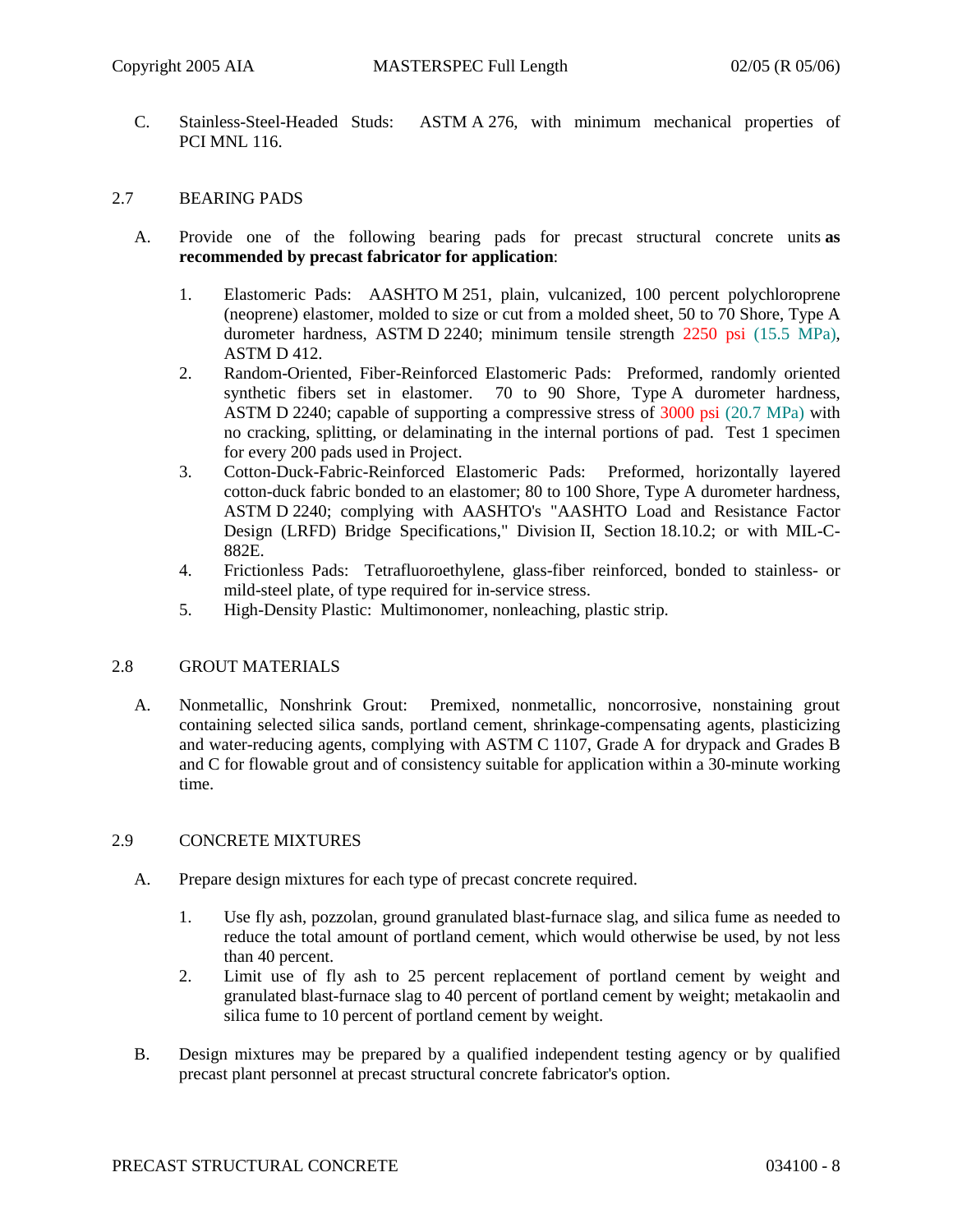C. Stainless-Steel-Headed Studs: ASTM A 276, with minimum mechanical properties of PCI MNL 116.

## 2.7 BEARING PADS

A. Provide one of the following bearing pads for precast structural concrete units **as recommended by precast fabricator for application**:

1. Elastomeric Pads: AASHTO M 251, plain, vulcanized, 100 percent polychloroprene (neoprene) elastomer, molded to size or cut from a molded sheet, 50 to 70 Shore, Type A durometer hardness, ASTM D 2240; minimum tensile strength 2250 psi (15.5 MPa), ASTM D 412.
2. Random-Oriented, Fiber-Reinforced Elastomeric Pads: Preformed, randomly oriented synthetic fibers set in elastomer. 70 to 90 Shore, Type A durometer hardness, ASTM D 2240; capable of supporting a compressive stress of 3000 psi (20.7 MPa) with no cracking, splitting, or delaminating in the internal portions of pad. Test 1 specimen for every 200 pads used in Project.
3. Cotton-Duck-Fabric-Reinforced Elastomeric Pads: Preformed, horizontally layered cotton-duck fabric bonded to an elastomer; 80 to 100 Shore, Type A durometer hardness, ASTM D 2240; complying with AASHTO's "AASHTO Load and Resistance Factor Design (LRFD) Bridge Specifications," Division II, Section 18.10.2; or with MIL-C-882E.
4. Frictionless Pads: Tetrafluoroethylene, glass-fiber reinforced, bonded to stainless- or mild-steel plate, of type required for in-service stress.
5. High-Density Plastic: Multimonomer, nonleaching, plastic strip.

## 2.8 GROUT MATERIALS

A. Nonmetallic, Nonshrink Grout: Premixed, nonmetallic, noncorrosive, nonstaining grout containing selected silica sands, portland cement, shrinkage-compensating agents, plasticizing and water-reducing agents, complying with ASTM C 1107, Grade A for drypack and Grades B and C for flowable grout and of consistency suitable for application within a 30-minute working time.

## 2.9 CONCRETE MIXTURES

A. Prepare design mixtures for each type of precast concrete required.

1. Use fly ash, pozzolan, ground granulated blast-furnace slag, and silica fume as needed to reduce the total amount of portland cement, which would otherwise be used, by not less than 40 percent.
2. Limit use of fly ash to 25 percent replacement of portland cement by weight and granulated blast-furnace slag to 40 percent of portland cement by weight; metakaolin and silica fume to 10 percent of portland cement by weight.

B. Design mixtures may be prepared by a qualified independent testing agency or by qualified precast plant personnel at precast structural concrete fabricator's option.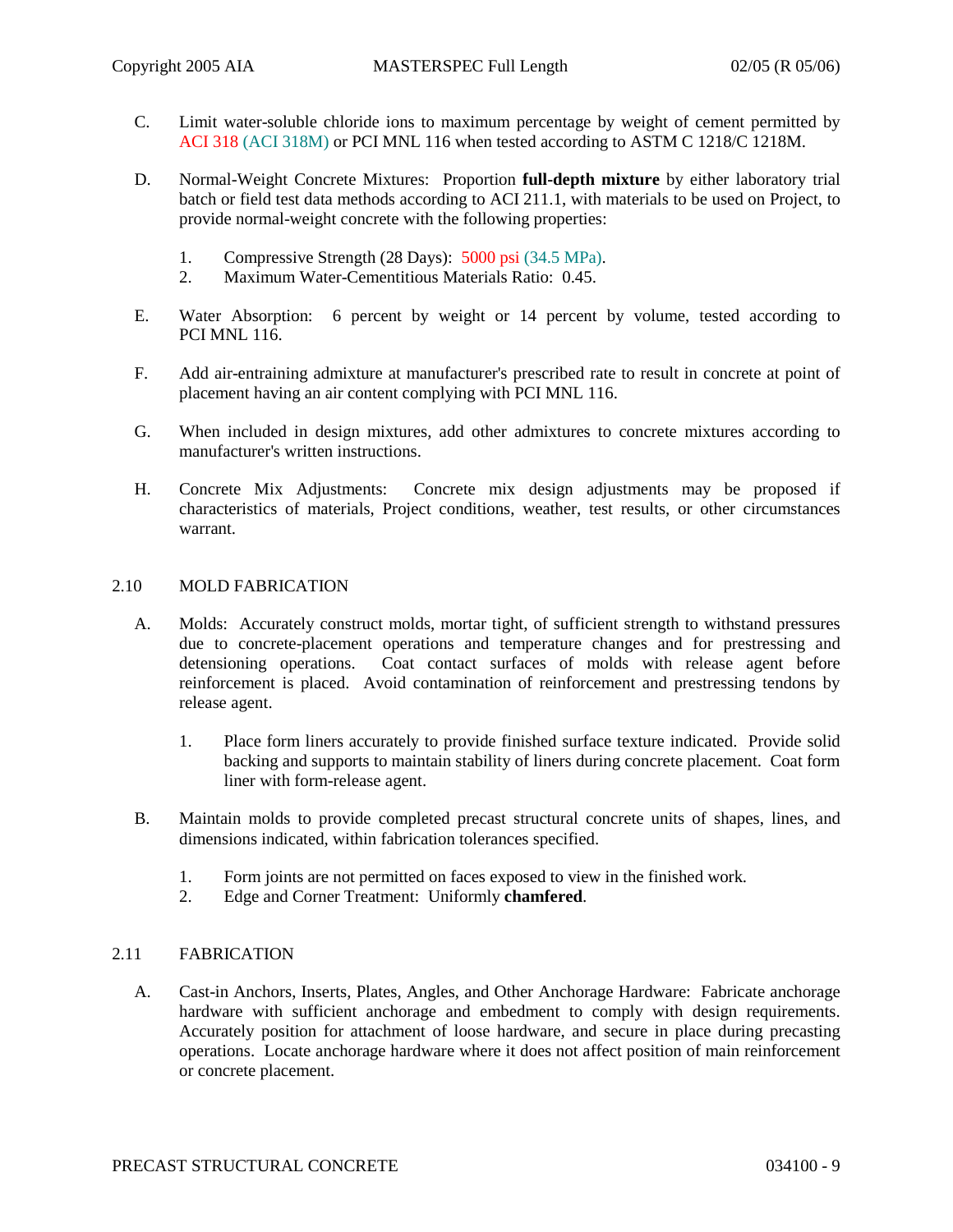C. Limit water-soluble chloride ions to maximum percentage by weight of cement permitted by ACI 318 (ACI 318M) or PCI MNL 116 when tested according to ASTM C 1218/C 1218M.

D. Normal-Weight Concrete Mixtures: Proportion **full-depth mixture** by either laboratory trial batch or field test data methods according to ACI 211.1, with materials to be used on Project, to provide normal-weight concrete with the following properties:

1. Compressive Strength (28 Days): 5000 psi (34.5 MPa).
2. Maximum Water-Cementitious Materials Ratio: 0.45.

E. Water Absorption: 6 percent by weight or 14 percent by volume, tested according to PCI MNL 116.

F. Add air-entraining admixture at manufacturer's prescribed rate to result in concrete at point of placement having an air content complying with PCI MNL 116.

G. When included in design mixtures, add other admixtures to concrete mixtures according to manufacturer's written instructions.

H. Concrete Mix Adjustments: Concrete mix design adjustments may be proposed if characteristics of materials, Project conditions, weather, test results, or other circumstances warrant.

## 2.10 MOLD FABRICATION

A. Molds: Accurately construct molds, mortar tight, of sufficient strength to withstand pressures due to concrete-placement operations and temperature changes and for prestressing and detensioning operations. Coat contact surfaces of molds with release agent before reinforcement is placed. Avoid contamination of reinforcement and prestressing tendons by release agent.

1. Place form liners accurately to provide finished surface texture indicated. Provide solid backing and supports to maintain stability of liners during concrete placement. Coat form liner with form-release agent.

B. Maintain molds to provide completed precast structural concrete units of shapes, lines, and dimensions indicated, within fabrication tolerances specified.

1. Form joints are not permitted on faces exposed to view in the finished work.
2. Edge and Corner Treatment: Uniformly **chamfered**.

## 2.11 FABRICATION

A. Cast-in Anchors, Inserts, Plates, Angles, and Other Anchorage Hardware: Fabricate anchorage hardware with sufficient anchorage and embedment to comply with design requirements. Accurately position for attachment of loose hardware, and secure in place during precasting operations. Locate anchorage hardware where it does not affect position of main reinforcement or concrete placement.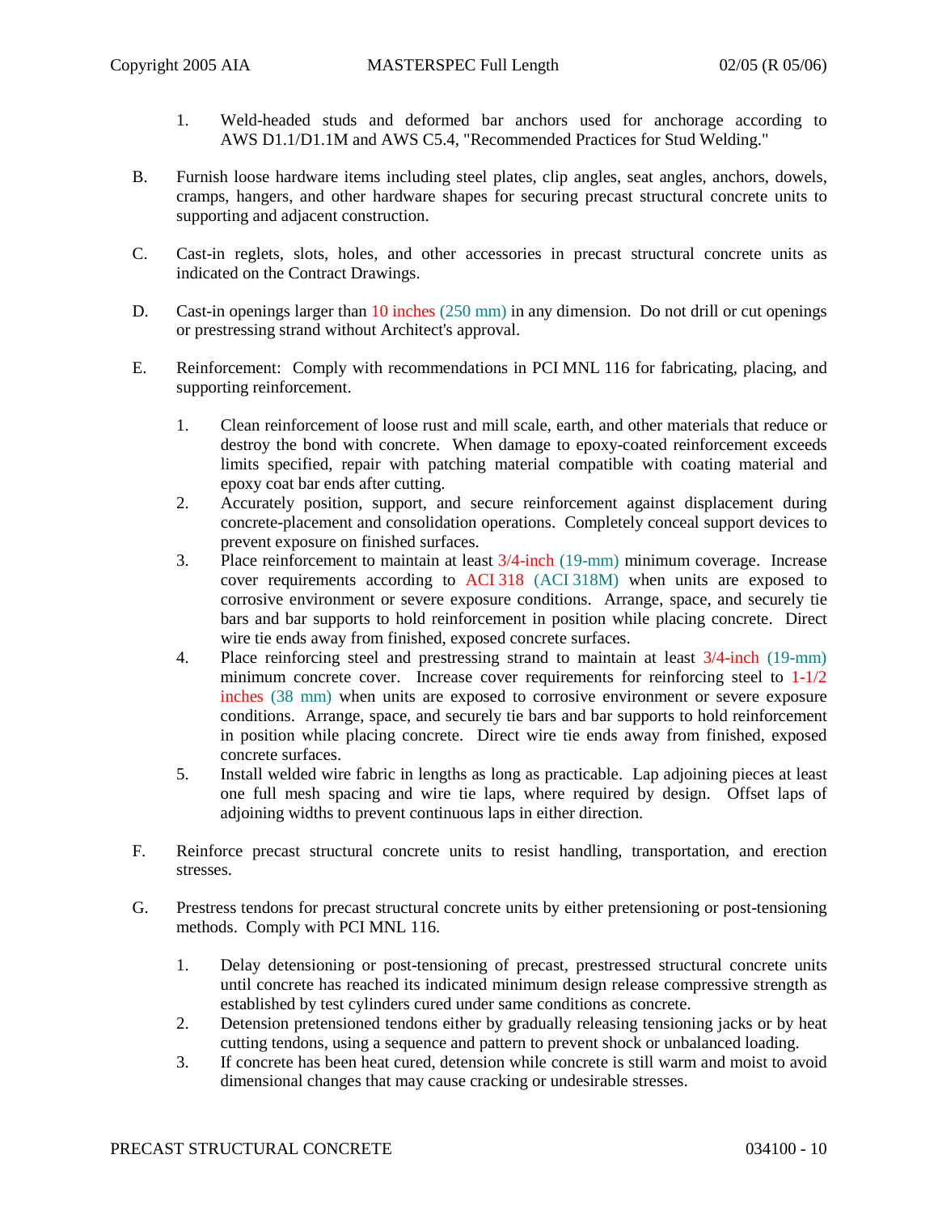1. Weld-headed studs and deformed bar anchors used for anchorage according to AWS D1.1/D1.1M and AWS C5.4, "Recommended Practices for Stud Welding."

B. Furnish loose hardware items including steel plates, clip angles, seat angles, anchors, dowels, cramps, hangers, and other hardware shapes for securing precast structural concrete units to supporting and adjacent construction.

C. Cast-in reglets, slots, holes, and other accessories in precast structural concrete units as indicated on the Contract Drawings.

D. Cast-in openings larger than 10 inches (250 mm) in any dimension. Do not drill or cut openings or prestressing strand without Architect's approval.

E. Reinforcement: Comply with recommendations in PCI MNL 116 for fabricating, placing, and supporting reinforcement.

1. Clean reinforcement of loose rust and mill scale, earth, and other materials that reduce or destroy the bond with concrete. When damage to epoxy-coated reinforcement exceeds limits specified, repair with patching material compatible with coating material and epoxy coat bar ends after cutting.
2. Accurately position, support, and secure reinforcement against displacement during concrete-placement and consolidation operations. Completely conceal support devices to prevent exposure on finished surfaces.
3. Place reinforcement to maintain at least 3/4-inch (19-mm) minimum coverage. Increase cover requirements according to ACI 318 (ACI 318M) when units are exposed to corrosive environment or severe exposure conditions. Arrange, space, and securely tie bars and bar supports to hold reinforcement in position while placing concrete. Direct wire tie ends away from finished, exposed concrete surfaces.
4. Place reinforcing steel and prestressing strand to maintain at least 3/4-inch (19-mm) minimum concrete cover. Increase cover requirements for reinforcing steel to 1-1/2 inches (38 mm) when units are exposed to corrosive environment or severe exposure conditions. Arrange, space, and securely tie bars and bar supports to hold reinforcement in position while placing concrete. Direct wire tie ends away from finished, exposed concrete surfaces.
5. Install welded wire fabric in lengths as long as practicable. Lap adjoining pieces at least one full mesh spacing and wire tie laps, where required by design. Offset laps of adjoining widths to prevent continuous laps in either direction.

F. Reinforce precast structural concrete units to resist handling, transportation, and erection stresses.

G. Prestress tendons for precast structural concrete units by either pretensioning or post-tensioning methods. Comply with PCI MNL 116.

1. Delay detensioning or post-tensioning of precast, prestressed structural concrete units until concrete has reached its indicated minimum design release compressive strength as established by test cylinders cured under same conditions as concrete.
2. Detension pretensioned tendons either by gradually releasing tensioning jacks or by heat cutting tendons, using a sequence and pattern to prevent shock or unbalanced loading.
3. If concrete has been heat cured, detension while concrete is still warm and moist to avoid dimensional changes that may cause cracking or undesirable stresses.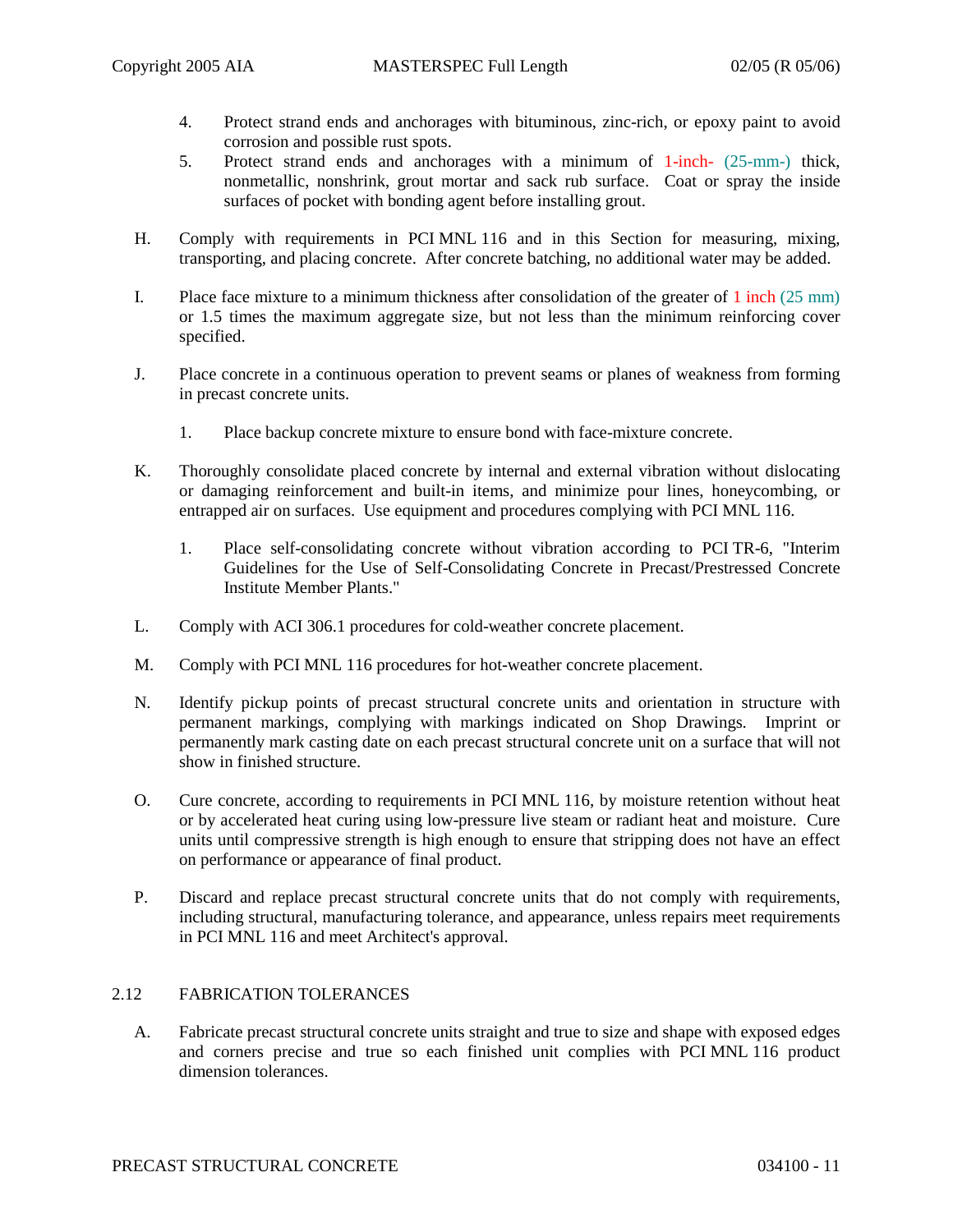4. Protect strand ends and anchorages with bituminous, zinc-rich, or epoxy paint to avoid corrosion and possible rust spots.
5. Protect strand ends and anchorages with a minimum of 1-inch- (25-mm-) thick, nonmetallic, nonshrink, grout mortar and sack rub surface. Coat or spray the inside surfaces of pocket with bonding agent before installing grout.

H. Comply with requirements in PCI MNL 116 and in this Section for measuring, mixing, transporting, and placing concrete. After concrete batching, no additional water may be added.

I. Place face mixture to a minimum thickness after consolidation of the greater of 1 inch (25 mm) or 1.5 times the maximum aggregate size, but not less than the minimum reinforcing cover specified.

J. Place concrete in a continuous operation to prevent seams or planes of weakness from forming in precast concrete units.

1. Place backup concrete mixture to ensure bond with face-mixture concrete.

K. Thoroughly consolidate placed concrete by internal and external vibration without dislocating or damaging reinforcement and built-in items, and minimize pour lines, honeycombing, or entrapped air on surfaces. Use equipment and procedures complying with PCI MNL 116.

1. Place self-consolidating concrete without vibration according to PCI TR-6, "Interim Guidelines for the Use of Self-Consolidating Concrete in Precast/Prestressed Concrete Institute Member Plants."

L. Comply with ACI 306.1 procedures for cold-weather concrete placement.

M. Comply with PCI MNL 116 procedures for hot-weather concrete placement.

N. Identify pickup points of precast structural concrete units and orientation in structure with permanent markings, complying with markings indicated on Shop Drawings. Imprint or permanently mark casting date on each precast structural concrete unit on a surface that will not show in finished structure.

O. Cure concrete, according to requirements in PCI MNL 116, by moisture retention without heat or by accelerated heat curing using low-pressure live steam or radiant heat and moisture. Cure units until compressive strength is high enough to ensure that stripping does not have an effect on performance or appearance of final product.

P. Discard and replace precast structural concrete units that do not comply with requirements, including structural, manufacturing tolerance, and appearance, unless repairs meet requirements in PCI MNL 116 and meet Architect's approval.

## 2.12 FABRICATION TOLERANCES

A. Fabricate precast structural concrete units straight and true to size and shape with exposed edges and corners precise and true so each finished unit complies with PCI MNL 116 product dimension tolerances.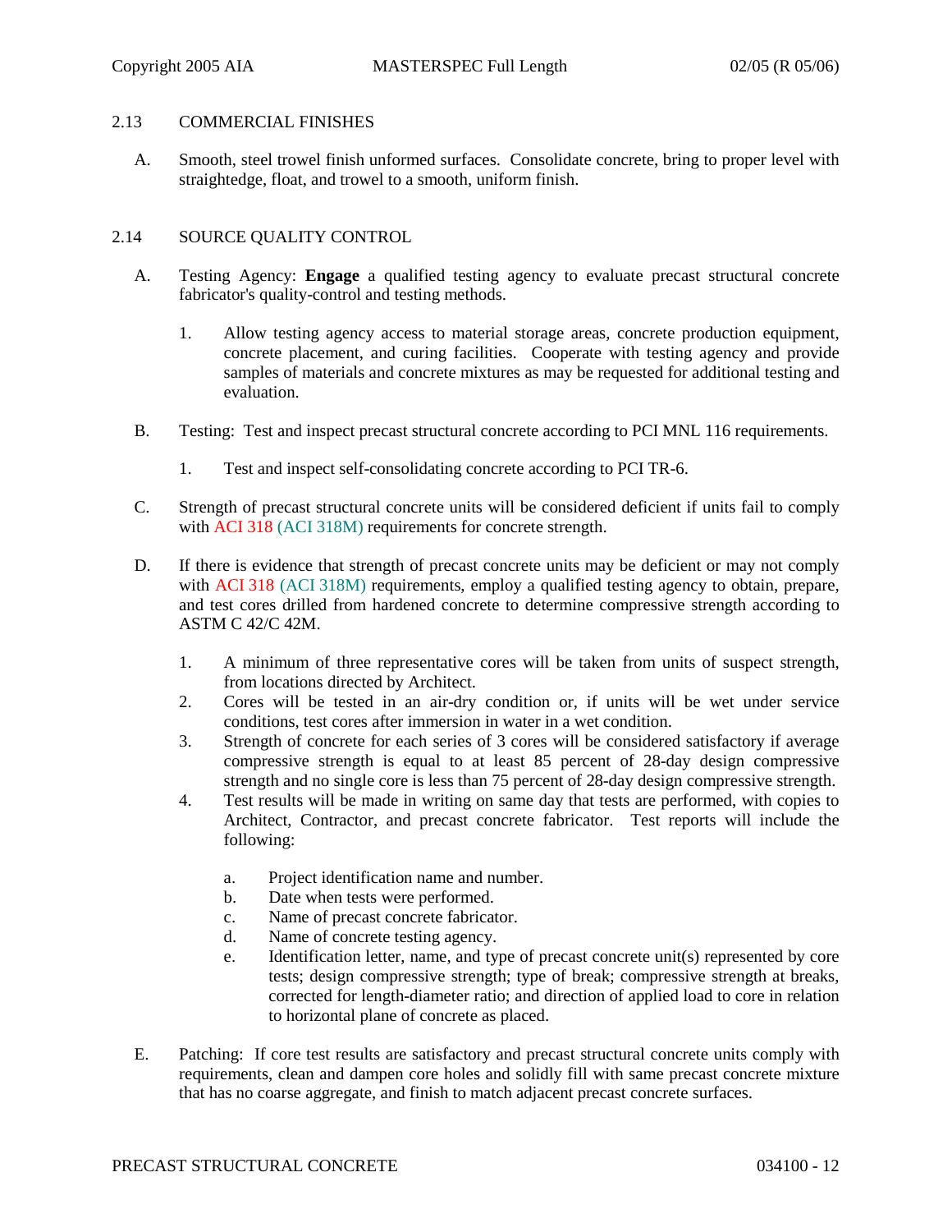## 2.13 COMMERCIAL FINISHES

A. Smooth, steel trowel finish unformed surfaces. Consolidate concrete, bring to proper level with straightedge, float, and trowel to a smooth, uniform finish.

## 2.14 SOURCE QUALITY CONTROL

A. Testing Agency: **Engage** a qualified testing agency to evaluate precast structural concrete fabricator's quality-control and testing methods.

   1. Allow testing agency access to material storage areas, concrete production equipment, concrete placement, and curing facilities. Cooperate with testing agency and provide samples of materials and concrete mixtures as may be requested for additional testing and evaluation.

B. Testing: Test and inspect precast structural concrete according to PCI MNL 116 requirements.

   1. Test and inspect self-consolidating concrete according to PCI TR-6.

C. Strength of precast structural concrete units will be considered deficient if units fail to comply with ACI 318 (ACI 318M) requirements for concrete strength.

D. If there is evidence that strength of precast concrete units may be deficient or may not comply with ACI 318 (ACI 318M) requirements, employ a qualified testing agency to obtain, prepare, and test cores drilled from hardened concrete to determine compressive strength according to ASTM C 42/C 42M.

   1. A minimum of three representative cores will be taken from units of suspect strength, from locations directed by Architect.
   2. Cores will be tested in an air-dry condition or, if units will be wet under service conditions, test cores after immersion in water in a wet condition.
   3. Strength of concrete for each series of 3 cores will be considered satisfactory if average compressive strength is equal to at least 85 percent of 28-day design compressive strength and no single core is less than 75 percent of 28-day design compressive strength.
   4. Test results will be made in writing on same day that tests are performed, with copies to Architect, Contractor, and precast concrete fabricator. Test reports will include the following:

      a. Project identification name and number.
      b. Date when tests were performed.
      c. Name of precast concrete fabricator.
      d. Name of concrete testing agency.
      e. Identification letter, name, and type of precast concrete unit(s) represented by core tests; design compressive strength; type of break; compressive strength at breaks, corrected for length-diameter ratio; and direction of applied load to core in relation to horizontal plane of concrete as placed.

E. Patching: If core test results are satisfactory and precast structural concrete units comply with requirements, clean and dampen core holes and solidly fill with same precast concrete mixture that has no coarse aggregate, and finish to match adjacent precast concrete surfaces.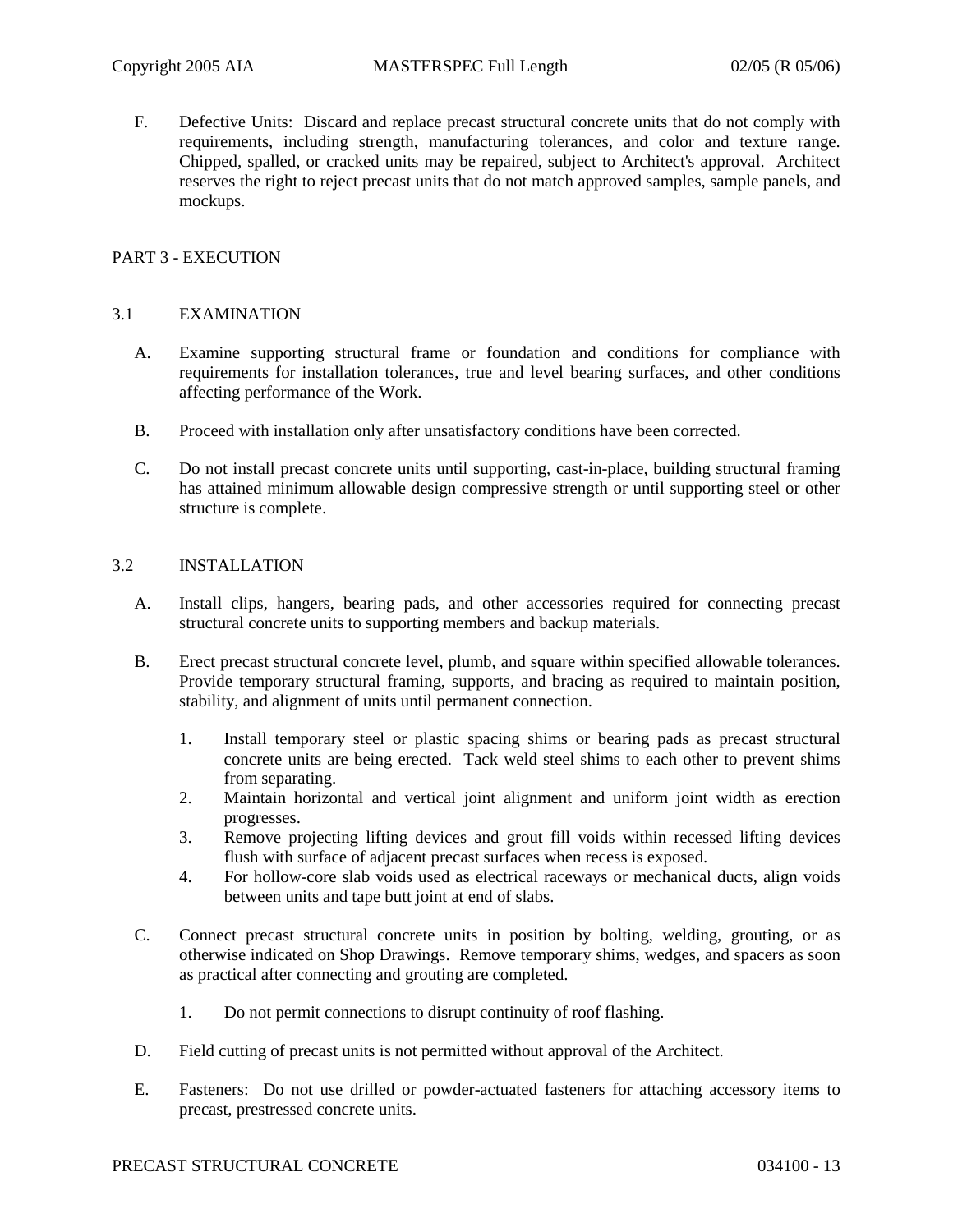F. Defective Units: Discard and replace precast structural concrete units that do not comply with requirements, including strength, manufacturing tolerances, and color and texture range. Chipped, spalled, or cracked units may be repaired, subject to Architect's approval. Architect reserves the right to reject precast units that do not match approved samples, sample panels, and mockups.

## PART 3 - EXECUTION

### 3.1 EXAMINATION

A. Examine supporting structural frame or foundation and conditions for compliance with requirements for installation tolerances, true and level bearing surfaces, and other conditions affecting performance of the Work.

B. Proceed with installation only after unsatisfactory conditions have been corrected.

C. Do not install precast concrete units until supporting, cast-in-place, building structural framing has attained minimum allowable design compressive strength or until supporting steel or other structure is complete.

### 3.2 INSTALLATION

A. Install clips, hangers, bearing pads, and other accessories required for connecting precast structural concrete units to supporting members and backup materials.

B. Erect precast structural concrete level, plumb, and square within specified allowable tolerances. Provide temporary structural framing, supports, and bracing as required to maintain position, stability, and alignment of units until permanent connection.

1. Install temporary steel or plastic spacing shims or bearing pads as precast structural concrete units are being erected. Tack weld steel shims to each other to prevent shims from separating.
2. Maintain horizontal and vertical joint alignment and uniform joint width as erection progresses.
3. Remove projecting lifting devices and grout fill voids within recessed lifting devices flush with surface of adjacent precast surfaces when recess is exposed.
4. For hollow-core slab voids used as electrical raceways or mechanical ducts, align voids between units and tape butt joint at end of slabs.

C. Connect precast structural concrete units in position by bolting, welding, grouting, or as otherwise indicated on Shop Drawings. Remove temporary shims, wedges, and spacers as soon as practical after connecting and grouting are completed.

1. Do not permit connections to disrupt continuity of roof flashing.

D. Field cutting of precast units is not permitted without approval of the Architect.

E. Fasteners: Do not use drilled or powder-actuated fasteners for attaching accessory items to precast, prestressed concrete units.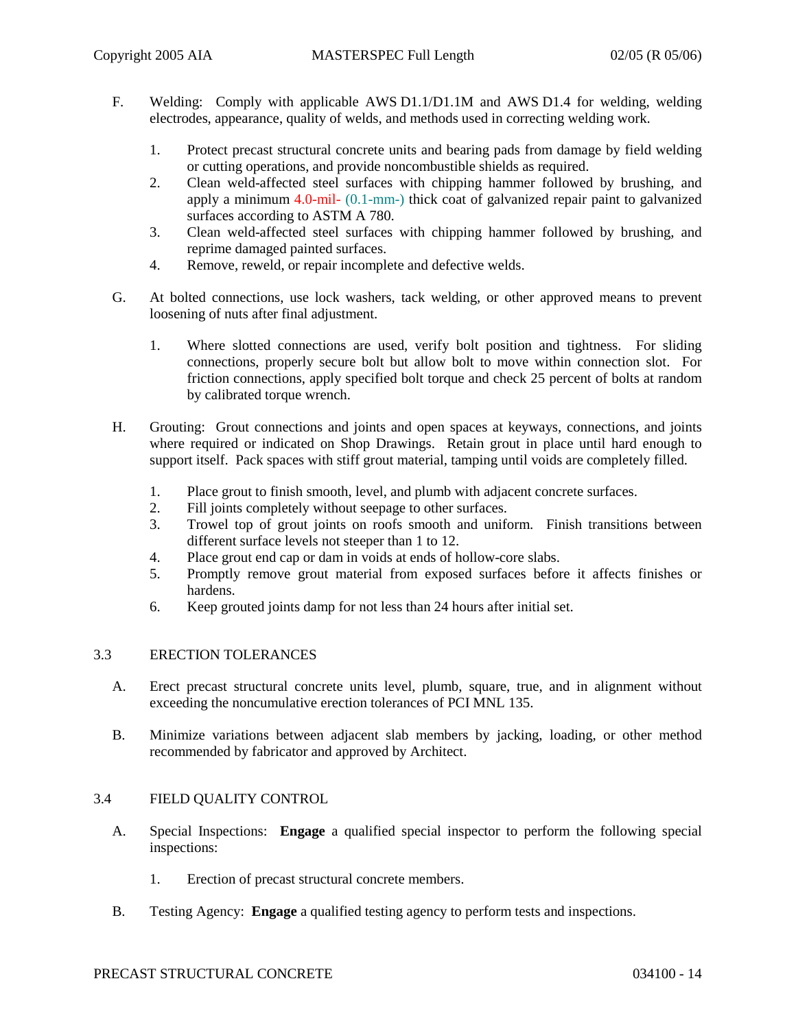F. Welding: Comply with applicable AWS D1.1/D1.1M and AWS D1.4 for welding, welding electrodes, appearance, quality of welds, and methods used in correcting welding work.

1. Protect precast structural concrete units and bearing pads from damage by field welding or cutting operations, and provide noncombustible shields as required.
2. Clean weld-affected steel surfaces with chipping hammer followed by brushing, and apply a minimum 4.0-mil- (0.1-mm-) thick coat of galvanized repair paint to galvanized surfaces according to ASTM A 780.
3. Clean weld-affected steel surfaces with chipping hammer followed by brushing, and reprime damaged painted surfaces.
4. Remove, reweld, or repair incomplete and defective welds.

G. At bolted connections, use lock washers, tack welding, or other approved means to prevent loosening of nuts after final adjustment.

1. Where slotted connections are used, verify bolt position and tightness. For sliding connections, properly secure bolt but allow bolt to move within connection slot. For friction connections, apply specified bolt torque and check 25 percent of bolts at random by calibrated torque wrench.

H. Grouting: Grout connections and joints and open spaces at keyways, connections, and joints where required or indicated on Shop Drawings. Retain grout in place until hard enough to support itself. Pack spaces with stiff grout material, tamping until voids are completely filled.

1. Place grout to finish smooth, level, and plumb with adjacent concrete surfaces.
2. Fill joints completely without seepage to other surfaces.
3. Trowel top of grout joints on roofs smooth and uniform. Finish transitions between different surface levels not steeper than 1 to 12.
4. Place grout end cap or dam in voids at ends of hollow-core slabs.
5. Promptly remove grout material from exposed surfaces before it affects finishes or hardens.
6. Keep grouted joints damp for not less than 24 hours after initial set.

## 3.3 ERECTION TOLERANCES

A. Erect precast structural concrete units level, plumb, square, true, and in alignment without exceeding the noncumulative erection tolerances of PCI MNL 135.

B. Minimize variations between adjacent slab members by jacking, loading, or other method recommended by fabricator and approved by Architect.

## 3.4 FIELD QUALITY CONTROL

A. Special Inspections: **Engage** a qualified special inspector to perform the following special inspections:

1. Erection of precast structural concrete members.

B. Testing Agency: **Engage** a qualified testing agency to perform tests and inspections.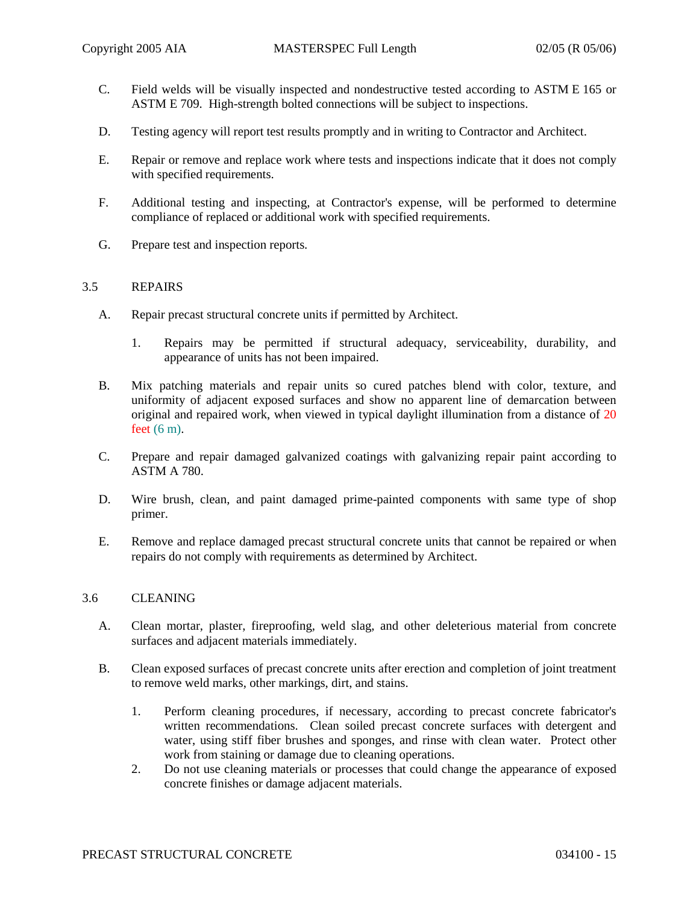C. Field welds will be visually inspected and nondestructive tested according to ASTM E 165 or ASTM E 709. High-strength bolted connections will be subject to inspections.

D. Testing agency will report test results promptly and in writing to Contractor and Architect.

E. Repair or remove and replace work where tests and inspections indicate that it does not comply with specified requirements.

F. Additional testing and inspecting, at Contractor's expense, will be performed to determine compliance of replaced or additional work with specified requirements.

G. Prepare test and inspection reports.

## 3.5 REPAIRS

A. Repair precast structural concrete units if permitted by Architect.

1. Repairs may be permitted if structural adequacy, serviceability, durability, and appearance of units has not been impaired.

B. Mix patching materials and repair units so cured patches blend with color, texture, and uniformity of adjacent exposed surfaces and show no apparent line of demarcation between original and repaired work, when viewed in typical daylight illumination from a distance of 20 feet (6 m).

C. Prepare and repair damaged galvanized coatings with galvanizing repair paint according to ASTM A 780.

D. Wire brush, clean, and paint damaged prime-painted components with same type of shop primer.

E. Remove and replace damaged precast structural concrete units that cannot be repaired or when repairs do not comply with requirements as determined by Architect.

## 3.6 CLEANING

A. Clean mortar, plaster, fireproofing, weld slag, and other deleterious material from concrete surfaces and adjacent materials immediately.

B. Clean exposed surfaces of precast concrete units after erection and completion of joint treatment to remove weld marks, other markings, dirt, and stains.

1. Perform cleaning procedures, if necessary, according to precast concrete fabricator's written recommendations. Clean soiled precast concrete surfaces with detergent and water, using stiff fiber brushes and sponges, and rinse with clean water. Protect other work from staining or damage due to cleaning operations.
2. Do not use cleaning materials or processes that could change the appearance of exposed concrete finishes or damage adjacent materials.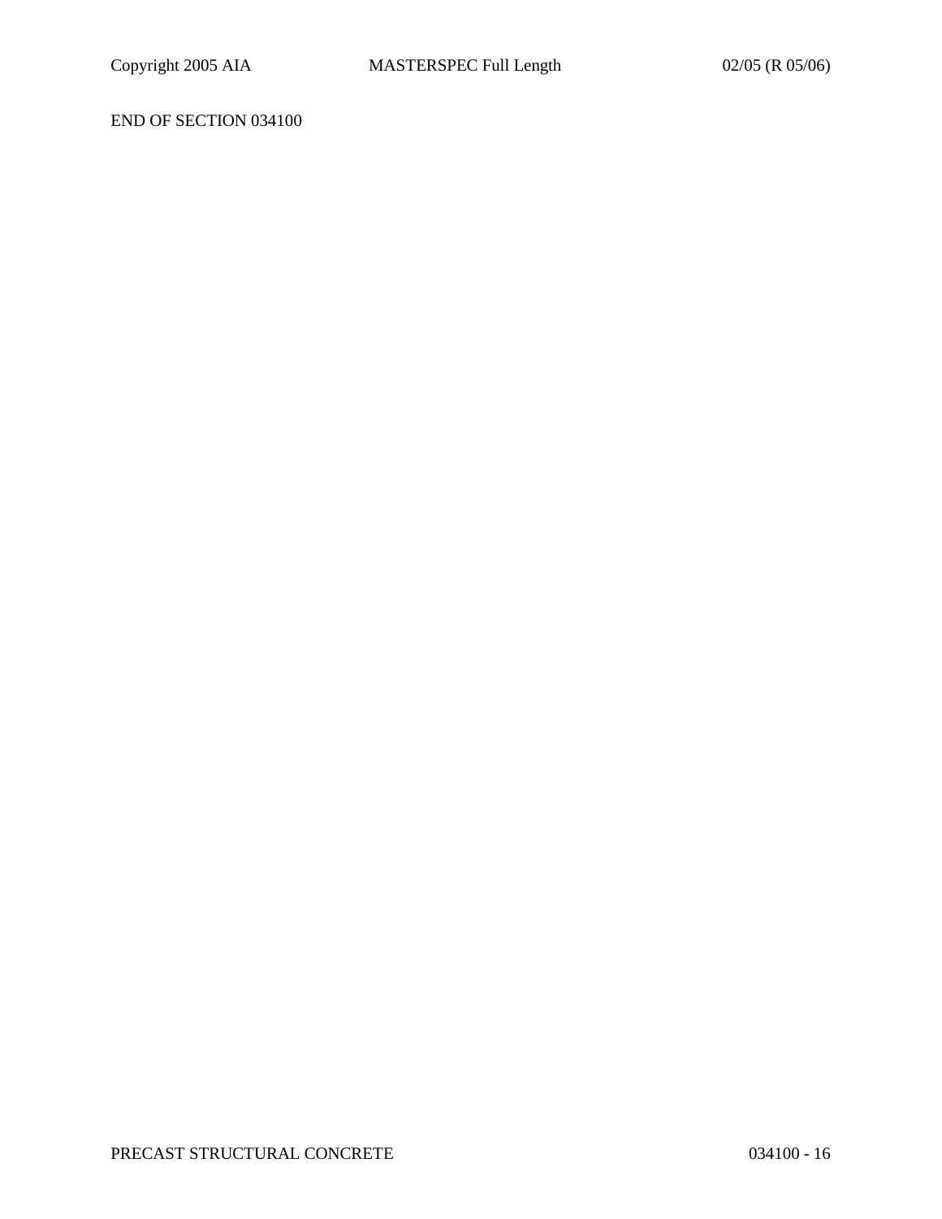END OF SECTION 034100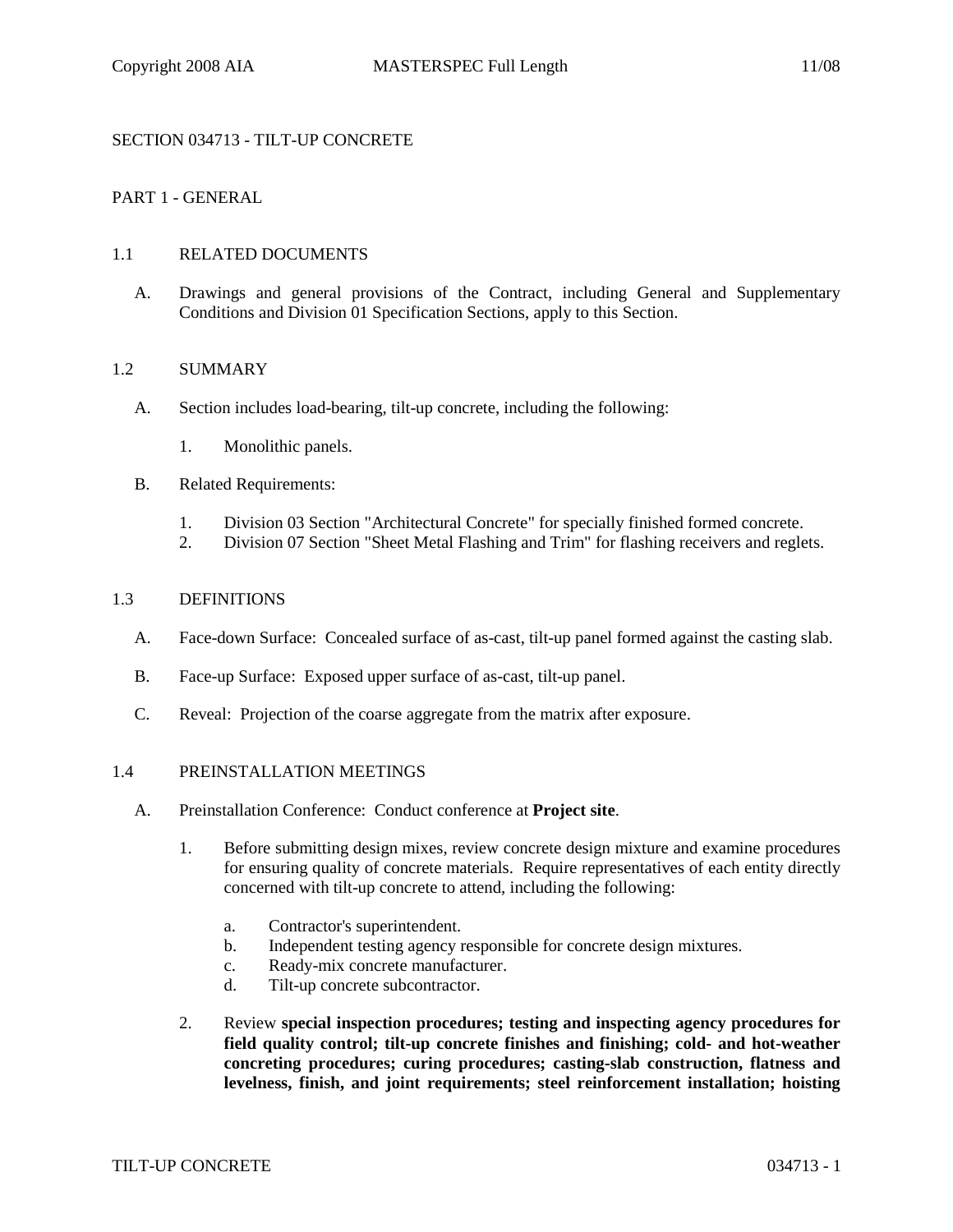# SECTION 034713 - TILT-UP CONCRETE

## PART 1 - GENERAL

### 1.1 RELATED DOCUMENTS

A. Drawings and general provisions of the Contract, including General and Supplementary Conditions and Division 01 Specification Sections, apply to this Section.

### 1.2 SUMMARY

A. Section includes load-bearing, tilt-up concrete, including the following:

1. Monolithic panels.

B. Related Requirements:

1. Division 03 Section "Architectural Concrete" for specially finished formed concrete.
2. Division 07 Section "Sheet Metal Flashing and Trim" for flashing receivers and reglets.

### 1.3 DEFINITIONS

A. Face-down Surface: Concealed surface of as-cast, tilt-up panel formed against the casting slab.

B. Face-up Surface: Exposed upper surface of as-cast, tilt-up panel.

C. Reveal: Projection of the coarse aggregate from the matrix after exposure.

### 1.4 PREINSTALLATION MEETINGS

A. Preinstallation Conference: Conduct conference at **Project site**.

1. Before submitting design mixes, review concrete design mixture and examine procedures for ensuring quality of concrete materials. Require representatives of each entity directly concerned with tilt-up concrete to attend, including the following:

   a. Contractor's superintendent.
   b. Independent testing agency responsible for concrete design mixtures.
   c. Ready-mix concrete manufacturer.
   d. Tilt-up concrete subcontractor.

2. Review **special inspection procedures; testing and inspecting agency procedures for field quality control; tilt-up concrete finishes and finishing; cold- and hot-weather concreting procedures; curing procedures; casting-slab construction, flatness and levelness, finish, and joint requirements; steel reinforcement installation; hoisting**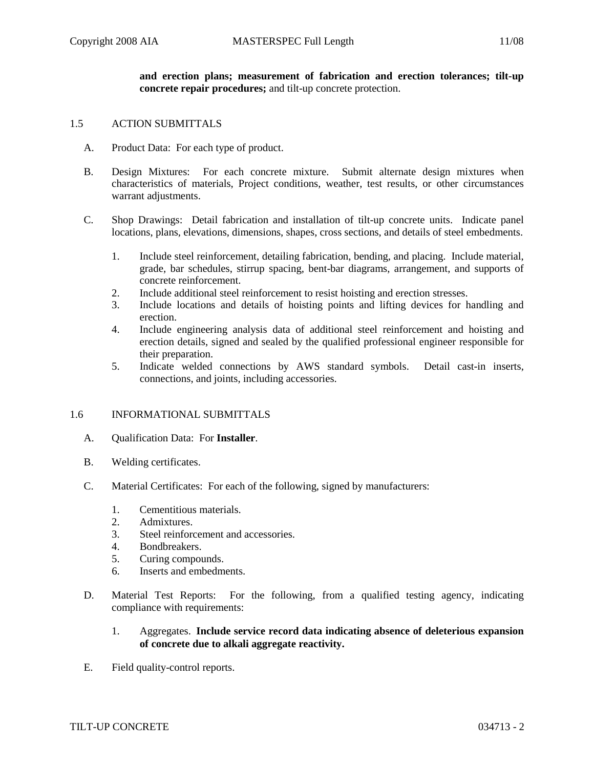**and erection plans; measurement of fabrication and erection tolerances; tilt-up concrete repair procedures;** and tilt-up concrete protection.

## 1.5 ACTION SUBMITTALS

A. Product Data: For each type of product.

B. Design Mixtures: For each concrete mixture. Submit alternate design mixtures when characteristics of materials, Project conditions, weather, test results, or other circumstances warrant adjustments.

C. Shop Drawings: Detail fabrication and installation of tilt-up concrete units. Indicate panel locations, plans, elevations, dimensions, shapes, cross sections, and details of steel embedments.

1. Include steel reinforcement, detailing fabrication, bending, and placing. Include material, grade, bar schedules, stirrup spacing, bent-bar diagrams, arrangement, and supports of concrete reinforcement.
2. Include additional steel reinforcement to resist hoisting and erection stresses.
3. Include locations and details of hoisting points and lifting devices for handling and erection.
4. Include engineering analysis data of additional steel reinforcement and hoisting and erection details, signed and sealed by the qualified professional engineer responsible for their preparation.
5. Indicate welded connections by AWS standard symbols. Detail cast-in inserts, connections, and joints, including accessories.

## 1.6 INFORMATIONAL SUBMITTALS

A. Qualification Data: For **Installer**.

B. Welding certificates.

C. Material Certificates: For each of the following, signed by manufacturers:

1. Cementitious materials.
2. Admixtures.
3. Steel reinforcement and accessories.
4. Bondbreakers.
5. Curing compounds.
6. Inserts and embedments.

D. Material Test Reports: For the following, from a qualified testing agency, indicating compliance with requirements:

1. Aggregates. **Include service record data indicating absence of deleterious expansion of concrete due to alkali aggregate reactivity.**

E. Field quality-control reports.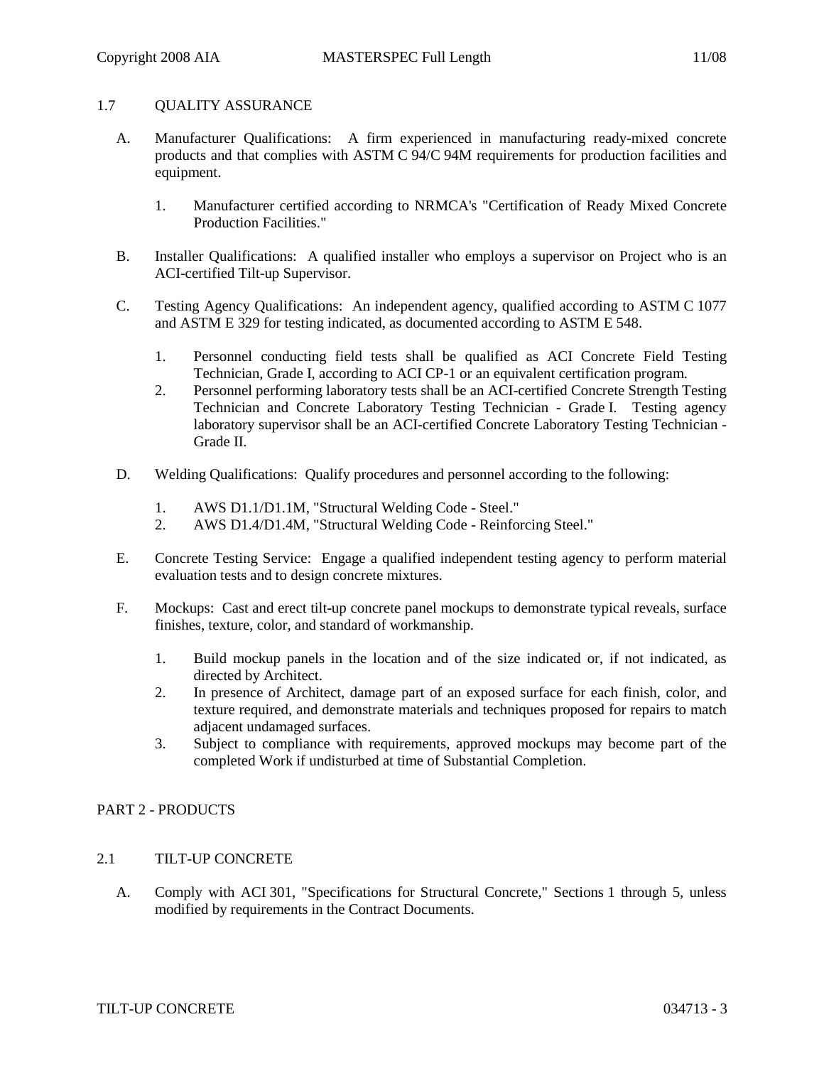## 1.7 QUALITY ASSURANCE

A. Manufacturer Qualifications: A firm experienced in manufacturing ready-mixed concrete products and that complies with ASTM C 94/C 94M requirements for production facilities and equipment.

   1. Manufacturer certified according to NRMCA's "Certification of Ready Mixed Concrete Production Facilities."

B. Installer Qualifications: A qualified installer who employs a supervisor on Project who is an ACI-certified Tilt-up Supervisor.

C. Testing Agency Qualifications: An independent agency, qualified according to ASTM C 1077 and ASTM E 329 for testing indicated, as documented according to ASTM E 548.

   1. Personnel conducting field tests shall be qualified as ACI Concrete Field Testing Technician, Grade I, according to ACI CP-1 or an equivalent certification program.
   2. Personnel performing laboratory tests shall be an ACI-certified Concrete Strength Testing Technician and Concrete Laboratory Testing Technician - Grade I. Testing agency laboratory supervisor shall be an ACI-certified Concrete Laboratory Testing Technician - Grade II.

D. Welding Qualifications: Qualify procedures and personnel according to the following:

   1. AWS D1.1/D1.1M, "Structural Welding Code - Steel."
   2. AWS D1.4/D1.4M, "Structural Welding Code - Reinforcing Steel."

E. Concrete Testing Service: Engage a qualified independent testing agency to perform material evaluation tests and to design concrete mixtures.

F. Mockups: Cast and erect tilt-up concrete panel mockups to demonstrate typical reveals, surface finishes, texture, color, and standard of workmanship.

   1. Build mockup panels in the location and of the size indicated or, if not indicated, as directed by Architect.
   2. In presence of Architect, damage part of an exposed surface for each finish, color, and texture required, and demonstrate materials and techniques proposed for repairs to match adjacent undamaged surfaces.
   3. Subject to compliance with requirements, approved mockups may become part of the completed Work if undisturbed at time of Substantial Completion.

# PART 2 - PRODUCTS

## 2.1 TILT-UP CONCRETE

A. Comply with ACI 301, "Specifications for Structural Concrete," Sections 1 through 5, unless modified by requirements in the Contract Documents.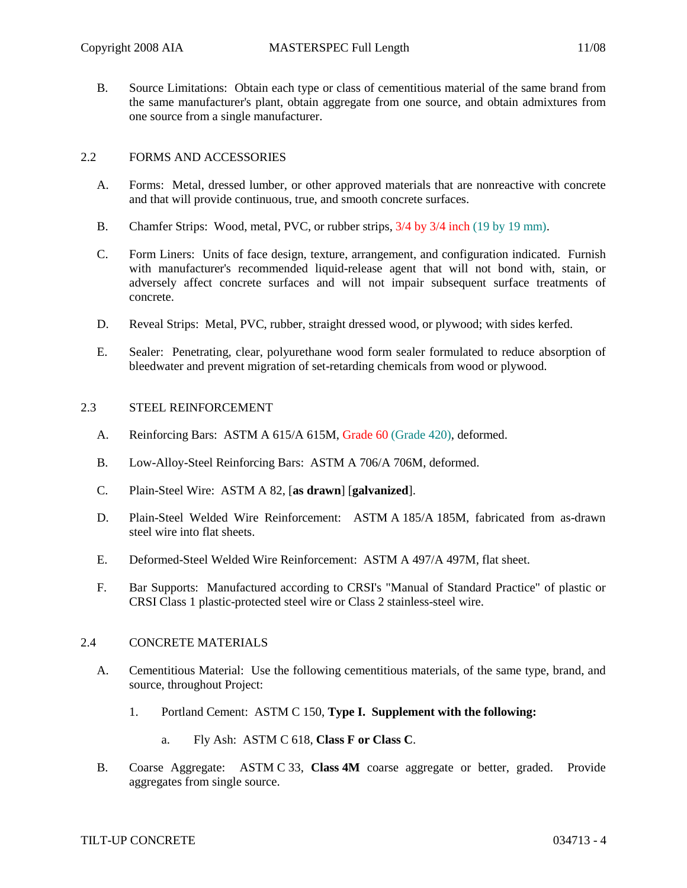B. Source Limitations: Obtain each type or class of cementitious material of the same brand from the same manufacturer's plant, obtain aggregate from one source, and obtain admixtures from one source from a single manufacturer.

## 2.2 FORMS AND ACCESSORIES

A. Forms: Metal, dressed lumber, or other approved materials that are nonreactive with concrete and that will provide continuous, true, and smooth concrete surfaces.

B. Chamfer Strips: Wood, metal, PVC, or rubber strips, 3/4 by 3/4 inch (19 by 19 mm).

C. Form Liners: Units of face design, texture, arrangement, and configuration indicated. Furnish with manufacturer's recommended liquid-release agent that will not bond with, stain, or adversely affect concrete surfaces and will not impair subsequent surface treatments of concrete.

D. Reveal Strips: Metal, PVC, rubber, straight dressed wood, or plywood; with sides kerfed.

E. Sealer: Penetrating, clear, polyurethane wood form sealer formulated to reduce absorption of bleedwater and prevent migration of set-retarding chemicals from wood or plywood.

## 2.3 STEEL REINFORCEMENT

A. Reinforcing Bars: ASTM A 615/A 615M, Grade 60 (Grade 420), deformed.

B. Low-Alloy-Steel Reinforcing Bars: ASTM A 706/A 706M, deformed.

C. Plain-Steel Wire: ASTM A 82, [**as drawn**] [**galvanized**].

D. Plain-Steel Welded Wire Reinforcement: ASTM A 185/A 185M, fabricated from as-drawn steel wire into flat sheets.

E. Deformed-Steel Welded Wire Reinforcement: ASTM A 497/A 497M, flat sheet.

F. Bar Supports: Manufactured according to CRSI's "Manual of Standard Practice" of plastic or CRSI Class 1 plastic-protected steel wire or Class 2 stainless-steel wire.

## 2.4 CONCRETE MATERIALS

A. Cementitious Material: Use the following cementitious materials, of the same type, brand, and source, throughout Project:

1. Portland Cement: ASTM C 150, **Type I. Supplement with the following:**

   a. Fly Ash: ASTM C 618, **Class F or Class C**.

B. Coarse Aggregate: ASTM C 33, **Class 4M** coarse aggregate or better, graded. Provide aggregates from single source.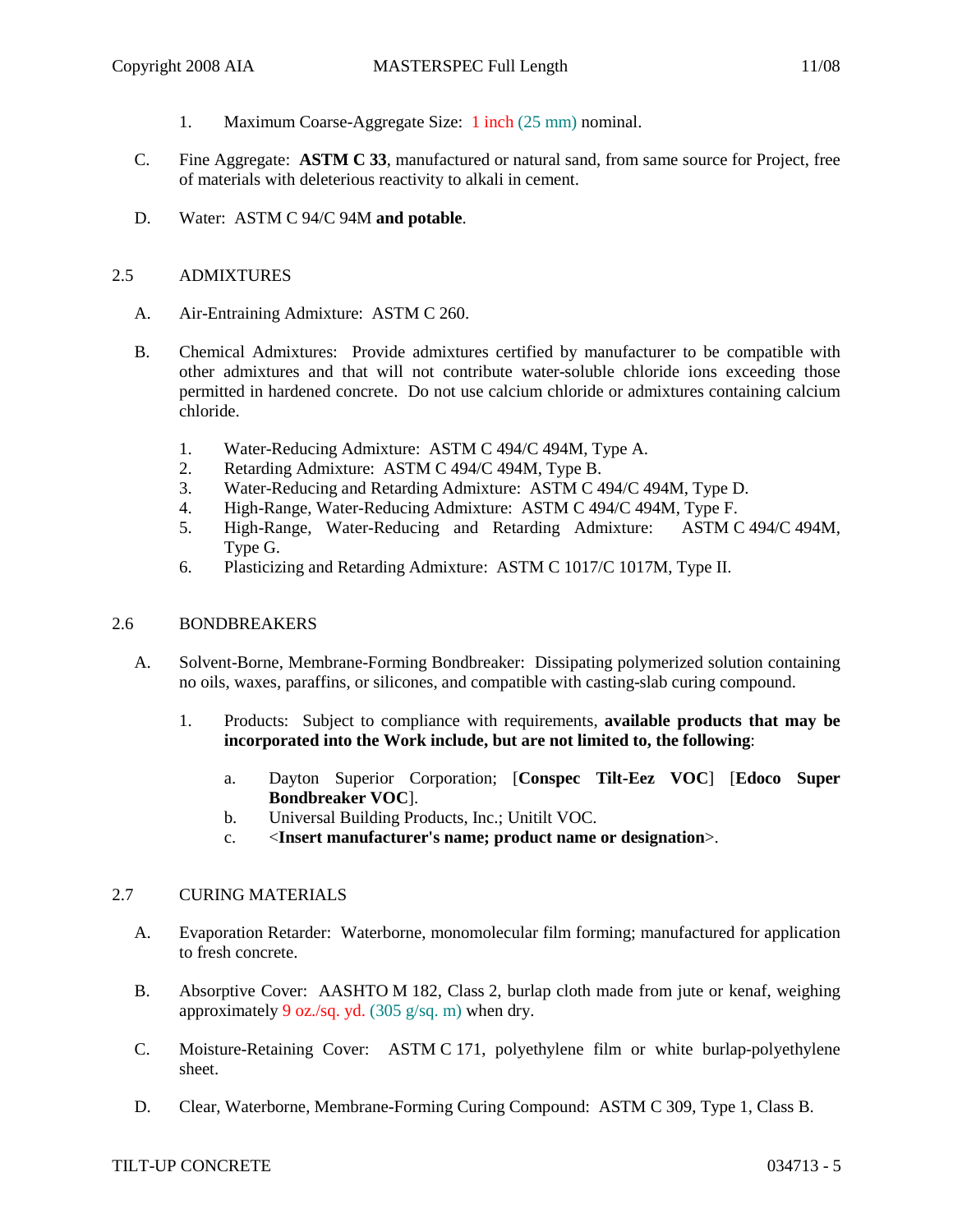1. Maximum Coarse-Aggregate Size: 1 inch (25 mm) nominal.

C. Fine Aggregate: **ASTM C 33**, manufactured or natural sand, from same source for Project, free of materials with deleterious reactivity to alkali in cement.

D. Water: ASTM C 94/C 94M **and potable**.

## 2.5 ADMIXTURES

A. Air-Entraining Admixture: ASTM C 260.

B. Chemical Admixtures: Provide admixtures certified by manufacturer to be compatible with other admixtures and that will not contribute water-soluble chloride ions exceeding those permitted in hardened concrete. Do not use calcium chloride or admixtures containing calcium chloride.

1. Water-Reducing Admixture: ASTM C 494/C 494M, Type A.
2. Retarding Admixture: ASTM C 494/C 494M, Type B.
3. Water-Reducing and Retarding Admixture: ASTM C 494/C 494M, Type D.
4. High-Range, Water-Reducing Admixture: ASTM C 494/C 494M, Type F.
5. High-Range, Water-Reducing and Retarding Admixture: ASTM C 494/C 494M, Type G.
6. Plasticizing and Retarding Admixture: ASTM C 1017/C 1017M, Type II.

## 2.6 BONDBREAKERS

A. Solvent-Borne, Membrane-Forming Bondbreaker: Dissipating polymerized solution containing no oils, waxes, paraffins, or silicones, and compatible with casting-slab curing compound.

1. Products: Subject to compliance with requirements, **available products that may be incorporated into the Work include, but are not limited to, the following**:

   a. Dayton Superior Corporation; [**Conspec Tilt-Eez VOC**] [**Edoco Super Bondbreaker VOC**].
   b. Universal Building Products, Inc.; Unitilt VOC.
   c. <**Insert manufacturer's name; product name or designation**>.

## 2.7 CURING MATERIALS

A. Evaporation Retarder: Waterborne, monomolecular film forming; manufactured for application to fresh concrete.

B. Absorptive Cover: AASHTO M 182, Class 2, burlap cloth made from jute or kenaf, weighing approximately 9 oz./sq. yd. (305 g/sq. m) when dry.

C. Moisture-Retaining Cover: ASTM C 171, polyethylene film or white burlap-polyethylene sheet.

D. Clear, Waterborne, Membrane-Forming Curing Compound: ASTM C 309, Type 1, Class B.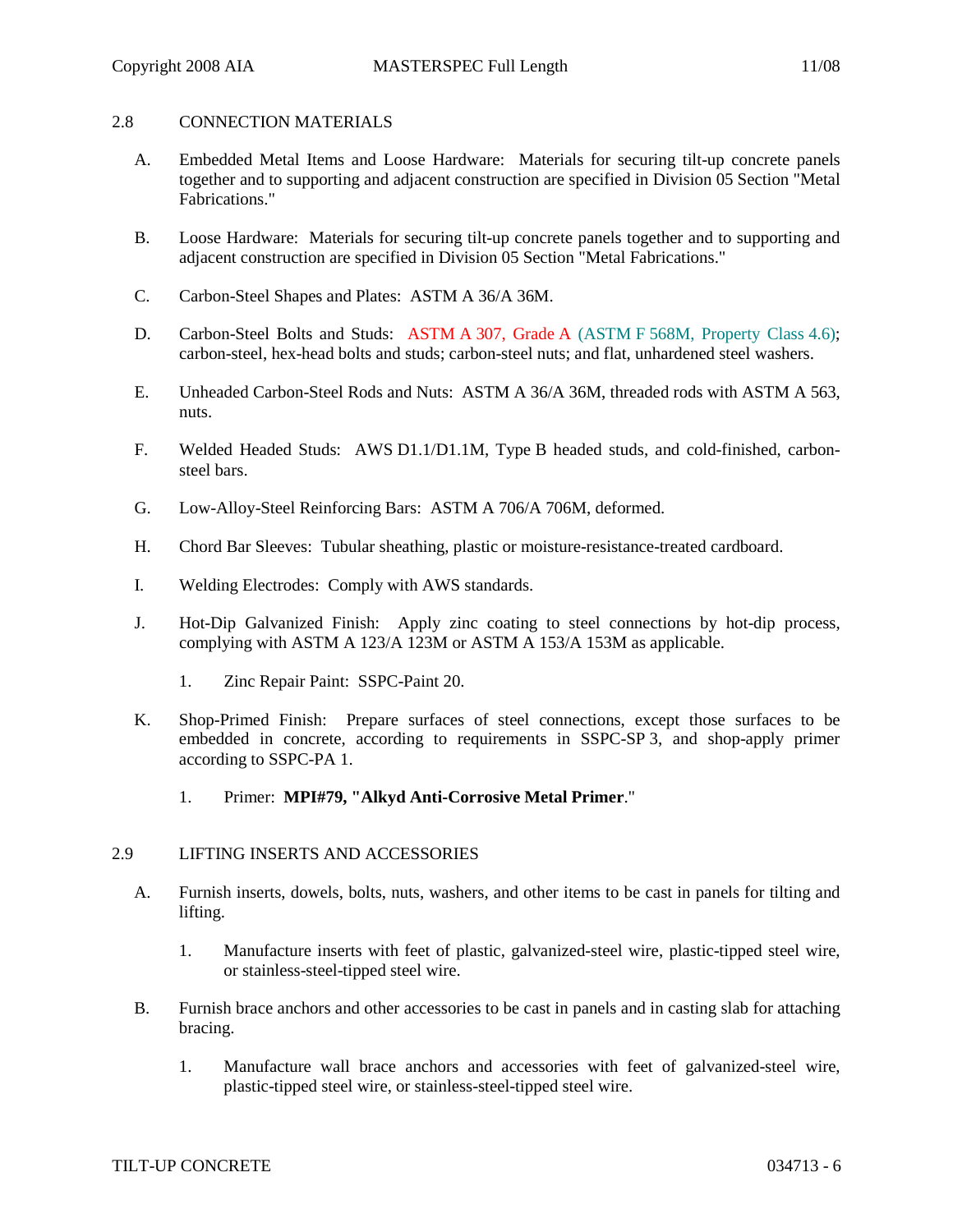## 2.8 CONNECTION MATERIALS

A. Embedded Metal Items and Loose Hardware: Materials for securing tilt-up concrete panels together and to supporting and adjacent construction are specified in Division 05 Section "Metal Fabrications."

B. Loose Hardware: Materials for securing tilt-up concrete panels together and to supporting and adjacent construction are specified in Division 05 Section "Metal Fabrications."

C. Carbon-Steel Shapes and Plates: ASTM A 36/A 36M.

D. Carbon-Steel Bolts and Studs: ASTM A 307, Grade A (ASTM F 568M, Property Class 4.6); carbon-steel, hex-head bolts and studs; carbon-steel nuts; and flat, unhardened steel washers.

E. Unheaded Carbon-Steel Rods and Nuts: ASTM A 36/A 36M, threaded rods with ASTM A 563, nuts.

F. Welded Headed Studs: AWS D1.1/D1.1M, Type B headed studs, and cold-finished, carbon-steel bars.

G. Low-Alloy-Steel Reinforcing Bars: ASTM A 706/A 706M, deformed.

H. Chord Bar Sleeves: Tubular sheathing, plastic or moisture-resistance-treated cardboard.

I. Welding Electrodes: Comply with AWS standards.

J. Hot-Dip Galvanized Finish: Apply zinc coating to steel connections by hot-dip process, complying with ASTM A 123/A 123M or ASTM A 153/A 153M as applicable.

1. Zinc Repair Paint: SSPC-Paint 20.

K. Shop-Primed Finish: Prepare surfaces of steel connections, except those surfaces to be embedded in concrete, according to requirements in SSPC-SP 3, and shop-apply primer according to SSPC-PA 1.

1. Primer: **MPI#79, "Alkyd Anti-Corrosive Metal Primer**."

## 2.9 LIFTING INSERTS AND ACCESSORIES

A. Furnish inserts, dowels, bolts, nuts, washers, and other items to be cast in panels for tilting and lifting.

1. Manufacture inserts with feet of plastic, galvanized-steel wire, plastic-tipped steel wire, or stainless-steel-tipped steel wire.

B. Furnish brace anchors and other accessories to be cast in panels and in casting slab for attaching bracing.

1. Manufacture wall brace anchors and accessories with feet of galvanized-steel wire, plastic-tipped steel wire, or stainless-steel-tipped steel wire.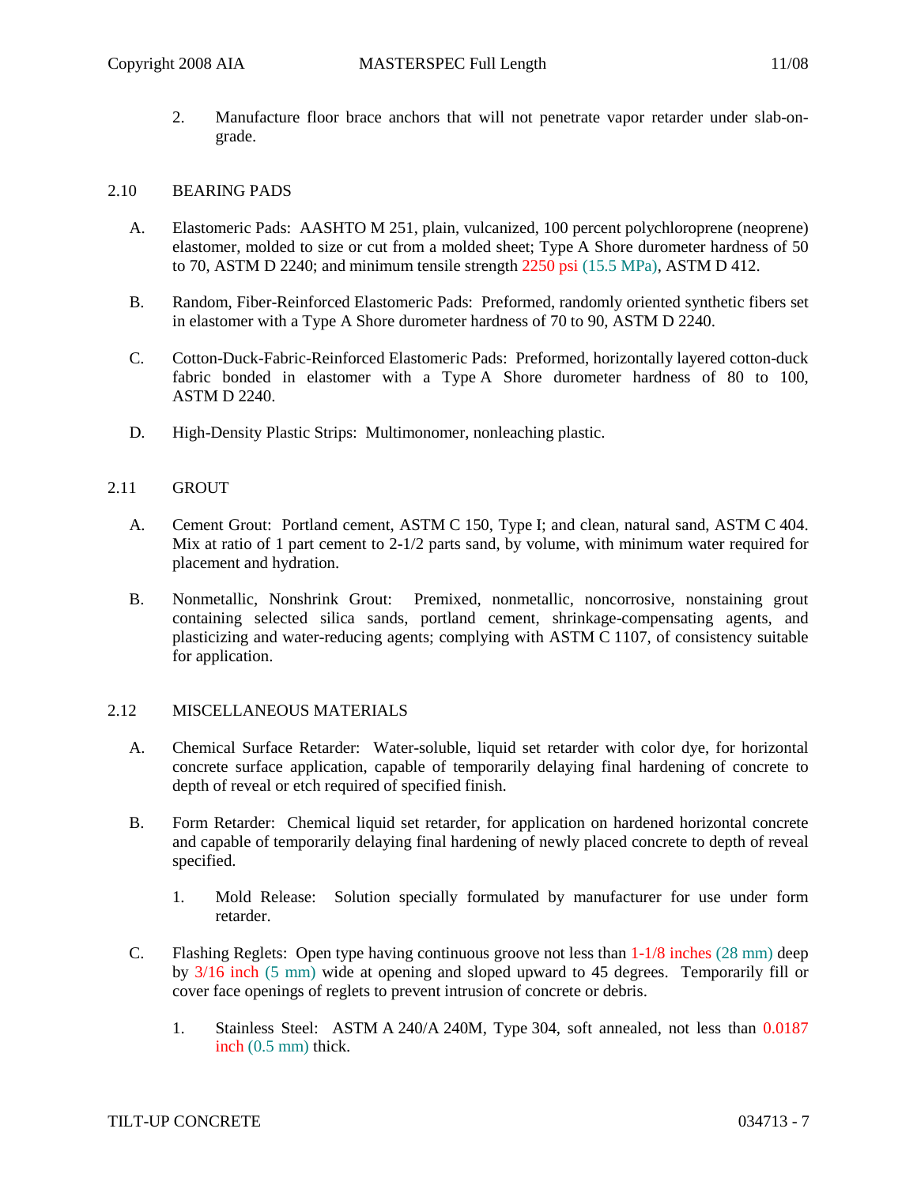2. Manufacture floor brace anchors that will not penetrate vapor retarder under slab-on-grade.

## 2.10 BEARING PADS

A. Elastomeric Pads: AASHTO M 251, plain, vulcanized, 100 percent polychloroprene (neoprene) elastomer, molded to size or cut from a molded sheet; Type A Shore durometer hardness of 50 to 70, ASTM D 2240; and minimum tensile strength 2250 psi (15.5 MPa), ASTM D 412.

B. Random, Fiber-Reinforced Elastomeric Pads: Preformed, randomly oriented synthetic fibers set in elastomer with a Type A Shore durometer hardness of 70 to 90, ASTM D 2240.

C. Cotton-Duck-Fabric-Reinforced Elastomeric Pads: Preformed, horizontally layered cotton-duck fabric bonded in elastomer with a Type A Shore durometer hardness of 80 to 100, ASTM D 2240.

D. High-Density Plastic Strips: Multimonomer, nonleaching plastic.

## 2.11 GROUT

A. Cement Grout: Portland cement, ASTM C 150, Type I; and clean, natural sand, ASTM C 404. Mix at ratio of 1 part cement to 2-1/2 parts sand, by volume, with minimum water required for placement and hydration.

B. Nonmetallic, Nonshrink Grout: Premixed, nonmetallic, noncorrosive, nonstaining grout containing selected silica sands, portland cement, shrinkage-compensating agents, and plasticizing and water-reducing agents; complying with ASTM C 1107, of consistency suitable for application.

## 2.12 MISCELLANEOUS MATERIALS

A. Chemical Surface Retarder: Water-soluble, liquid set retarder with color dye, for horizontal concrete surface application, capable of temporarily delaying final hardening of concrete to depth of reveal or etch required of specified finish.

B. Form Retarder: Chemical liquid set retarder, for application on hardened horizontal concrete and capable of temporarily delaying final hardening of newly placed concrete to depth of reveal specified.

1. Mold Release: Solution specially formulated by manufacturer for use under form retarder.

C. Flashing Reglets: Open type having continuous groove not less than 1-1/8 inches (28 mm) deep by 3/16 inch (5 mm) wide at opening and sloped upward to 45 degrees. Temporarily fill or cover face openings of reglets to prevent intrusion of concrete or debris.

1. Stainless Steel: ASTM A 240/A 240M, Type 304, soft annealed, not less than 0.0187 inch (0.5 mm) thick.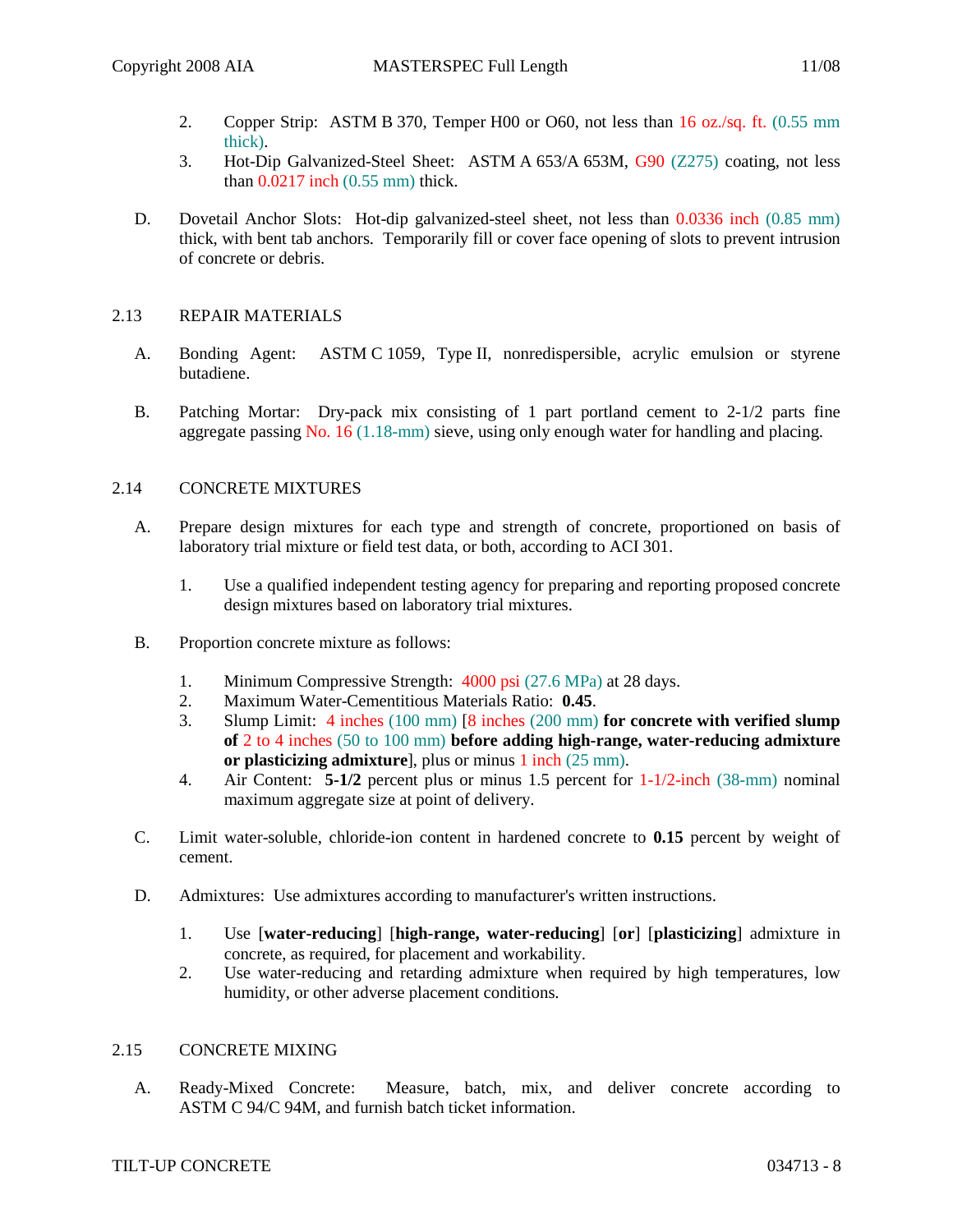2. Copper Strip: ASTM B 370, Temper H00 or O60, not less than 16 oz./sq. ft. (0.55 mm thick).
3. Hot-Dip Galvanized-Steel Sheet: ASTM A 653/A 653M, G90 (Z275) coating, not less than 0.0217 inch (0.55 mm) thick.

D. Dovetail Anchor Slots: Hot-dip galvanized-steel sheet, not less than 0.0336 inch (0.85 mm) thick, with bent tab anchors. Temporarily fill or cover face opening of slots to prevent intrusion of concrete or debris.

## 2.13 REPAIR MATERIALS

A. Bonding Agent: ASTM C 1059, Type II, nonredispersible, acrylic emulsion or styrene butadiene.

B. Patching Mortar: Dry-pack mix consisting of 1 part portland cement to 2-1/2 parts fine aggregate passing No. 16 (1.18-mm) sieve, using only enough water for handling and placing.

## 2.14 CONCRETE MIXTURES

A. Prepare design mixtures for each type and strength of concrete, proportioned on basis of laboratory trial mixture or field test data, or both, according to ACI 301.

1. Use a qualified independent testing agency for preparing and reporting proposed concrete design mixtures based on laboratory trial mixtures.

B. Proportion concrete mixture as follows:

1. Minimum Compressive Strength: 4000 psi (27.6 MPa) at 28 days.
2. Maximum Water-Cementitious Materials Ratio: **0.45**.
3. Slump Limit: 4 inches (100 mm) [8 inches (200 mm) **for concrete with verified slump of** 2 to 4 inches (50 to 100 mm) **before adding high-range, water-reducing admixture or plasticizing admixture**], plus or minus 1 inch (25 mm).
4. Air Content: **5-1/2** percent plus or minus 1.5 percent for 1-1/2-inch (38-mm) nominal maximum aggregate size at point of delivery.

C. Limit water-soluble, chloride-ion content in hardened concrete to **0.15** percent by weight of cement.

D. Admixtures: Use admixtures according to manufacturer's written instructions.

1. Use [**water-reducing**] [**high-range, water-reducing**] [**or**] [**plasticizing**] admixture in concrete, as required, for placement and workability.
2. Use water-reducing and retarding admixture when required by high temperatures, low humidity, or other adverse placement conditions.

## 2.15 CONCRETE MIXING

A. Ready-Mixed Concrete: Measure, batch, mix, and deliver concrete according to ASTM C 94/C 94M, and furnish batch ticket information.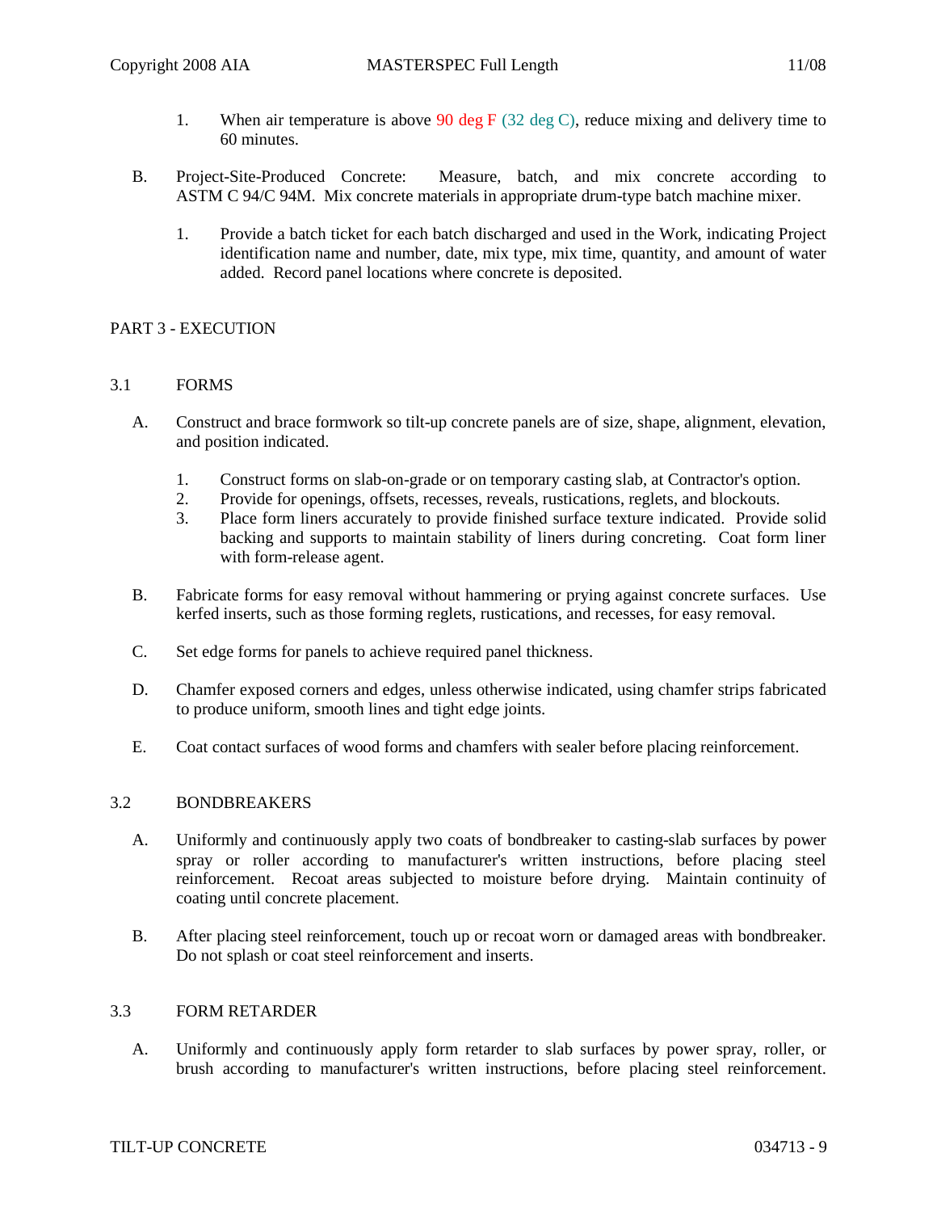1. When air temperature is above 90 deg F (32 deg C), reduce mixing and delivery time to 60 minutes.

B. Project-Site-Produced Concrete: Measure, batch, and mix concrete according to ASTM C 94/C 94M. Mix concrete materials in appropriate drum-type batch machine mixer.

1. Provide a batch ticket for each batch discharged and used in the Work, indicating Project identification name and number, date, mix type, mix time, quantity, and amount of water added. Record panel locations where concrete is deposited.

## PART 3 - EXECUTION

### 3.1 FORMS

A. Construct and brace formwork so tilt-up concrete panels are of size, shape, alignment, elevation, and position indicated.

1. Construct forms on slab-on-grade or on temporary casting slab, at Contractor's option.
2. Provide for openings, offsets, recesses, reveals, rustications, reglets, and blockouts.
3. Place form liners accurately to provide finished surface texture indicated. Provide solid backing and supports to maintain stability of liners during concreting. Coat form liner with form-release agent.

B. Fabricate forms for easy removal without hammering or prying against concrete surfaces. Use kerfed inserts, such as those forming reglets, rustications, and recesses, for easy removal.

C. Set edge forms for panels to achieve required panel thickness.

D. Chamfer exposed corners and edges, unless otherwise indicated, using chamfer strips fabricated to produce uniform, smooth lines and tight edge joints.

E. Coat contact surfaces of wood forms and chamfers with sealer before placing reinforcement.

### 3.2 BONDBREAKERS

A. Uniformly and continuously apply two coats of bondbreaker to casting-slab surfaces by power spray or roller according to manufacturer's written instructions, before placing steel reinforcement. Recoat areas subjected to moisture before drying. Maintain continuity of coating until concrete placement.

B. After placing steel reinforcement, touch up or recoat worn or damaged areas with bondbreaker. Do not splash or coat steel reinforcement and inserts.

### 3.3 FORM RETARDER

A. Uniformly and continuously apply form retarder to slab surfaces by power spray, roller, or brush according to manufacturer's written instructions, before placing steel reinforcement.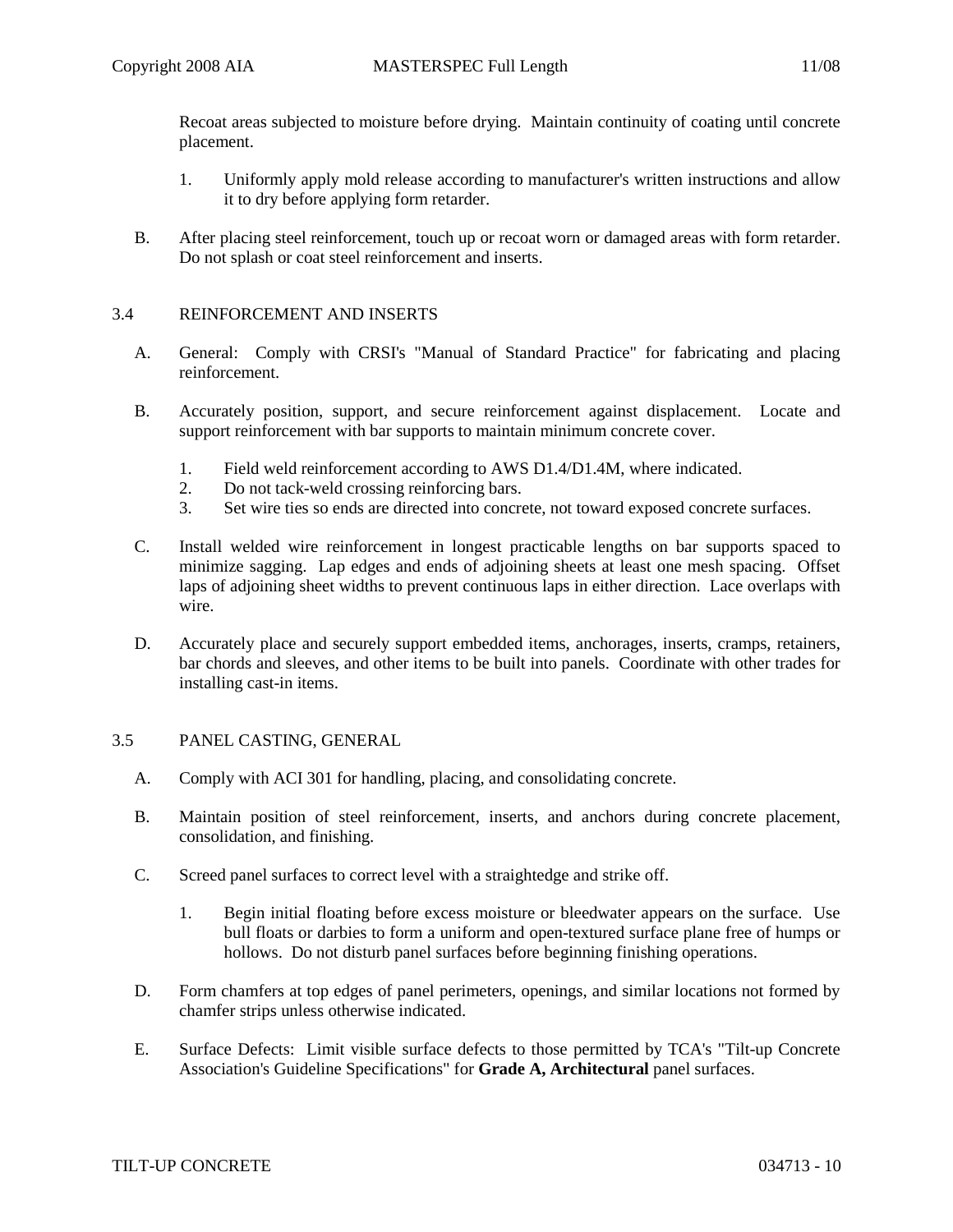Recoat areas subjected to moisture before drying. Maintain continuity of coating until concrete placement.

1. Uniformly apply mold release according to manufacturer's written instructions and allow it to dry before applying form retarder.

B. After placing steel reinforcement, touch up or recoat worn or damaged areas with form retarder. Do not splash or coat steel reinforcement and inserts.

## 3.4 REINFORCEMENT AND INSERTS

A. General: Comply with CRSI's "Manual of Standard Practice" for fabricating and placing reinforcement.

B. Accurately position, support, and secure reinforcement against displacement. Locate and support reinforcement with bar supports to maintain minimum concrete cover.

1. Field weld reinforcement according to AWS D1.4/D1.4M, where indicated.
2. Do not tack-weld crossing reinforcing bars.
3. Set wire ties so ends are directed into concrete, not toward exposed concrete surfaces.

C. Install welded wire reinforcement in longest practicable lengths on bar supports spaced to minimize sagging. Lap edges and ends of adjoining sheets at least one mesh spacing. Offset laps of adjoining sheet widths to prevent continuous laps in either direction. Lace overlaps with wire.

D. Accurately place and securely support embedded items, anchorages, inserts, cramps, retainers, bar chords and sleeves, and other items to be built into panels. Coordinate with other trades for installing cast-in items.

## 3.5 PANEL CASTING, GENERAL

A. Comply with ACI 301 for handling, placing, and consolidating concrete.

B. Maintain position of steel reinforcement, inserts, and anchors during concrete placement, consolidation, and finishing.

C. Screed panel surfaces to correct level with a straightedge and strike off.

1. Begin initial floating before excess moisture or bleedwater appears on the surface. Use bull floats or darbies to form a uniform and open-textured surface plane free of humps or hollows. Do not disturb panel surfaces before beginning finishing operations.

D. Form chamfers at top edges of panel perimeters, openings, and similar locations not formed by chamfer strips unless otherwise indicated.

E. Surface Defects: Limit visible surface defects to those permitted by TCA's "Tilt-up Concrete Association's Guideline Specifications" for **Grade A, Architectural** panel surfaces.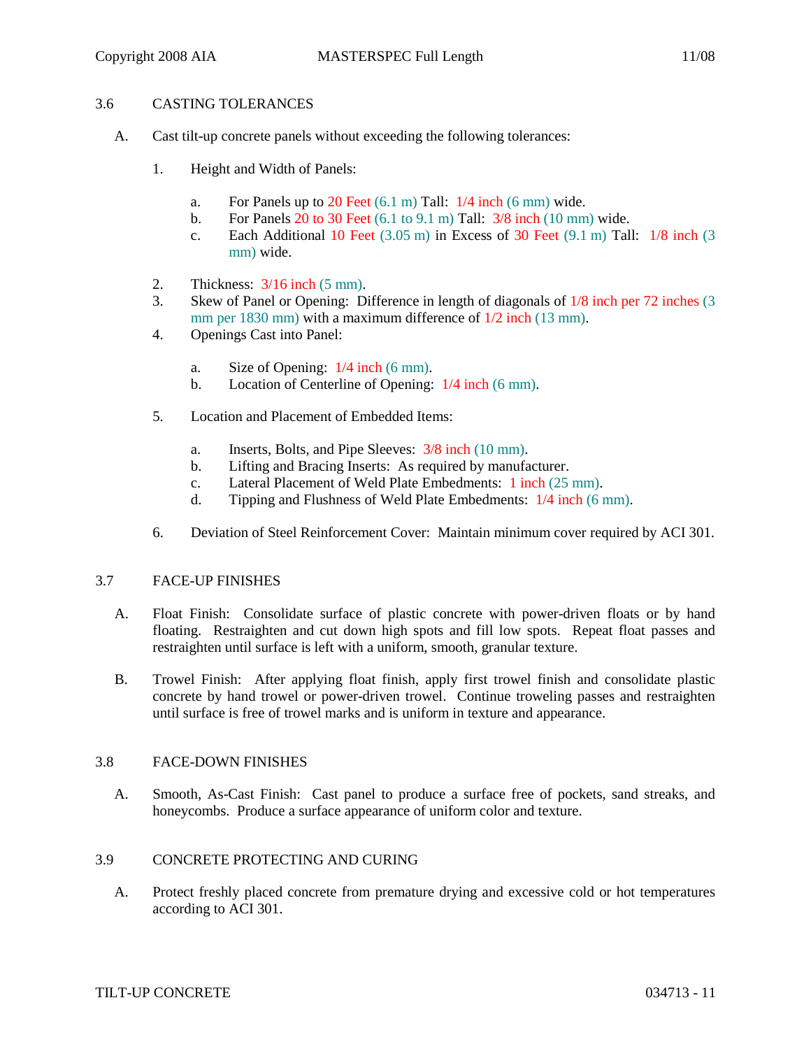## 3.6 CASTING TOLERANCES

A. Cast tilt-up concrete panels without exceeding the following tolerances:

1. Height and Width of Panels:

   a. For Panels up to 20 Feet (6.1 m) Tall: 1/4 inch (6 mm) wide.
   b. For Panels 20 to 30 Feet (6.1 to 9.1 m) Tall: 3/8 inch (10 mm) wide.
   c. Each Additional 10 Feet (3.05 m) in Excess of 30 Feet (9.1 m) Tall: 1/8 inch (3 mm) wide.

2. Thickness: 3/16 inch (5 mm).
3. Skew of Panel or Opening: Difference in length of diagonals of 1/8 inch per 72 inches (3 mm per 1830 mm) with a maximum difference of 1/2 inch (13 mm).
4. Openings Cast into Panel:

   a. Size of Opening: 1/4 inch (6 mm).
   b. Location of Centerline of Opening: 1/4 inch (6 mm).

5. Location and Placement of Embedded Items:

   a. Inserts, Bolts, and Pipe Sleeves: 3/8 inch (10 mm).
   b. Lifting and Bracing Inserts: As required by manufacturer.
   c. Lateral Placement of Weld Plate Embedments: 1 inch (25 mm).
   d. Tipping and Flushness of Weld Plate Embedments: 1/4 inch (6 mm).

6. Deviation of Steel Reinforcement Cover: Maintain minimum cover required by ACI 301.

## 3.7 FACE-UP FINISHES

A. Float Finish: Consolidate surface of plastic concrete with power-driven floats or by hand floating. Restraighten and cut down high spots and fill low spots. Repeat float passes and restraighten until surface is left with a uniform, smooth, granular texture.

B. Trowel Finish: After applying float finish, apply first trowel finish and consolidate plastic concrete by hand trowel or power-driven trowel. Continue troweling passes and restraighten until surface is free of trowel marks and is uniform in texture and appearance.

## 3.8 FACE-DOWN FINISHES

A. Smooth, As-Cast Finish: Cast panel to produce a surface free of pockets, sand streaks, and honeycombs. Produce a surface appearance of uniform color and texture.

## 3.9 CONCRETE PROTECTING AND CURING

A. Protect freshly placed concrete from premature drying and excessive cold or hot temperatures according to ACI 301.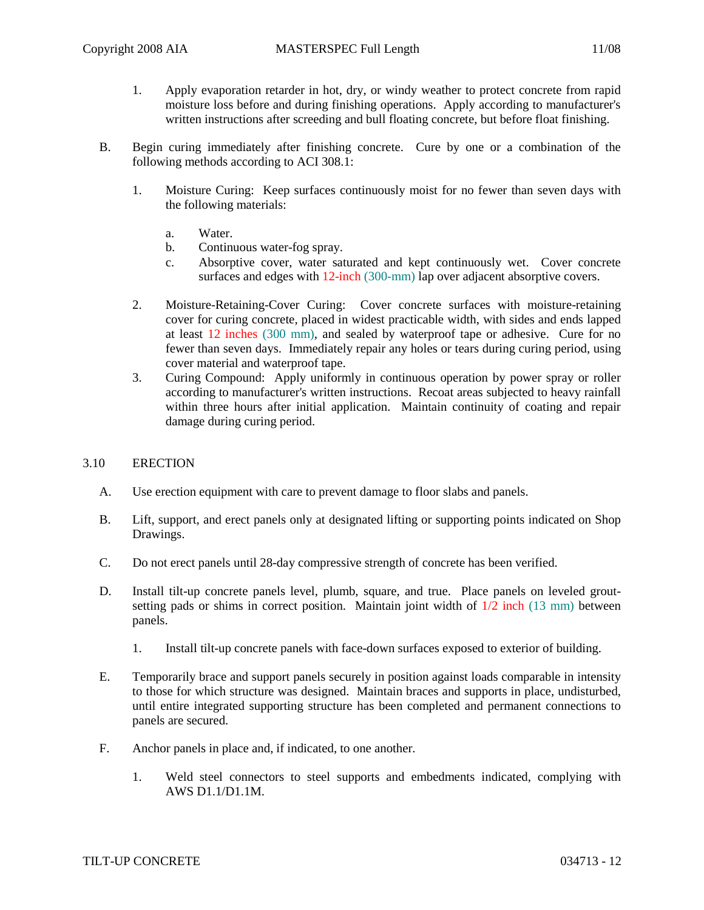1. Apply evaporation retarder in hot, dry, or windy weather to protect concrete from rapid moisture loss before and during finishing operations. Apply according to manufacturer's written instructions after screeding and bull floating concrete, but before float finishing.

B. Begin curing immediately after finishing concrete. Cure by one or a combination of the following methods according to ACI 308.1:

1. Moisture Curing: Keep surfaces continuously moist for no fewer than seven days with the following materials:

   a. Water.
   b. Continuous water-fog spray.
   c. Absorptive cover, water saturated and kept continuously wet. Cover concrete surfaces and edges with 12-inch (300-mm) lap over adjacent absorptive covers.

2. Moisture-Retaining-Cover Curing: Cover concrete surfaces with moisture-retaining cover for curing concrete, placed in widest practicable width, with sides and ends lapped at least 12 inches (300 mm), and sealed by waterproof tape or adhesive. Cure for no fewer than seven days. Immediately repair any holes or tears during curing period, using cover material and waterproof tape.

3. Curing Compound: Apply uniformly in continuous operation by power spray or roller according to manufacturer's written instructions. Recoat areas subjected to heavy rainfall within three hours after initial application. Maintain continuity of coating and repair damage during curing period.

## 3.10 ERECTION

A. Use erection equipment with care to prevent damage to floor slabs and panels.

B. Lift, support, and erect panels only at designated lifting or supporting points indicated on Shop Drawings.

C. Do not erect panels until 28-day compressive strength of concrete has been verified.

D. Install tilt-up concrete panels level, plumb, square, and true. Place panels on leveled grout-setting pads or shims in correct position. Maintain joint width of 1/2 inch (13 mm) between panels.

1. Install tilt-up concrete panels with face-down surfaces exposed to exterior of building.

E. Temporarily brace and support panels securely in position against loads comparable in intensity to those for which structure was designed. Maintain braces and supports in place, undisturbed, until entire integrated supporting structure has been completed and permanent connections to panels are secured.

F. Anchor panels in place and, if indicated, to one another.

1. Weld steel connectors to steel supports and embedments indicated, complying with AWS D1.1/D1.1M.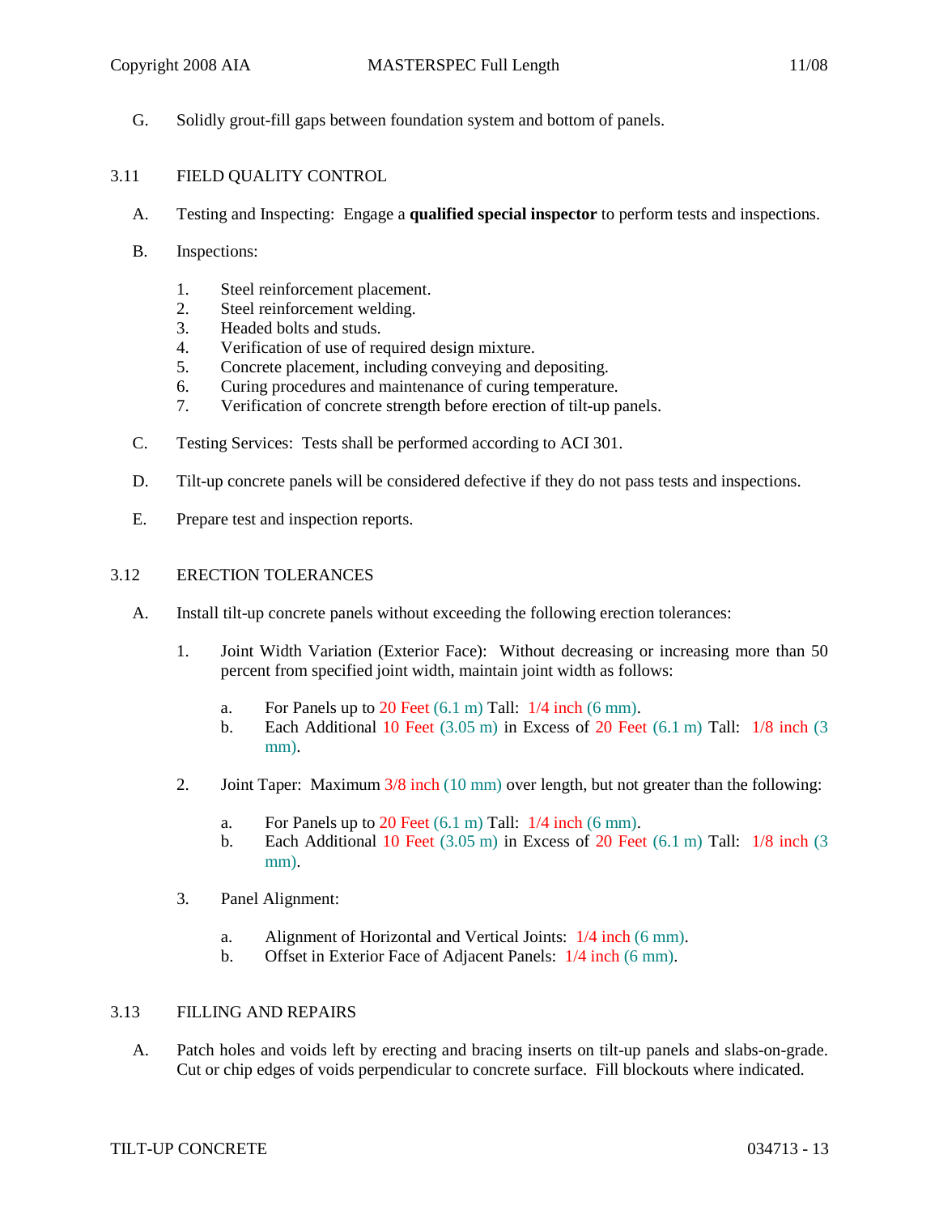G. Solidly grout-fill gaps between foundation system and bottom of panels.

## 3.11 FIELD QUALITY CONTROL

A. Testing and Inspecting: Engage a **qualified special inspector** to perform tests and inspections.

B. Inspections:

1. Steel reinforcement placement.
2. Steel reinforcement welding.
3. Headed bolts and studs.
4. Verification of use of required design mixture.
5. Concrete placement, including conveying and depositing.
6. Curing procedures and maintenance of curing temperature.
7. Verification of concrete strength before erection of tilt-up panels.

C. Testing Services: Tests shall be performed according to ACI 301.

D. Tilt-up concrete panels will be considered defective if they do not pass tests and inspections.

E. Prepare test and inspection reports.

## 3.12 ERECTION TOLERANCES

A. Install tilt-up concrete panels without exceeding the following erection tolerances:

1. Joint Width Variation (Exterior Face): Without decreasing or increasing more than 50 percent from specified joint width, maintain joint width as follows:
   a. For Panels up to 20 Feet (6.1 m) Tall: 1/4 inch (6 mm).
   b. Each Additional 10 Feet (3.05 m) in Excess of 20 Feet (6.1 m) Tall: 1/8 inch (3 mm).
2. Joint Taper: Maximum 3/8 inch (10 mm) over length, but not greater than the following:
   a. For Panels up to 20 Feet (6.1 m) Tall: 1/4 inch (6 mm).
   b. Each Additional 10 Feet (3.05 m) in Excess of 20 Feet (6.1 m) Tall: 1/8 inch (3 mm).
3. Panel Alignment:
   a. Alignment of Horizontal and Vertical Joints: 1/4 inch (6 mm).
   b. Offset in Exterior Face of Adjacent Panels: 1/4 inch (6 mm).

## 3.13 FILLING AND REPAIRS

A. Patch holes and voids left by erecting and bracing inserts on tilt-up panels and slabs-on-grade. Cut or chip edges of voids perpendicular to concrete surface. Fill blockouts where indicated.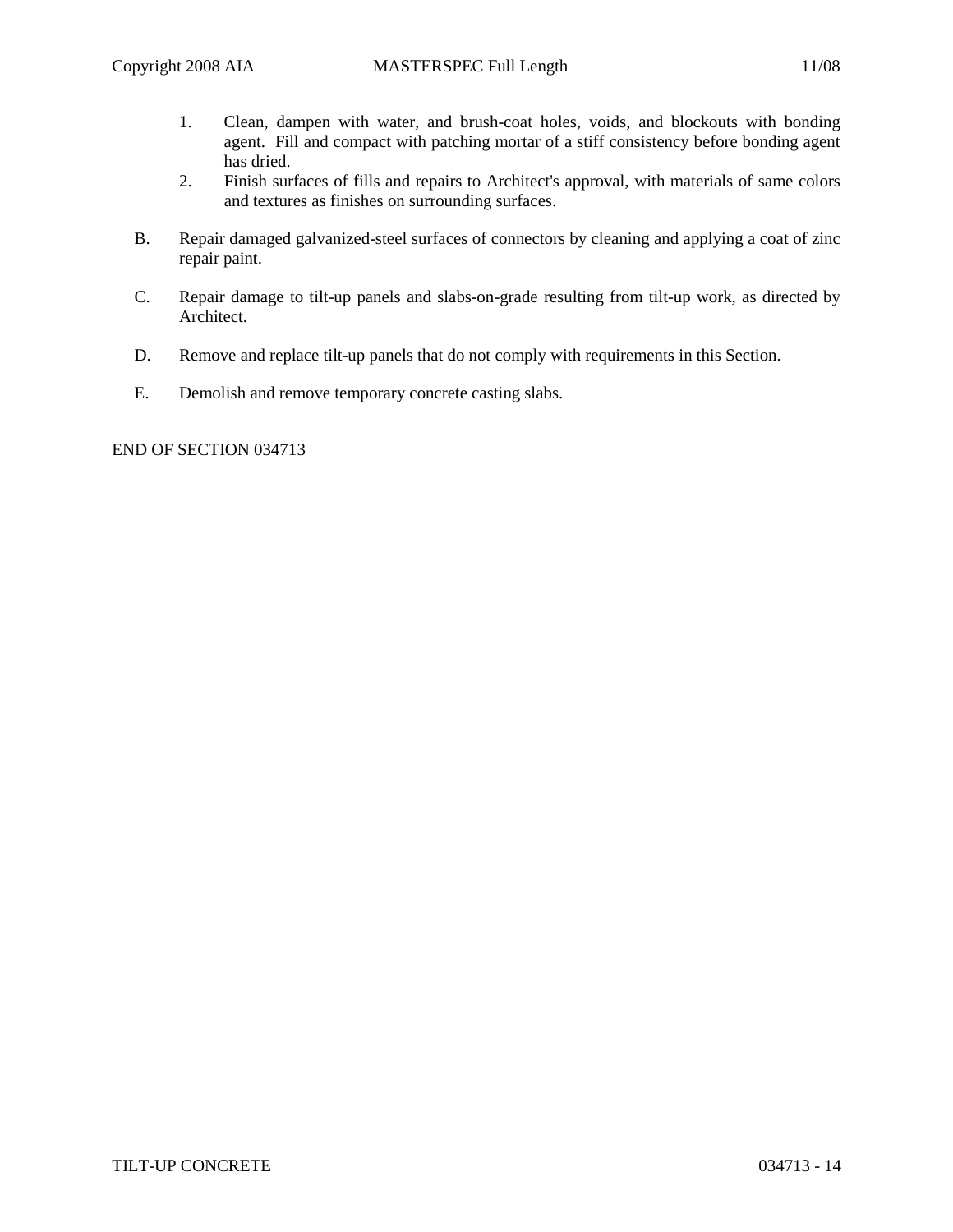1. Clean, dampen with water, and brush-coat holes, voids, and blockouts with bonding agent. Fill and compact with patching mortar of a stiff consistency before bonding agent has dried.
2. Finish surfaces of fills and repairs to Architect's approval, with materials of same colors and textures as finishes on surrounding surfaces.

B. Repair damaged galvanized-steel surfaces of connectors by cleaning and applying a coat of zinc repair paint.

C. Repair damage to tilt-up panels and slabs-on-grade resulting from tilt-up work, as directed by Architect.

D. Remove and replace tilt-up panels that do not comply with requirements in this Section.

E. Demolish and remove temporary concrete casting slabs.

END OF SECTION 034713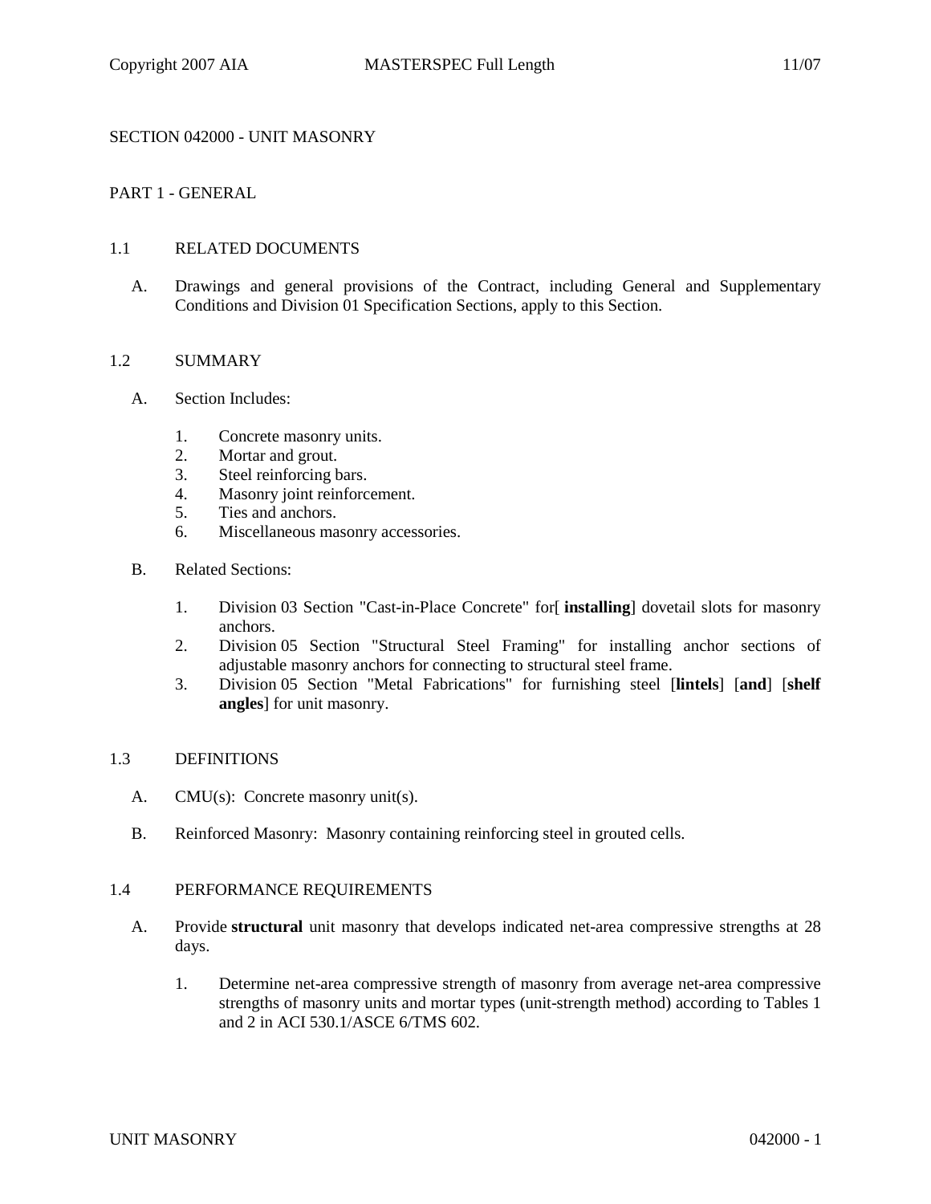# SECTION 042000 - UNIT MASONRY

## PART 1 - GENERAL

### 1.1 RELATED DOCUMENTS

A. Drawings and general provisions of the Contract, including General and Supplementary Conditions and Division 01 Specification Sections, apply to this Section.

### 1.2 SUMMARY

A. Section Includes:

1. Concrete masonry units.
2. Mortar and grout.
3. Steel reinforcing bars.
4. Masonry joint reinforcement.
5. Ties and anchors.
6. Miscellaneous masonry accessories.

B. Related Sections:

1. Division 03 Section "Cast-in-Place Concrete" for[ **installing**] dovetail slots for masonry anchors.
2. Division 05 Section "Structural Steel Framing" for installing anchor sections of adjustable masonry anchors for connecting to structural steel frame.
3. Division 05 Section "Metal Fabrications" for furnishing steel [**lintels**] [**and**] [**shelf angles**] for unit masonry.

### 1.3 DEFINITIONS

A. CMU(s): Concrete masonry unit(s).

B. Reinforced Masonry: Masonry containing reinforcing steel in grouted cells.

### 1.4 PERFORMANCE REQUIREMENTS

A. Provide **structural** unit masonry that develops indicated net-area compressive strengths at 28 days.

1. Determine net-area compressive strength of masonry from average net-area compressive strengths of masonry units and mortar types (unit-strength method) according to Tables 1 and 2 in ACI 530.1/ASCE 6/TMS 602.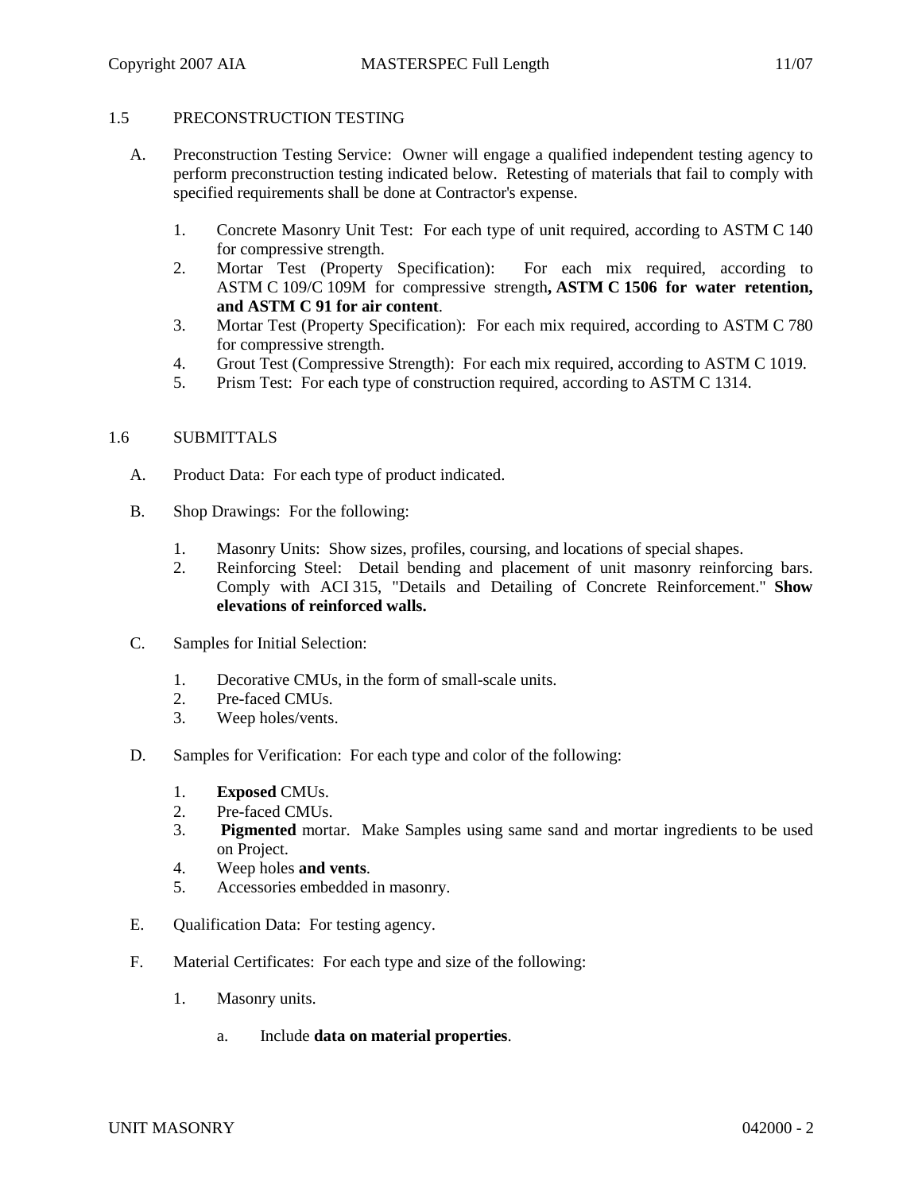## 1.5 PRECONSTRUCTION TESTING

A. Preconstruction Testing Service: Owner will engage a qualified independent testing agency to perform preconstruction testing indicated below. Retesting of materials that fail to comply with specified requirements shall be done at Contractor's expense.

1. Concrete Masonry Unit Test: For each type of unit required, according to ASTM C 140 for compressive strength.
2. Mortar Test (Property Specification): For each mix required, according to ASTM C 109/C 109M for compressive strength**, ASTM C 1506 for water retention, and ASTM C 91 for air content**.
3. Mortar Test (Property Specification): For each mix required, according to ASTM C 780 for compressive strength.
4. Grout Test (Compressive Strength): For each mix required, according to ASTM C 1019.
5. Prism Test: For each type of construction required, according to ASTM C 1314.

## 1.6 SUBMITTALS

A. Product Data: For each type of product indicated.

B. Shop Drawings: For the following:

1. Masonry Units: Show sizes, profiles, coursing, and locations of special shapes.
2. Reinforcing Steel: Detail bending and placement of unit masonry reinforcing bars. Comply with ACI 315, "Details and Detailing of Concrete Reinforcement." **Show elevations of reinforced walls.**

C. Samples for Initial Selection:

1. Decorative CMUs, in the form of small-scale units.
2. Pre-faced CMUs.
3. Weep holes/vents.

D. Samples for Verification: For each type and color of the following:

1. **Exposed** CMUs.
2. Pre-faced CMUs.
3. **Pigmented** mortar. Make Samples using same sand and mortar ingredients to be used on Project.
4. Weep holes **and vents**.
5. Accessories embedded in masonry.

E. Qualification Data: For testing agency.

F. Material Certificates: For each type and size of the following:

1. Masonry units.

   a. Include **data on material properties**.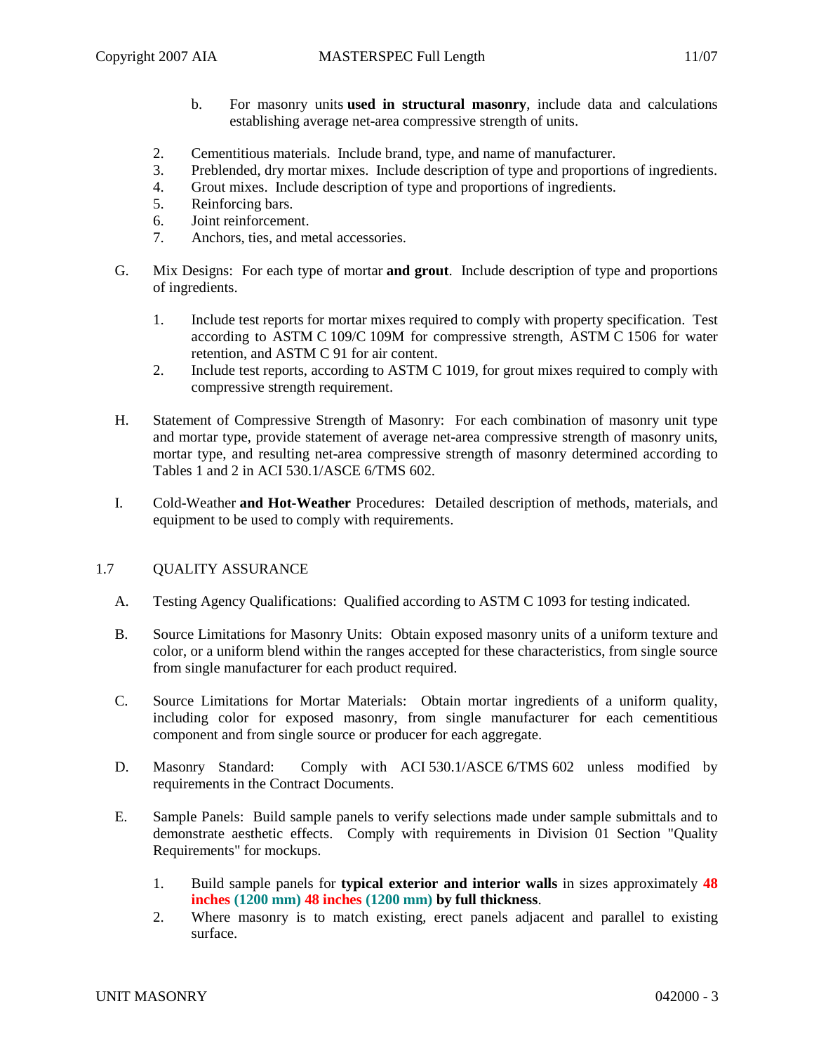b. For masonry units **used in structural masonry**, include data and calculations establishing average net-area compressive strength of units.

2. Cementitious materials. Include brand, type, and name of manufacturer.
3. Preblended, dry mortar mixes. Include description of type and proportions of ingredients.
4. Grout mixes. Include description of type and proportions of ingredients.
5. Reinforcing bars.
6. Joint reinforcement.
7. Anchors, ties, and metal accessories.

G. Mix Designs: For each type of mortar **and grout**. Include description of type and proportions of ingredients.

1. Include test reports for mortar mixes required to comply with property specification. Test according to ASTM C 109/C 109M for compressive strength, ASTM C 1506 for water retention, and ASTM C 91 for air content.
2. Include test reports, according to ASTM C 1019, for grout mixes required to comply with compressive strength requirement.

H. Statement of Compressive Strength of Masonry: For each combination of masonry unit type and mortar type, provide statement of average net-area compressive strength of masonry units, mortar type, and resulting net-area compressive strength of masonry determined according to Tables 1 and 2 in ACI 530.1/ASCE 6/TMS 602.

I. Cold-Weather **and Hot-Weather** Procedures: Detailed description of methods, materials, and equipment to be used to comply with requirements.

## 1.7 QUALITY ASSURANCE

A. Testing Agency Qualifications: Qualified according to ASTM C 1093 for testing indicated.

B. Source Limitations for Masonry Units: Obtain exposed masonry units of a uniform texture and color, or a uniform blend within the ranges accepted for these characteristics, from single source from single manufacturer for each product required.

C. Source Limitations for Mortar Materials: Obtain mortar ingredients of a uniform quality, including color for exposed masonry, from single manufacturer for each cementitious component and from single source or producer for each aggregate.

D. Masonry Standard: Comply with ACI 530.1/ASCE 6/TMS 602 unless modified by requirements in the Contract Documents.

E. Sample Panels: Build sample panels to verify selections made under sample submittals and to demonstrate aesthetic effects. Comply with requirements in Division 01 Section "Quality Requirements" for mockups.

1. Build sample panels for **typical exterior and interior walls** in sizes approximately **48 inches (1200 mm) 48 inches (1200 mm) by full thickness**.
2. Where masonry is to match existing, erect panels adjacent and parallel to existing surface.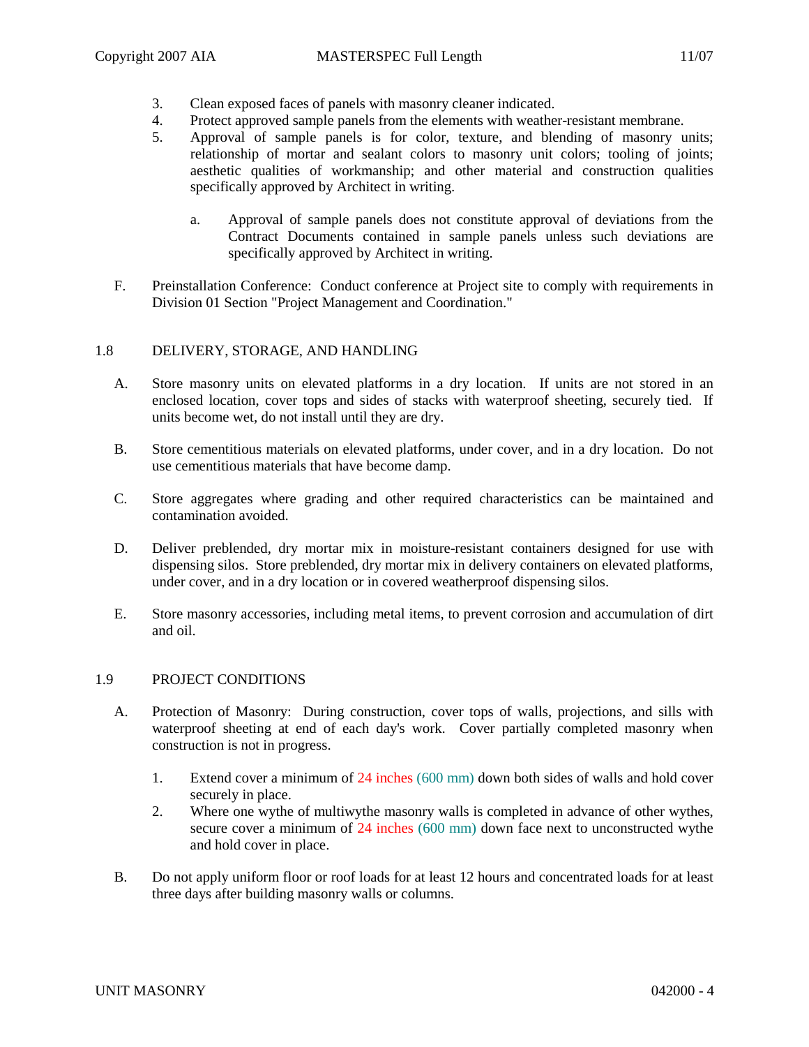3. Clean exposed faces of panels with masonry cleaner indicated.
4. Protect approved sample panels from the elements with weather-resistant membrane.
5. Approval of sample panels is for color, texture, and blending of masonry units; relationship of mortar and sealant colors to masonry unit colors; tooling of joints; aesthetic qualities of workmanship; and other material and construction qualities specifically approved by Architect in writing.

   a. Approval of sample panels does not constitute approval of deviations from the Contract Documents contained in sample panels unless such deviations are specifically approved by Architect in writing.

F. Preinstallation Conference: Conduct conference at Project site to comply with requirements in Division 01 Section "Project Management and Coordination."

## 1.8 DELIVERY, STORAGE, AND HANDLING

A. Store masonry units on elevated platforms in a dry location. If units are not stored in an enclosed location, cover tops and sides of stacks with waterproof sheeting, securely tied. If units become wet, do not install until they are dry.

B. Store cementitious materials on elevated platforms, under cover, and in a dry location. Do not use cementitious materials that have become damp.

C. Store aggregates where grading and other required characteristics can be maintained and contamination avoided.

D. Deliver preblended, dry mortar mix in moisture-resistant containers designed for use with dispensing silos. Store preblended, dry mortar mix in delivery containers on elevated platforms, under cover, and in a dry location or in covered weatherproof dispensing silos.

E. Store masonry accessories, including metal items, to prevent corrosion and accumulation of dirt and oil.

## 1.9 PROJECT CONDITIONS

A. Protection of Masonry: During construction, cover tops of walls, projections, and sills with waterproof sheeting at end of each day's work. Cover partially completed masonry when construction is not in progress.

1. Extend cover a minimum of 24 inches (600 mm) down both sides of walls and hold cover securely in place.
2. Where one wythe of multiwythe masonry walls is completed in advance of other wythes, secure cover a minimum of 24 inches (600 mm) down face next to unconstructed wythe and hold cover in place.

B. Do not apply uniform floor or roof loads for at least 12 hours and concentrated loads for at least three days after building masonry walls or columns.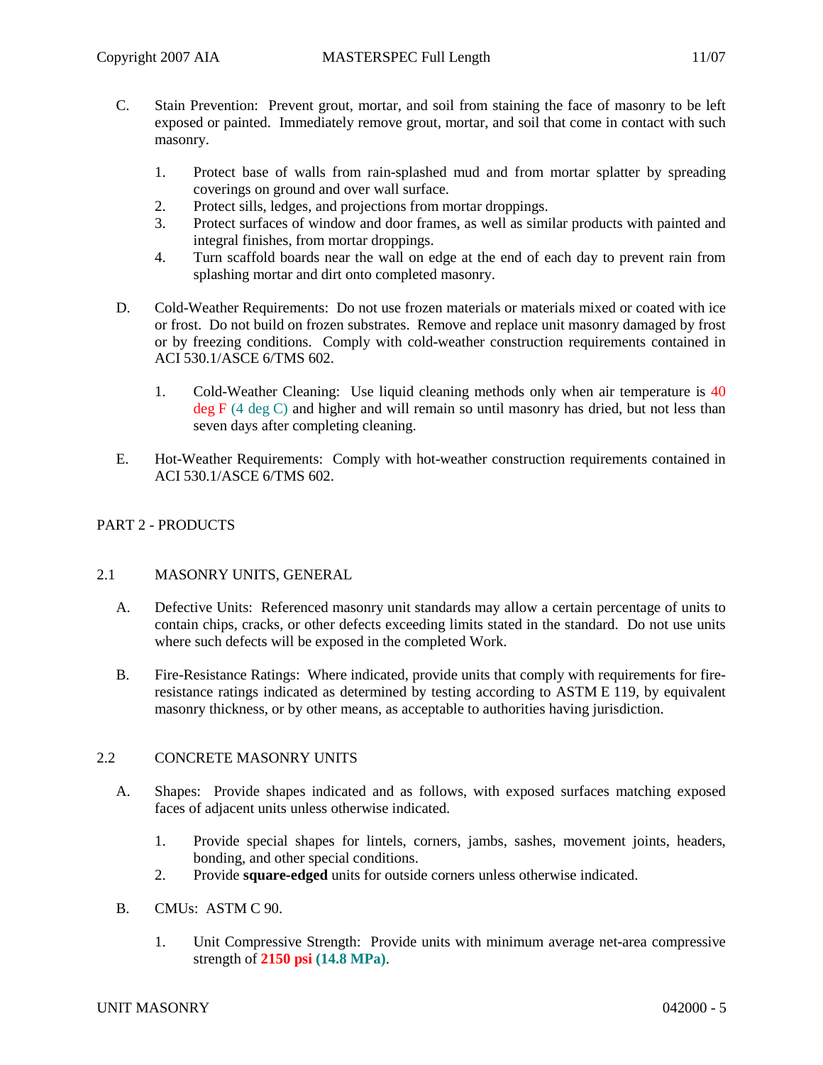C. Stain Prevention: Prevent grout, mortar, and soil from staining the face of masonry to be left exposed or painted. Immediately remove grout, mortar, and soil that come in contact with such masonry.

1. Protect base of walls from rain-splashed mud and from mortar splatter by spreading coverings on ground and over wall surface.
2. Protect sills, ledges, and projections from mortar droppings.
3. Protect surfaces of window and door frames, as well as similar products with painted and integral finishes, from mortar droppings.
4. Turn scaffold boards near the wall on edge at the end of each day to prevent rain from splashing mortar and dirt onto completed masonry.

D. Cold-Weather Requirements: Do not use frozen materials or materials mixed or coated with ice or frost. Do not build on frozen substrates. Remove and replace unit masonry damaged by frost or by freezing conditions. Comply with cold-weather construction requirements contained in ACI 530.1/ASCE 6/TMS 602.

1. Cold-Weather Cleaning: Use liquid cleaning methods only when air temperature is 40 deg F (4 deg C) and higher and will remain so until masonry has dried, but not less than seven days after completing cleaning.

E. Hot-Weather Requirements: Comply with hot-weather construction requirements contained in ACI 530.1/ASCE 6/TMS 602.

## PART 2 - PRODUCTS

### 2.1 MASONRY UNITS, GENERAL

A. Defective Units: Referenced masonry unit standards may allow a certain percentage of units to contain chips, cracks, or other defects exceeding limits stated in the standard. Do not use units where such defects will be exposed in the completed Work.

B. Fire-Resistance Ratings: Where indicated, provide units that comply with requirements for fire-resistance ratings indicated as determined by testing according to ASTM E 119, by equivalent masonry thickness, or by other means, as acceptable to authorities having jurisdiction.

### 2.2 CONCRETE MASONRY UNITS

A. Shapes: Provide shapes indicated and as follows, with exposed surfaces matching exposed faces of adjacent units unless otherwise indicated.

1. Provide special shapes for lintels, corners, jambs, sashes, movement joints, headers, bonding, and other special conditions.
2. Provide **square-edged** units for outside corners unless otherwise indicated.

B. CMUs: ASTM C 90.

1. Unit Compressive Strength: Provide units with minimum average net-area compressive strength of **2150 psi** **(14.8 MPa)**.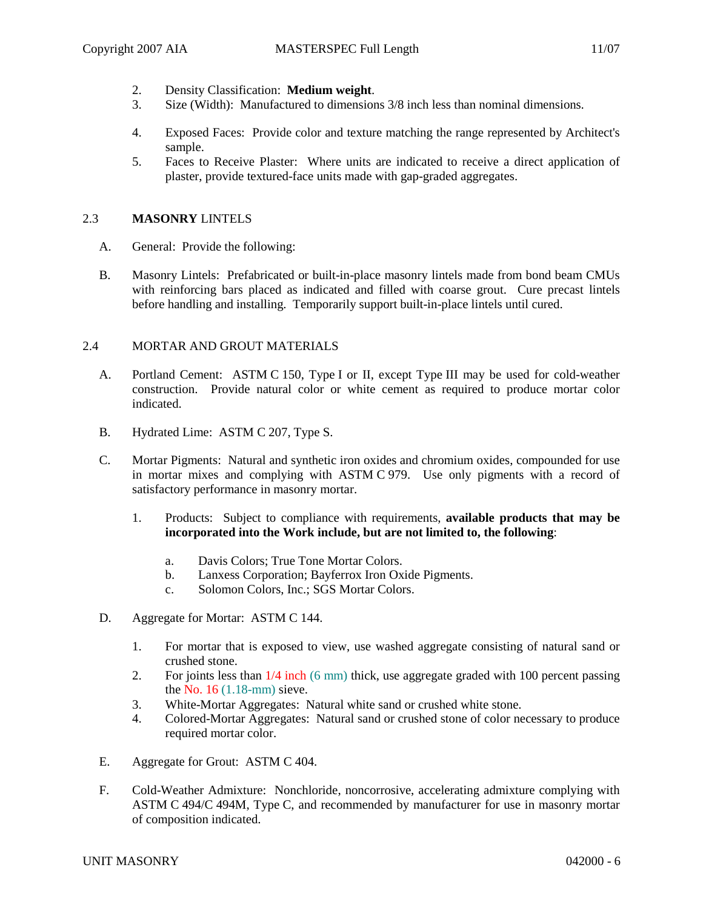2. Density Classification: **Medium weight**.
3. Size (Width): Manufactured to dimensions 3/8 inch less than nominal dimensions.
4. Exposed Faces: Provide color and texture matching the range represented by Architect's sample.
5. Faces to Receive Plaster: Where units are indicated to receive a direct application of plaster, provide textured-face units made with gap-graded aggregates.

## 2.3 **MASONRY** LINTELS

A. General: Provide the following:

B. Masonry Lintels: Prefabricated or built-in-place masonry lintels made from bond beam CMUs with reinforcing bars placed as indicated and filled with coarse grout. Cure precast lintels before handling and installing. Temporarily support built-in-place lintels until cured.

## 2.4 MORTAR AND GROUT MATERIALS

A. Portland Cement: ASTM C 150, Type I or II, except Type III may be used for cold-weather construction. Provide natural color or white cement as required to produce mortar color indicated.

B. Hydrated Lime: ASTM C 207, Type S.

C. Mortar Pigments: Natural and synthetic iron oxides and chromium oxides, compounded for use in mortar mixes and complying with ASTM C 979. Use only pigments with a record of satisfactory performance in masonry mortar.

1. Products: Subject to compliance with requirements, **available products that may be incorporated into the Work include, but are not limited to, the following**:
   a. Davis Colors; True Tone Mortar Colors.
   b. Lanxess Corporation; Bayferrox Iron Oxide Pigments.
   c. Solomon Colors, Inc.; SGS Mortar Colors.

D. Aggregate for Mortar: ASTM C 144.

1. For mortar that is exposed to view, use washed aggregate consisting of natural sand or crushed stone.
2. For joints less than 1/4 inch (6 mm) thick, use aggregate graded with 100 percent passing the No. 16 (1.18-mm) sieve.
3. White-Mortar Aggregates: Natural white sand or crushed white stone.
4. Colored-Mortar Aggregates: Natural sand or crushed stone of color necessary to produce required mortar color.

E. Aggregate for Grout: ASTM C 404.

F. Cold-Weather Admixture: Nonchloride, noncorrosive, accelerating admixture complying with ASTM C 494/C 494M, Type C, and recommended by manufacturer for use in masonry mortar of composition indicated.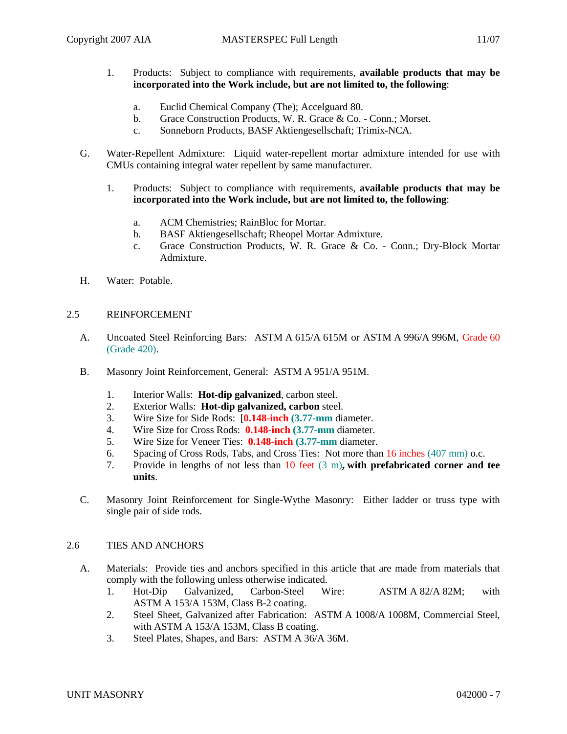1. Products: Subject to compliance with requirements, **available products that may be incorporated into the Work include, but are not limited to, the following**:

   a. Euclid Chemical Company (The); Accelguard 80.
   b. Grace Construction Products, W. R. Grace & Co. - Conn.; Morset.
   c. Sonneborn Products, BASF Aktiengesellschaft; Trimix-NCA.

G. Water-Repellent Admixture: Liquid water-repellent mortar admixture intended for use with CMUs containing integral water repellent by same manufacturer.

1. Products: Subject to compliance with requirements, **available products that may be incorporated into the Work include, but are not limited to, the following**:

   a. ACM Chemistries; RainBloc for Mortar.
   b. BASF Aktiengesellschaft; Rheopel Mortar Admixture.
   c. Grace Construction Products, W. R. Grace & Co. - Conn.; Dry-Block Mortar Admixture.

H. Water: Potable.

## 2.5 REINFORCEMENT

A. Uncoated Steel Reinforcing Bars: ASTM A 615/A 615M or ASTM A 996/A 996M, Grade 60 (Grade 420).

B. Masonry Joint Reinforcement, General: ASTM A 951/A 951M.

1. Interior Walls: **Hot-dip galvanized**, carbon steel.
2. Exterior Walls: **Hot-dip galvanized, carbon** steel.
3. Wire Size for Side Rods: [**0.148-inch (3.77-mm** diameter.
4. Wire Size for Cross Rods: **0.148-inch (3.77-mm** diameter.
5. Wire Size for Veneer Ties: **0.148-inch (3.77-mm** diameter.
6. Spacing of Cross Rods, Tabs, and Cross Ties: Not more than 16 inches (407 mm) o.c.
7. Provide in lengths of not less than 10 feet (3 m)**, with prefabricated corner and tee units**.

C. Masonry Joint Reinforcement for Single-Wythe Masonry: Either ladder or truss type with single pair of side rods.

## 2.6 TIES AND ANCHORS

A. Materials: Provide ties and anchors specified in this article that are made from materials that comply with the following unless otherwise indicated.

1. Hot-Dip Galvanized, Carbon-Steel Wire: ASTM A 82/A 82M; with ASTM A 153/A 153M, Class B-2 coating.
2. Steel Sheet, Galvanized after Fabrication: ASTM A 1008/A 1008M, Commercial Steel, with ASTM A 153/A 153M, Class B coating.
3. Steel Plates, Shapes, and Bars: ASTM A 36/A 36M.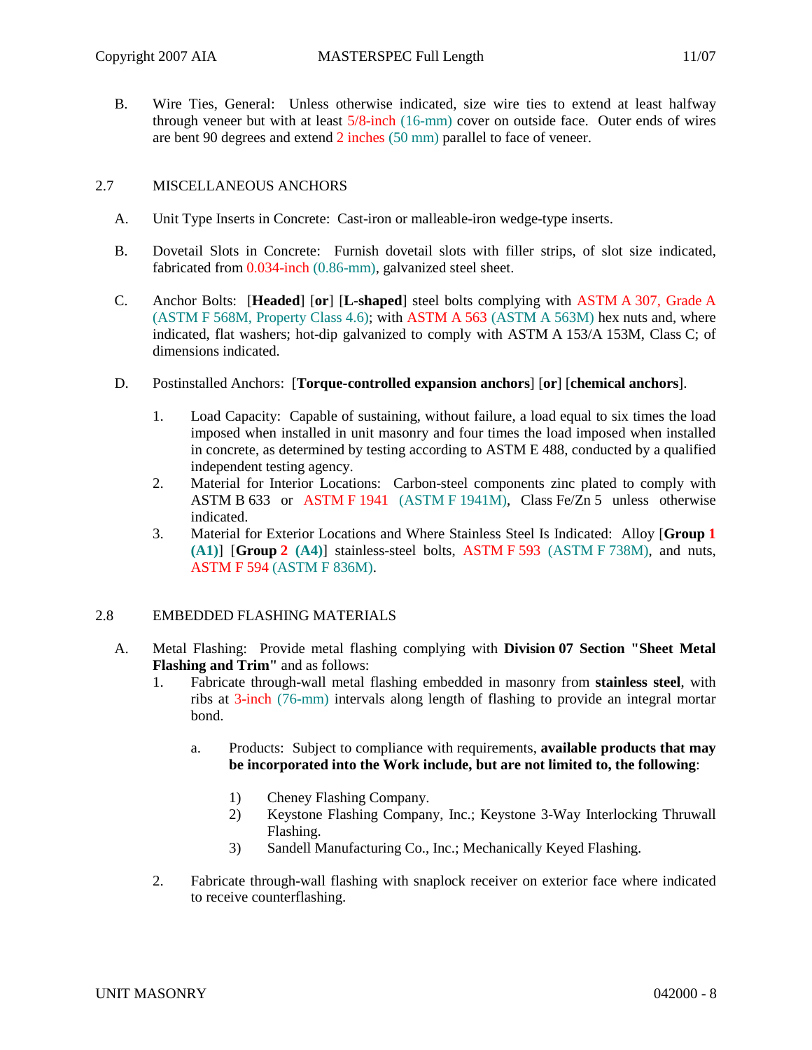B. Wire Ties, General: Unless otherwise indicated, size wire ties to extend at least halfway through veneer but with at least 5/8-inch (16-mm) cover on outside face. Outer ends of wires are bent 90 degrees and extend 2 inches (50 mm) parallel to face of veneer.

## 2.7 MISCELLANEOUS ANCHORS

A. Unit Type Inserts in Concrete: Cast-iron or malleable-iron wedge-type inserts.

B. Dovetail Slots in Concrete: Furnish dovetail slots with filler strips, of slot size indicated, fabricated from 0.034-inch (0.86-mm), galvanized steel sheet.

C. Anchor Bolts: [**Headed**] [**or**] [**L-shaped**] steel bolts complying with ASTM A 307, Grade A (ASTM F 568M, Property Class 4.6); with ASTM A 563 (ASTM A 563M) hex nuts and, where indicated, flat washers; hot-dip galvanized to comply with ASTM A 153/A 153M, Class C; of dimensions indicated.

D. Postinstalled Anchors: [**Torque-controlled expansion anchors**] [**or**] [**chemical anchors**].

1. Load Capacity: Capable of sustaining, without failure, a load equal to six times the load imposed when installed in unit masonry and four times the load imposed when installed in concrete, as determined by testing according to ASTM E 488, conducted by a qualified independent testing agency.
2. Material for Interior Locations: Carbon-steel components zinc plated to comply with ASTM B 633 or ASTM F 1941 (ASTM F 1941M), Class Fe/Zn 5 unless otherwise indicated.
3. Material for Exterior Locations and Where Stainless Steel Is Indicated: Alloy [**Group 1 (A1)**] [**Group 2 (A4)**] stainless-steel bolts, ASTM F 593 (ASTM F 738M), and nuts, ASTM F 594 (ASTM F 836M).

## 2.8 EMBEDDED FLASHING MATERIALS

A. Metal Flashing: Provide metal flashing complying with **Division 07 Section "Sheet Metal Flashing and Trim"** and as follows:

1. Fabricate through-wall metal flashing embedded in masonry from **stainless steel**, with ribs at 3-inch (76-mm) intervals along length of flashing to provide an integral mortar bond.

   a. Products: Subject to compliance with requirements, **available products that may be incorporated into the Work include, but are not limited to, the following**:

      1) Cheney Flashing Company.
      2) Keystone Flashing Company, Inc.; Keystone 3-Way Interlocking Thruwall Flashing.
      3) Sandell Manufacturing Co., Inc.; Mechanically Keyed Flashing.

2. Fabricate through-wall flashing with snaplock receiver on exterior face where indicated to receive counterflashing.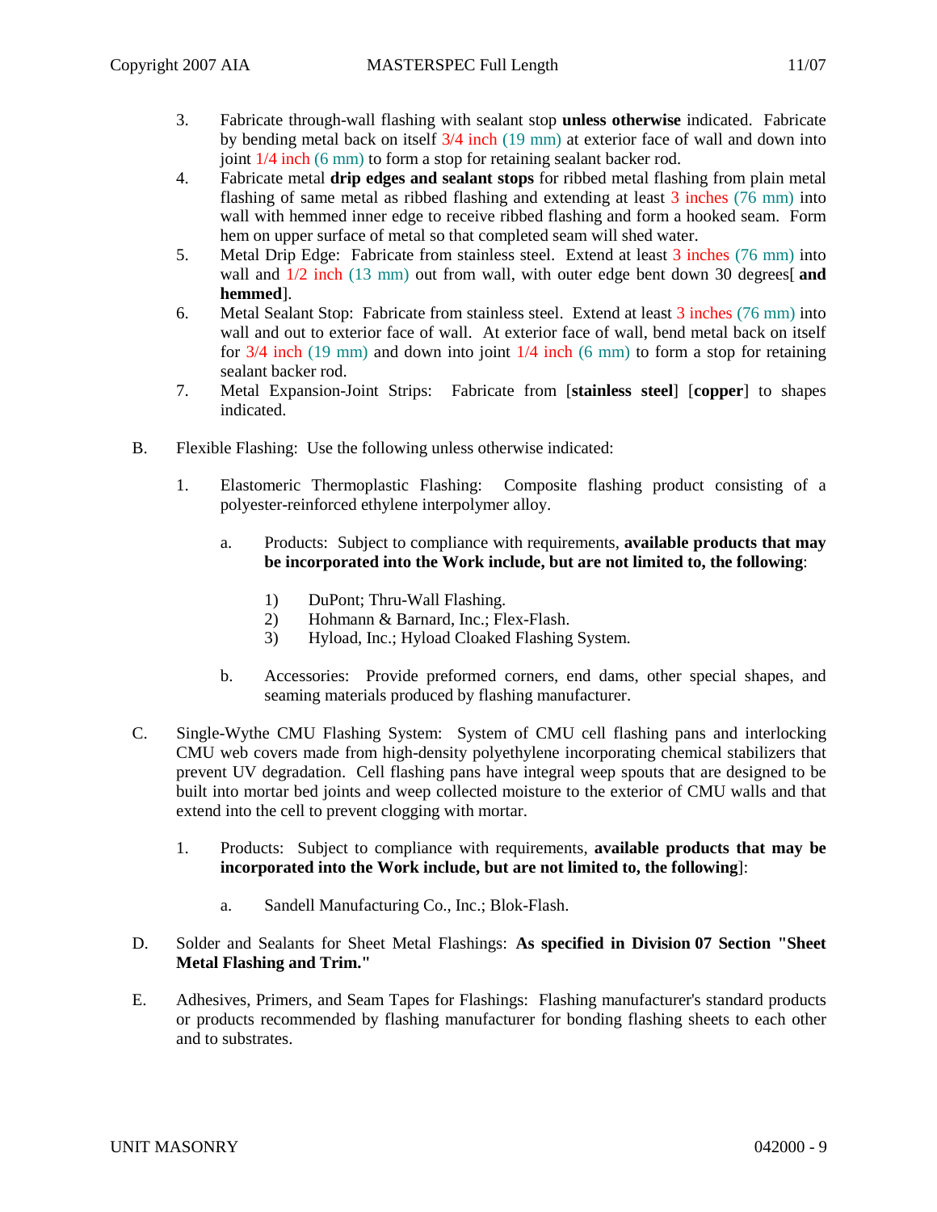3. Fabricate through-wall flashing with sealant stop **unless otherwise** indicated. Fabricate by bending metal back on itself 3/4 inch (19 mm) at exterior face of wall and down into joint 1/4 inch (6 mm) to form a stop for retaining sealant backer rod.
4. Fabricate metal **drip edges and sealant stops** for ribbed metal flashing from plain metal flashing of same metal as ribbed flashing and extending at least 3 inches (76 mm) into wall with hemmed inner edge to receive ribbed flashing and form a hooked seam. Form hem on upper surface of metal so that completed seam will shed water.
5. Metal Drip Edge: Fabricate from stainless steel. Extend at least 3 inches (76 mm) into wall and 1/2 inch (13 mm) out from wall, with outer edge bent down 30 degrees[ **and hemmed**].
6. Metal Sealant Stop: Fabricate from stainless steel. Extend at least 3 inches (76 mm) into wall and out to exterior face of wall. At exterior face of wall, bend metal back on itself for 3/4 inch (19 mm) and down into joint 1/4 inch (6 mm) to form a stop for retaining sealant backer rod.
7. Metal Expansion-Joint Strips: Fabricate from [**stainless steel**] [**copper**] to shapes indicated.

B. Flexible Flashing: Use the following unless otherwise indicated:

1. Elastomeric Thermoplastic Flashing: Composite flashing product consisting of a polyester-reinforced ethylene interpolymer alloy.

    a. Products: Subject to compliance with requirements, **available products that may be incorporated into the Work include, but are not limited to, the following**:

        1) DuPont; Thru-Wall Flashing.
        2) Hohmann & Barnard, Inc.; Flex-Flash.
        3) Hyload, Inc.; Hyload Cloaked Flashing System.

    b. Accessories: Provide preformed corners, end dams, other special shapes, and seaming materials produced by flashing manufacturer.

C. Single-Wythe CMU Flashing System: System of CMU cell flashing pans and interlocking CMU web covers made from high-density polyethylene incorporating chemical stabilizers that prevent UV degradation. Cell flashing pans have integral weep spouts that are designed to be built into mortar bed joints and weep collected moisture to the exterior of CMU walls and that extend into the cell to prevent clogging with mortar.

1. Products: Subject to compliance with requirements, **available products that may be incorporated into the Work include, but are not limited to, the following**]:

    a. Sandell Manufacturing Co., Inc.; Blok-Flash.

D. Solder and Sealants for Sheet Metal Flashings: **As specified in Division 07 Section "Sheet Metal Flashing and Trim."**

E. Adhesives, Primers, and Seam Tapes for Flashings: Flashing manufacturer's standard products or products recommended by flashing manufacturer for bonding flashing sheets to each other and to substrates.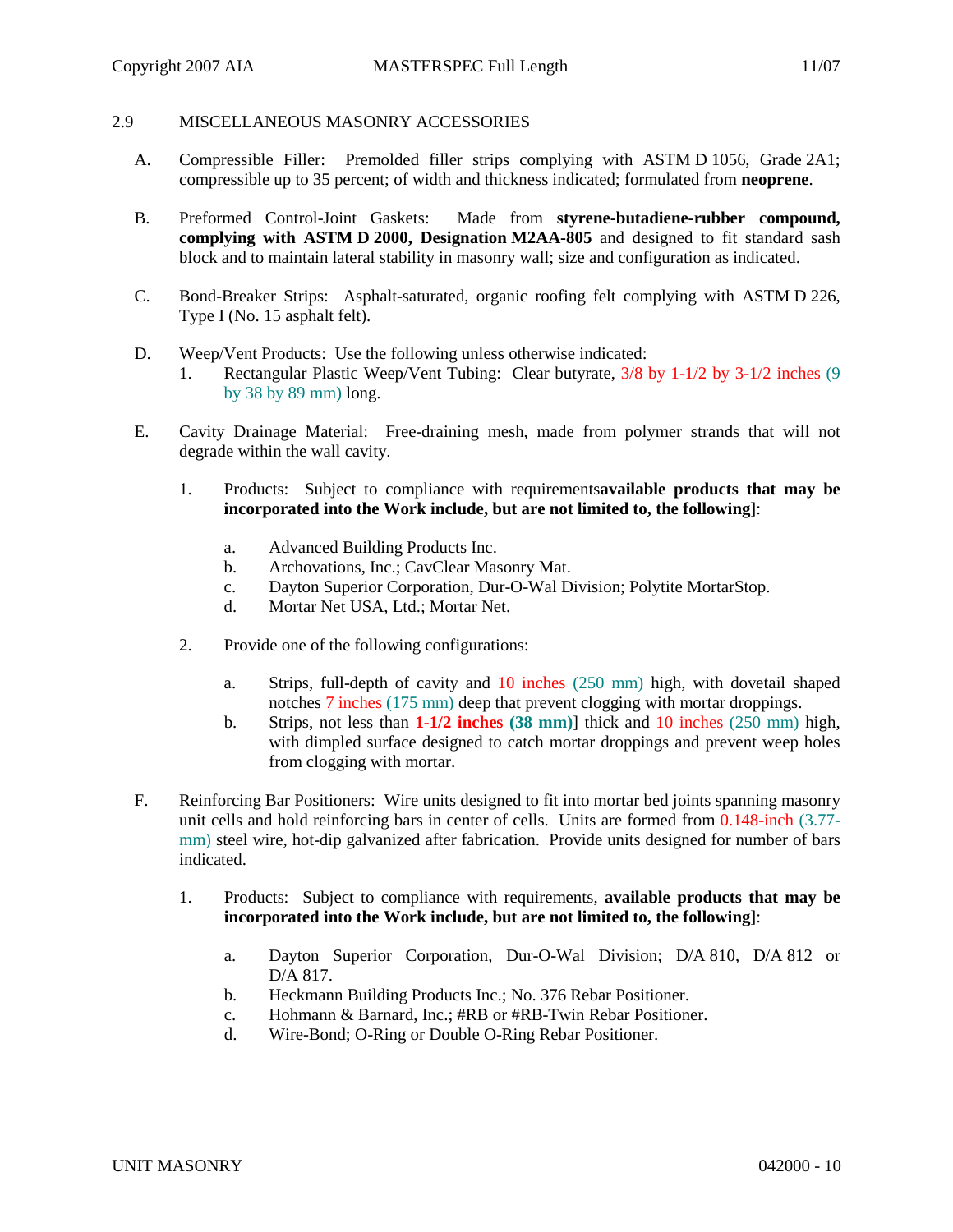## 2.9 MISCELLANEOUS MASONRY ACCESSORIES

A. Compressible Filler: Premolded filler strips complying with ASTM D 1056, Grade 2A1; compressible up to 35 percent; of width and thickness indicated; formulated from **neoprene**.

B. Preformed Control-Joint Gaskets: Made from **styrene-butadiene-rubber compound, complying with ASTM D 2000, Designation M2AA-805** and designed to fit standard sash block and to maintain lateral stability in masonry wall; size and configuration as indicated.

C. Bond-Breaker Strips: Asphalt-saturated, organic roofing felt complying with ASTM D 226, Type I (No. 15 asphalt felt).

D. Weep/Vent Products: Use the following unless otherwise indicated:
   1. Rectangular Plastic Weep/Vent Tubing: Clear butyrate, 3/8 by 1-1/2 by 3-1/2 inches (9 by 38 by 89 mm) long.

E. Cavity Drainage Material: Free-draining mesh, made from polymer strands that will not degrade within the wall cavity.

   1. Products: Subject to compliance with requirements**available products that may be incorporated into the Work include, but are not limited to, the following**]:

      a. Advanced Building Products Inc.
      b. Archovations, Inc.; CavClear Masonry Mat.
      c. Dayton Superior Corporation, Dur-O-Wal Division; Polytite MortarStop.
      d. Mortar Net USA, Ltd.; Mortar Net.

   2. Provide one of the following configurations:

      a. Strips, full-depth of cavity and 10 inches (250 mm) high, with dovetail shaped notches 7 inches (175 mm) deep that prevent clogging with mortar droppings.
      b. Strips, not less than **1-1/2 inches (38 mm)**] thick and 10 inches (250 mm) high, with dimpled surface designed to catch mortar droppings and prevent weep holes from clogging with mortar.

F. Reinforcing Bar Positioners: Wire units designed to fit into mortar bed joints spanning masonry unit cells and hold reinforcing bars in center of cells. Units are formed from 0.148-inch (3.77-mm) steel wire, hot-dip galvanized after fabrication. Provide units designed for number of bars indicated.

   1. Products: Subject to compliance with requirements, **available products that may be incorporated into the Work include, but are not limited to, the following**]:

      a. Dayton Superior Corporation, Dur-O-Wal Division; D/A 810, D/A 812 or D/A 817.
      b. Heckmann Building Products Inc.; No. 376 Rebar Positioner.
      c. Hohmann & Barnard, Inc.; #RB or #RB-Twin Rebar Positioner.
      d. Wire-Bond; O-Ring or Double O-Ring Rebar Positioner.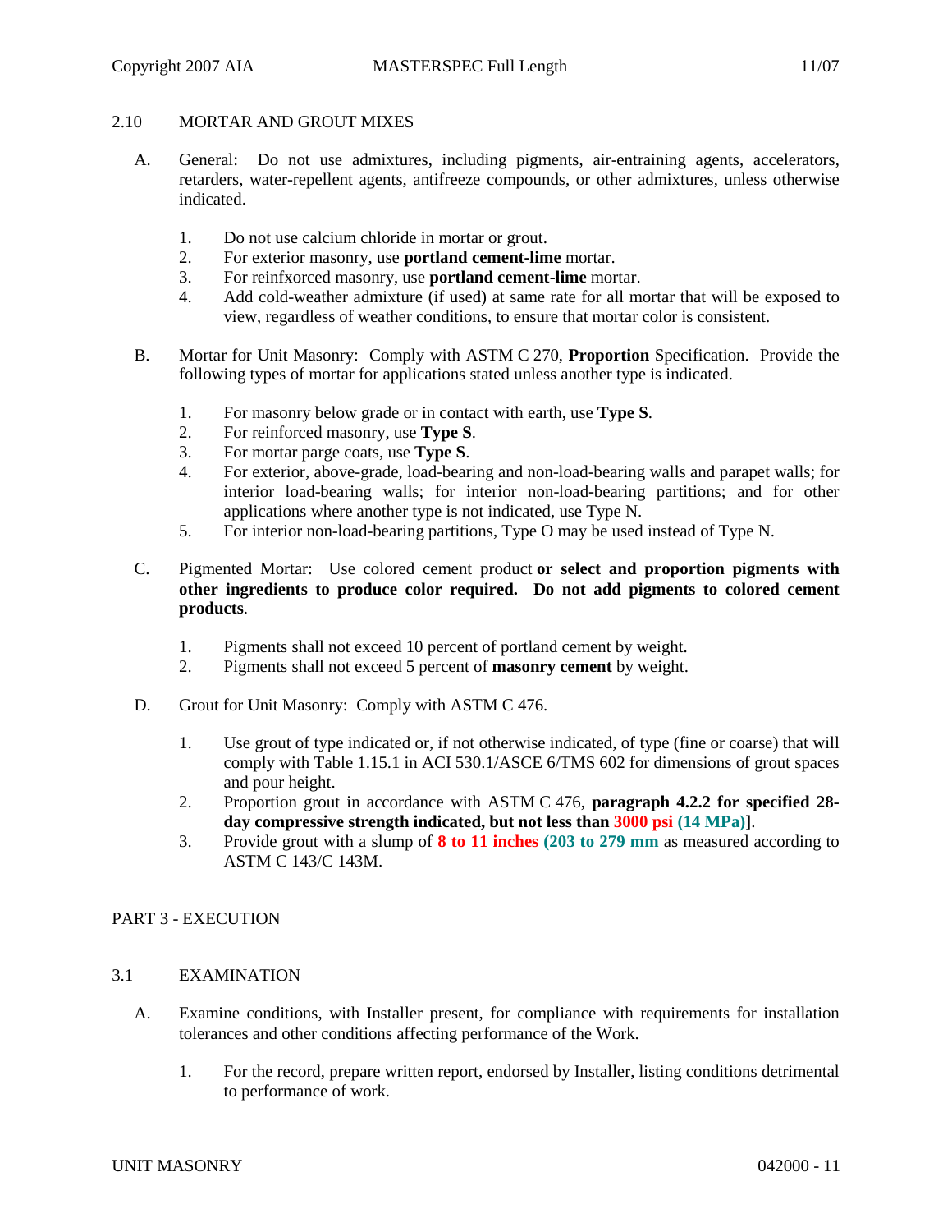## 2.10 MORTAR AND GROUT MIXES

A. General: Do not use admixtures, including pigments, air-entraining agents, accelerators, retarders, water-repellent agents, antifreeze compounds, or other admixtures, unless otherwise indicated.

1. Do not use calcium chloride in mortar or grout.
2. For exterior masonry, use **portland cement-lime** mortar.
3. For reinfxorced masonry, use **portland cement-lime** mortar.
4. Add cold-weather admixture (if used) at same rate for all mortar that will be exposed to view, regardless of weather conditions, to ensure that mortar color is consistent.

B. Mortar for Unit Masonry: Comply with ASTM C 270, **Proportion** Specification. Provide the following types of mortar for applications stated unless another type is indicated.

1. For masonry below grade or in contact with earth, use **Type S**.
2. For reinforced masonry, use **Type S**.
3. For mortar parge coats, use **Type S**.
4. For exterior, above-grade, load-bearing and non-load-bearing walls and parapet walls; for interior load-bearing walls; for interior non-load-bearing partitions; and for other applications where another type is not indicated, use Type N.
5. For interior non-load-bearing partitions, Type O may be used instead of Type N.

C. Pigmented Mortar: Use colored cement product **or select and proportion pigments with other ingredients to produce color required. Do not add pigments to colored cement products**.

1. Pigments shall not exceed 10 percent of portland cement by weight.
2. Pigments shall not exceed 5 percent of **masonry cement** by weight.

D. Grout for Unit Masonry: Comply with ASTM C 476.

1. Use grout of type indicated or, if not otherwise indicated, of type (fine or coarse) that will comply with Table 1.15.1 in ACI 530.1/ASCE 6/TMS 602 for dimensions of grout spaces and pour height.
2. Proportion grout in accordance with ASTM C 476, **paragraph 4.2.2 for specified 28-day compressive strength indicated, but not less than 3000 psi (14 MPa)**].
3. Provide grout with a slump of **8 to 11 inches (203 to 279 mm** as measured according to ASTM C 143/C 143M.

# PART 3 - EXECUTION

## 3.1 EXAMINATION

A. Examine conditions, with Installer present, for compliance with requirements for installation tolerances and other conditions affecting performance of the Work.

1. For the record, prepare written report, endorsed by Installer, listing conditions detrimental to performance of work.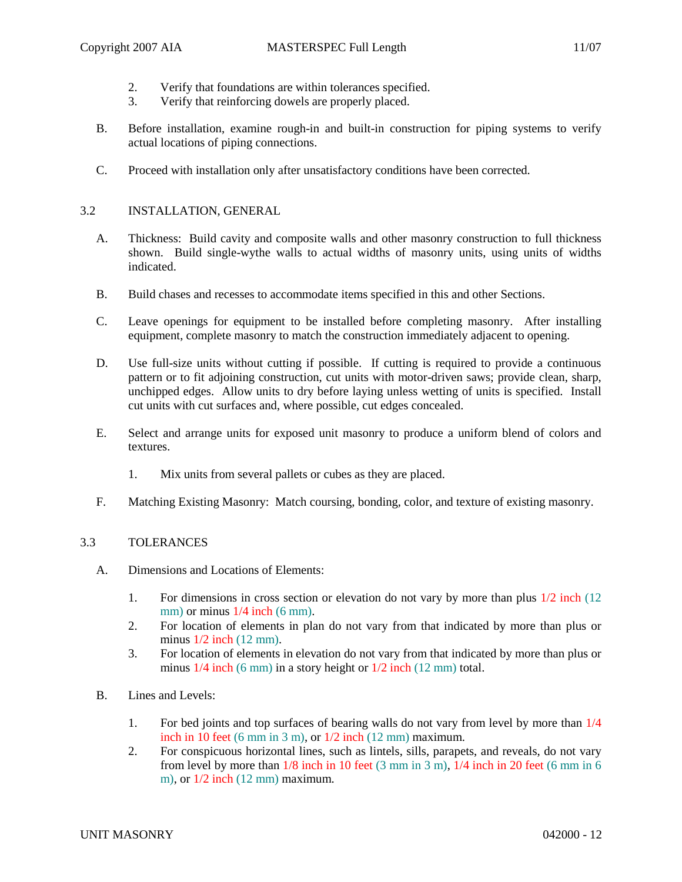2. Verify that foundations are within tolerances specified.
3. Verify that reinforcing dowels are properly placed.

B. Before installation, examine rough-in and built-in construction for piping systems to verify actual locations of piping connections.

C. Proceed with installation only after unsatisfactory conditions have been corrected.

## 3.2 INSTALLATION, GENERAL

A. Thickness: Build cavity and composite walls and other masonry construction to full thickness shown. Build single-wythe walls to actual widths of masonry units, using units of widths indicated.

B. Build chases and recesses to accommodate items specified in this and other Sections.

C. Leave openings for equipment to be installed before completing masonry. After installing equipment, complete masonry to match the construction immediately adjacent to opening.

D. Use full-size units without cutting if possible. If cutting is required to provide a continuous pattern or to fit adjoining construction, cut units with motor-driven saws; provide clean, sharp, unchipped edges. Allow units to dry before laying unless wetting of units is specified. Install cut units with cut surfaces and, where possible, cut edges concealed.

E. Select and arrange units for exposed unit masonry to produce a uniform blend of colors and textures.

   1. Mix units from several pallets or cubes as they are placed.

F. Matching Existing Masonry: Match coursing, bonding, color, and texture of existing masonry.

## 3.3 TOLERANCES

A. Dimensions and Locations of Elements:

   1. For dimensions in cross section or elevation do not vary by more than plus 1/2 inch (12 mm) or minus 1/4 inch (6 mm).
   2. For location of elements in plan do not vary from that indicated by more than plus or minus 1/2 inch (12 mm).
   3. For location of elements in elevation do not vary from that indicated by more than plus or minus 1/4 inch (6 mm) in a story height or 1/2 inch (12 mm) total.

B. Lines and Levels:

   1. For bed joints and top surfaces of bearing walls do not vary from level by more than 1/4 inch in 10 feet (6 mm in 3 m), or 1/2 inch (12 mm) maximum.
   2. For conspicuous horizontal lines, such as lintels, sills, parapets, and reveals, do not vary from level by more than 1/8 inch in 10 feet (3 mm in 3 m), 1/4 inch in 20 feet (6 mm in 6 m), or 1/2 inch (12 mm) maximum.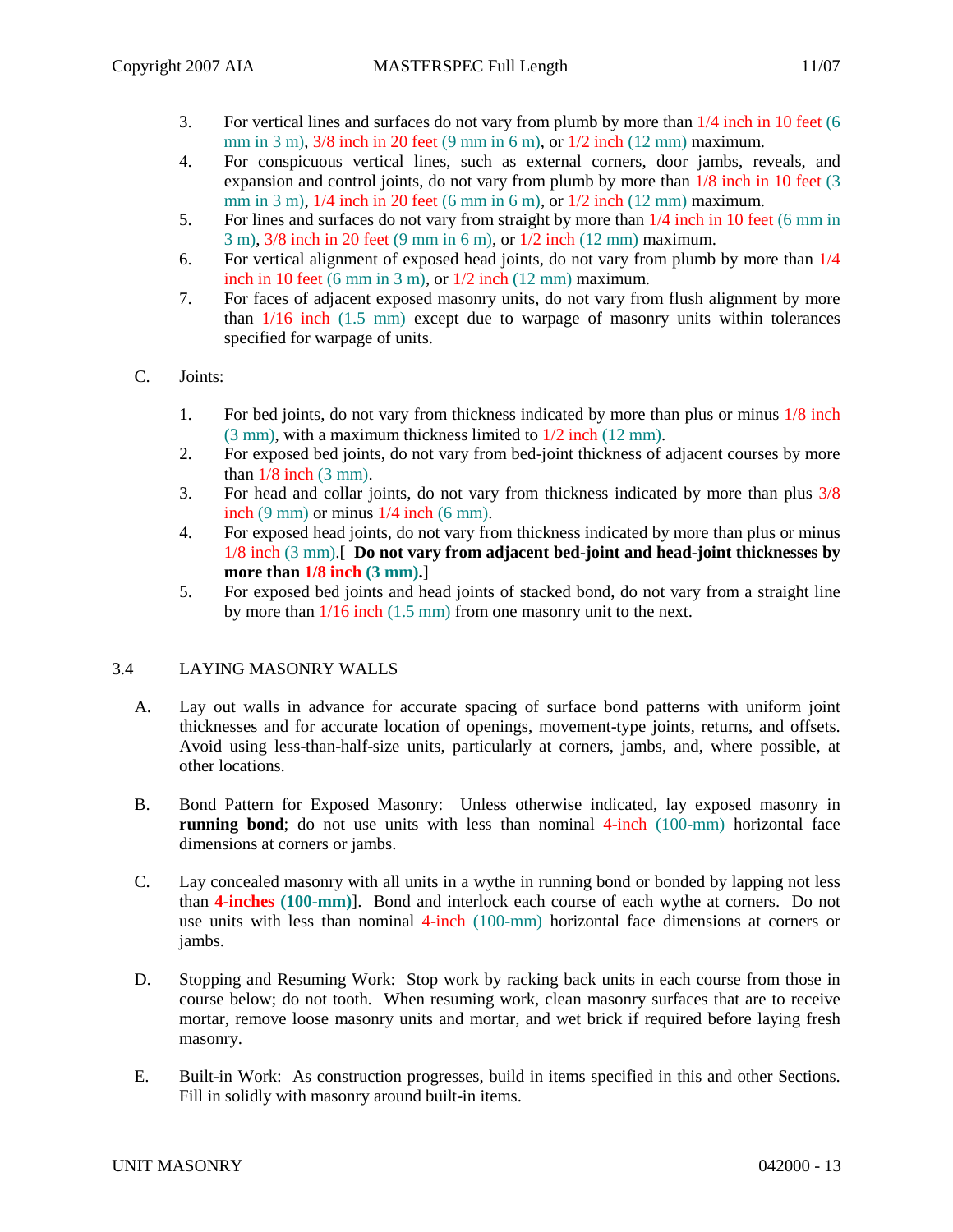3. For vertical lines and surfaces do not vary from plumb by more than 1/4 inch in 10 feet (6 mm in 3 m), 3/8 inch in 20 feet (9 mm in 6 m), or 1/2 inch (12 mm) maximum.
4. For conspicuous vertical lines, such as external corners, door jambs, reveals, and expansion and control joints, do not vary from plumb by more than 1/8 inch in 10 feet (3 mm in 3 m), 1/4 inch in 20 feet (6 mm in 6 m), or 1/2 inch (12 mm) maximum.
5. For lines and surfaces do not vary from straight by more than 1/4 inch in 10 feet (6 mm in 3 m), 3/8 inch in 20 feet (9 mm in 6 m), or 1/2 inch (12 mm) maximum.
6. For vertical alignment of exposed head joints, do not vary from plumb by more than 1/4 inch in 10 feet (6 mm in 3 m), or 1/2 inch (12 mm) maximum.
7. For faces of adjacent exposed masonry units, do not vary from flush alignment by more than 1/16 inch (1.5 mm) except due to warpage of masonry units within tolerances specified for warpage of units.

C. Joints:

1. For bed joints, do not vary from thickness indicated by more than plus or minus 1/8 inch (3 mm), with a maximum thickness limited to 1/2 inch (12 mm).
2. For exposed bed joints, do not vary from bed-joint thickness of adjacent courses by more than 1/8 inch (3 mm).
3. For head and collar joints, do not vary from thickness indicated by more than plus 3/8 inch (9 mm) or minus 1/4 inch (6 mm).
4. For exposed head joints, do not vary from thickness indicated by more than plus or minus 1/8 inch (3 mm).[ **Do not vary from adjacent bed-joint and head-joint thicknesses by more than 1/8 inch (3 mm).**]
5. For exposed bed joints and head joints of stacked bond, do not vary from a straight line by more than 1/16 inch (1.5 mm) from one masonry unit to the next.

## 3.4 LAYING MASONRY WALLS

A. Lay out walls in advance for accurate spacing of surface bond patterns with uniform joint thicknesses and for accurate location of openings, movement-type joints, returns, and offsets. Avoid using less-than-half-size units, particularly at corners, jambs, and, where possible, at other locations.

B. Bond Pattern for Exposed Masonry: Unless otherwise indicated, lay exposed masonry in **running bond**; do not use units with less than nominal 4-inch (100-mm) horizontal face dimensions at corners or jambs.

C. Lay concealed masonry with all units in a wythe in running bond or bonded by lapping not less than **4-inches (100-mm)**]. Bond and interlock each course of each wythe at corners. Do not use units with less than nominal 4-inch (100-mm) horizontal face dimensions at corners or jambs.

D. Stopping and Resuming Work: Stop work by racking back units in each course from those in course below; do not tooth. When resuming work, clean masonry surfaces that are to receive mortar, remove loose masonry units and mortar, and wet brick if required before laying fresh masonry.

E. Built-in Work: As construction progresses, build in items specified in this and other Sections. Fill in solidly with masonry around built-in items.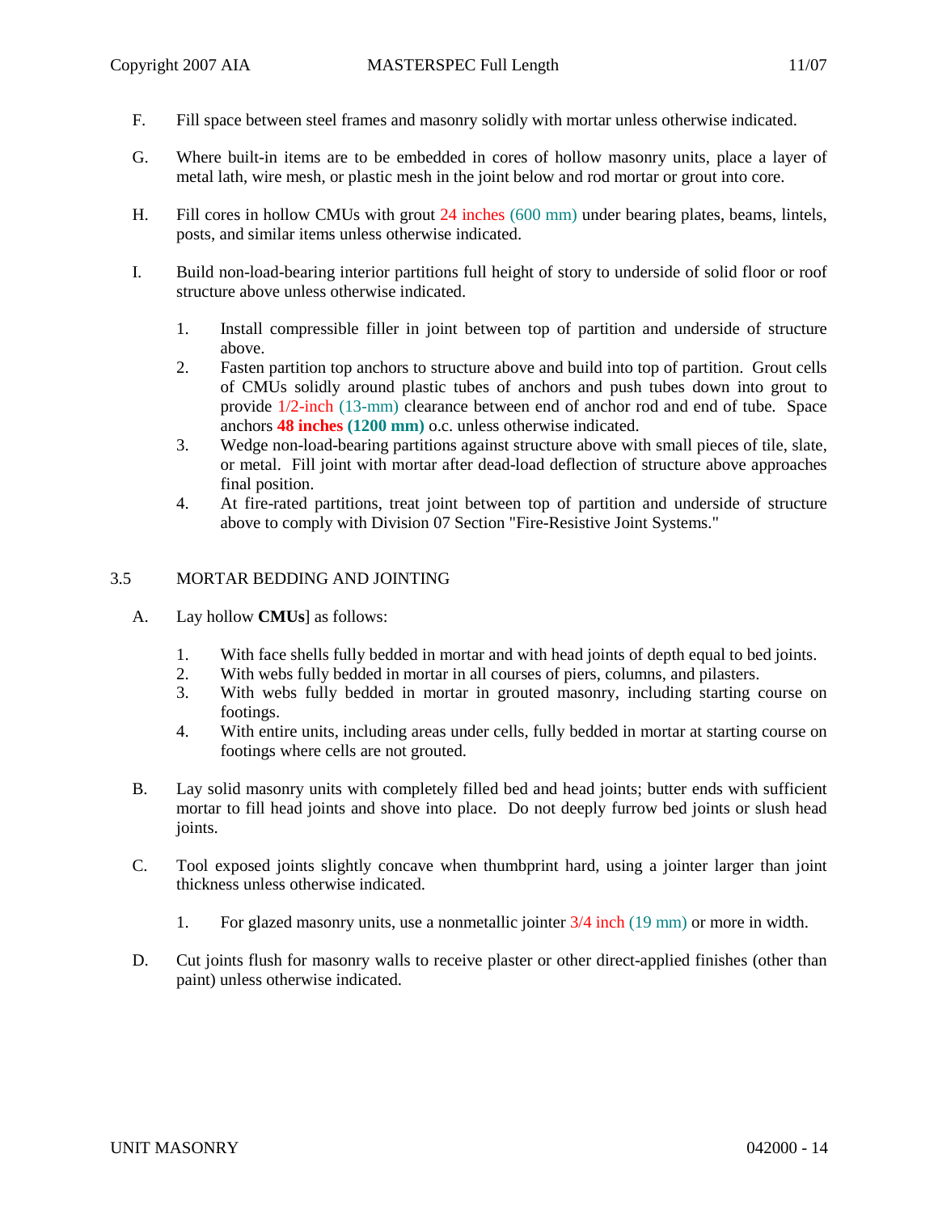F. Fill space between steel frames and masonry solidly with mortar unless otherwise indicated.

G. Where built-in items are to be embedded in cores of hollow masonry units, place a layer of metal lath, wire mesh, or plastic mesh in the joint below and rod mortar or grout into core.

H. Fill cores in hollow CMUs with grout 24 inches (600 mm) under bearing plates, beams, lintels, posts, and similar items unless otherwise indicated.

I. Build non-load-bearing interior partitions full height of story to underside of solid floor or roof structure above unless otherwise indicated.

   1. Install compressible filler in joint between top of partition and underside of structure above.
   2. Fasten partition top anchors to structure above and build into top of partition. Grout cells of CMUs solidly around plastic tubes of anchors and push tubes down into grout to provide 1/2-inch (13-mm) clearance between end of anchor rod and end of tube. Space anchors **48 inches (1200 mm)** o.c. unless otherwise indicated.
   3. Wedge non-load-bearing partitions against structure above with small pieces of tile, slate, or metal. Fill joint with mortar after dead-load deflection of structure above approaches final position.
   4. At fire-rated partitions, treat joint between top of partition and underside of structure above to comply with Division 07 Section "Fire-Resistive Joint Systems."

## 3.5 MORTAR BEDDING AND JOINTING

A. Lay hollow **CMUs**] as follows:

   1. With face shells fully bedded in mortar and with head joints of depth equal to bed joints.
   2. With webs fully bedded in mortar in all courses of piers, columns, and pilasters.
   3. With webs fully bedded in mortar in grouted masonry, including starting course on footings.
   4. With entire units, including areas under cells, fully bedded in mortar at starting course on footings where cells are not grouted.

B. Lay solid masonry units with completely filled bed and head joints; butter ends with sufficient mortar to fill head joints and shove into place. Do not deeply furrow bed joints or slush head joints.

C. Tool exposed joints slightly concave when thumbprint hard, using a jointer larger than joint thickness unless otherwise indicated.

   1. For glazed masonry units, use a nonmetallic jointer 3/4 inch (19 mm) or more in width.

D. Cut joints flush for masonry walls to receive plaster or other direct-applied finishes (other than paint) unless otherwise indicated.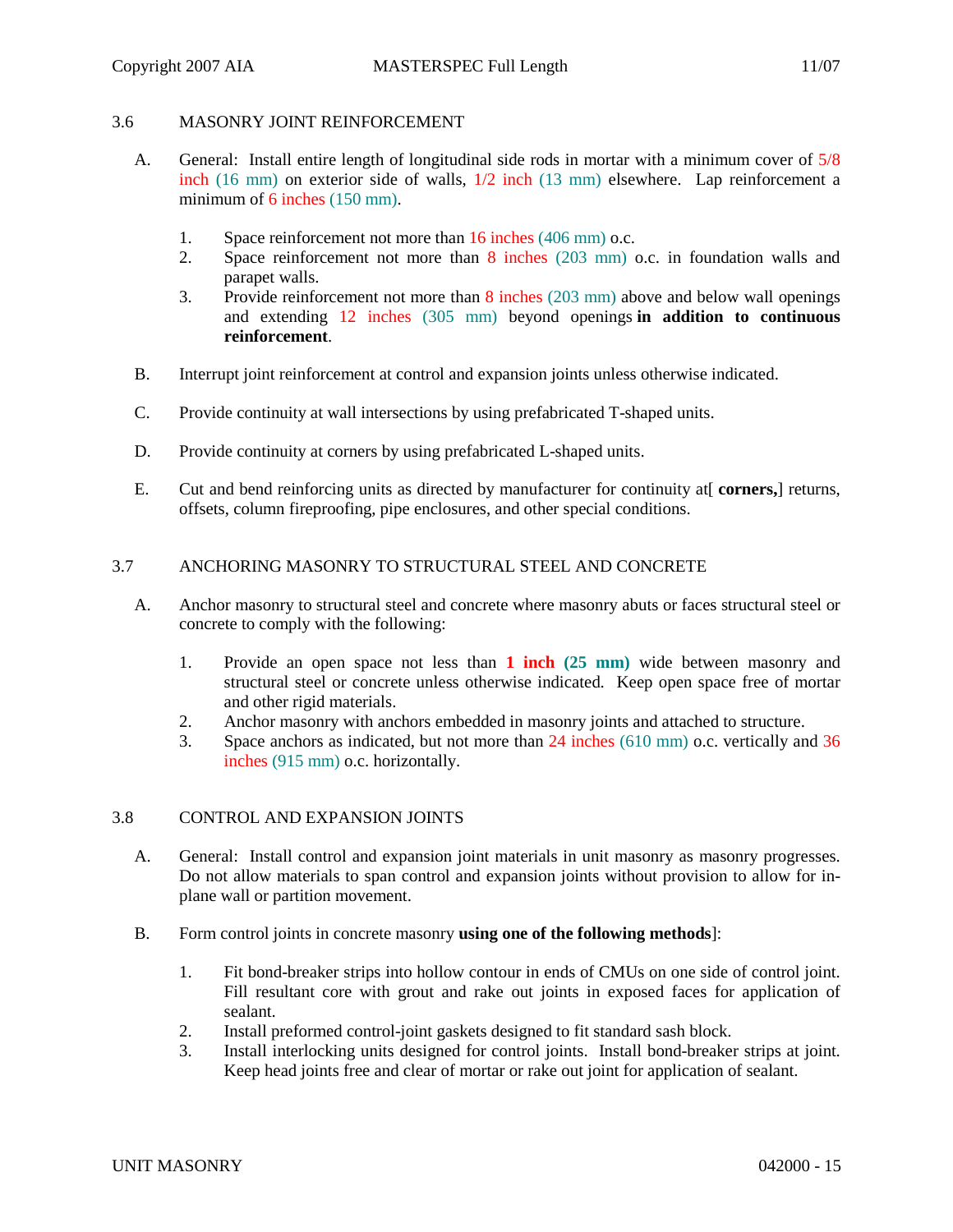## 3.6 MASONRY JOINT REINFORCEMENT

A. General: Install entire length of longitudinal side rods in mortar with a minimum cover of 5/8 inch (16 mm) on exterior side of walls, 1/2 inch (13 mm) elsewhere. Lap reinforcement a minimum of 6 inches (150 mm).

1. Space reinforcement not more than 16 inches (406 mm) o.c.
2. Space reinforcement not more than 8 inches (203 mm) o.c. in foundation walls and parapet walls.
3. Provide reinforcement not more than 8 inches (203 mm) above and below wall openings and extending 12 inches (305 mm) beyond openings **in addition to continuous reinforcement**.

B. Interrupt joint reinforcement at control and expansion joints unless otherwise indicated.

C. Provide continuity at wall intersections by using prefabricated T-shaped units.

D. Provide continuity at corners by using prefabricated L-shaped units.

E. Cut and bend reinforcing units as directed by manufacturer for continuity at[ **corners,**] returns, offsets, column fireproofing, pipe enclosures, and other special conditions.

## 3.7 ANCHORING MASONRY TO STRUCTURAL STEEL AND CONCRETE

A. Anchor masonry to structural steel and concrete where masonry abuts or faces structural steel or concrete to comply with the following:

1. Provide an open space not less than **1 inch (25 mm)** wide between masonry and structural steel or concrete unless otherwise indicated. Keep open space free of mortar and other rigid materials.
2. Anchor masonry with anchors embedded in masonry joints and attached to structure.
3. Space anchors as indicated, but not more than 24 inches (610 mm) o.c. vertically and 36 inches (915 mm) o.c. horizontally.

## 3.8 CONTROL AND EXPANSION JOINTS

A. General: Install control and expansion joint materials in unit masonry as masonry progresses. Do not allow materials to span control and expansion joints without provision to allow for in-plane wall or partition movement.

B. Form control joints in concrete masonry **using one of the following methods**]:

1. Fit bond-breaker strips into hollow contour in ends of CMUs on one side of control joint. Fill resultant core with grout and rake out joints in exposed faces for application of sealant.
2. Install preformed control-joint gaskets designed to fit standard sash block.
3. Install interlocking units designed for control joints. Install bond-breaker strips at joint. Keep head joints free and clear of mortar or rake out joint for application of sealant.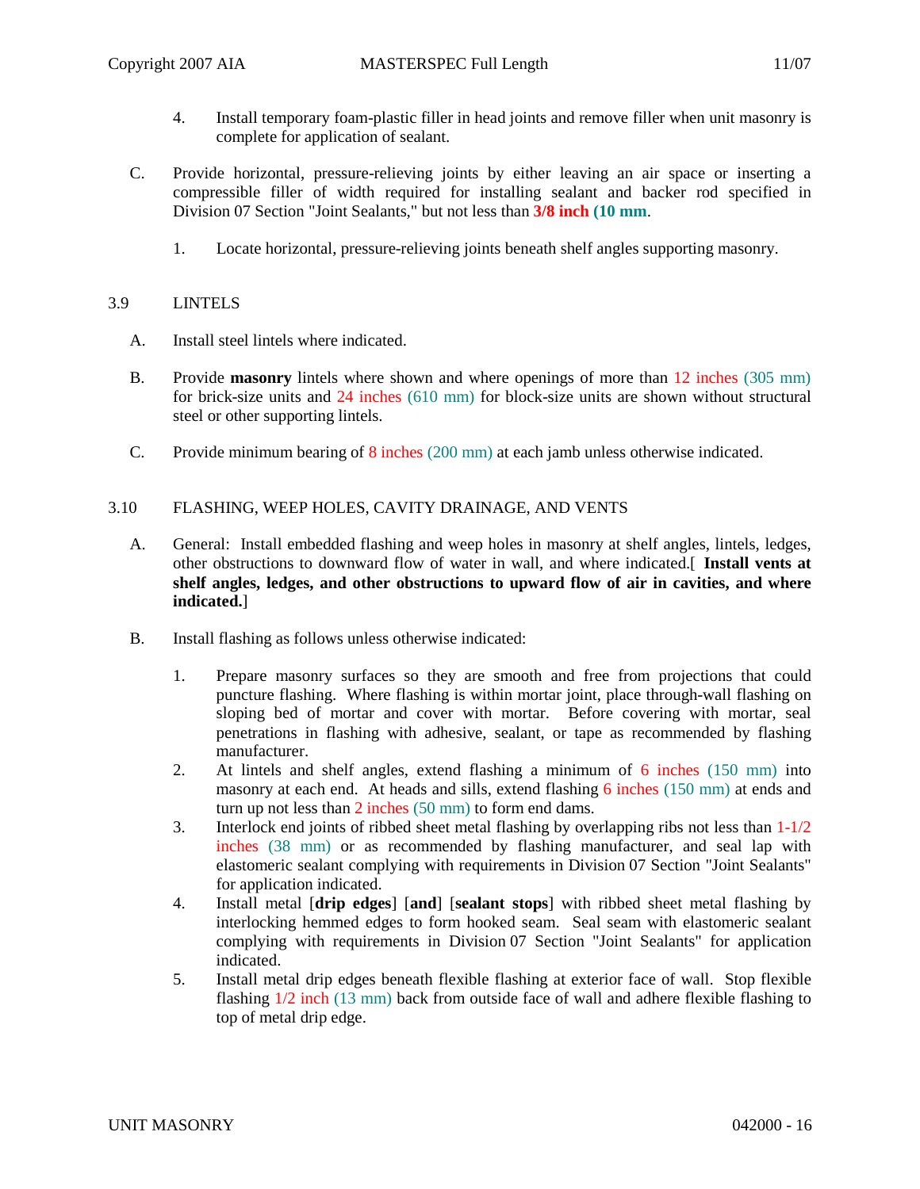4. Install temporary foam-plastic filler in head joints and remove filler when unit masonry is complete for application of sealant.

C. Provide horizontal, pressure-relieving joints by either leaving an air space or inserting a compressible filler of width required for installing sealant and backer rod specified in Division 07 Section "Joint Sealants," but not less than **3/8 inch (10 mm**.

1. Locate horizontal, pressure-relieving joints beneath shelf angles supporting masonry.

## 3.9 LINTELS

A. Install steel lintels where indicated.

B. Provide **masonry** lintels where shown and where openings of more than 12 inches (305 mm) for brick-size units and 24 inches (610 mm) for block-size units are shown without structural steel or other supporting lintels.

C. Provide minimum bearing of 8 inches (200 mm) at each jamb unless otherwise indicated.

## 3.10 FLASHING, WEEP HOLES, CAVITY DRAINAGE, AND VENTS

A. General: Install embedded flashing and weep holes in masonry at shelf angles, lintels, ledges, other obstructions to downward flow of water in wall, and where indicated.[ **Install vents at shelf angles, ledges, and other obstructions to upward flow of air in cavities, and where indicated.**]

B. Install flashing as follows unless otherwise indicated:

1. Prepare masonry surfaces so they are smooth and free from projections that could puncture flashing. Where flashing is within mortar joint, place through-wall flashing on sloping bed of mortar and cover with mortar. Before covering with mortar, seal penetrations in flashing with adhesive, sealant, or tape as recommended by flashing manufacturer.
2. At lintels and shelf angles, extend flashing a minimum of 6 inches (150 mm) into masonry at each end. At heads and sills, extend flashing 6 inches (150 mm) at ends and turn up not less than 2 inches (50 mm) to form end dams.
3. Interlock end joints of ribbed sheet metal flashing by overlapping ribs not less than 1-1/2 inches (38 mm) or as recommended by flashing manufacturer, and seal lap with elastomeric sealant complying with requirements in Division 07 Section "Joint Sealants" for application indicated.
4. Install metal [**drip edges**] [**and**] [**sealant stops**] with ribbed sheet metal flashing by interlocking hemmed edges to form hooked seam. Seal seam with elastomeric sealant complying with requirements in Division 07 Section "Joint Sealants" for application indicated.
5. Install metal drip edges beneath flexible flashing at exterior face of wall. Stop flexible flashing 1/2 inch (13 mm) back from outside face of wall and adhere flexible flashing to top of metal drip edge.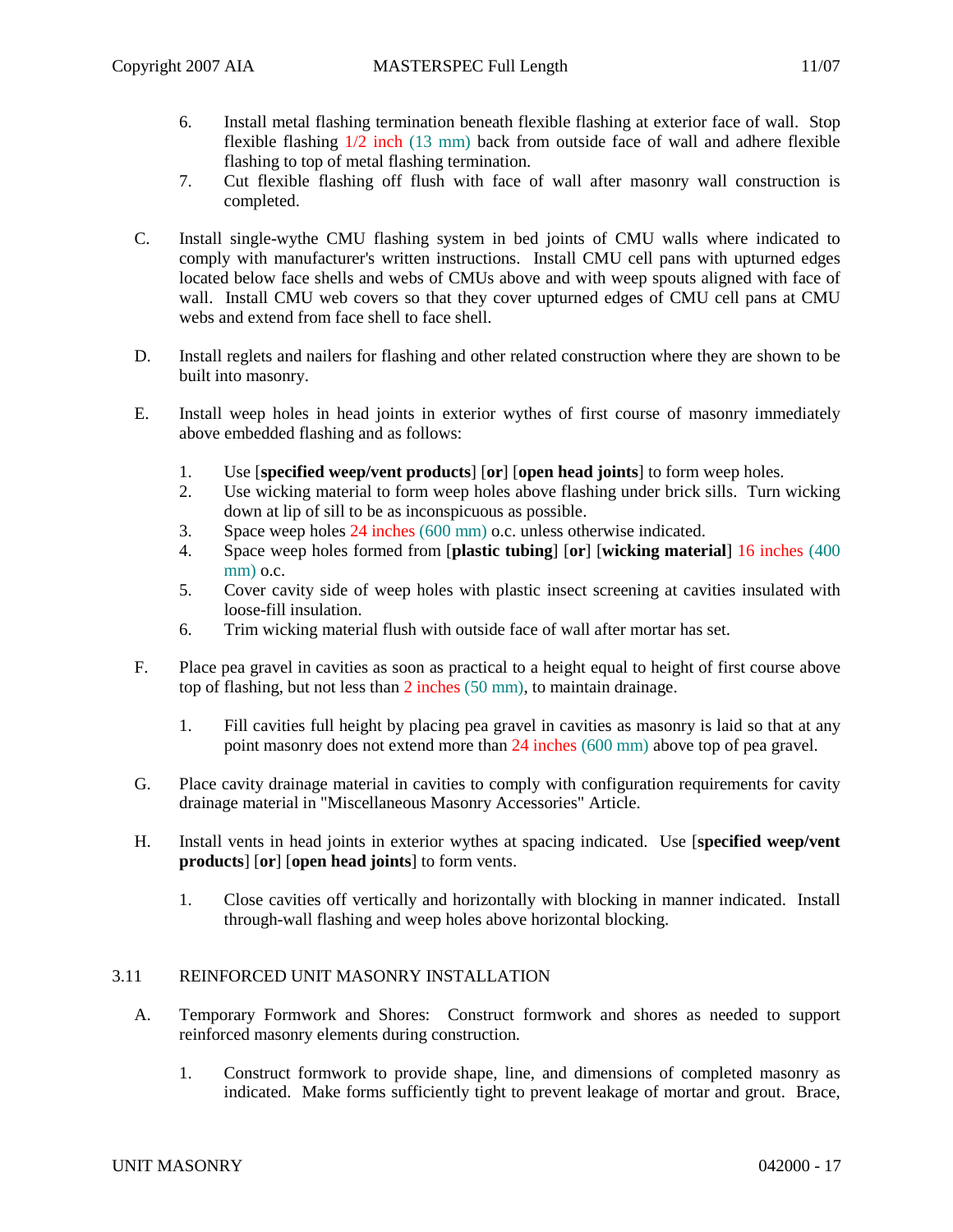6. Install metal flashing termination beneath flexible flashing at exterior face of wall. Stop flexible flashing 1/2 inch (13 mm) back from outside face of wall and adhere flexible flashing to top of metal flashing termination.
7. Cut flexible flashing off flush with face of wall after masonry wall construction is completed.

C. Install single-wythe CMU flashing system in bed joints of CMU walls where indicated to comply with manufacturer's written instructions. Install CMU cell pans with upturned edges located below face shells and webs of CMUs above and with weep spouts aligned with face of wall. Install CMU web covers so that they cover upturned edges of CMU cell pans at CMU webs and extend from face shell to face shell.

D. Install reglets and nailers for flashing and other related construction where they are shown to be built into masonry.

E. Install weep holes in head joints in exterior wythes of first course of masonry immediately above embedded flashing and as follows:

1. Use [**specified weep/vent products**] [**or**] [**open head joints**] to form weep holes.
2. Use wicking material to form weep holes above flashing under brick sills. Turn wicking down at lip of sill to be as inconspicuous as possible.
3. Space weep holes 24 inches (600 mm) o.c. unless otherwise indicated.
4. Space weep holes formed from [**plastic tubing**] [**or**] [**wicking material**] 16 inches (400 mm) o.c.
5. Cover cavity side of weep holes with plastic insect screening at cavities insulated with loose-fill insulation.
6. Trim wicking material flush with outside face of wall after mortar has set.

F. Place pea gravel in cavities as soon as practical to a height equal to height of first course above top of flashing, but not less than 2 inches (50 mm), to maintain drainage.

1. Fill cavities full height by placing pea gravel in cavities as masonry is laid so that at any point masonry does not extend more than 24 inches (600 mm) above top of pea gravel.

G. Place cavity drainage material in cavities to comply with configuration requirements for cavity drainage material in "Miscellaneous Masonry Accessories" Article.

H. Install vents in head joints in exterior wythes at spacing indicated. Use [**specified weep/vent products**] [**or**] [**open head joints**] to form vents.

1. Close cavities off vertically and horizontally with blocking in manner indicated. Install through-wall flashing and weep holes above horizontal blocking.

## 3.11 REINFORCED UNIT MASONRY INSTALLATION

A. Temporary Formwork and Shores: Construct formwork and shores as needed to support reinforced masonry elements during construction.

1. Construct formwork to provide shape, line, and dimensions of completed masonry as indicated. Make forms sufficiently tight to prevent leakage of mortar and grout. Brace,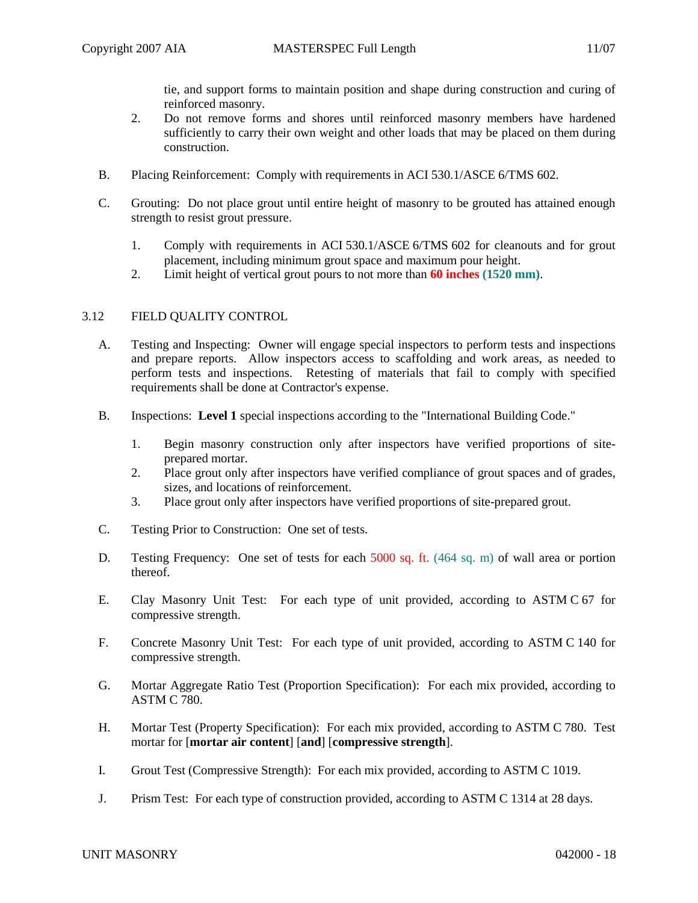tie, and support forms to maintain position and shape during construction and curing of reinforced masonry.

2. Do not remove forms and shores until reinforced masonry members have hardened sufficiently to carry their own weight and other loads that may be placed on them during construction.

B. Placing Reinforcement: Comply with requirements in ACI 530.1/ASCE 6/TMS 602.

C. Grouting: Do not place grout until entire height of masonry to be grouted has attained enough strength to resist grout pressure.

1. Comply with requirements in ACI 530.1/ASCE 6/TMS 602 for cleanouts and for grout placement, including minimum grout space and maximum pour height.
2. Limit height of vertical grout pours to not more than **60 inches (1520 mm)**.

## 3.12 FIELD QUALITY CONTROL

A. Testing and Inspecting: Owner will engage special inspectors to perform tests and inspections and prepare reports. Allow inspectors access to scaffolding and work areas, as needed to perform tests and inspections. Retesting of materials that fail to comply with specified requirements shall be done at Contractor's expense.

B. Inspections: **Level 1** special inspections according to the "International Building Code."

1. Begin masonry construction only after inspectors have verified proportions of site-prepared mortar.
2. Place grout only after inspectors have verified compliance of grout spaces and of grades, sizes, and locations of reinforcement.
3. Place grout only after inspectors have verified proportions of site-prepared grout.

C. Testing Prior to Construction: One set of tests.

D. Testing Frequency: One set of tests for each 5000 sq. ft. (464 sq. m) of wall area or portion thereof.

E. Clay Masonry Unit Test: For each type of unit provided, according to ASTM C 67 for compressive strength.

F. Concrete Masonry Unit Test: For each type of unit provided, according to ASTM C 140 for compressive strength.

G. Mortar Aggregate Ratio Test (Proportion Specification): For each mix provided, according to ASTM C 780.

H. Mortar Test (Property Specification): For each mix provided, according to ASTM C 780. Test mortar for [**mortar air content**] [**and**] [**compressive strength**].

I. Grout Test (Compressive Strength): For each mix provided, according to ASTM C 1019.

J. Prism Test: For each type of construction provided, according to ASTM C 1314 at 28 days.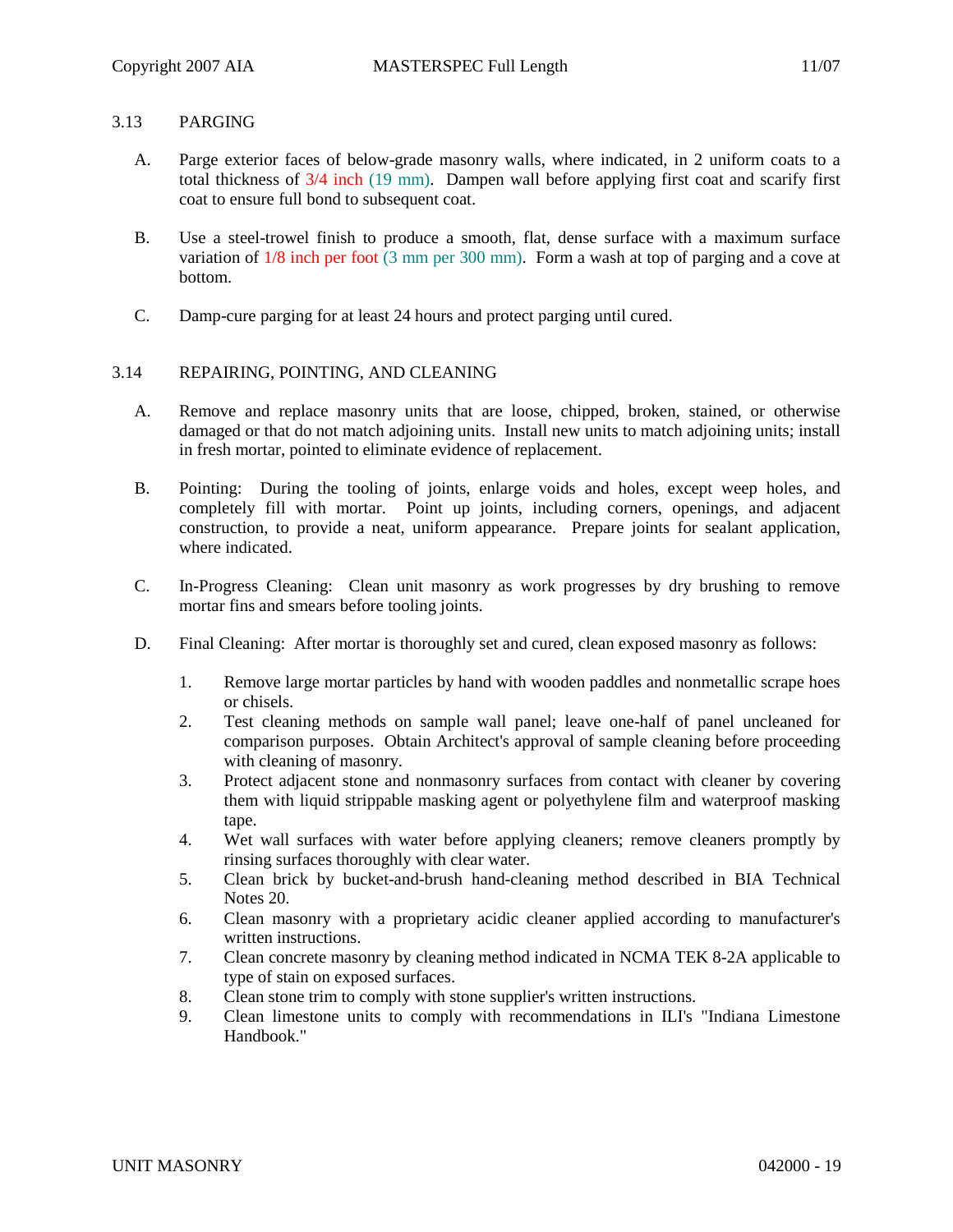## 3.13 PARGING

A. Parge exterior faces of below-grade masonry walls, where indicated, in 2 uniform coats to a total thickness of 3/4 inch (19 mm). Dampen wall before applying first coat and scarify first coat to ensure full bond to subsequent coat.

B. Use a steel-trowel finish to produce a smooth, flat, dense surface with a maximum surface variation of 1/8 inch per foot (3 mm per 300 mm). Form a wash at top of parging and a cove at bottom.

C. Damp-cure parging for at least 24 hours and protect parging until cured.

## 3.14 REPAIRING, POINTING, AND CLEANING

A. Remove and replace masonry units that are loose, chipped, broken, stained, or otherwise damaged or that do not match adjoining units. Install new units to match adjoining units; install in fresh mortar, pointed to eliminate evidence of replacement.

B. Pointing: During the tooling of joints, enlarge voids and holes, except weep holes, and completely fill with mortar. Point up joints, including corners, openings, and adjacent construction, to provide a neat, uniform appearance. Prepare joints for sealant application, where indicated.

C. In-Progress Cleaning: Clean unit masonry as work progresses by dry brushing to remove mortar fins and smears before tooling joints.

D. Final Cleaning: After mortar is thoroughly set and cured, clean exposed masonry as follows:

1. Remove large mortar particles by hand with wooden paddles and nonmetallic scrape hoes or chisels.
2. Test cleaning methods on sample wall panel; leave one-half of panel uncleaned for comparison purposes. Obtain Architect's approval of sample cleaning before proceeding with cleaning of masonry.
3. Protect adjacent stone and nonmasonry surfaces from contact with cleaner by covering them with liquid strippable masking agent or polyethylene film and waterproof masking tape.
4. Wet wall surfaces with water before applying cleaners; remove cleaners promptly by rinsing surfaces thoroughly with clear water.
5. Clean brick by bucket-and-brush hand-cleaning method described in BIA Technical Notes 20.
6. Clean masonry with a proprietary acidic cleaner applied according to manufacturer's written instructions.
7. Clean concrete masonry by cleaning method indicated in NCMA TEK 8-2A applicable to type of stain on exposed surfaces.
8. Clean stone trim to comply with stone supplier's written instructions.
9. Clean limestone units to comply with recommendations in ILI's "Indiana Limestone Handbook."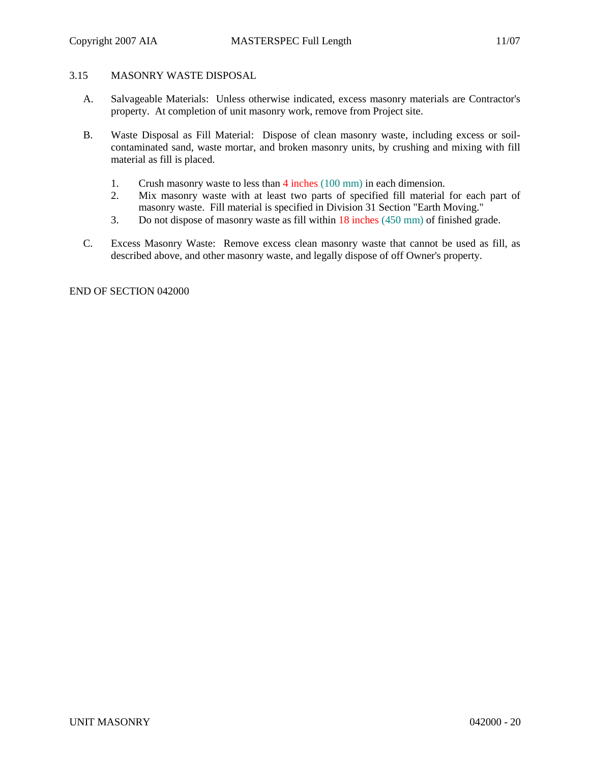## 3.15 MASONRY WASTE DISPOSAL

A. Salvageable Materials: Unless otherwise indicated, excess masonry materials are Contractor's property. At completion of unit masonry work, remove from Project site.

B. Waste Disposal as Fill Material: Dispose of clean masonry waste, including excess or soil-contaminated sand, waste mortar, and broken masonry units, by crushing and mixing with fill material as fill is placed.

1. Crush masonry waste to less than 4 inches (100 mm) in each dimension.
2. Mix masonry waste with at least two parts of specified fill material for each part of masonry waste. Fill material is specified in Division 31 Section "Earth Moving."
3. Do not dispose of masonry waste as fill within 18 inches (450 mm) of finished grade.

C. Excess Masonry Waste: Remove excess clean masonry waste that cannot be used as fill, as described above, and other masonry waste, and legally dispose of off Owner's property.

END OF SECTION 042000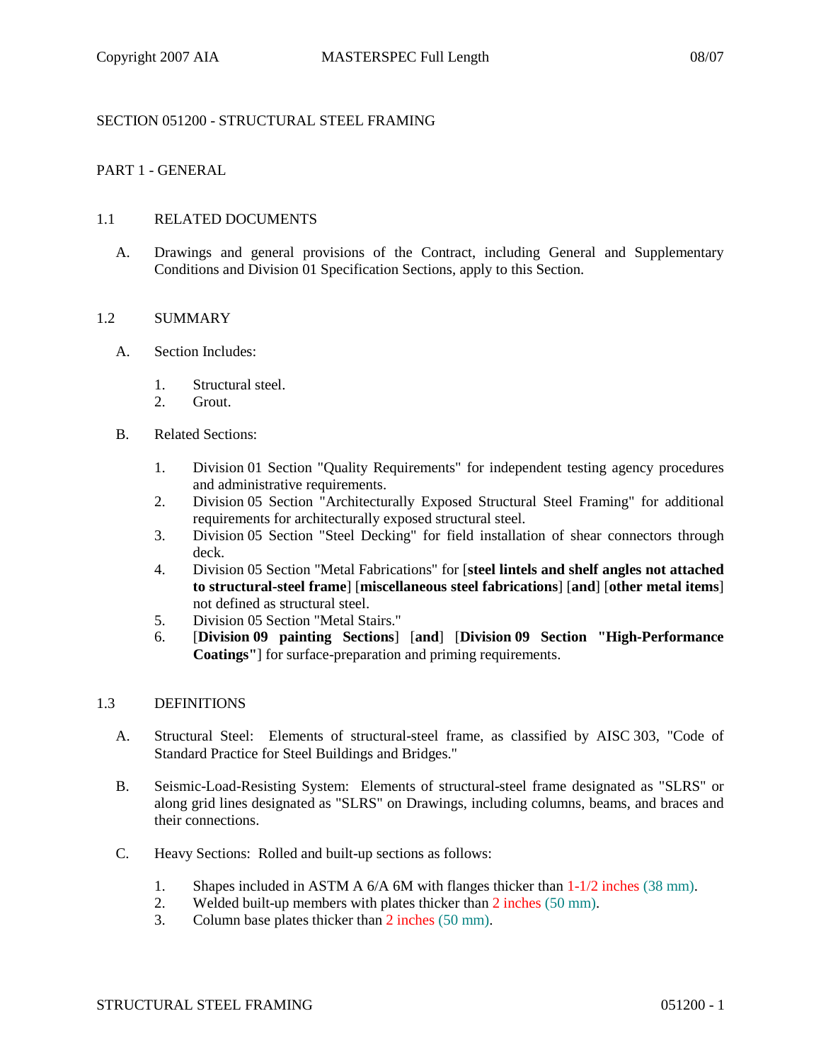# SECTION 051200 - STRUCTURAL STEEL FRAMING

## PART 1 - GENERAL

### 1.1 RELATED DOCUMENTS

A. Drawings and general provisions of the Contract, including General and Supplementary Conditions and Division 01 Specification Sections, apply to this Section.

### 1.2 SUMMARY

A. Section Includes:

1. Structural steel.
2. Grout.

B. Related Sections:

1. Division 01 Section "Quality Requirements" for independent testing agency procedures and administrative requirements.
2. Division 05 Section "Architecturally Exposed Structural Steel Framing" for additional requirements for architecturally exposed structural steel.
3. Division 05 Section "Steel Decking" for field installation of shear connectors through deck.
4. Division 05 Section "Metal Fabrications" for [**steel lintels and shelf angles not attached to structural-steel frame**] [**miscellaneous steel fabrications**] [**and**] [**other metal items**] not defined as structural steel.
5. Division 05 Section "Metal Stairs."
6. [**Division 09 painting Sections**] [**and**] [**Division 09 Section "High-Performance Coatings"**] for surface-preparation and priming requirements.

### 1.3 DEFINITIONS

A. Structural Steel: Elements of structural-steel frame, as classified by AISC 303, "Code of Standard Practice for Steel Buildings and Bridges."

B. Seismic-Load-Resisting System: Elements of structural-steel frame designated as "SLRS" or along grid lines designated as "SLRS" on Drawings, including columns, beams, and braces and their connections.

C. Heavy Sections: Rolled and built-up sections as follows:

1. Shapes included in ASTM A 6/A 6M with flanges thicker than 1-1/2 inches (38 mm).
2. Welded built-up members with plates thicker than 2 inches (50 mm).
3. Column base plates thicker than 2 inches (50 mm).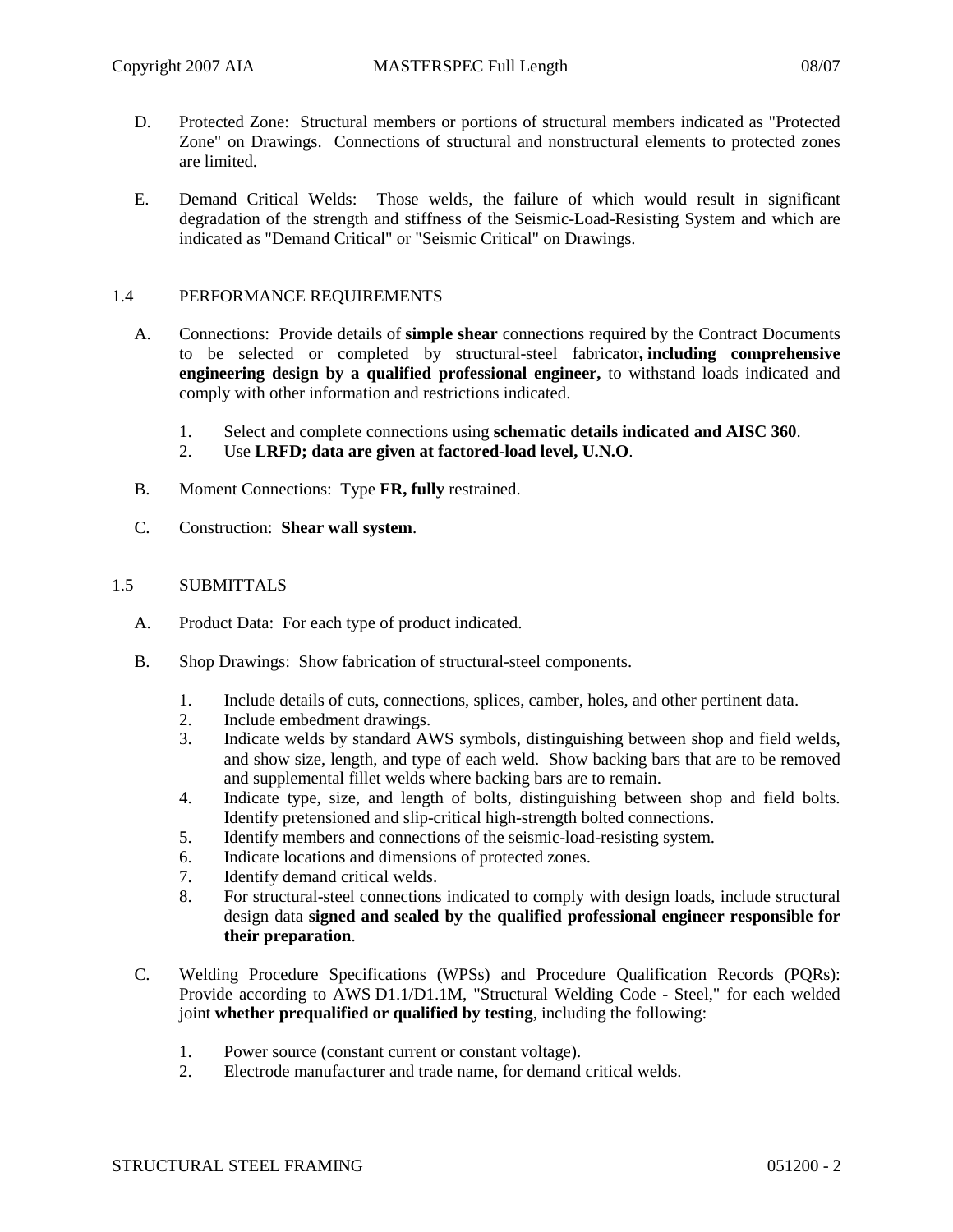D. Protected Zone: Structural members or portions of structural members indicated as "Protected Zone" on Drawings. Connections of structural and nonstructural elements to protected zones are limited.

E. Demand Critical Welds: Those welds, the failure of which would result in significant degradation of the strength and stiffness of the Seismic-Load-Resisting System and which are indicated as "Demand Critical" or "Seismic Critical" on Drawings.

## 1.4 PERFORMANCE REQUIREMENTS

A. Connections: Provide details of **simple shear** connections required by the Contract Documents to be selected or completed by structural-steel fabricator**, including comprehensive engineering design by a qualified professional engineer,** to withstand loads indicated and comply with other information and restrictions indicated.

1. Select and complete connections using **schematic details indicated and AISC 360**.
2. Use **LRFD; data are given at factored-load level, U.N.O**.

B. Moment Connections: Type **FR, fully** restrained.

C. Construction: **Shear wall system**.

## 1.5 SUBMITTALS

A. Product Data: For each type of product indicated.

B. Shop Drawings: Show fabrication of structural-steel components.

1. Include details of cuts, connections, splices, camber, holes, and other pertinent data.
2. Include embedment drawings.
3. Indicate welds by standard AWS symbols, distinguishing between shop and field welds, and show size, length, and type of each weld. Show backing bars that are to be removed and supplemental fillet welds where backing bars are to remain.
4. Indicate type, size, and length of bolts, distinguishing between shop and field bolts. Identify pretensioned and slip-critical high-strength bolted connections.
5. Identify members and connections of the seismic-load-resisting system.
6. Indicate locations and dimensions of protected zones.
7. Identify demand critical welds.
8. For structural-steel connections indicated to comply with design loads, include structural design data **signed and sealed by the qualified professional engineer responsible for their preparation**.

C. Welding Procedure Specifications (WPSs) and Procedure Qualification Records (PQRs): Provide according to AWS D1.1/D1.1M, "Structural Welding Code - Steel," for each welded joint **whether prequalified or qualified by testing**, including the following:

1. Power source (constant current or constant voltage).
2. Electrode manufacturer and trade name, for demand critical welds.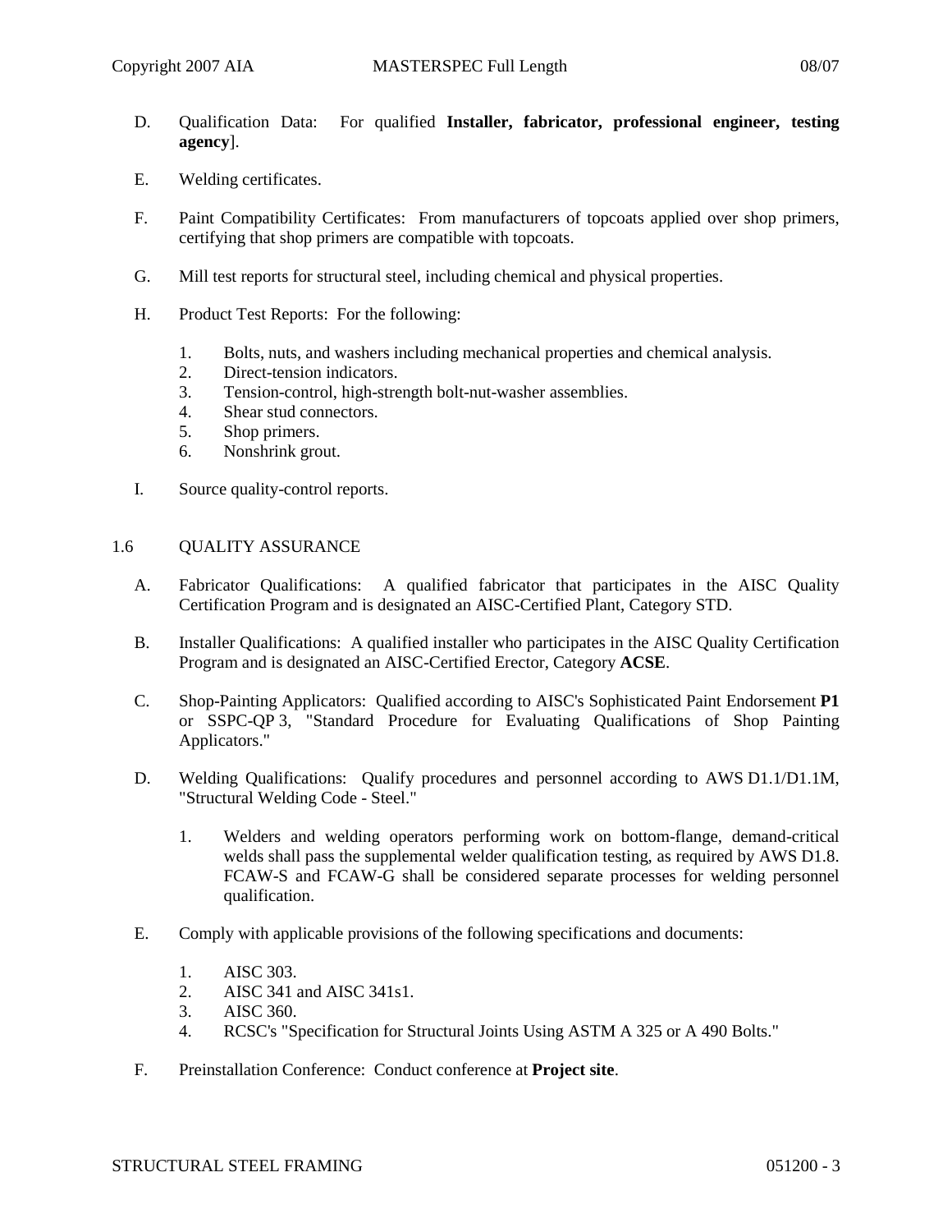D. Qualification Data: For qualified **Installer, fabricator, professional engineer, testing agency**].

E. Welding certificates.

F. Paint Compatibility Certificates: From manufacturers of topcoats applied over shop primers, certifying that shop primers are compatible with topcoats.

G. Mill test reports for structural steel, including chemical and physical properties.

H. Product Test Reports: For the following:

1. Bolts, nuts, and washers including mechanical properties and chemical analysis.
2. Direct-tension indicators.
3. Tension-control, high-strength bolt-nut-washer assemblies.
4. Shear stud connectors.
5. Shop primers.
6. Nonshrink grout.

I. Source quality-control reports.

## 1.6 QUALITY ASSURANCE

A. Fabricator Qualifications: A qualified fabricator that participates in the AISC Quality Certification Program and is designated an AISC-Certified Plant, Category STD.

B. Installer Qualifications: A qualified installer who participates in the AISC Quality Certification Program and is designated an AISC-Certified Erector, Category **ACSE**.

C. Shop-Painting Applicators: Qualified according to AISC's Sophisticated Paint Endorsement **P1** or SSPC-QP 3, "Standard Procedure for Evaluating Qualifications of Shop Painting Applicators."

D. Welding Qualifications: Qualify procedures and personnel according to AWS D1.1/D1.1M, "Structural Welding Code - Steel."

1. Welders and welding operators performing work on bottom-flange, demand-critical welds shall pass the supplemental welder qualification testing, as required by AWS D1.8. FCAW-S and FCAW-G shall be considered separate processes for welding personnel qualification.

E. Comply with applicable provisions of the following specifications and documents:

1. AISC 303.
2. AISC 341 and AISC 341s1.
3. AISC 360.
4. RCSC's "Specification for Structural Joints Using ASTM A 325 or A 490 Bolts."

F. Preinstallation Conference: Conduct conference at **Project site**.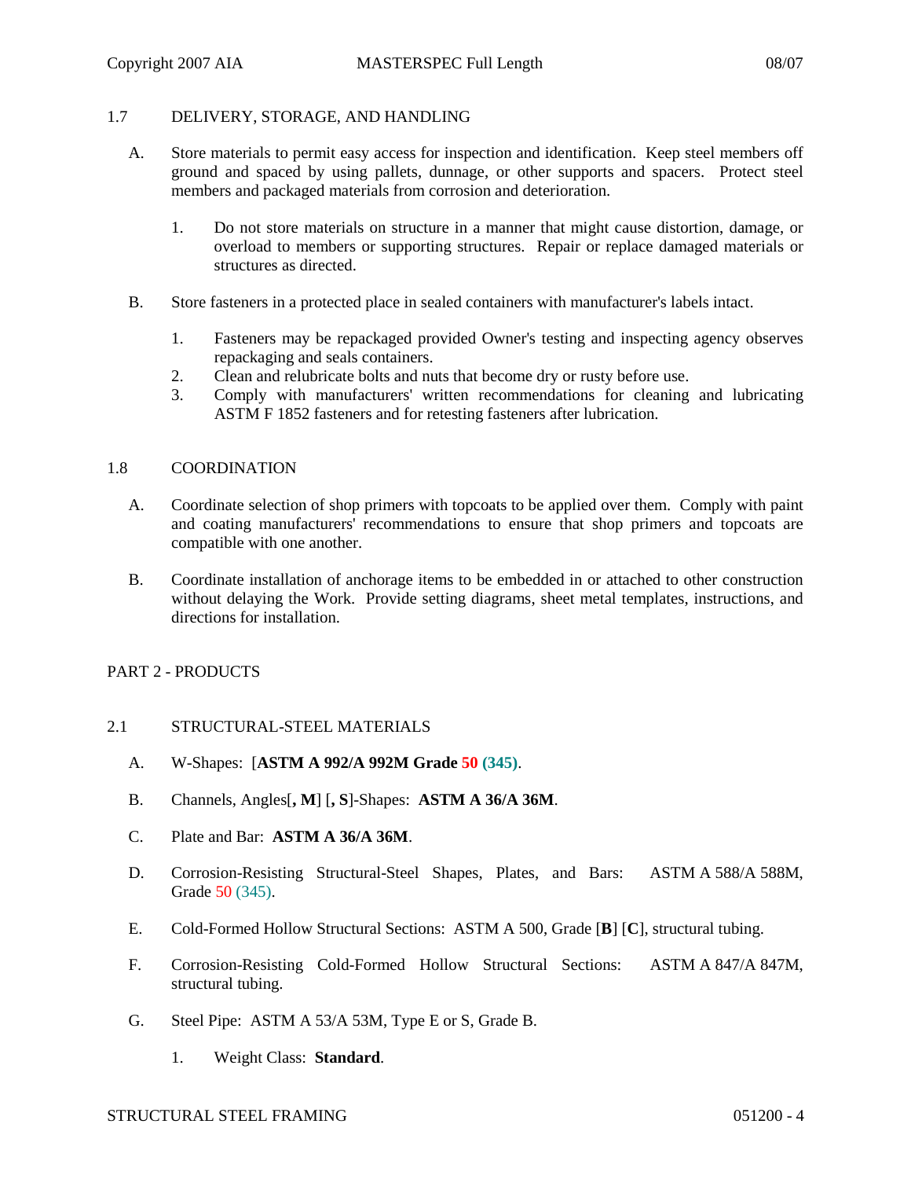## 1.7 DELIVERY, STORAGE, AND HANDLING

A. Store materials to permit easy access for inspection and identification. Keep steel members off ground and spaced by using pallets, dunnage, or other supports and spacers. Protect steel members and packaged materials from corrosion and deterioration.

   1. Do not store materials on structure in a manner that might cause distortion, damage, or overload to members or supporting structures. Repair or replace damaged materials or structures as directed.

B. Store fasteners in a protected place in sealed containers with manufacturer's labels intact.

   1. Fasteners may be repackaged provided Owner's testing and inspecting agency observes repackaging and seals containers.
   2. Clean and relubricate bolts and nuts that become dry or rusty before use.
   3. Comply with manufacturers' written recommendations for cleaning and lubricating ASTM F 1852 fasteners and for retesting fasteners after lubrication.

## 1.8 COORDINATION

A. Coordinate selection of shop primers with topcoats to be applied over them. Comply with paint and coating manufacturers' recommendations to ensure that shop primers and topcoats are compatible with one another.

B. Coordinate installation of anchorage items to be embedded in or attached to other construction without delaying the Work. Provide setting diagrams, sheet metal templates, instructions, and directions for installation.

# PART 2 - PRODUCTS

## 2.1 STRUCTURAL-STEEL MATERIALS

A. W-Shapes: [**ASTM A 992/A 992M Grade 50 (345)**.

B. Channels, Angles[**, M**] [**, S**]-Shapes: **ASTM A 36/A 36M**.

C. Plate and Bar: **ASTM A 36/A 36M**.

D. Corrosion-Resisting Structural-Steel Shapes, Plates, and Bars: ASTM A 588/A 588M, Grade 50 (345).

E. Cold-Formed Hollow Structural Sections: ASTM A 500, Grade [**B**] [**C**], structural tubing.

F. Corrosion-Resisting Cold-Formed Hollow Structural Sections: ASTM A 847/A 847M, structural tubing.

G. Steel Pipe: ASTM A 53/A 53M, Type E or S, Grade B.

   1. Weight Class: **Standard**.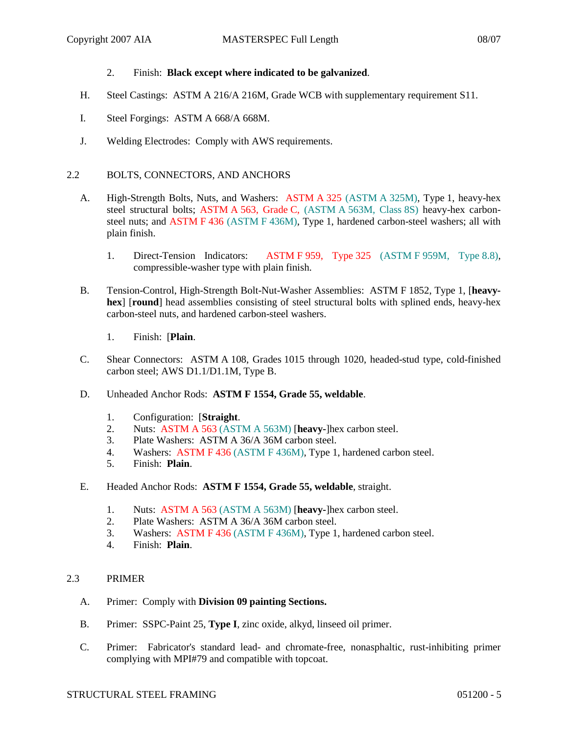2. Finish: **Black except where indicated to be galvanized**.

H. Steel Castings: ASTM A 216/A 216M, Grade WCB with supplementary requirement S11.

I. Steel Forgings: ASTM A 668/A 668M.

J. Welding Electrodes: Comply with AWS requirements.

## 2.2 BOLTS, CONNECTORS, AND ANCHORS

A. High-Strength Bolts, Nuts, and Washers: ASTM A 325 (ASTM A 325M), Type 1, heavy-hex steel structural bolts; ASTM A 563, Grade C, (ASTM A 563M, Class 8S) heavy-hex carbon-steel nuts; and ASTM F 436 (ASTM F 436M), Type 1, hardened carbon-steel washers; all with plain finish.

1. Direct-Tension Indicators: ASTM F 959, Type 325 (ASTM F 959M, Type 8.8), compressible-washer type with plain finish.

B. Tension-Control, High-Strength Bolt-Nut-Washer Assemblies: ASTM F 1852, Type 1, [**heavy-hex**] [**round**] head assemblies consisting of steel structural bolts with splined ends, heavy-hex carbon-steel nuts, and hardened carbon-steel washers.

1. Finish: [**Plain**.

C. Shear Connectors: ASTM A 108, Grades 1015 through 1020, headed-stud type, cold-finished carbon steel; AWS D1.1/D1.1M, Type B.

D. Unheaded Anchor Rods: **ASTM F 1554, Grade 55, weldable**.

1. Configuration: [**Straight**.
2. Nuts: ASTM A 563 (ASTM A 563M) [**heavy-**]hex carbon steel.
3. Plate Washers: ASTM A 36/A 36M carbon steel.
4. Washers: ASTM F 436 (ASTM F 436M), Type 1, hardened carbon steel.
5. Finish: **Plain**.

E. Headed Anchor Rods: **ASTM F 1554, Grade 55, weldable**, straight.

1. Nuts: ASTM A 563 (ASTM A 563M) [**heavy-**]hex carbon steel.
2. Plate Washers: ASTM A 36/A 36M carbon steel.
3. Washers: ASTM F 436 (ASTM F 436M), Type 1, hardened carbon steel.
4. Finish: **Plain**.

## 2.3 PRIMER

A. Primer: Comply with **Division 09 painting Sections.**

B. Primer: SSPC-Paint 25, **Type I**, zinc oxide, alkyd, linseed oil primer.

C. Primer: Fabricator's standard lead- and chromate-free, nonasphaltic, rust-inhibiting primer complying with MPI#79 and compatible with topcoat.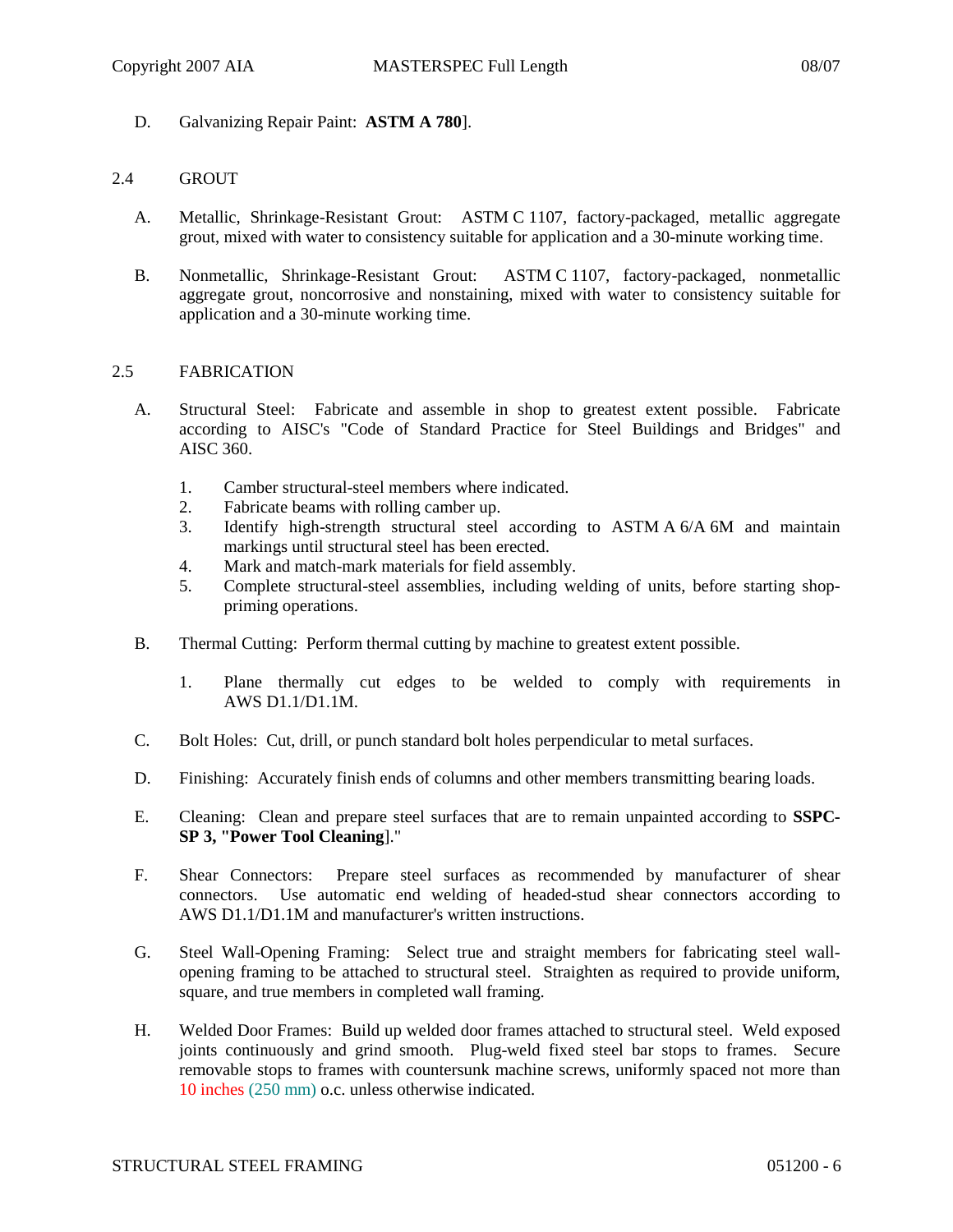D. Galvanizing Repair Paint: **ASTM A 780**].

## 2.4 GROUT

A. Metallic, Shrinkage-Resistant Grout: ASTM C 1107, factory-packaged, metallic aggregate grout, mixed with water to consistency suitable for application and a 30-minute working time.

B. Nonmetallic, Shrinkage-Resistant Grout: ASTM C 1107, factory-packaged, nonmetallic aggregate grout, noncorrosive and nonstaining, mixed with water to consistency suitable for application and a 30-minute working time.

## 2.5 FABRICATION

A. Structural Steel: Fabricate and assemble in shop to greatest extent possible. Fabricate according to AISC's "Code of Standard Practice for Steel Buildings and Bridges" and AISC 360.

1. Camber structural-steel members where indicated.
2. Fabricate beams with rolling camber up.
3. Identify high-strength structural steel according to ASTM A 6/A 6M and maintain markings until structural steel has been erected.
4. Mark and match-mark materials for field assembly.
5. Complete structural-steel assemblies, including welding of units, before starting shop-priming operations.

B. Thermal Cutting: Perform thermal cutting by machine to greatest extent possible.

1. Plane thermally cut edges to be welded to comply with requirements in AWS D1.1/D1.1M.

C. Bolt Holes: Cut, drill, or punch standard bolt holes perpendicular to metal surfaces.

D. Finishing: Accurately finish ends of columns and other members transmitting bearing loads.

E. Cleaning: Clean and prepare steel surfaces that are to remain unpainted according to **SSPC-SP 3, "Power Tool Cleaning**]."

F. Shear Connectors: Prepare steel surfaces as recommended by manufacturer of shear connectors. Use automatic end welding of headed-stud shear connectors according to AWS D1.1/D1.1M and manufacturer's written instructions.

G. Steel Wall-Opening Framing: Select true and straight members for fabricating steel wall-opening framing to be attached to structural steel. Straighten as required to provide uniform, square, and true members in completed wall framing.

H. Welded Door Frames: Build up welded door frames attached to structural steel. Weld exposed joints continuously and grind smooth. Plug-weld fixed steel bar stops to frames. Secure removable stops to frames with countersunk machine screws, uniformly spaced not more than 10 inches (250 mm) o.c. unless otherwise indicated.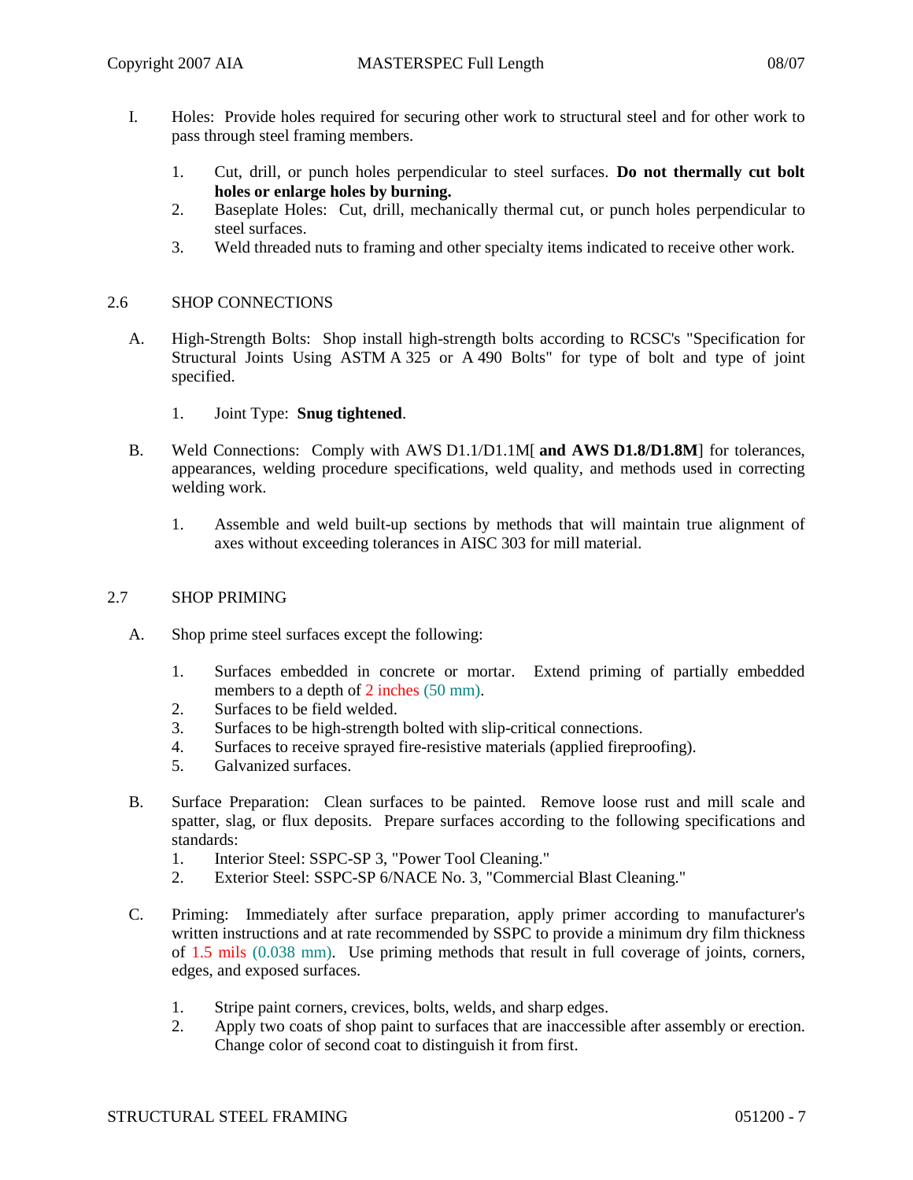I. Holes: Provide holes required for securing other work to structural steel and for other work to pass through steel framing members.

1. Cut, drill, or punch holes perpendicular to steel surfaces. **Do not thermally cut bolt holes or enlarge holes by burning.**
2. Baseplate Holes: Cut, drill, mechanically thermal cut, or punch holes perpendicular to steel surfaces.
3. Weld threaded nuts to framing and other specialty items indicated to receive other work.

## 2.6 SHOP CONNECTIONS

A. High-Strength Bolts: Shop install high-strength bolts according to RCSC's "Specification for Structural Joints Using ASTM A 325 or A 490 Bolts" for type of bolt and type of joint specified.

1. Joint Type: **Snug tightened**.

B. Weld Connections: Comply with AWS D1.1/D1.1M[ **and AWS D1.8/D1.8M**] for tolerances, appearances, welding procedure specifications, weld quality, and methods used in correcting welding work.

1. Assemble and weld built-up sections by methods that will maintain true alignment of axes without exceeding tolerances in AISC 303 for mill material.

## 2.7 SHOP PRIMING

A. Shop prime steel surfaces except the following:

1. Surfaces embedded in concrete or mortar. Extend priming of partially embedded members to a depth of 2 inches (50 mm).
2. Surfaces to be field welded.
3. Surfaces to be high-strength bolted with slip-critical connections.
4. Surfaces to receive sprayed fire-resistive materials (applied fireproofing).
5. Galvanized surfaces.

B. Surface Preparation: Clean surfaces to be painted. Remove loose rust and mill scale and spatter, slag, or flux deposits. Prepare surfaces according to the following specifications and standards:

1. Interior Steel: SSPC-SP 3, "Power Tool Cleaning."
2. Exterior Steel: SSPC-SP 6/NACE No. 3, "Commercial Blast Cleaning."

C. Priming: Immediately after surface preparation, apply primer according to manufacturer's written instructions and at rate recommended by SSPC to provide a minimum dry film thickness of 1.5 mils (0.038 mm). Use priming methods that result in full coverage of joints, corners, edges, and exposed surfaces.

1. Stripe paint corners, crevices, bolts, welds, and sharp edges.
2. Apply two coats of shop paint to surfaces that are inaccessible after assembly or erection. Change color of second coat to distinguish it from first.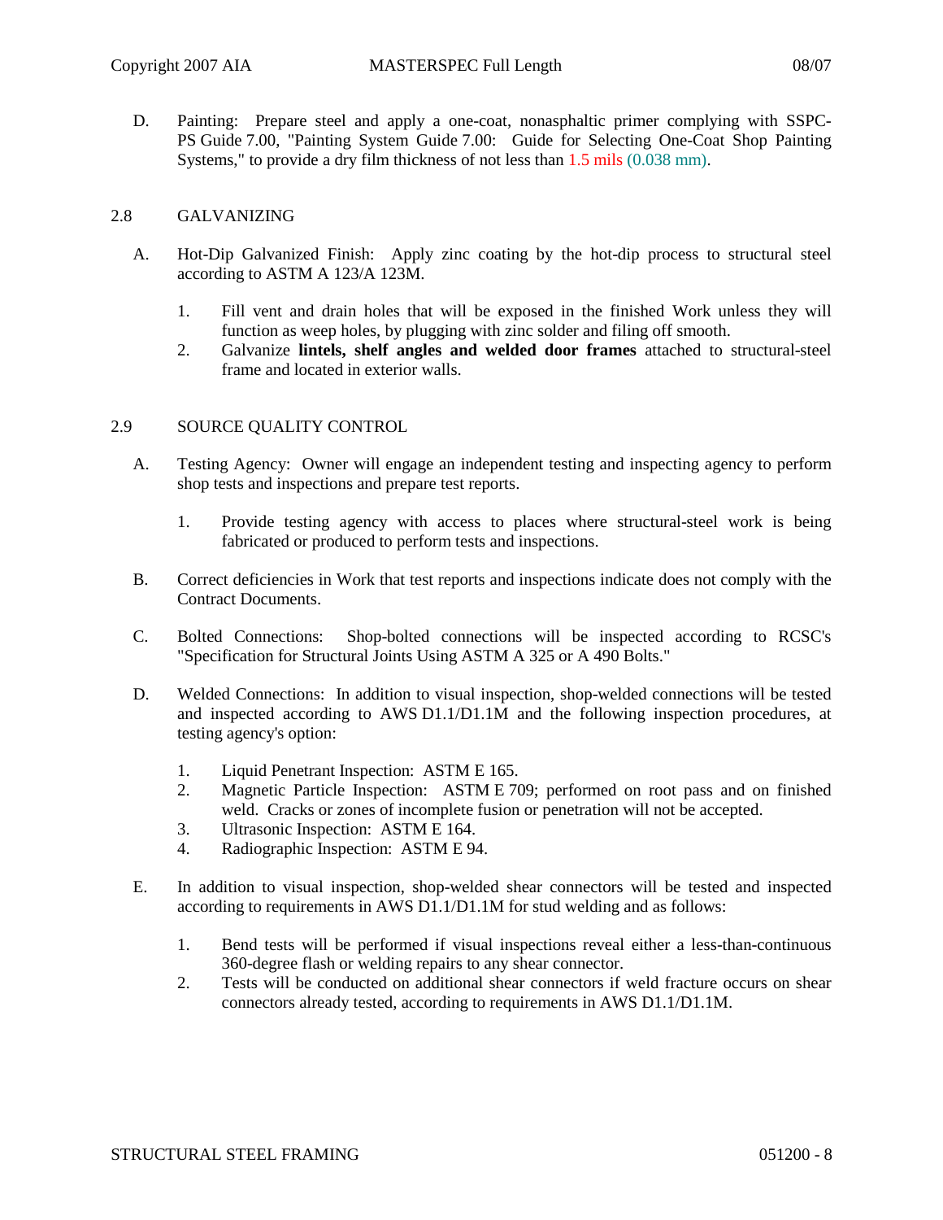D. Painting: Prepare steel and apply a one-coat, nonasphaltic primer complying with SSPC-PS Guide 7.00, "Painting System Guide 7.00: Guide for Selecting One-Coat Shop Painting Systems," to provide a dry film thickness of not less than 1.5 mils (0.038 mm).

## 2.8 GALVANIZING

A. Hot-Dip Galvanized Finish: Apply zinc coating by the hot-dip process to structural steel according to ASTM A 123/A 123M.

1. Fill vent and drain holes that will be exposed in the finished Work unless they will function as weep holes, by plugging with zinc solder and filing off smooth.
2. Galvanize **lintels, shelf angles and welded door frames** attached to structural-steel frame and located in exterior walls.

## 2.9 SOURCE QUALITY CONTROL

A. Testing Agency: Owner will engage an independent testing and inspecting agency to perform shop tests and inspections and prepare test reports.

1. Provide testing agency with access to places where structural-steel work is being fabricated or produced to perform tests and inspections.

B. Correct deficiencies in Work that test reports and inspections indicate does not comply with the Contract Documents.

C. Bolted Connections: Shop-bolted connections will be inspected according to RCSC's "Specification for Structural Joints Using ASTM A 325 or A 490 Bolts."

D. Welded Connections: In addition to visual inspection, shop-welded connections will be tested and inspected according to AWS D1.1/D1.1M and the following inspection procedures, at testing agency's option:

1. Liquid Penetrant Inspection: ASTM E 165.
2. Magnetic Particle Inspection: ASTM E 709; performed on root pass and on finished weld. Cracks or zones of incomplete fusion or penetration will not be accepted.
3. Ultrasonic Inspection: ASTM E 164.
4. Radiographic Inspection: ASTM E 94.

E. In addition to visual inspection, shop-welded shear connectors will be tested and inspected according to requirements in AWS D1.1/D1.1M for stud welding and as follows:

1. Bend tests will be performed if visual inspections reveal either a less-than-continuous 360-degree flash or welding repairs to any shear connector.
2. Tests will be conducted on additional shear connectors if weld fracture occurs on shear connectors already tested, according to requirements in AWS D1.1/D1.1M.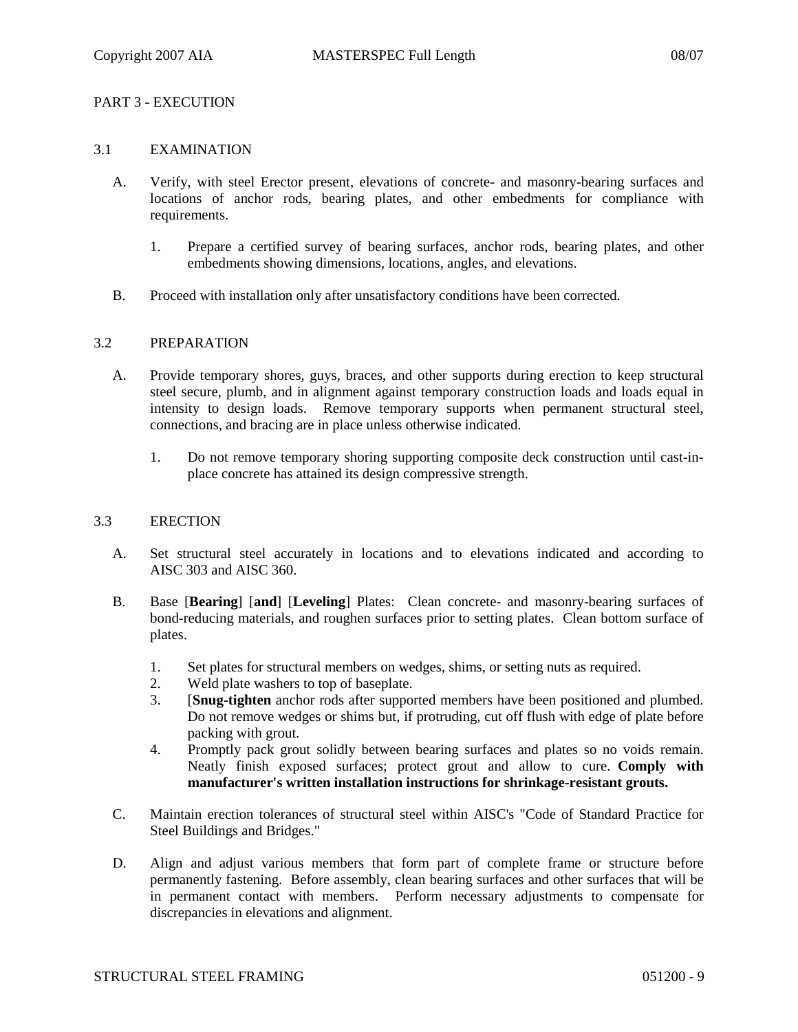## PART 3 - EXECUTION

### 3.1 EXAMINATION

A. Verify, with steel Erector present, elevations of concrete- and masonry-bearing surfaces and locations of anchor rods, bearing plates, and other embedments for compliance with requirements.

1. Prepare a certified survey of bearing surfaces, anchor rods, bearing plates, and other embedments showing dimensions, locations, angles, and elevations.

B. Proceed with installation only after unsatisfactory conditions have been corrected.

### 3.2 PREPARATION

A. Provide temporary shores, guys, braces, and other supports during erection to keep structural steel secure, plumb, and in alignment against temporary construction loads and loads equal in intensity to design loads. Remove temporary supports when permanent structural steel, connections, and bracing are in place unless otherwise indicated.

1. Do not remove temporary shoring supporting composite deck construction until cast-in-place concrete has attained its design compressive strength.

### 3.3 ERECTION

A. Set structural steel accurately in locations and to elevations indicated and according to AISC 303 and AISC 360.

B. Base [**Bearing**] [**and**] [**Leveling**] Plates: Clean concrete- and masonry-bearing surfaces of bond-reducing materials, and roughen surfaces prior to setting plates. Clean bottom surface of plates.

1. Set plates for structural members on wedges, shims, or setting nuts as required.
2. Weld plate washers to top of baseplate.
3. [**Snug-tighten** anchor rods after supported members have been positioned and plumbed. Do not remove wedges or shims but, if protruding, cut off flush with edge of plate before packing with grout.
4. Promptly pack grout solidly between bearing surfaces and plates so no voids remain. Neatly finish exposed surfaces; protect grout and allow to cure. **Comply with manufacturer's written installation instructions for shrinkage-resistant grouts.**

C. Maintain erection tolerances of structural steel within AISC's "Code of Standard Practice for Steel Buildings and Bridges."

D. Align and adjust various members that form part of complete frame or structure before permanently fastening. Before assembly, clean bearing surfaces and other surfaces that will be in permanent contact with members. Perform necessary adjustments to compensate for discrepancies in elevations and alignment.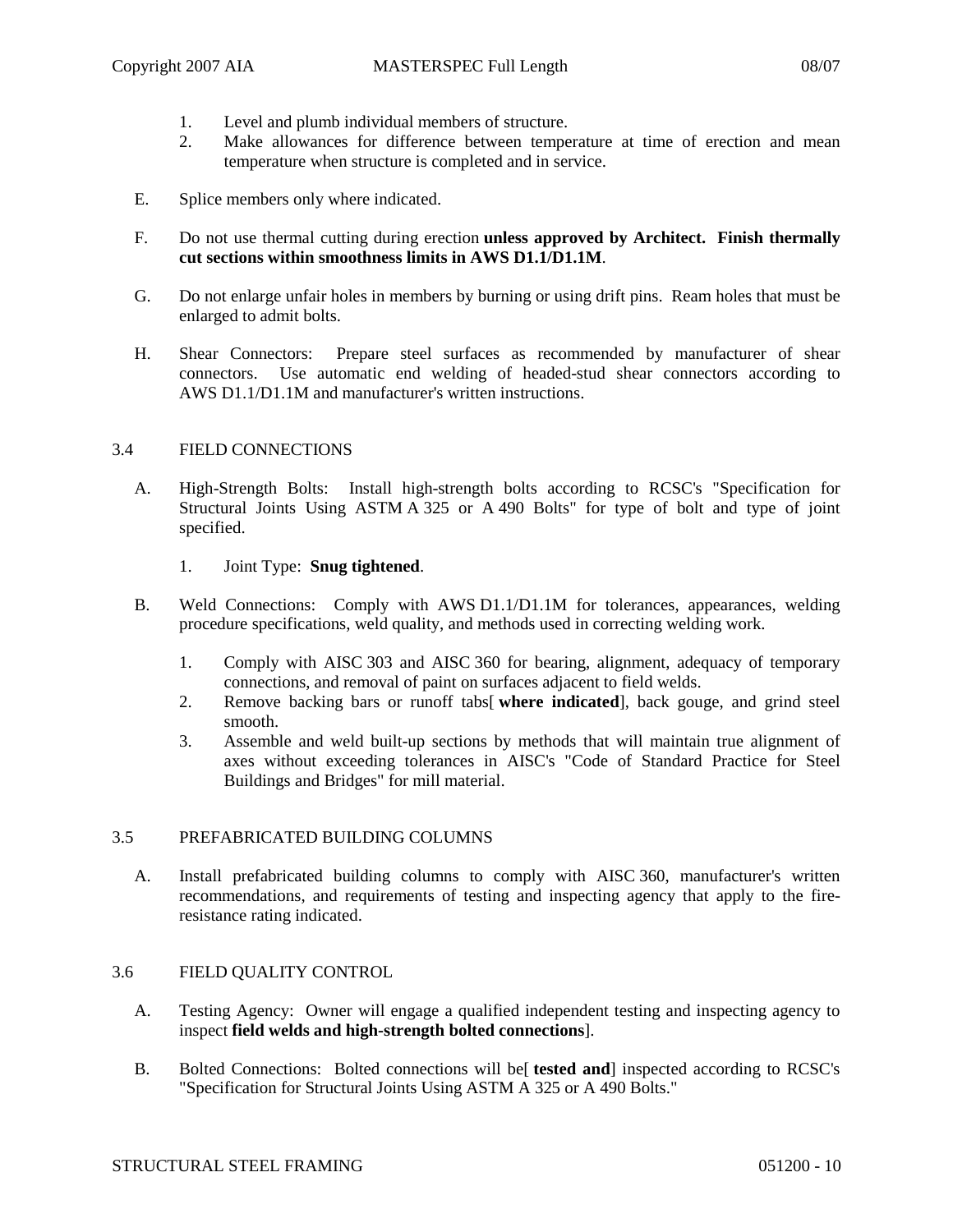1. Level and plumb individual members of structure.
2. Make allowances for difference between temperature at time of erection and mean temperature when structure is completed and in service.

E. Splice members only where indicated.

F. Do not use thermal cutting during erection **unless approved by Architect. Finish thermally cut sections within smoothness limits in AWS D1.1/D1.1M**.

G. Do not enlarge unfair holes in members by burning or using drift pins. Ream holes that must be enlarged to admit bolts.

H. Shear Connectors: Prepare steel surfaces as recommended by manufacturer of shear connectors. Use automatic end welding of headed-stud shear connectors according to AWS D1.1/D1.1M and manufacturer's written instructions.

## 3.4 FIELD CONNECTIONS

A. High-Strength Bolts: Install high-strength bolts according to RCSC's "Specification for Structural Joints Using ASTM A 325 or A 490 Bolts" for type of bolt and type of joint specified.

   1. Joint Type: **Snug tightened**.

B. Weld Connections: Comply with AWS D1.1/D1.1M for tolerances, appearances, welding procedure specifications, weld quality, and methods used in correcting welding work.

   1. Comply with AISC 303 and AISC 360 for bearing, alignment, adequacy of temporary connections, and removal of paint on surfaces adjacent to field welds.
   2. Remove backing bars or runoff tabs[ **where indicated**], back gouge, and grind steel smooth.
   3. Assemble and weld built-up sections by methods that will maintain true alignment of axes without exceeding tolerances in AISC's "Code of Standard Practice for Steel Buildings and Bridges" for mill material.

## 3.5 PREFABRICATED BUILDING COLUMNS

A. Install prefabricated building columns to comply with AISC 360, manufacturer's written recommendations, and requirements of testing and inspecting agency that apply to the fire-resistance rating indicated.

## 3.6 FIELD QUALITY CONTROL

A. Testing Agency: Owner will engage a qualified independent testing and inspecting agency to inspect **field welds and high-strength bolted connections**].

B. Bolted Connections: Bolted connections will be[ **tested and**] inspected according to RCSC's "Specification for Structural Joints Using ASTM A 325 or A 490 Bolts."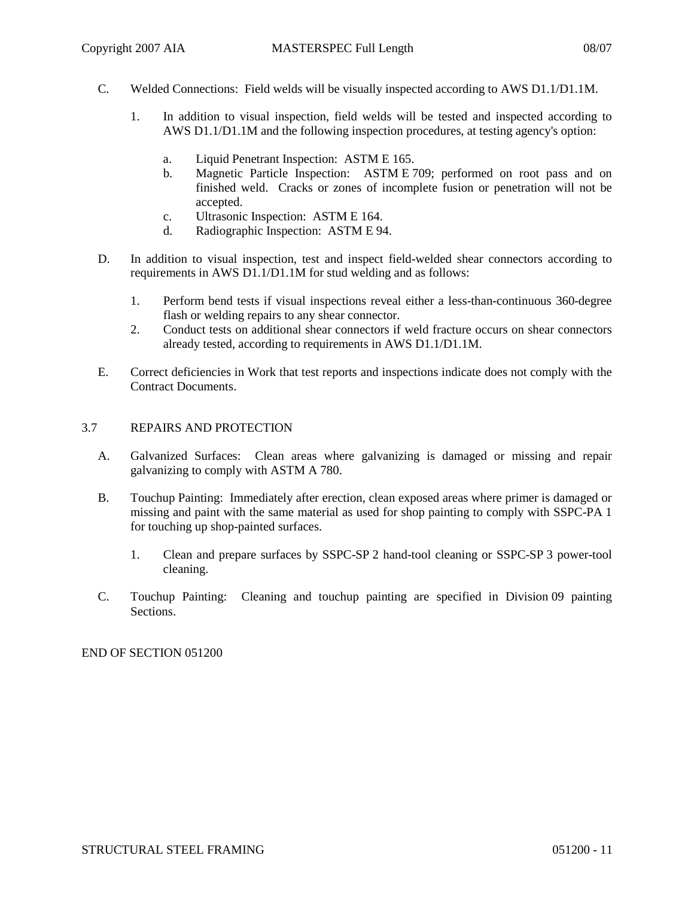C. Welded Connections: Field welds will be visually inspected according to AWS D1.1/D1.1M.

1. In addition to visual inspection, field welds will be tested and inspected according to AWS D1.1/D1.1M and the following inspection procedures, at testing agency's option:

    a. Liquid Penetrant Inspection: ASTM E 165.
    b. Magnetic Particle Inspection: ASTM E 709; performed on root pass and on finished weld. Cracks or zones of incomplete fusion or penetration will not be accepted.
    c. Ultrasonic Inspection: ASTM E 164.
    d. Radiographic Inspection: ASTM E 94.

D. In addition to visual inspection, test and inspect field-welded shear connectors according to requirements in AWS D1.1/D1.1M for stud welding and as follows:

1. Perform bend tests if visual inspections reveal either a less-than-continuous 360-degree flash or welding repairs to any shear connector.
2. Conduct tests on additional shear connectors if weld fracture occurs on shear connectors already tested, according to requirements in AWS D1.1/D1.1M.

E. Correct deficiencies in Work that test reports and inspections indicate does not comply with the Contract Documents.

## 3.7 REPAIRS AND PROTECTION

A. Galvanized Surfaces: Clean areas where galvanizing is damaged or missing and repair galvanizing to comply with ASTM A 780.

B. Touchup Painting: Immediately after erection, clean exposed areas where primer is damaged or missing and paint with the same material as used for shop painting to comply with SSPC-PA 1 for touching up shop-painted surfaces.

1. Clean and prepare surfaces by SSPC-SP 2 hand-tool cleaning or SSPC-SP 3 power-tool cleaning.

C. Touchup Painting: Cleaning and touchup painting are specified in Division 09 painting Sections.

END OF SECTION 051200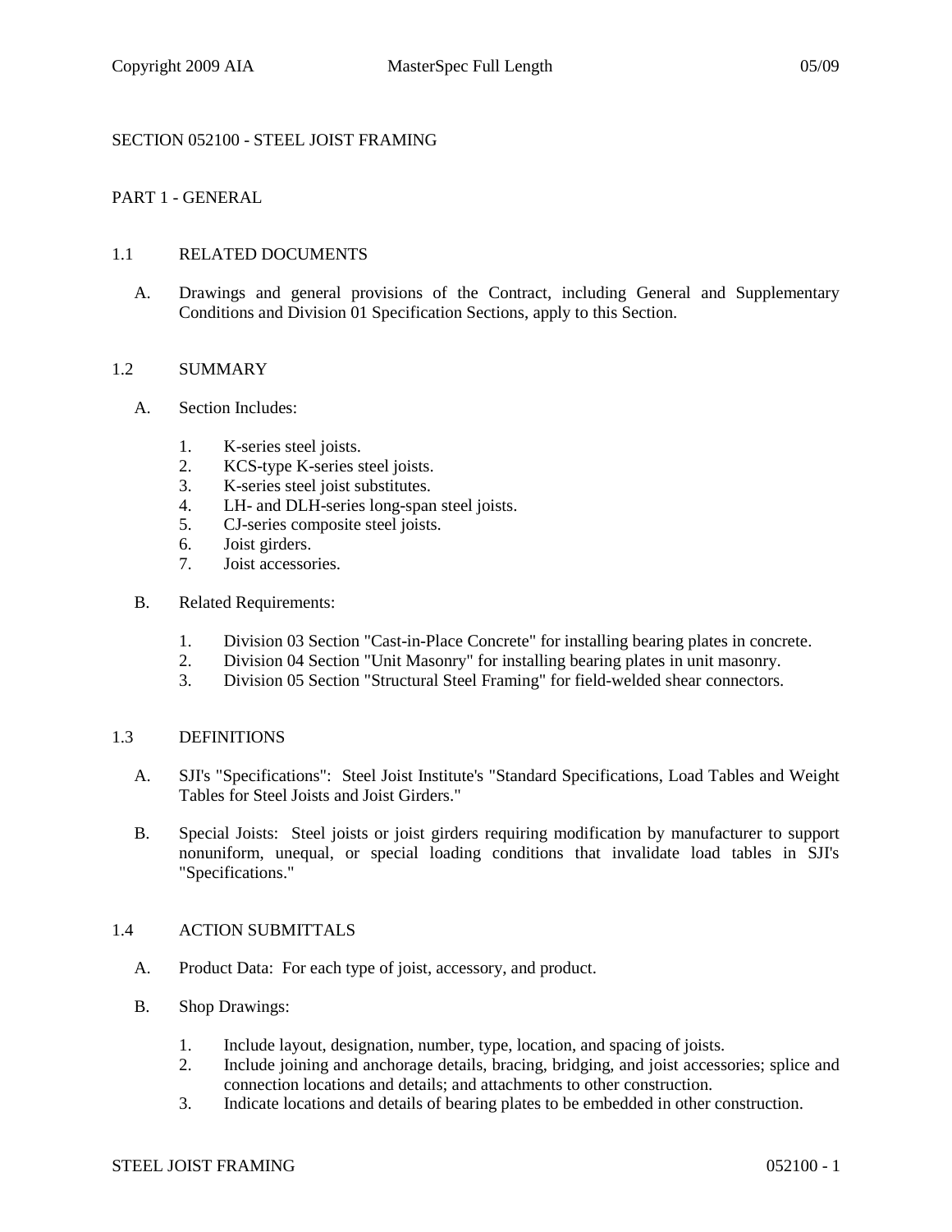# SECTION 052100 - STEEL JOIST FRAMING

## PART 1 - GENERAL

### 1.1 RELATED DOCUMENTS

A. Drawings and general provisions of the Contract, including General and Supplementary Conditions and Division 01 Specification Sections, apply to this Section.

### 1.2 SUMMARY

A. Section Includes:

1. K-series steel joists.
2. KCS-type K-series steel joists.
3. K-series steel joist substitutes.
4. LH- and DLH-series long-span steel joists.
5. CJ-series composite steel joists.
6. Joist girders.
7. Joist accessories.

B. Related Requirements:

1. Division 03 Section "Cast-in-Place Concrete" for installing bearing plates in concrete.
2. Division 04 Section "Unit Masonry" for installing bearing plates in unit masonry.
3. Division 05 Section "Structural Steel Framing" for field-welded shear connectors.

### 1.3 DEFINITIONS

A. SJI's "Specifications": Steel Joist Institute's "Standard Specifications, Load Tables and Weight Tables for Steel Joists and Joist Girders."

B. Special Joists: Steel joists or joist girders requiring modification by manufacturer to support nonuniform, unequal, or special loading conditions that invalidate load tables in SJI's "Specifications."

### 1.4 ACTION SUBMITTALS

A. Product Data: For each type of joist, accessory, and product.

B. Shop Drawings:

1. Include layout, designation, number, type, location, and spacing of joists.
2. Include joining and anchorage details, bracing, bridging, and joist accessories; splice and connection locations and details; and attachments to other construction.
3. Indicate locations and details of bearing plates to be embedded in other construction.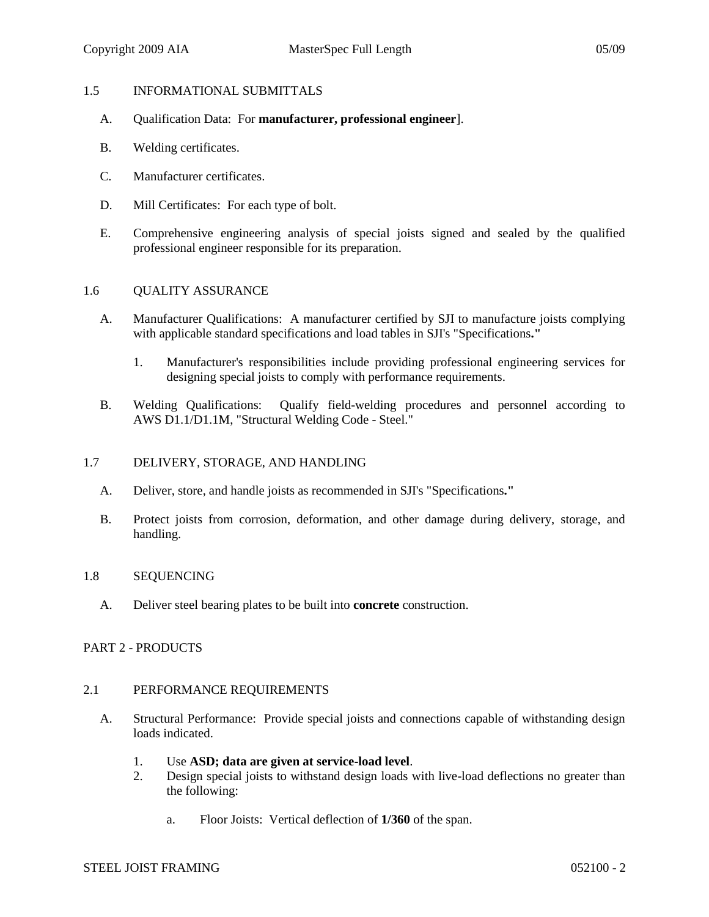## 1.5 INFORMATIONAL SUBMITTALS

A. Qualification Data: For **manufacturer, professional engineer**].

B. Welding certificates.

C. Manufacturer certificates.

D. Mill Certificates: For each type of bolt.

E. Comprehensive engineering analysis of special joists signed and sealed by the qualified professional engineer responsible for its preparation.

## 1.6 QUALITY ASSURANCE

A. Manufacturer Qualifications: A manufacturer certified by SJI to manufacture joists complying with applicable standard specifications and load tables in SJI's "Specifications**.**"

1. Manufacturer's responsibilities include providing professional engineering services for designing special joists to comply with performance requirements.

B. Welding Qualifications: Qualify field-welding procedures and personnel according to AWS D1.1/D1.1M, "Structural Welding Code - Steel."

## 1.7 DELIVERY, STORAGE, AND HANDLING

A. Deliver, store, and handle joists as recommended in SJI's "Specifications**.**"

B. Protect joists from corrosion, deformation, and other damage during delivery, storage, and handling.

## 1.8 SEQUENCING

A. Deliver steel bearing plates to be built into **concrete** construction.

# PART 2 - PRODUCTS

## 2.1 PERFORMANCE REQUIREMENTS

A. Structural Performance: Provide special joists and connections capable of withstanding design loads indicated.

1. Use **ASD; data are given at service-load level**.
2. Design special joists to withstand design loads with live-load deflections no greater than the following:

   a. Floor Joists: Vertical deflection of **1/360** of the span.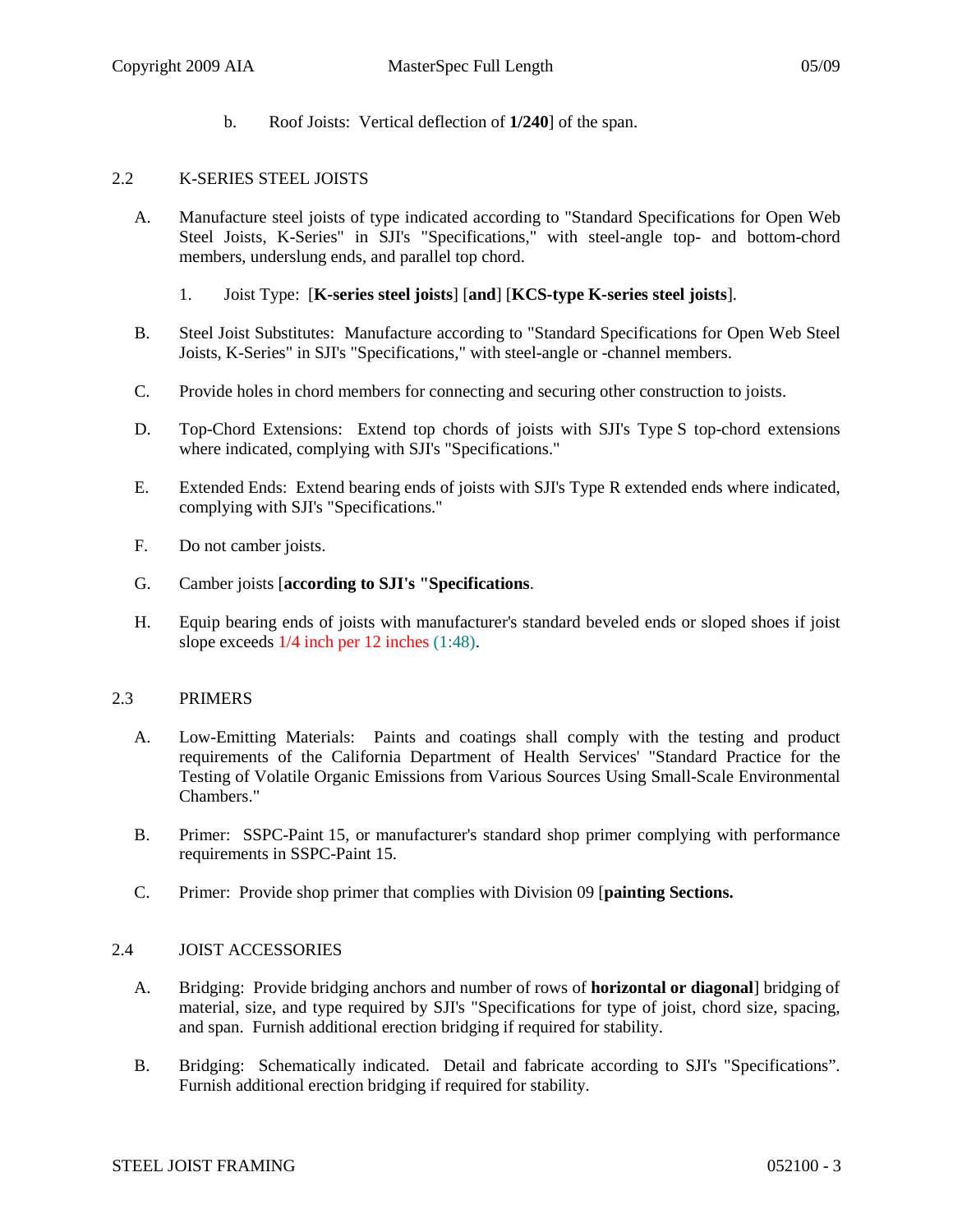b. Roof Joists: Vertical deflection of **1/240**] of the span.

## 2.2 K-SERIES STEEL JOISTS

A. Manufacture steel joists of type indicated according to "Standard Specifications for Open Web Steel Joists, K-Series" in SJI's "Specifications," with steel-angle top- and bottom-chord members, underslung ends, and parallel top chord.

1. Joist Type: [**K-series steel joists**] [**and**] [**KCS-type K-series steel joists**].

B. Steel Joist Substitutes: Manufacture according to "Standard Specifications for Open Web Steel Joists, K-Series" in SJI's "Specifications," with steel-angle or -channel members.

C. Provide holes in chord members for connecting and securing other construction to joists.

D. Top-Chord Extensions: Extend top chords of joists with SJI's Type S top-chord extensions where indicated, complying with SJI's "Specifications."

E. Extended Ends: Extend bearing ends of joists with SJI's Type R extended ends where indicated, complying with SJI's "Specifications."

F. Do not camber joists.

G. Camber joists [**according to SJI's "Specifications**.

H. Equip bearing ends of joists with manufacturer's standard beveled ends or sloped shoes if joist slope exceeds 1/4 inch per 12 inches (1:48).

## 2.3 PRIMERS

A. Low-Emitting Materials: Paints and coatings shall comply with the testing and product requirements of the California Department of Health Services' "Standard Practice for the Testing of Volatile Organic Emissions from Various Sources Using Small-Scale Environmental Chambers."

B. Primer: SSPC-Paint 15, or manufacturer's standard shop primer complying with performance requirements in SSPC-Paint 15.

C. Primer: Provide shop primer that complies with Division 09 [**painting Sections.**

## 2.4 JOIST ACCESSORIES

A. Bridging: Provide bridging anchors and number of rows of **horizontal or diagonal**] bridging of material, size, and type required by SJI's "Specifications for type of joist, chord size, spacing, and span. Furnish additional erection bridging if required for stability.

B. Bridging: Schematically indicated. Detail and fabricate according to SJI's "Specifications". Furnish additional erection bridging if required for stability.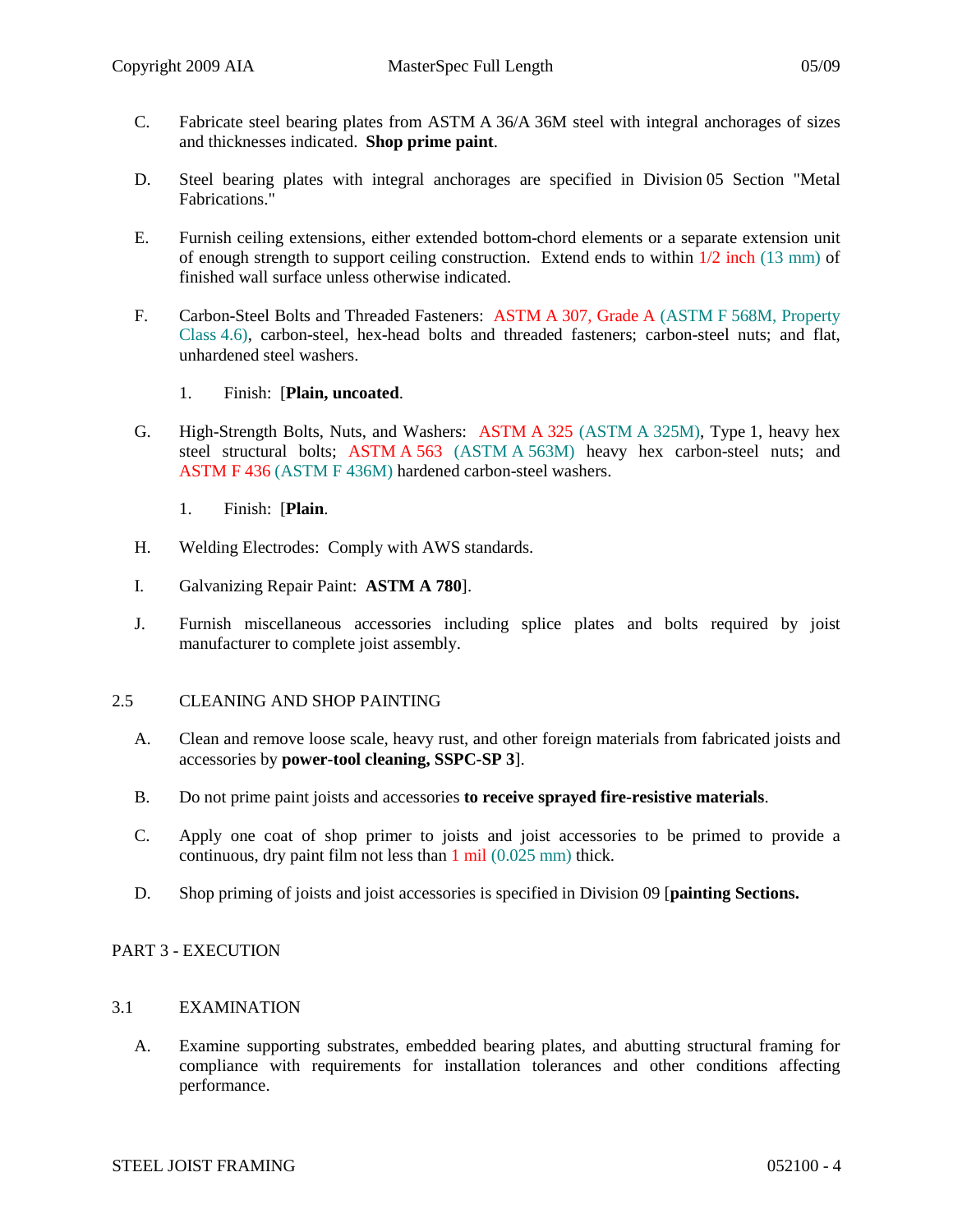C. Fabricate steel bearing plates from ASTM A 36/A 36M steel with integral anchorages of sizes and thicknesses indicated. **Shop prime paint**.

D. Steel bearing plates with integral anchorages are specified in Division 05 Section "Metal Fabrications."

E. Furnish ceiling extensions, either extended bottom-chord elements or a separate extension unit of enough strength to support ceiling construction. Extend ends to within 1/2 inch (13 mm) of finished wall surface unless otherwise indicated.

F. Carbon-Steel Bolts and Threaded Fasteners: ASTM A 307, Grade A (ASTM F 568M, Property Class 4.6), carbon-steel, hex-head bolts and threaded fasteners; carbon-steel nuts; and flat, unhardened steel washers.

1. Finish: [**Plain, uncoated**.

G. High-Strength Bolts, Nuts, and Washers: ASTM A 325 (ASTM A 325M), Type 1, heavy hex steel structural bolts; ASTM A 563 (ASTM A 563M) heavy hex carbon-steel nuts; and ASTM F 436 (ASTM F 436M) hardened carbon-steel washers.

1. Finish: [**Plain**.

H. Welding Electrodes: Comply with AWS standards.

I. Galvanizing Repair Paint: **ASTM A 780**].

J. Furnish miscellaneous accessories including splice plates and bolts required by joist manufacturer to complete joist assembly.

## 2.5 CLEANING AND SHOP PAINTING

A. Clean and remove loose scale, heavy rust, and other foreign materials from fabricated joists and accessories by **power-tool cleaning, SSPC-SP 3**].

B. Do not prime paint joists and accessories **to receive sprayed fire-resistive materials**.

C. Apply one coat of shop primer to joists and joist accessories to be primed to provide a continuous, dry paint film not less than 1 mil (0.025 mm) thick.

D. Shop priming of joists and joist accessories is specified in Division 09 [**painting Sections.**

# PART 3 - EXECUTION

## 3.1 EXAMINATION

A. Examine supporting substrates, embedded bearing plates, and abutting structural framing for compliance with requirements for installation tolerances and other conditions affecting performance.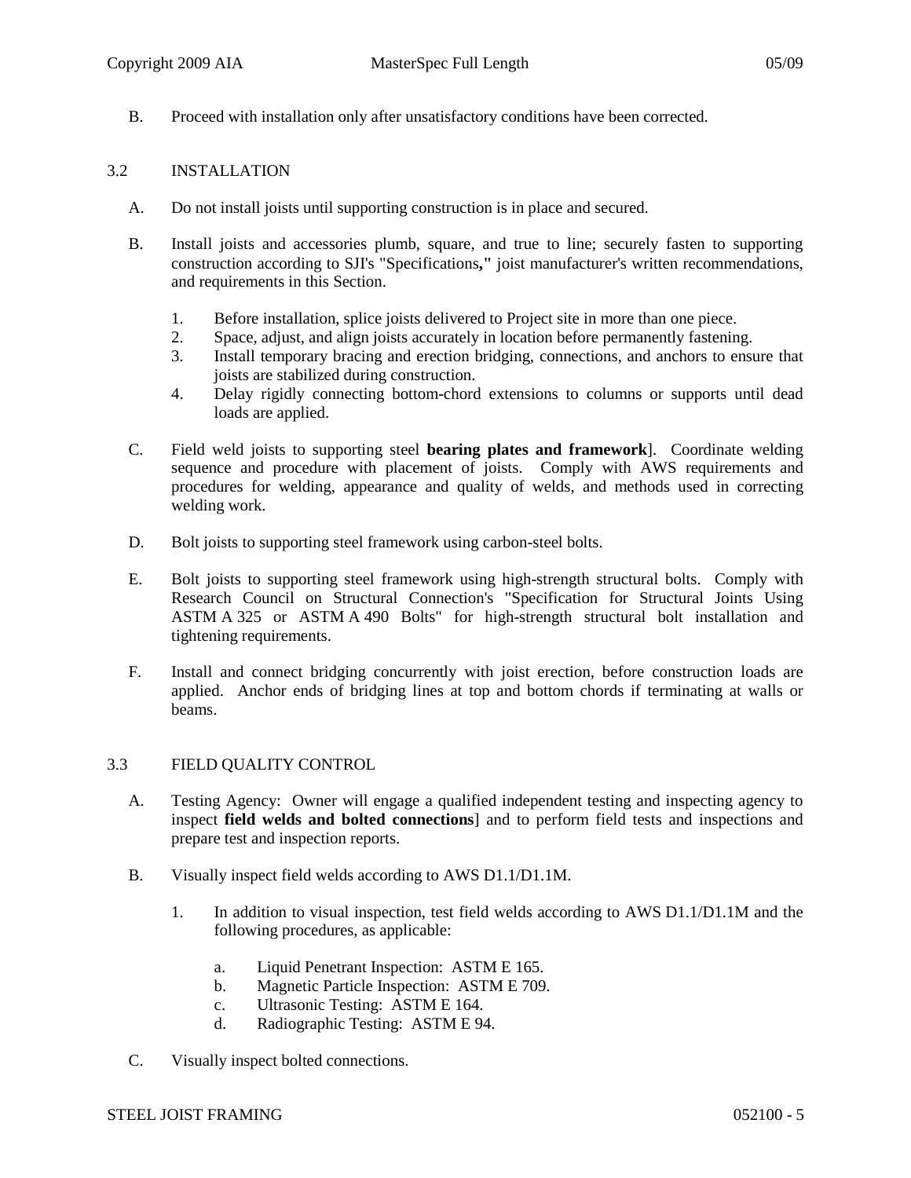B. Proceed with installation only after unsatisfactory conditions have been corrected.

## 3.2 INSTALLATION

A. Do not install joists until supporting construction is in place and secured.

B. Install joists and accessories plumb, square, and true to line; securely fasten to supporting construction according to SJI's "Specifications**,"** joist manufacturer's written recommendations, and requirements in this Section.

1. Before installation, splice joists delivered to Project site in more than one piece.
2. Space, adjust, and align joists accurately in location before permanently fastening.
3. Install temporary bracing and erection bridging, connections, and anchors to ensure that joists are stabilized during construction.
4. Delay rigidly connecting bottom-chord extensions to columns or supports until dead loads are applied.

C. Field weld joists to supporting steel **bearing plates and framework**]. Coordinate welding sequence and procedure with placement of joists. Comply with AWS requirements and procedures for welding, appearance and quality of welds, and methods used in correcting welding work.

D. Bolt joists to supporting steel framework using carbon-steel bolts.

E. Bolt joists to supporting steel framework using high-strength structural bolts. Comply with Research Council on Structural Connection's "Specification for Structural Joints Using ASTM A 325 or ASTM A 490 Bolts" for high-strength structural bolt installation and tightening requirements.

F. Install and connect bridging concurrently with joist erection, before construction loads are applied. Anchor ends of bridging lines at top and bottom chords if terminating at walls or beams.

## 3.3 FIELD QUALITY CONTROL

A. Testing Agency: Owner will engage a qualified independent testing and inspecting agency to inspect **field welds and bolted connections**] and to perform field tests and inspections and prepare test and inspection reports.

B. Visually inspect field welds according to AWS D1.1/D1.1M.

1. In addition to visual inspection, test field welds according to AWS D1.1/D1.1M and the following procedures, as applicable:
   a. Liquid Penetrant Inspection: ASTM E 165.
   b. Magnetic Particle Inspection: ASTM E 709.
   c. Ultrasonic Testing: ASTM E 164.
   d. Radiographic Testing: ASTM E 94.

C. Visually inspect bolted connections.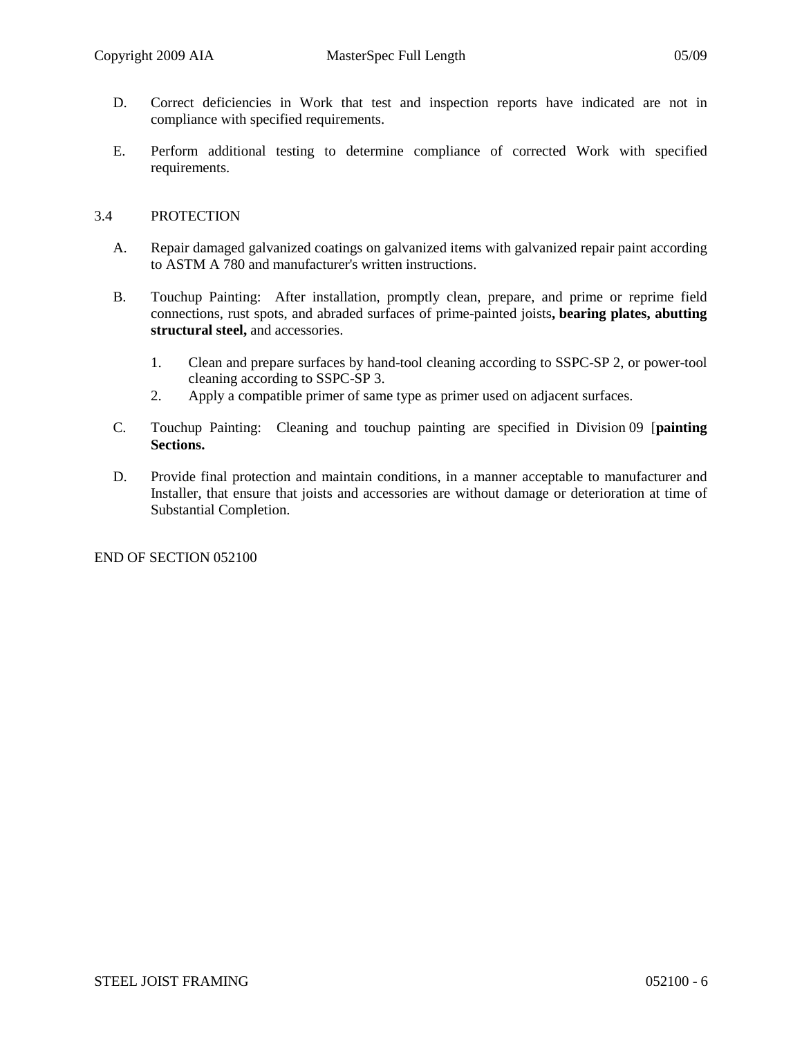D. Correct deficiencies in Work that test and inspection reports have indicated are not in compliance with specified requirements.

E. Perform additional testing to determine compliance of corrected Work with specified requirements.

3.4 PROTECTION

A. Repair damaged galvanized coatings on galvanized items with galvanized repair paint according to ASTM A 780 and manufacturer's written instructions.

B. Touchup Painting: After installation, promptly clean, prepare, and prime or reprime field connections, rust spots, and abraded surfaces of prime-painted joists**, bearing plates, abutting structural steel,** and accessories.

1. Clean and prepare surfaces by hand-tool cleaning according to SSPC-SP 2, or power-tool cleaning according to SSPC-SP 3.
2. Apply a compatible primer of same type as primer used on adjacent surfaces.

C. Touchup Painting: Cleaning and touchup painting are specified in Division 09 [**painting Sections.**

D. Provide final protection and maintain conditions, in a manner acceptable to manufacturer and Installer, that ensure that joists and accessories are without damage or deterioration at time of Substantial Completion.

END OF SECTION 052100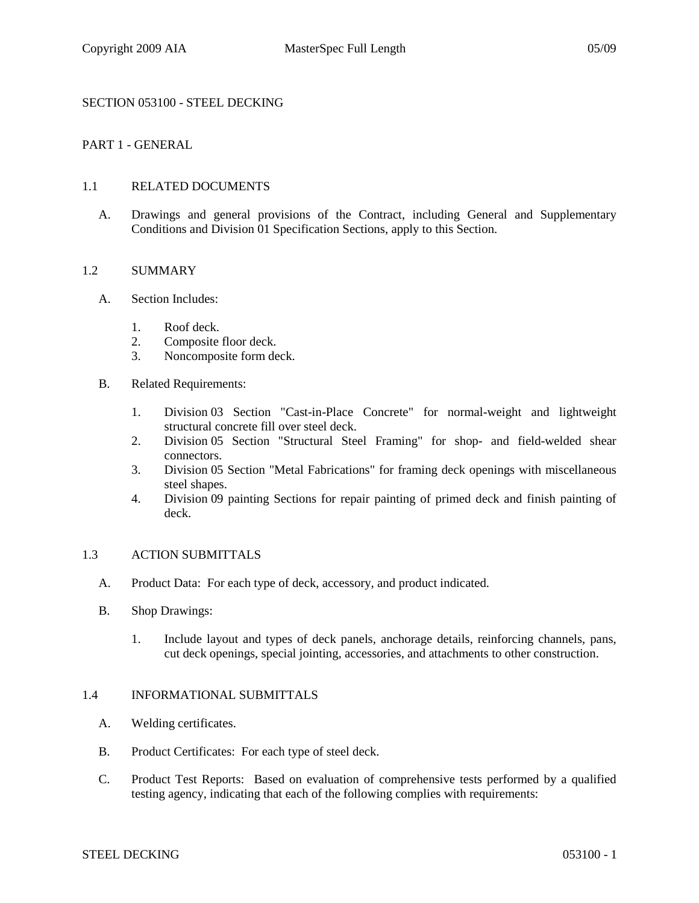# SECTION 053100 - STEEL DECKING

## PART 1 - GENERAL

### 1.1 RELATED DOCUMENTS

A. Drawings and general provisions of the Contract, including General and Supplementary Conditions and Division 01 Specification Sections, apply to this Section.

### 1.2 SUMMARY

A. Section Includes:

1. Roof deck.
2. Composite floor deck.
3. Noncomposite form deck.

B. Related Requirements:

1. Division 03 Section "Cast-in-Place Concrete" for normal-weight and lightweight structural concrete fill over steel deck.
2. Division 05 Section "Structural Steel Framing" for shop- and field-welded shear connectors.
3. Division 05 Section "Metal Fabrications" for framing deck openings with miscellaneous steel shapes.
4. Division 09 painting Sections for repair painting of primed deck and finish painting of deck.

### 1.3 ACTION SUBMITTALS

A. Product Data: For each type of deck, accessory, and product indicated.

B. Shop Drawings:

1. Include layout and types of deck panels, anchorage details, reinforcing channels, pans, cut deck openings, special jointing, accessories, and attachments to other construction.

### 1.4 INFORMATIONAL SUBMITTALS

A. Welding certificates.

B. Product Certificates: For each type of steel deck.

C. Product Test Reports: Based on evaluation of comprehensive tests performed by a qualified testing agency, indicating that each of the following complies with requirements: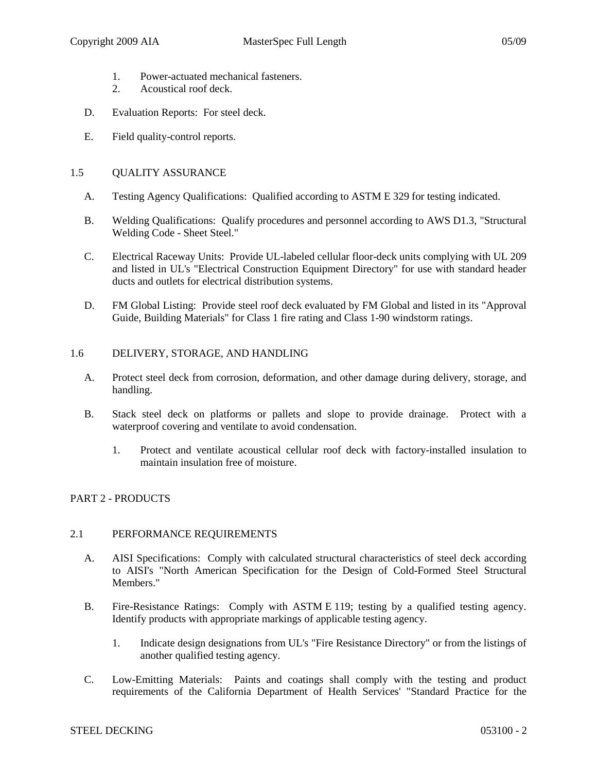1. Power-actuated mechanical fasteners.
2. Acoustical roof deck.

D. Evaluation Reports: For steel deck.

E. Field quality-control reports.

## 1.5 QUALITY ASSURANCE

A. Testing Agency Qualifications: Qualified according to ASTM E 329 for testing indicated.

B. Welding Qualifications: Qualify procedures and personnel according to AWS D1.3, "Structural Welding Code - Sheet Steel."

C. Electrical Raceway Units: Provide UL-labeled cellular floor-deck units complying with UL 209 and listed in UL's "Electrical Construction Equipment Directory" for use with standard header ducts and outlets for electrical distribution systems.

D. FM Global Listing: Provide steel roof deck evaluated by FM Global and listed in its "Approval Guide, Building Materials" for Class 1 fire rating and Class 1-90 windstorm ratings.

## 1.6 DELIVERY, STORAGE, AND HANDLING

A. Protect steel deck from corrosion, deformation, and other damage during delivery, storage, and handling.

B. Stack steel deck on platforms or pallets and slope to provide drainage. Protect with a waterproof covering and ventilate to avoid condensation.

1. Protect and ventilate acoustical cellular roof deck with factory-installed insulation to maintain insulation free of moisture.

# PART 2 - PRODUCTS

## 2.1 PERFORMANCE REQUIREMENTS

A. AISI Specifications: Comply with calculated structural characteristics of steel deck according to AISI's "North American Specification for the Design of Cold-Formed Steel Structural Members."

B. Fire-Resistance Ratings: Comply with ASTM E 119; testing by a qualified testing agency. Identify products with appropriate markings of applicable testing agency.

1. Indicate design designations from UL's "Fire Resistance Directory" or from the listings of another qualified testing agency.

C. Low-Emitting Materials: Paints and coatings shall comply with the testing and product requirements of the California Department of Health Services' "Standard Practice for the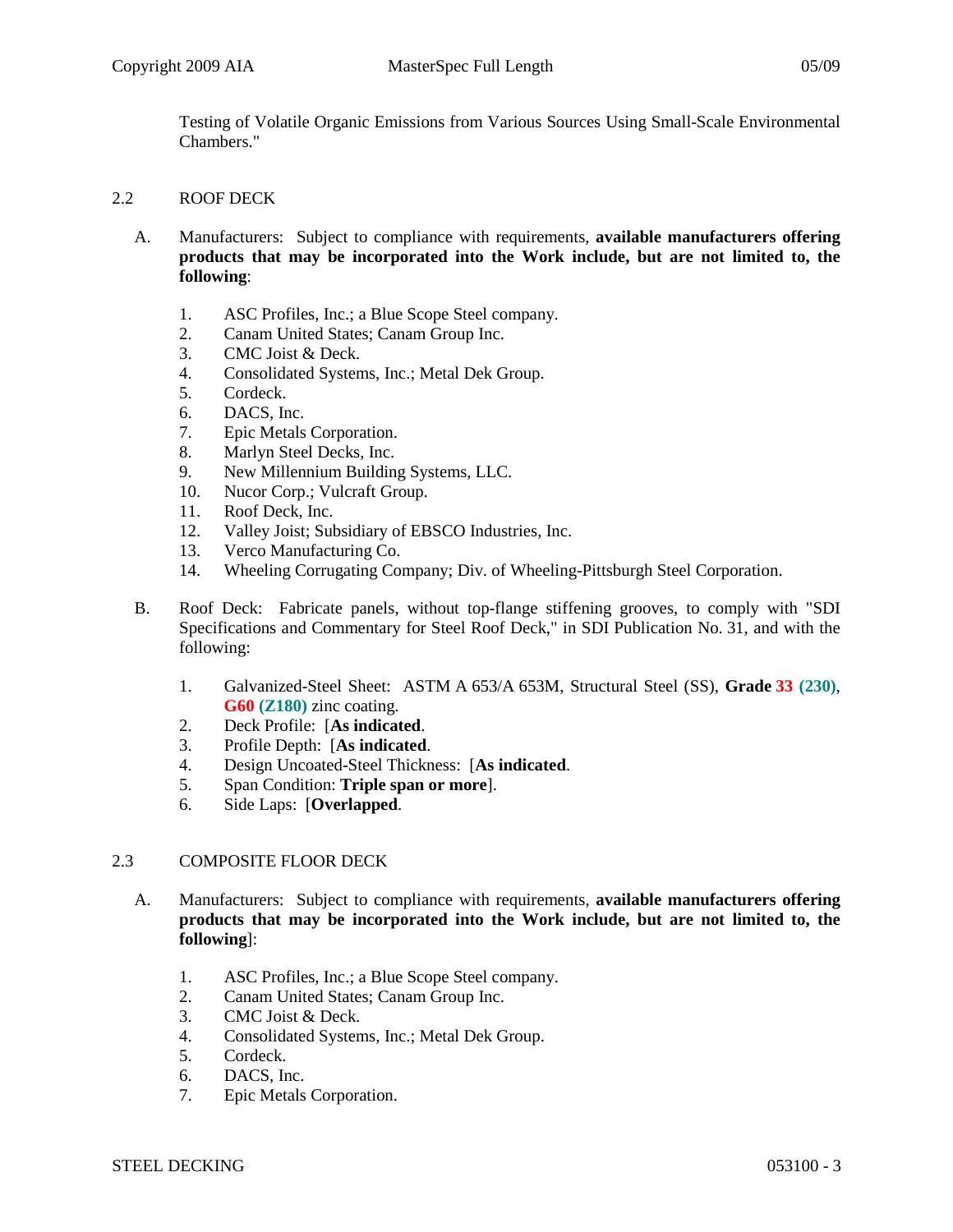Testing of Volatile Organic Emissions from Various Sources Using Small-Scale Environmental Chambers."

## 2.2 ROOF DECK

A. Manufacturers: Subject to compliance with requirements, **available manufacturers offering products that may be incorporated into the Work include, but are not limited to, the following**:

1. ASC Profiles, Inc.; a Blue Scope Steel company.
2. Canam United States; Canam Group Inc.
3. CMC Joist & Deck.
4. Consolidated Systems, Inc.; Metal Dek Group.
5. Cordeck.
6. DACS, Inc.
7. Epic Metals Corporation.
8. Marlyn Steel Decks, Inc.
9. New Millennium Building Systems, LLC.
10. Nucor Corp.; Vulcraft Group.
11. Roof Deck, Inc.
12. Valley Joist; Subsidiary of EBSCO Industries, Inc.
13. Verco Manufacturing Co.
14. Wheeling Corrugating Company; Div. of Wheeling-Pittsburgh Steel Corporation.

B. Roof Deck: Fabricate panels, without top-flange stiffening grooves, to comply with "SDI Specifications and Commentary for Steel Roof Deck," in SDI Publication No. 31, and with the following:

1. Galvanized-Steel Sheet: ASTM A 653/A 653M, Structural Steel (SS), **Grade 33 (230)**, **G60 (Z180)** zinc coating.
2. Deck Profile: [**As indicated**.
3. Profile Depth: [**As indicated**.
4. Design Uncoated-Steel Thickness: [**As indicated**.
5. Span Condition: **Triple span or more**].
6. Side Laps: [**Overlapped**.

## 2.3 COMPOSITE FLOOR DECK

A. Manufacturers: Subject to compliance with requirements, **available manufacturers offering products that may be incorporated into the Work include, but are not limited to, the following**]:

1. ASC Profiles, Inc.; a Blue Scope Steel company.
2. Canam United States; Canam Group Inc.
3. CMC Joist & Deck.
4. Consolidated Systems, Inc.; Metal Dek Group.
5. Cordeck.
6. DACS, Inc.
7. Epic Metals Corporation.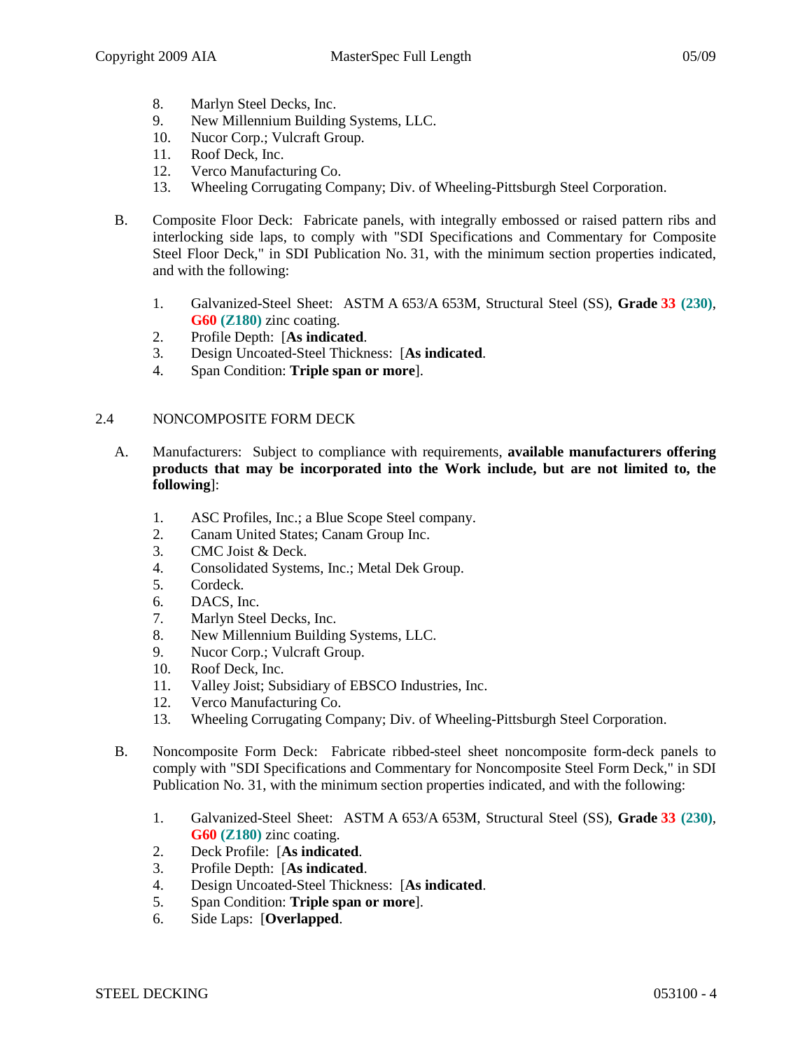8. Marlyn Steel Decks, Inc.
9. New Millennium Building Systems, LLC.
10. Nucor Corp.; Vulcraft Group.
11. Roof Deck, Inc.
12. Verco Manufacturing Co.
13. Wheeling Corrugating Company; Div. of Wheeling-Pittsburgh Steel Corporation.

B. Composite Floor Deck: Fabricate panels, with integrally embossed or raised pattern ribs and interlocking side laps, to comply with "SDI Specifications and Commentary for Composite Steel Floor Deck," in SDI Publication No. 31, with the minimum section properties indicated, and with the following:

1. Galvanized-Steel Sheet: ASTM A 653/A 653M, Structural Steel (SS), **Grade 33 (230)**, **G60 (Z180)** zinc coating.
2. Profile Depth: [**As indicated**.
3. Design Uncoated-Steel Thickness: [**As indicated**.
4. Span Condition: **Triple span or more**].

## 2.4 NONCOMPOSITE FORM DECK

A. Manufacturers: Subject to compliance with requirements, **available manufacturers offering products that may be incorporated into the Work include, but are not limited to, the following**]:

1. ASC Profiles, Inc.; a Blue Scope Steel company.
2. Canam United States; Canam Group Inc.
3. CMC Joist & Deck.
4. Consolidated Systems, Inc.; Metal Dek Group.
5. Cordeck.
6. DACS, Inc.
7. Marlyn Steel Decks, Inc.
8. New Millennium Building Systems, LLC.
9. Nucor Corp.; Vulcraft Group.
10. Roof Deck, Inc.
11. Valley Joist; Subsidiary of EBSCO Industries, Inc.
12. Verco Manufacturing Co.
13. Wheeling Corrugating Company; Div. of Wheeling-Pittsburgh Steel Corporation.

B. Noncomposite Form Deck: Fabricate ribbed-steel sheet noncomposite form-deck panels to comply with "SDI Specifications and Commentary for Noncomposite Steel Form Deck," in SDI Publication No. 31, with the minimum section properties indicated, and with the following:

1. Galvanized-Steel Sheet: ASTM A 653/A 653M, Structural Steel (SS), **Grade 33 (230)**, **G60 (Z180)** zinc coating.
2. Deck Profile: [**As indicated**.
3. Profile Depth: [**As indicated**.
4. Design Uncoated-Steel Thickness: [**As indicated**.
5. Span Condition: **Triple span or more**].
6. Side Laps: [**Overlapped**.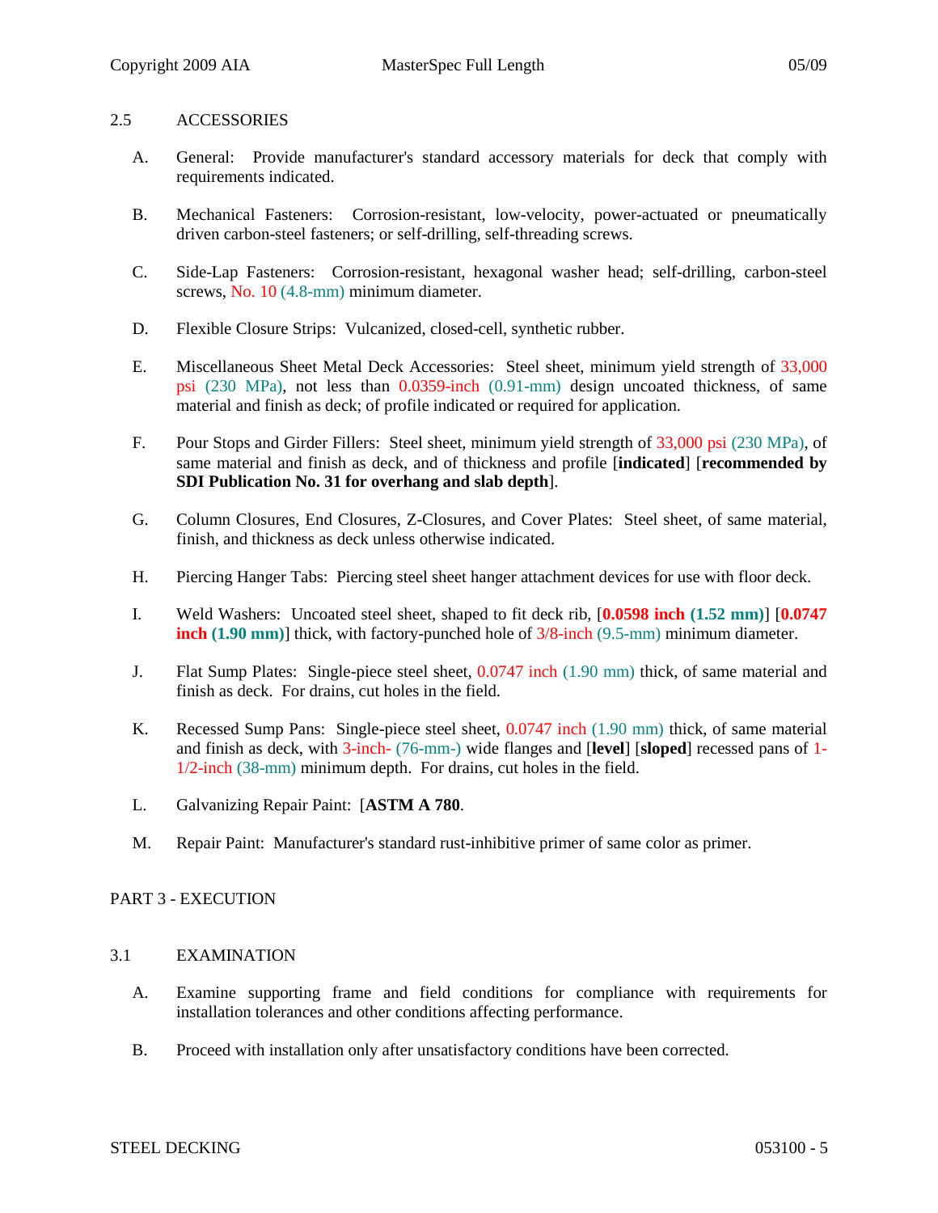## 2.5 ACCESSORIES

A. General: Provide manufacturer's standard accessory materials for deck that comply with requirements indicated.

B. Mechanical Fasteners: Corrosion-resistant, low-velocity, power-actuated or pneumatically driven carbon-steel fasteners; or self-drilling, self-threading screws.

C. Side-Lap Fasteners: Corrosion-resistant, hexagonal washer head; self-drilling, carbon-steel screws, No. 10 (4.8-mm) minimum diameter.

D. Flexible Closure Strips: Vulcanized, closed-cell, synthetic rubber.

E. Miscellaneous Sheet Metal Deck Accessories: Steel sheet, minimum yield strength of 33,000 psi (230 MPa), not less than 0.0359-inch (0.91-mm) design uncoated thickness, of same material and finish as deck; of profile indicated or required for application.

F. Pour Stops and Girder Fillers: Steel sheet, minimum yield strength of 33,000 psi (230 MPa), of same material and finish as deck, and of thickness and profile [**indicated**] [**recommended by SDI Publication No. 31 for overhang and slab depth**].

G. Column Closures, End Closures, Z-Closures, and Cover Plates: Steel sheet, of same material, finish, and thickness as deck unless otherwise indicated.

H. Piercing Hanger Tabs: Piercing steel sheet hanger attachment devices for use with floor deck.

I. Weld Washers: Uncoated steel sheet, shaped to fit deck rib, [**0.0598 inch (1.52 mm)**] [**0.0747 inch (1.90 mm)**] thick, with factory-punched hole of 3/8-inch (9.5-mm) minimum diameter.

J. Flat Sump Plates: Single-piece steel sheet, 0.0747 inch (1.90 mm) thick, of same material and finish as deck. For drains, cut holes in the field.

K. Recessed Sump Pans: Single-piece steel sheet, 0.0747 inch (1.90 mm) thick, of same material and finish as deck, with 3-inch- (76-mm-) wide flanges and [**level**] [**sloped**] recessed pans of 1-1/2-inch (38-mm) minimum depth. For drains, cut holes in the field.

L. Galvanizing Repair Paint: [**ASTM A 780**.

M. Repair Paint: Manufacturer's standard rust-inhibitive primer of same color as primer.

# PART 3 - EXECUTION

## 3.1 EXAMINATION

A. Examine supporting frame and field conditions for compliance with requirements for installation tolerances and other conditions affecting performance.

B. Proceed with installation only after unsatisfactory conditions have been corrected.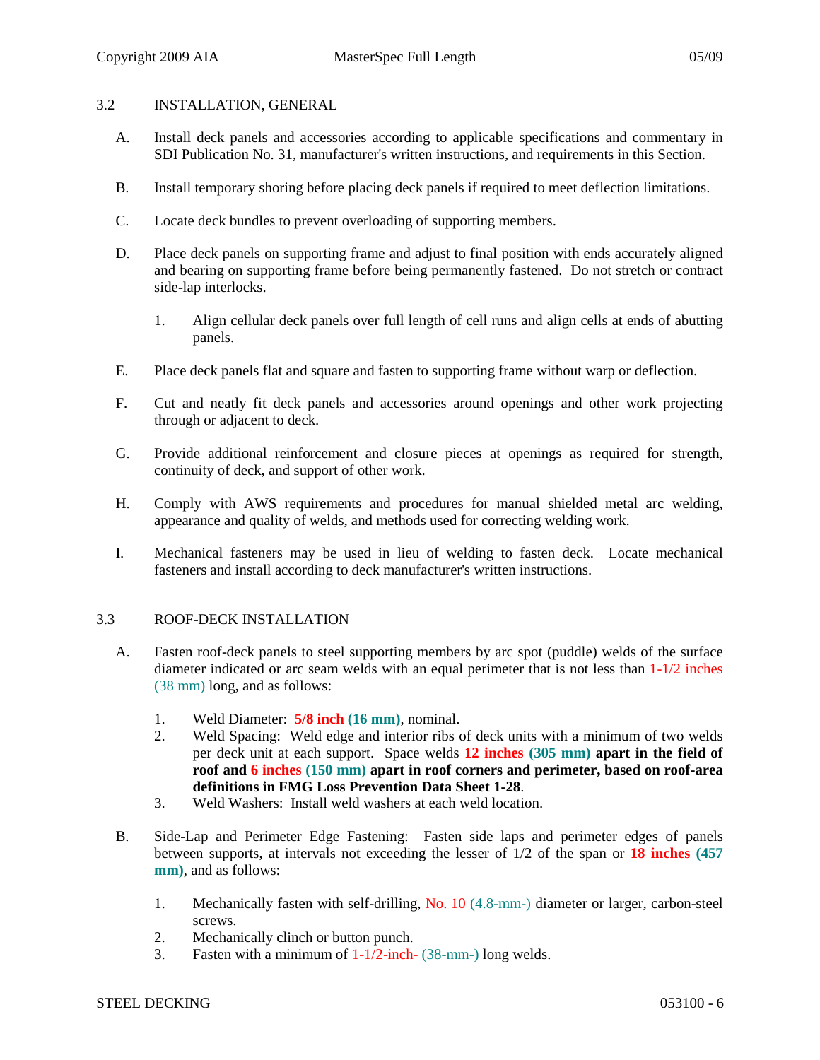## 3.2 INSTALLATION, GENERAL

A. Install deck panels and accessories according to applicable specifications and commentary in SDI Publication No. 31, manufacturer's written instructions, and requirements in this Section.

B. Install temporary shoring before placing deck panels if required to meet deflection limitations.

C. Locate deck bundles to prevent overloading of supporting members.

D. Place deck panels on supporting frame and adjust to final position with ends accurately aligned and bearing on supporting frame before being permanently fastened. Do not stretch or contract side-lap interlocks.

   1. Align cellular deck panels over full length of cell runs and align cells at ends of abutting panels.

E. Place deck panels flat and square and fasten to supporting frame without warp or deflection.

F. Cut and neatly fit deck panels and accessories around openings and other work projecting through or adjacent to deck.

G. Provide additional reinforcement and closure pieces at openings as required for strength, continuity of deck, and support of other work.

H. Comply with AWS requirements and procedures for manual shielded metal arc welding, appearance and quality of welds, and methods used for correcting welding work.

I. Mechanical fasteners may be used in lieu of welding to fasten deck. Locate mechanical fasteners and install according to deck manufacturer's written instructions.

## 3.3 ROOF-DECK INSTALLATION

A. Fasten roof-deck panels to steel supporting members by arc spot (puddle) welds of the surface diameter indicated or arc seam welds with an equal perimeter that is not less than 1-1/2 inches (38 mm) long, and as follows:

   1. Weld Diameter: **5/8 inch (16 mm)**, nominal.
   2. Weld Spacing: Weld edge and interior ribs of deck units with a minimum of two welds per deck unit at each support. Space welds **12 inches (305 mm) apart in the field of roof and 6 inches (150 mm) apart in roof corners and perimeter, based on roof-area definitions in FMG Loss Prevention Data Sheet 1-28**.
   3. Weld Washers: Install weld washers at each weld location.

B. Side-Lap and Perimeter Edge Fastening: Fasten side laps and perimeter edges of panels between supports, at intervals not exceeding the lesser of 1/2 of the span or **18 inches (457 mm)**, and as follows:

   1. Mechanically fasten with self-drilling, No. 10 (4.8-mm-) diameter or larger, carbon-steel screws.
   2. Mechanically clinch or button punch.
   3. Fasten with a minimum of 1-1/2-inch- (38-mm-) long welds.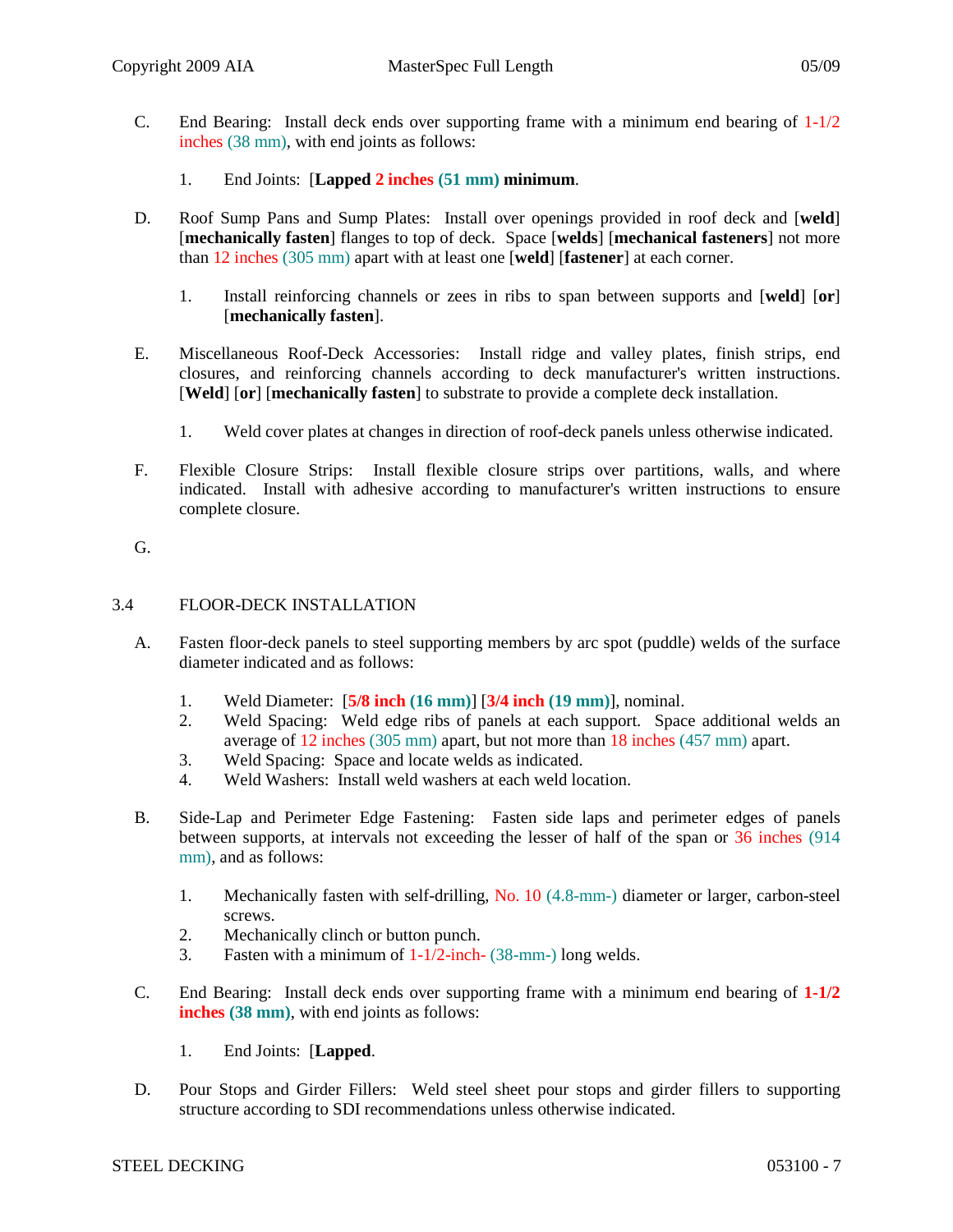C. End Bearing: Install deck ends over supporting frame with a minimum end bearing of 1-1/2 inches (38 mm), with end joints as follows:

1. End Joints: [**Lapped 2 inches (51 mm) minimum**.

D. Roof Sump Pans and Sump Plates: Install over openings provided in roof deck and [**weld**] [**mechanically fasten**] flanges to top of deck. Space [**welds**] [**mechanical fasteners**] not more than 12 inches (305 mm) apart with at least one [**weld**] [**fastener**] at each corner.

1. Install reinforcing channels or zees in ribs to span between supports and [**weld**] [**or**] [**mechanically fasten**].

E. Miscellaneous Roof-Deck Accessories: Install ridge and valley plates, finish strips, end closures, and reinforcing channels according to deck manufacturer's written instructions. [**Weld**] [**or**] [**mechanically fasten**] to substrate to provide a complete deck installation.

1. Weld cover plates at changes in direction of roof-deck panels unless otherwise indicated.

F. Flexible Closure Strips: Install flexible closure strips over partitions, walls, and where indicated. Install with adhesive according to manufacturer's written instructions to ensure complete closure.

G.

## 3.4 FLOOR-DECK INSTALLATION

A. Fasten floor-deck panels to steel supporting members by arc spot (puddle) welds of the surface diameter indicated and as follows:

1. Weld Diameter: [**5/8 inch (16 mm)**] [**3/4 inch (19 mm)**], nominal.
2. Weld Spacing: Weld edge ribs of panels at each support. Space additional welds an average of 12 inches (305 mm) apart, but not more than 18 inches (457 mm) apart.
3. Weld Spacing: Space and locate welds as indicated.
4. Weld Washers: Install weld washers at each weld location.

B. Side-Lap and Perimeter Edge Fastening: Fasten side laps and perimeter edges of panels between supports, at intervals not exceeding the lesser of half of the span or 36 inches (914 mm), and as follows:

1. Mechanically fasten with self-drilling, No. 10 (4.8-mm-) diameter or larger, carbon-steel screws.
2. Mechanically clinch or button punch.
3. Fasten with a minimum of 1-1/2-inch- (38-mm-) long welds.

C. End Bearing: Install deck ends over supporting frame with a minimum end bearing of **1-1/2 inches (38 mm)**, with end joints as follows:

1. End Joints: [**Lapped**.

D. Pour Stops and Girder Fillers: Weld steel sheet pour stops and girder fillers to supporting structure according to SDI recommendations unless otherwise indicated.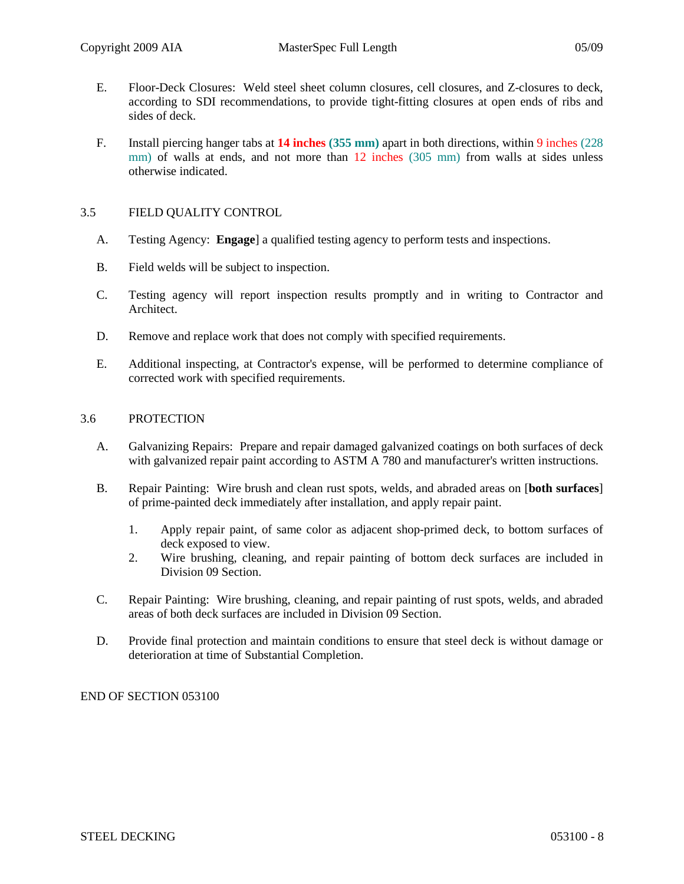E. Floor-Deck Closures: Weld steel sheet column closures, cell closures, and Z-closures to deck, according to SDI recommendations, to provide tight-fitting closures at open ends of ribs and sides of deck.

F. Install piercing hanger tabs at **14 inches (355 mm)** apart in both directions, within 9 inches (228 mm) of walls at ends, and not more than 12 inches (305 mm) from walls at sides unless otherwise indicated.

## 3.5 FIELD QUALITY CONTROL

A. Testing Agency: **Engage**] a qualified testing agency to perform tests and inspections.

B. Field welds will be subject to inspection.

C. Testing agency will report inspection results promptly and in writing to Contractor and Architect.

D. Remove and replace work that does not comply with specified requirements.

E. Additional inspecting, at Contractor's expense, will be performed to determine compliance of corrected work with specified requirements.

## 3.6 PROTECTION

A. Galvanizing Repairs: Prepare and repair damaged galvanized coatings on both surfaces of deck with galvanized repair paint according to ASTM A 780 and manufacturer's written instructions.

B. Repair Painting: Wire brush and clean rust spots, welds, and abraded areas on [**both surfaces**] of prime-painted deck immediately after installation, and apply repair paint.

1. Apply repair paint, of same color as adjacent shop-primed deck, to bottom surfaces of deck exposed to view.
2. Wire brushing, cleaning, and repair painting of bottom deck surfaces are included in Division 09 Section.

C. Repair Painting: Wire brushing, cleaning, and repair painting of rust spots, welds, and abraded areas of both deck surfaces are included in Division 09 Section.

D. Provide final protection and maintain conditions to ensure that steel deck is without damage or deterioration at time of Substantial Completion.

END OF SECTION 053100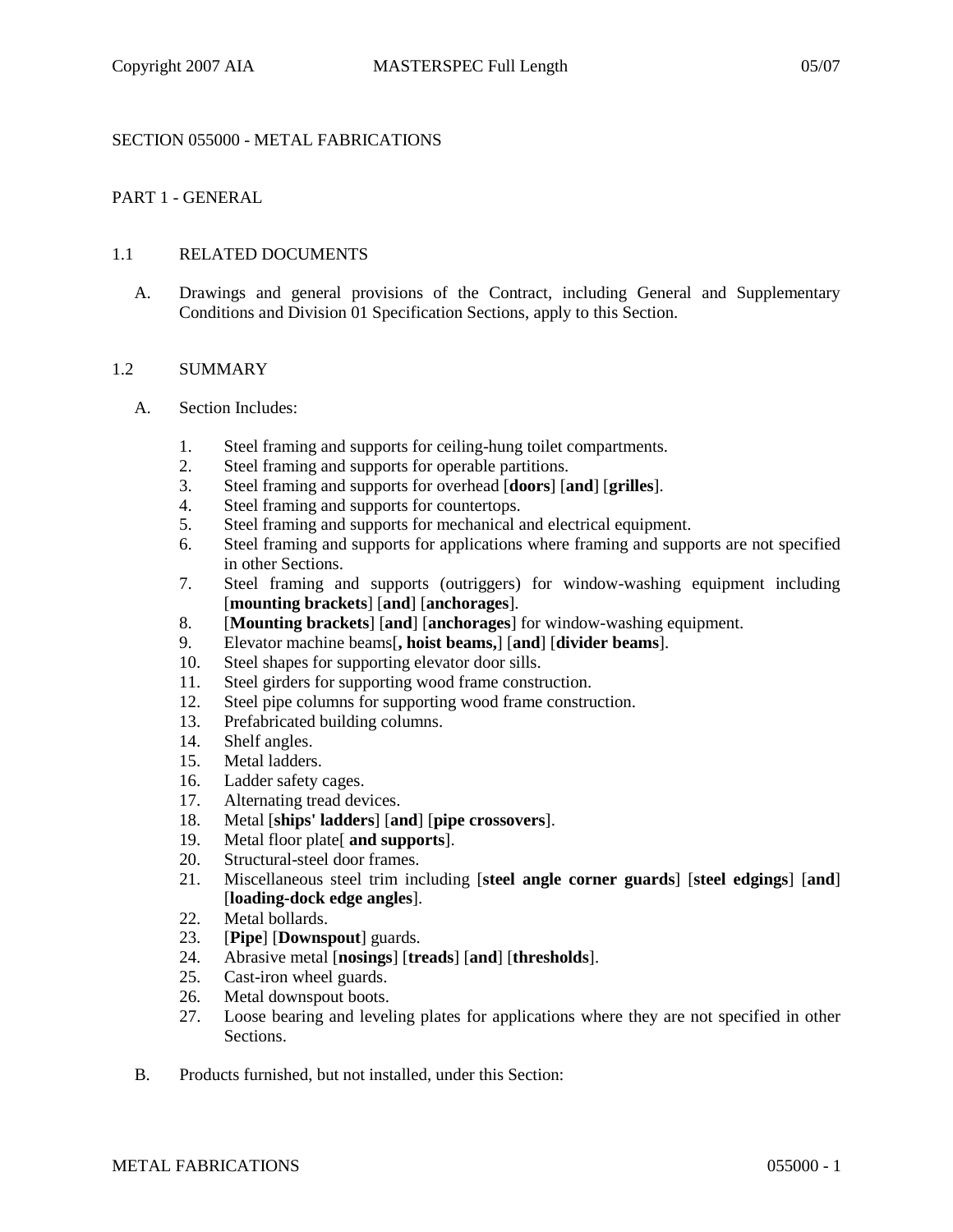SECTION 055000 - METAL FABRICATIONS

PART 1 - GENERAL

1.1 RELATED DOCUMENTS

A. Drawings and general provisions of the Contract, including General and Supplementary Conditions and Division 01 Specification Sections, apply to this Section.

1.2 SUMMARY

A. Section Includes:

1. Steel framing and supports for ceiling-hung toilet compartments.
2. Steel framing and supports for operable partitions.
3. Steel framing and supports for overhead [**doors**] [**and**] [**grilles**].
4. Steel framing and supports for countertops.
5. Steel framing and supports for mechanical and electrical equipment.
6. Steel framing and supports for applications where framing and supports are not specified in other Sections.
7. Steel framing and supports (outriggers) for window-washing equipment including [**mounting brackets**] [**and**] [**anchorages**].
8. [**Mounting brackets**] [**and**] [**anchorages**] for window-washing equipment.
9. Elevator machine beams[**, hoist beams,**] [**and**] [**divider beams**].
10. Steel shapes for supporting elevator door sills.
11. Steel girders for supporting wood frame construction.
12. Steel pipe columns for supporting wood frame construction.
13. Prefabricated building columns.
14. Shelf angles.
15. Metal ladders.
16. Ladder safety cages.
17. Alternating tread devices.
18. Metal [**ships' ladders**] [**and**] [**pipe crossovers**].
19. Metal floor plate[ **and supports**].
20. Structural-steel door frames.
21. Miscellaneous steel trim including [**steel angle corner guards**] [**steel edgings**] [**and**] [**loading-dock edge angles**].
22. Metal bollards.
23. [**Pipe**] [**Downspout**] guards.
24. Abrasive metal [**nosings**] [**treads**] [**and**] [**thresholds**].
25. Cast-iron wheel guards.
26. Metal downspout boots.
27. Loose bearing and leveling plates for applications where they are not specified in other Sections.

B. Products furnished, but not installed, under this Section: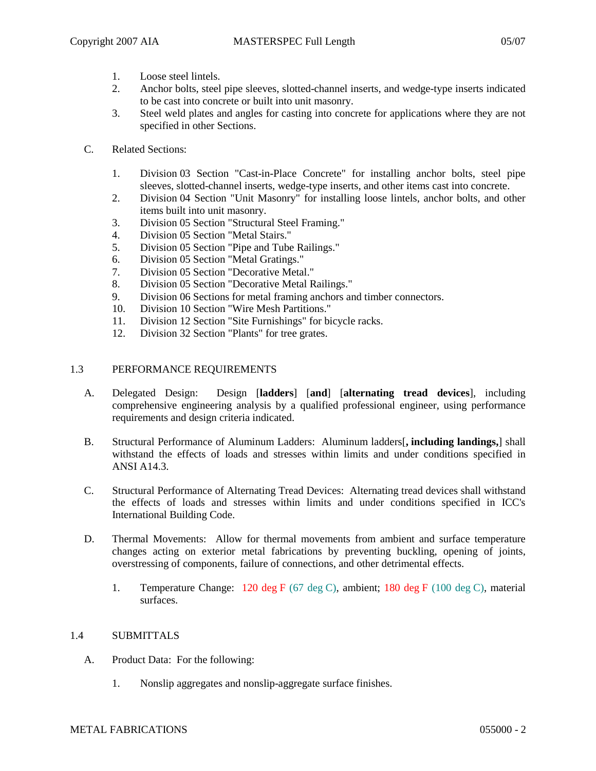1. Loose steel lintels.
2. Anchor bolts, steel pipe sleeves, slotted-channel inserts, and wedge-type inserts indicated to be cast into concrete or built into unit masonry.
3. Steel weld plates and angles for casting into concrete for applications where they are not specified in other Sections.

C. Related Sections:

1. Division 03 Section "Cast-in-Place Concrete" for installing anchor bolts, steel pipe sleeves, slotted-channel inserts, wedge-type inserts, and other items cast into concrete.
2. Division 04 Section "Unit Masonry" for installing loose lintels, anchor bolts, and other items built into unit masonry.
3. Division 05 Section "Structural Steel Framing."
4. Division 05 Section "Metal Stairs."
5. Division 05 Section "Pipe and Tube Railings."
6. Division 05 Section "Metal Gratings."
7. Division 05 Section "Decorative Metal."
8. Division 05 Section "Decorative Metal Railings."
9. Division 06 Sections for metal framing anchors and timber connectors.
10. Division 10 Section "Wire Mesh Partitions."
11. Division 12 Section "Site Furnishings" for bicycle racks.
12. Division 32 Section "Plants" for tree grates.

## 1.3 PERFORMANCE REQUIREMENTS

A. Delegated Design: Design [**ladders**] [**and**] [**alternating tread devices**], including comprehensive engineering analysis by a qualified professional engineer, using performance requirements and design criteria indicated.

B. Structural Performance of Aluminum Ladders: Aluminum ladders[**, including landings,**] shall withstand the effects of loads and stresses within limits and under conditions specified in ANSI A14.3.

C. Structural Performance of Alternating Tread Devices: Alternating tread devices shall withstand the effects of loads and stresses within limits and under conditions specified in ICC's International Building Code.

D. Thermal Movements: Allow for thermal movements from ambient and surface temperature changes acting on exterior metal fabrications by preventing buckling, opening of joints, overstressing of components, failure of connections, and other detrimental effects.

1. Temperature Change: 120 deg F (67 deg C), ambient; 180 deg F (100 deg C), material surfaces.

## 1.4 SUBMITTALS

A. Product Data: For the following:

1. Nonslip aggregates and nonslip-aggregate surface finishes.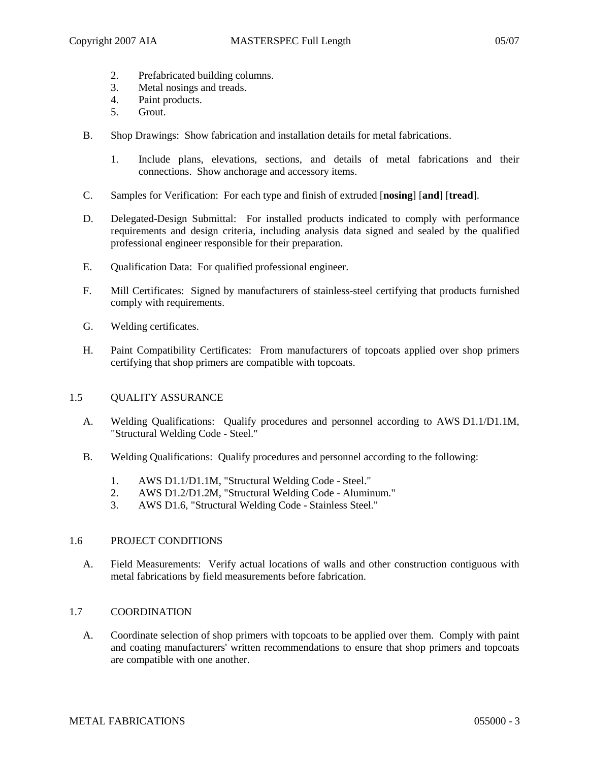2. Prefabricated building columns.
3. Metal nosings and treads.
4. Paint products.
5. Grout.

B. Shop Drawings: Show fabrication and installation details for metal fabrications.

1. Include plans, elevations, sections, and details of metal fabrications and their connections. Show anchorage and accessory items.

C. Samples for Verification: For each type and finish of extruded [**nosing**] [**and**] [**tread**].

D. Delegated-Design Submittal: For installed products indicated to comply with performance requirements and design criteria, including analysis data signed and sealed by the qualified professional engineer responsible for their preparation.

E. Qualification Data: For qualified professional engineer.

F. Mill Certificates: Signed by manufacturers of stainless-steel certifying that products furnished comply with requirements.

G. Welding certificates.

H. Paint Compatibility Certificates: From manufacturers of topcoats applied over shop primers certifying that shop primers are compatible with topcoats.

## 1.5 QUALITY ASSURANCE

A. Welding Qualifications: Qualify procedures and personnel according to AWS D1.1/D1.1M, "Structural Welding Code - Steel."

B. Welding Qualifications: Qualify procedures and personnel according to the following:

1. AWS D1.1/D1.1M, "Structural Welding Code - Steel."
2. AWS D1.2/D1.2M, "Structural Welding Code - Aluminum."
3. AWS D1.6, "Structural Welding Code - Stainless Steel."

## 1.6 PROJECT CONDITIONS

A. Field Measurements: Verify actual locations of walls and other construction contiguous with metal fabrications by field measurements before fabrication.

## 1.7 COORDINATION

A. Coordinate selection of shop primers with topcoats to be applied over them. Comply with paint and coating manufacturers' written recommendations to ensure that shop primers and topcoats are compatible with one another.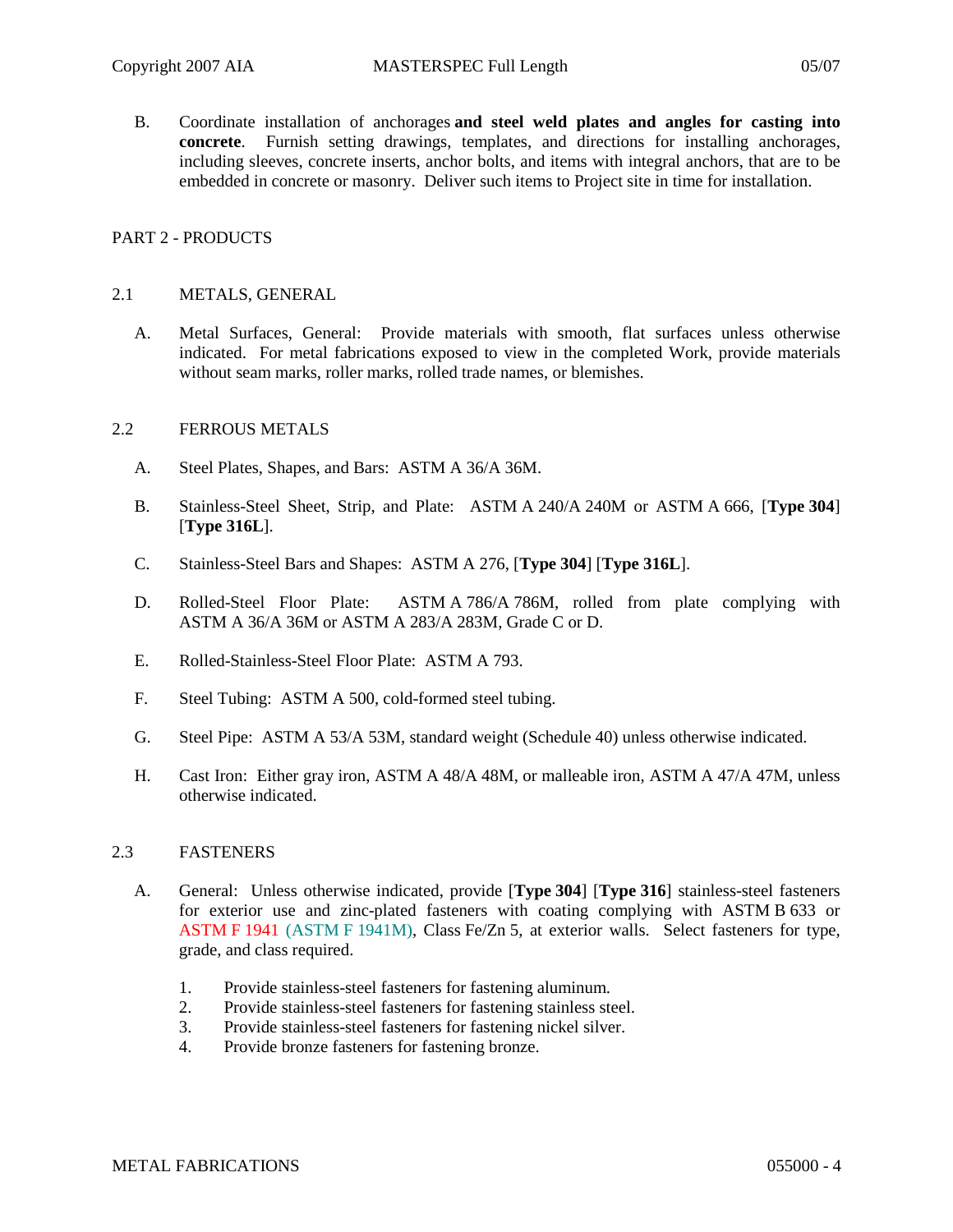B. Coordinate installation of anchorages **and steel weld plates and angles for casting into concrete**. Furnish setting drawings, templates, and directions for installing anchorages, including sleeves, concrete inserts, anchor bolts, and items with integral anchors, that are to be embedded in concrete or masonry. Deliver such items to Project site in time for installation.

## PART 2 - PRODUCTS

### 2.1 METALS, GENERAL

A. Metal Surfaces, General: Provide materials with smooth, flat surfaces unless otherwise indicated. For metal fabrications exposed to view in the completed Work, provide materials without seam marks, roller marks, rolled trade names, or blemishes.

### 2.2 FERROUS METALS

A. Steel Plates, Shapes, and Bars: ASTM A 36/A 36M.

B. Stainless-Steel Sheet, Strip, and Plate: ASTM A 240/A 240M or ASTM A 666, [**Type 304**] [**Type 316L**].

C. Stainless-Steel Bars and Shapes: ASTM A 276, [**Type 304**] [**Type 316L**].

D. Rolled-Steel Floor Plate: ASTM A 786/A 786M, rolled from plate complying with ASTM A 36/A 36M or ASTM A 283/A 283M, Grade C or D.

E. Rolled-Stainless-Steel Floor Plate: ASTM A 793.

F. Steel Tubing: ASTM A 500, cold-formed steel tubing.

G. Steel Pipe: ASTM A 53/A 53M, standard weight (Schedule 40) unless otherwise indicated.

H. Cast Iron: Either gray iron, ASTM A 48/A 48M, or malleable iron, ASTM A 47/A 47M, unless otherwise indicated.

### 2.3 FASTENERS

A. General: Unless otherwise indicated, provide [**Type 304**] [**Type 316**] stainless-steel fasteners for exterior use and zinc-plated fasteners with coating complying with ASTM B 633 or ASTM F 1941 (ASTM F 1941M), Class Fe/Zn 5, at exterior walls. Select fasteners for type, grade, and class required.

1. Provide stainless-steel fasteners for fastening aluminum.
2. Provide stainless-steel fasteners for fastening stainless steel.
3. Provide stainless-steel fasteners for fastening nickel silver.
4. Provide bronze fasteners for fastening bronze.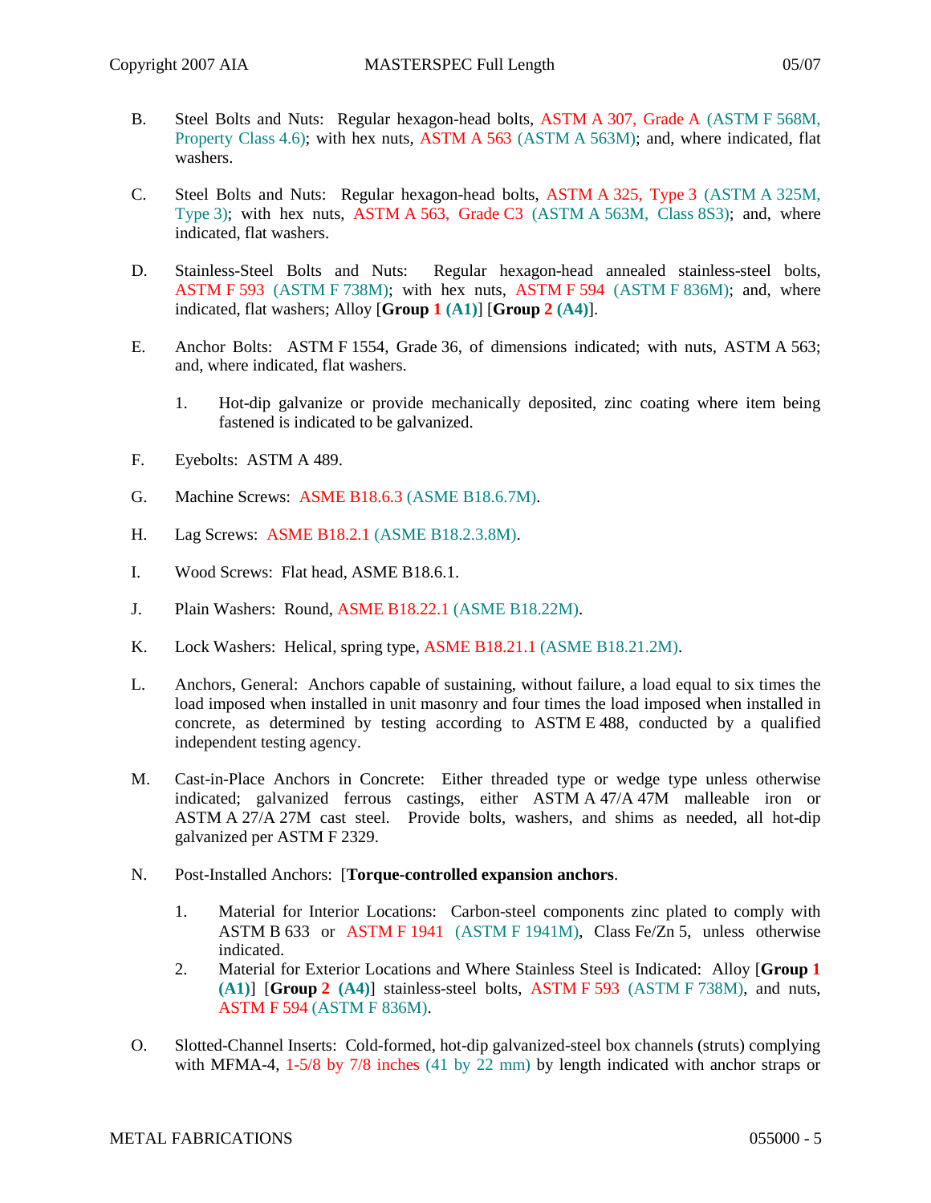B. Steel Bolts and Nuts: Regular hexagon-head bolts, ASTM A 307, Grade A (ASTM F 568M, Property Class 4.6); with hex nuts, ASTM A 563 (ASTM A 563M); and, where indicated, flat washers.

C. Steel Bolts and Nuts: Regular hexagon-head bolts, ASTM A 325, Type 3 (ASTM A 325M, Type 3); with hex nuts, ASTM A 563, Grade C3 (ASTM A 563M, Class 8S3); and, where indicated, flat washers.

D. Stainless-Steel Bolts and Nuts: Regular hexagon-head annealed stainless-steel bolts, ASTM F 593 (ASTM F 738M); with hex nuts, ASTM F 594 (ASTM F 836M); and, where indicated, flat washers; Alloy [**Group 1 (A1)**] [**Group 2 (A4)**].

E. Anchor Bolts: ASTM F 1554, Grade 36, of dimensions indicated; with nuts, ASTM A 563; and, where indicated, flat washers.

1. Hot-dip galvanize or provide mechanically deposited, zinc coating where item being fastened is indicated to be galvanized.

F. Eyebolts: ASTM A 489.

G. Machine Screws: ASME B18.6.3 (ASME B18.6.7M).

H. Lag Screws: ASME B18.2.1 (ASME B18.2.3.8M).

I. Wood Screws: Flat head, ASME B18.6.1.

J. Plain Washers: Round, ASME B18.22.1 (ASME B18.22M).

K. Lock Washers: Helical, spring type, ASME B18.21.1 (ASME B18.21.2M).

L. Anchors, General: Anchors capable of sustaining, without failure, a load equal to six times the load imposed when installed in unit masonry and four times the load imposed when installed in concrete, as determined by testing according to ASTM E 488, conducted by a qualified independent testing agency.

M. Cast-in-Place Anchors in Concrete: Either threaded type or wedge type unless otherwise indicated; galvanized ferrous castings, either ASTM A 47/A 47M malleable iron or ASTM A 27/A 27M cast steel. Provide bolts, washers, and shims as needed, all hot-dip galvanized per ASTM F 2329.

N. Post-Installed Anchors: [**Torque-controlled expansion anchors**.

1. Material for Interior Locations: Carbon-steel components zinc plated to comply with ASTM B 633 or ASTM F 1941 (ASTM F 1941M), Class Fe/Zn 5, unless otherwise indicated.
2. Material for Exterior Locations and Where Stainless Steel is Indicated: Alloy [**Group 1 (A1)**] [**Group 2 (A4)**] stainless-steel bolts, ASTM F 593 (ASTM F 738M), and nuts, ASTM F 594 (ASTM F 836M).

O. Slotted-Channel Inserts: Cold-formed, hot-dip galvanized-steel box channels (struts) complying with MFMA-4, 1-5/8 by 7/8 inches (41 by 22 mm) by length indicated with anchor straps or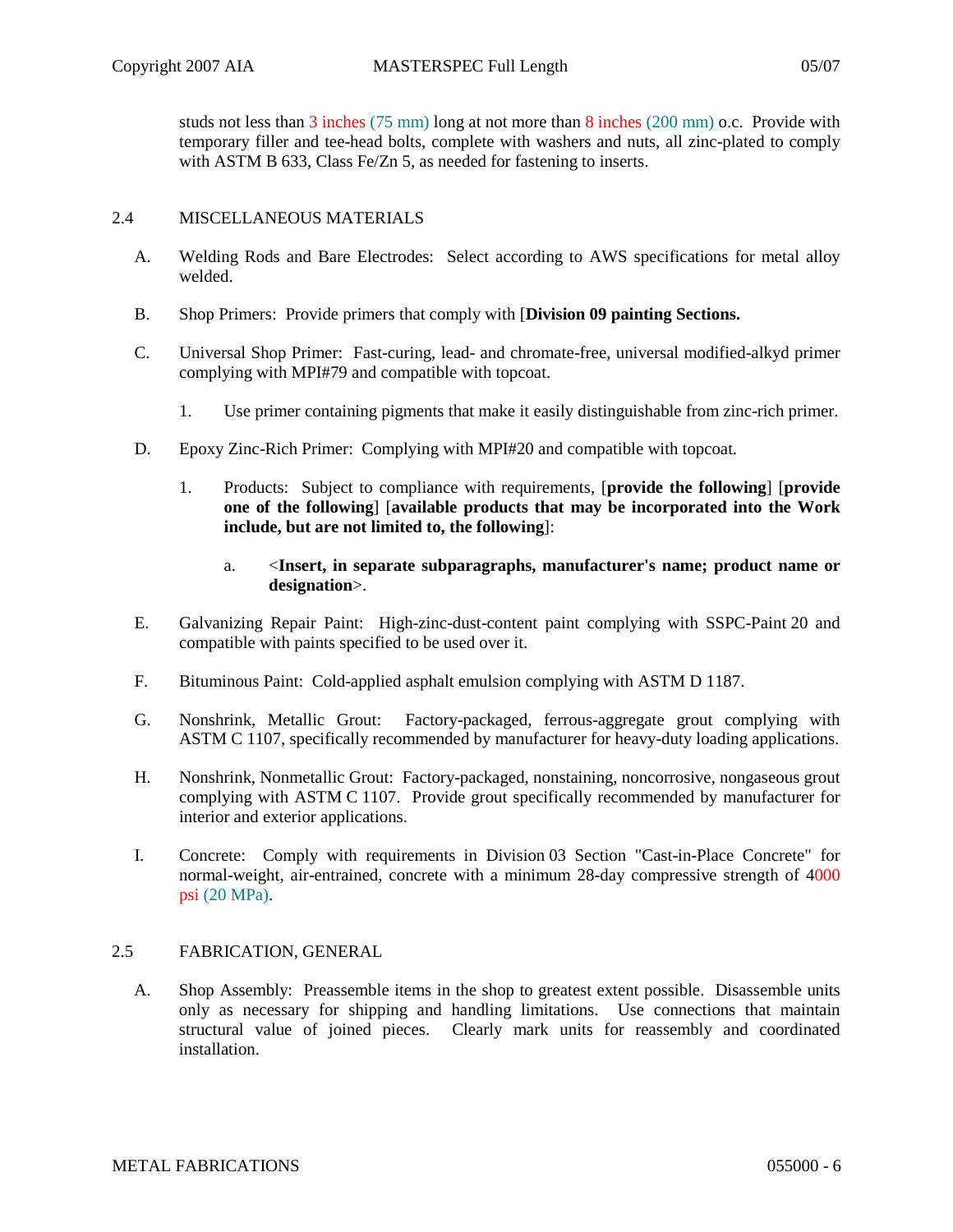studs not less than 3 inches (75 mm) long at not more than 8 inches (200 mm) o.c. Provide with temporary filler and tee-head bolts, complete with washers and nuts, all zinc-plated to comply with ASTM B 633, Class Fe/Zn 5, as needed for fastening to inserts.

## 2.4 MISCELLANEOUS MATERIALS

A. Welding Rods and Bare Electrodes: Select according to AWS specifications for metal alloy welded.

B. Shop Primers: Provide primers that comply with [**Division 09 painting Sections.**

C. Universal Shop Primer: Fast-curing, lead- and chromate-free, universal modified-alkyd primer complying with MPI#79 and compatible with topcoat.

1. Use primer containing pigments that make it easily distinguishable from zinc-rich primer.

D. Epoxy Zinc-Rich Primer: Complying with MPI#20 and compatible with topcoat.

1. Products: Subject to compliance with requirements, [**provide the following**] [**provide one of the following**] [**available products that may be incorporated into the Work include, but are not limited to, the following**]:

   a. <**Insert, in separate subparagraphs, manufacturer's name; product name or designation**>.

E. Galvanizing Repair Paint: High-zinc-dust-content paint complying with SSPC-Paint 20 and compatible with paints specified to be used over it.

F. Bituminous Paint: Cold-applied asphalt emulsion complying with ASTM D 1187.

G. Nonshrink, Metallic Grout: Factory-packaged, ferrous-aggregate grout complying with ASTM C 1107, specifically recommended by manufacturer for heavy-duty loading applications.

H. Nonshrink, Nonmetallic Grout: Factory-packaged, nonstaining, noncorrosive, nongaseous grout complying with ASTM C 1107. Provide grout specifically recommended by manufacturer for interior and exterior applications.

I. Concrete: Comply with requirements in Division 03 Section "Cast-in-Place Concrete" for normal-weight, air-entrained, concrete with a minimum 28-day compressive strength of 4000 psi (20 MPa).

## 2.5 FABRICATION, GENERAL

A. Shop Assembly: Preassemble items in the shop to greatest extent possible. Disassemble units only as necessary for shipping and handling limitations. Use connections that maintain structural value of joined pieces. Clearly mark units for reassembly and coordinated installation.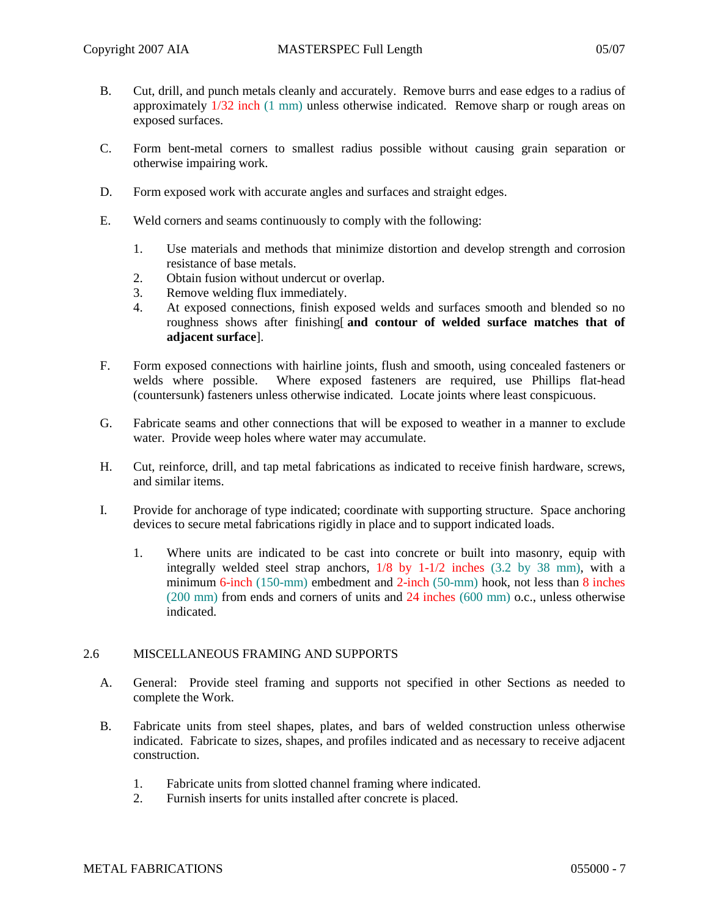B. Cut, drill, and punch metals cleanly and accurately. Remove burrs and ease edges to a radius of approximately 1/32 inch (1 mm) unless otherwise indicated. Remove sharp or rough areas on exposed surfaces.

C. Form bent-metal corners to smallest radius possible without causing grain separation or otherwise impairing work.

D. Form exposed work with accurate angles and surfaces and straight edges.

E. Weld corners and seams continuously to comply with the following:

   1. Use materials and methods that minimize distortion and develop strength and corrosion resistance of base metals.
   2. Obtain fusion without undercut or overlap.
   3. Remove welding flux immediately.
   4. At exposed connections, finish exposed welds and surfaces smooth and blended so no roughness shows after finishing[ **and contour of welded surface matches that of adjacent surface**].

F. Form exposed connections with hairline joints, flush and smooth, using concealed fasteners or welds where possible. Where exposed fasteners are required, use Phillips flat-head (countersunk) fasteners unless otherwise indicated. Locate joints where least conspicuous.

G. Fabricate seams and other connections that will be exposed to weather in a manner to exclude water. Provide weep holes where water may accumulate.

H. Cut, reinforce, drill, and tap metal fabrications as indicated to receive finish hardware, screws, and similar items.

I. Provide for anchorage of type indicated; coordinate with supporting structure. Space anchoring devices to secure metal fabrications rigidly in place and to support indicated loads.

   1. Where units are indicated to be cast into concrete or built into masonry, equip with integrally welded steel strap anchors, 1/8 by 1-1/2 inches (3.2 by 38 mm), with a minimum 6-inch (150-mm) embedment and 2-inch (50-mm) hook, not less than 8 inches (200 mm) from ends and corners of units and 24 inches (600 mm) o.c., unless otherwise indicated.

## 2.6 MISCELLANEOUS FRAMING AND SUPPORTS

A. General: Provide steel framing and supports not specified in other Sections as needed to complete the Work.

B. Fabricate units from steel shapes, plates, and bars of welded construction unless otherwise indicated. Fabricate to sizes, shapes, and profiles indicated and as necessary to receive adjacent construction.

   1. Fabricate units from slotted channel framing where indicated.
   2. Furnish inserts for units installed after concrete is placed.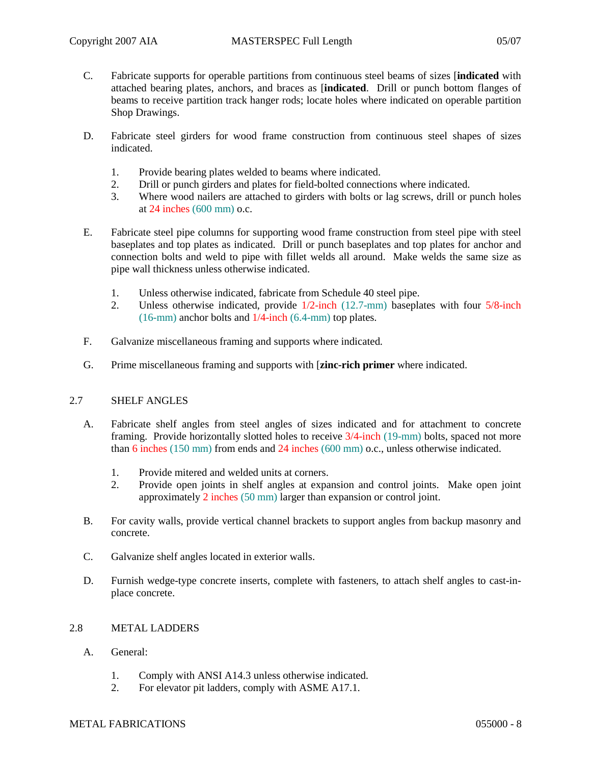C. Fabricate supports for operable partitions from continuous steel beams of sizes [**indicated** with attached bearing plates, anchors, and braces as [**indicated**. Drill or punch bottom flanges of beams to receive partition track hanger rods; locate holes where indicated on operable partition Shop Drawings.

D. Fabricate steel girders for wood frame construction from continuous steel shapes of sizes indicated.

1. Provide bearing plates welded to beams where indicated.
2. Drill or punch girders and plates for field-bolted connections where indicated.
3. Where wood nailers are attached to girders with bolts or lag screws, drill or punch holes at 24 inches (600 mm) o.c.

E. Fabricate steel pipe columns for supporting wood frame construction from steel pipe with steel baseplates and top plates as indicated. Drill or punch baseplates and top plates for anchor and connection bolts and weld to pipe with fillet welds all around. Make welds the same size as pipe wall thickness unless otherwise indicated.

1. Unless otherwise indicated, fabricate from Schedule 40 steel pipe.
2. Unless otherwise indicated, provide 1/2-inch (12.7-mm) baseplates with four 5/8-inch (16-mm) anchor bolts and 1/4-inch (6.4-mm) top plates.

F. Galvanize miscellaneous framing and supports where indicated.

G. Prime miscellaneous framing and supports with [**zinc-rich primer** where indicated.

## 2.7 SHELF ANGLES

A. Fabricate shelf angles from steel angles of sizes indicated and for attachment to concrete framing. Provide horizontally slotted holes to receive 3/4-inch (19-mm) bolts, spaced not more than 6 inches (150 mm) from ends and 24 inches (600 mm) o.c., unless otherwise indicated.

1. Provide mitered and welded units at corners.
2. Provide open joints in shelf angles at expansion and control joints. Make open joint approximately 2 inches (50 mm) larger than expansion or control joint.

B. For cavity walls, provide vertical channel brackets to support angles from backup masonry and concrete.

C. Galvanize shelf angles located in exterior walls.

D. Furnish wedge-type concrete inserts, complete with fasteners, to attach shelf angles to cast-in-place concrete.

## 2.8 METAL LADDERS

A. General:

1. Comply with ANSI A14.3 unless otherwise indicated.
2. For elevator pit ladders, comply with ASME A17.1.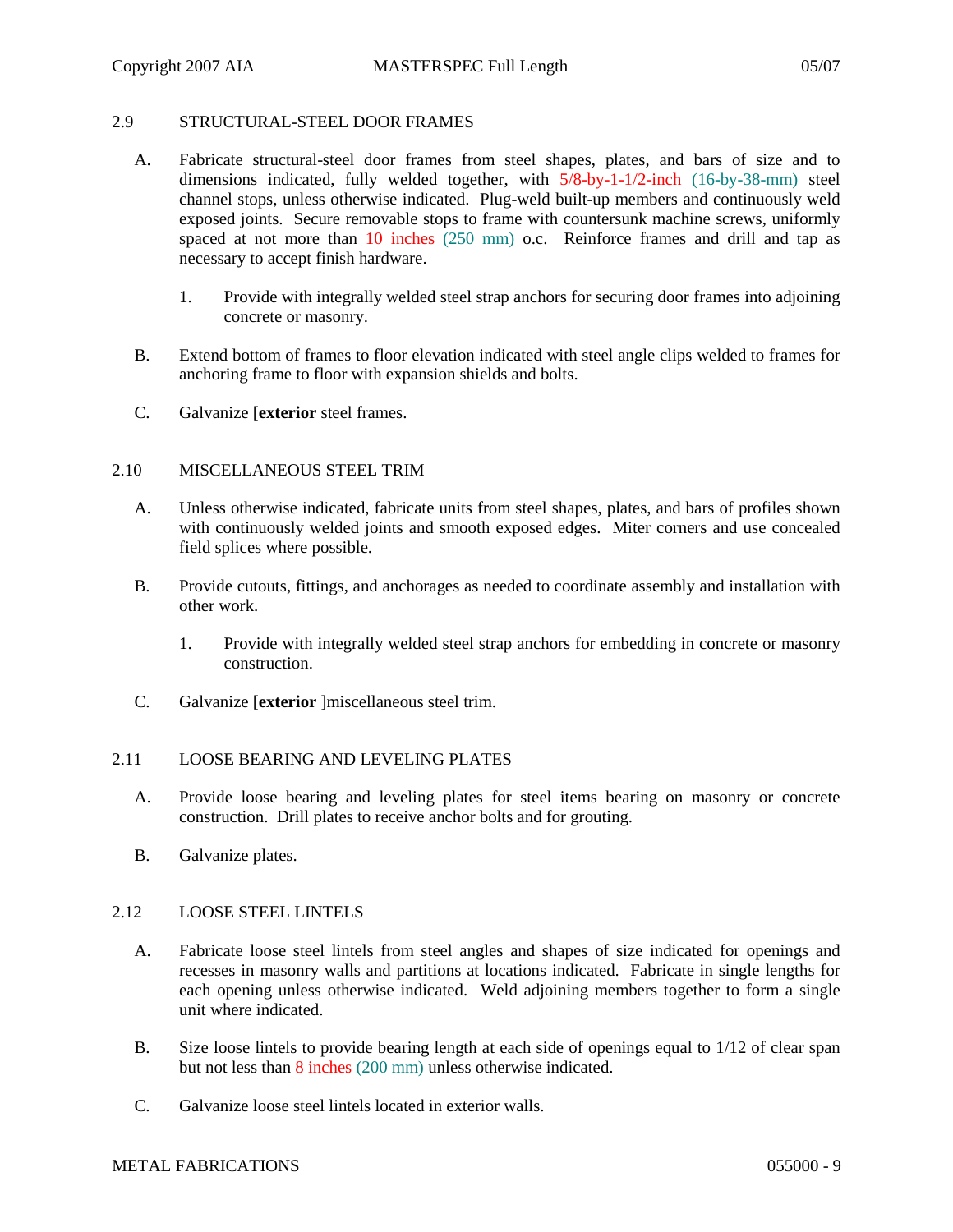## 2.9 STRUCTURAL-STEEL DOOR FRAMES

A. Fabricate structural-steel door frames from steel shapes, plates, and bars of size and to dimensions indicated, fully welded together, with 5/8-by-1-1/2-inch (16-by-38-mm) steel channel stops, unless otherwise indicated. Plug-weld built-up members and continuously weld exposed joints. Secure removable stops to frame with countersunk machine screws, uniformly spaced at not more than 10 inches (250 mm) o.c. Reinforce frames and drill and tap as necessary to accept finish hardware.

   1. Provide with integrally welded steel strap anchors for securing door frames into adjoining concrete or masonry.

B. Extend bottom of frames to floor elevation indicated with steel angle clips welded to frames for anchoring frame to floor with expansion shields and bolts.

C. Galvanize [**exterior** steel frames.

## 2.10 MISCELLANEOUS STEEL TRIM

A. Unless otherwise indicated, fabricate units from steel shapes, plates, and bars of profiles shown with continuously welded joints and smooth exposed edges. Miter corners and use concealed field splices where possible.

B. Provide cutouts, fittings, and anchorages as needed to coordinate assembly and installation with other work.

   1. Provide with integrally welded steel strap anchors for embedding in concrete or masonry construction.

C. Galvanize [**exterior** ]miscellaneous steel trim.

## 2.11 LOOSE BEARING AND LEVELING PLATES

A. Provide loose bearing and leveling plates for steel items bearing on masonry or concrete construction. Drill plates to receive anchor bolts and for grouting.

B. Galvanize plates.

## 2.12 LOOSE STEEL LINTELS

A. Fabricate loose steel lintels from steel angles and shapes of size indicated for openings and recesses in masonry walls and partitions at locations indicated. Fabricate in single lengths for each opening unless otherwise indicated. Weld adjoining members together to form a single unit where indicated.

B. Size loose lintels to provide bearing length at each side of openings equal to 1/12 of clear span but not less than 8 inches (200 mm) unless otherwise indicated.

C. Galvanize loose steel lintels located in exterior walls.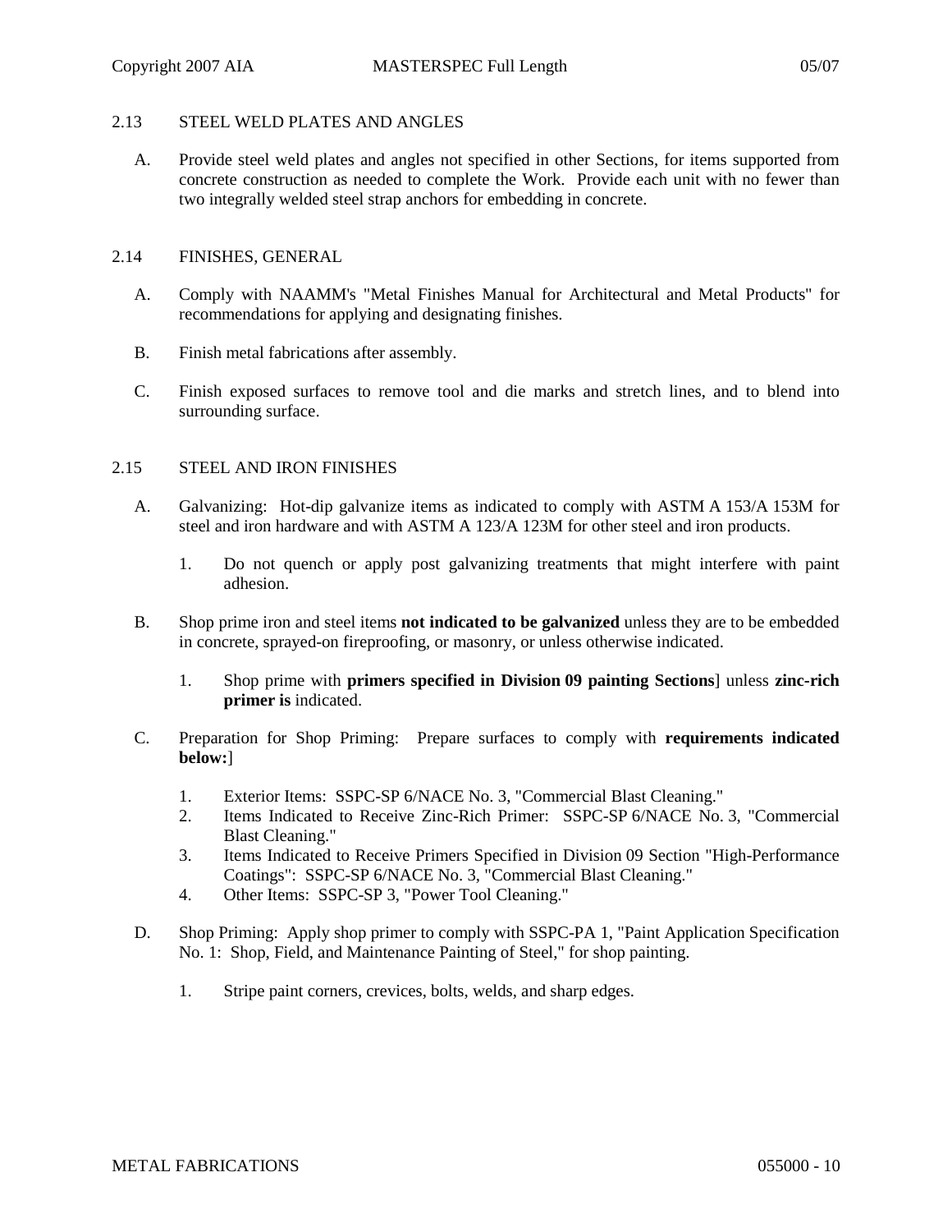## 2.13 STEEL WELD PLATES AND ANGLES

A. Provide steel weld plates and angles not specified in other Sections, for items supported from concrete construction as needed to complete the Work. Provide each unit with no fewer than two integrally welded steel strap anchors for embedding in concrete.

## 2.14 FINISHES, GENERAL

A. Comply with NAAMM's "Metal Finishes Manual for Architectural and Metal Products" for recommendations for applying and designating finishes.

B. Finish metal fabrications after assembly.

C. Finish exposed surfaces to remove tool and die marks and stretch lines, and to blend into surrounding surface.

## 2.15 STEEL AND IRON FINISHES

A. Galvanizing: Hot-dip galvanize items as indicated to comply with ASTM A 153/A 153M for steel and iron hardware and with ASTM A 123/A 123M for other steel and iron products.

1. Do not quench or apply post galvanizing treatments that might interfere with paint adhesion.

B. Shop prime iron and steel items **not indicated to be galvanized** unless they are to be embedded in concrete, sprayed-on fireproofing, or masonry, or unless otherwise indicated.

1. Shop prime with **primers specified in Division 09 painting Sections**] unless **zinc-rich primer is** indicated.

C. Preparation for Shop Priming: Prepare surfaces to comply with **requirements indicated below:**]

1. Exterior Items: SSPC-SP 6/NACE No. 3, "Commercial Blast Cleaning."
2. Items Indicated to Receive Zinc-Rich Primer: SSPC-SP 6/NACE No. 3, "Commercial Blast Cleaning."
3. Items Indicated to Receive Primers Specified in Division 09 Section "High-Performance Coatings": SSPC-SP 6/NACE No. 3, "Commercial Blast Cleaning."
4. Other Items: SSPC-SP 3, "Power Tool Cleaning."

D. Shop Priming: Apply shop primer to comply with SSPC-PA 1, "Paint Application Specification No. 1: Shop, Field, and Maintenance Painting of Steel," for shop painting.

1. Stripe paint corners, crevices, bolts, welds, and sharp edges.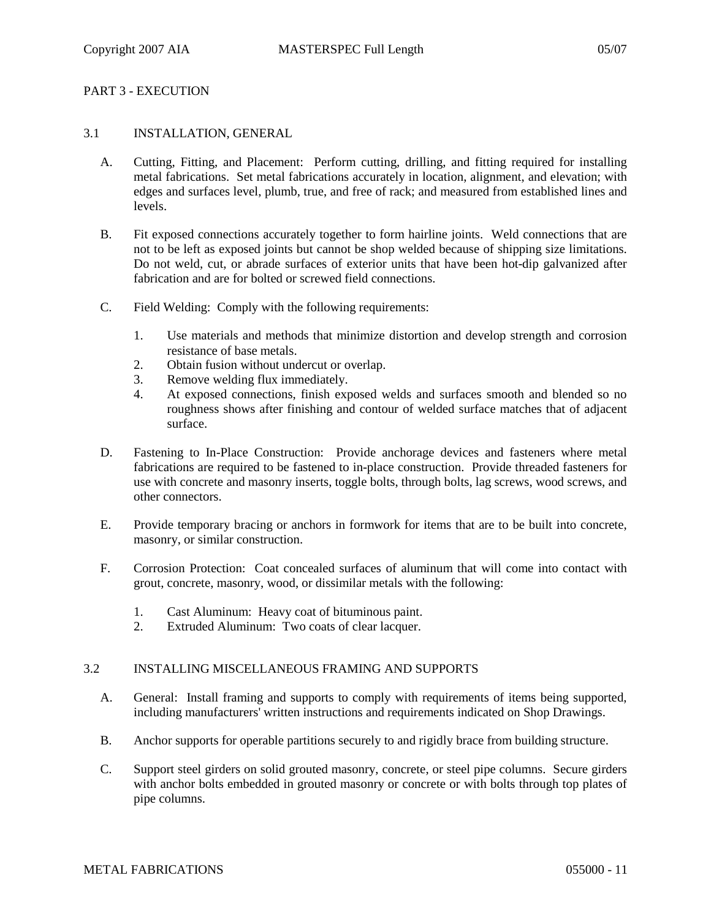## PART 3 - EXECUTION

### 3.1 INSTALLATION, GENERAL

A. Cutting, Fitting, and Placement: Perform cutting, drilling, and fitting required for installing metal fabrications. Set metal fabrications accurately in location, alignment, and elevation; with edges and surfaces level, plumb, true, and free of rack; and measured from established lines and levels.

B. Fit exposed connections accurately together to form hairline joints. Weld connections that are not to be left as exposed joints but cannot be shop welded because of shipping size limitations. Do not weld, cut, or abrade surfaces of exterior units that have been hot-dip galvanized after fabrication and are for bolted or screwed field connections.

C. Field Welding: Comply with the following requirements:

1. Use materials and methods that minimize distortion and develop strength and corrosion resistance of base metals.
2. Obtain fusion without undercut or overlap.
3. Remove welding flux immediately.
4. At exposed connections, finish exposed welds and surfaces smooth and blended so no roughness shows after finishing and contour of welded surface matches that of adjacent surface.

D. Fastening to In-Place Construction: Provide anchorage devices and fasteners where metal fabrications are required to be fastened to in-place construction. Provide threaded fasteners for use with concrete and masonry inserts, toggle bolts, through bolts, lag screws, wood screws, and other connectors.

E. Provide temporary bracing or anchors in formwork for items that are to be built into concrete, masonry, or similar construction.

F. Corrosion Protection: Coat concealed surfaces of aluminum that will come into contact with grout, concrete, masonry, wood, or dissimilar metals with the following:

1. Cast Aluminum: Heavy coat of bituminous paint.
2. Extruded Aluminum: Two coats of clear lacquer.

### 3.2 INSTALLING MISCELLANEOUS FRAMING AND SUPPORTS

A. General: Install framing and supports to comply with requirements of items being supported, including manufacturers' written instructions and requirements indicated on Shop Drawings.

B. Anchor supports for operable partitions securely to and rigidly brace from building structure.

C. Support steel girders on solid grouted masonry, concrete, or steel pipe columns. Secure girders with anchor bolts embedded in grouted masonry or concrete or with bolts through top plates of pipe columns.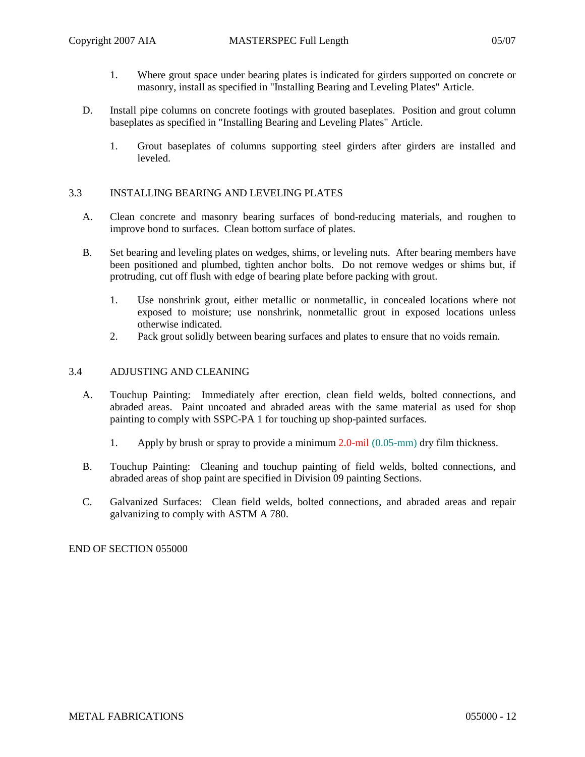1. Where grout space under bearing plates is indicated for girders supported on concrete or masonry, install as specified in "Installing Bearing and Leveling Plates" Article.

D. Install pipe columns on concrete footings with grouted baseplates. Position and grout column baseplates as specified in "Installing Bearing and Leveling Plates" Article.

1. Grout baseplates of columns supporting steel girders after girders are installed and leveled.

## 3.3 INSTALLING BEARING AND LEVELING PLATES

A. Clean concrete and masonry bearing surfaces of bond-reducing materials, and roughen to improve bond to surfaces. Clean bottom surface of plates.

B. Set bearing and leveling plates on wedges, shims, or leveling nuts. After bearing members have been positioned and plumbed, tighten anchor bolts. Do not remove wedges or shims but, if protruding, cut off flush with edge of bearing plate before packing with grout.

1. Use nonshrink grout, either metallic or nonmetallic, in concealed locations where not exposed to moisture; use nonshrink, nonmetallic grout in exposed locations unless otherwise indicated.
2. Pack grout solidly between bearing surfaces and plates to ensure that no voids remain.

## 3.4 ADJUSTING AND CLEANING

A. Touchup Painting: Immediately after erection, clean field welds, bolted connections, and abraded areas. Paint uncoated and abraded areas with the same material as used for shop painting to comply with SSPC-PA 1 for touching up shop-painted surfaces.

1. Apply by brush or spray to provide a minimum 2.0-mil (0.05-mm) dry film thickness.

B. Touchup Painting: Cleaning and touchup painting of field welds, bolted connections, and abraded areas of shop paint are specified in Division 09 painting Sections.

C. Galvanized Surfaces: Clean field welds, bolted connections, and abraded areas and repair galvanizing to comply with ASTM A 780.

END OF SECTION 055000